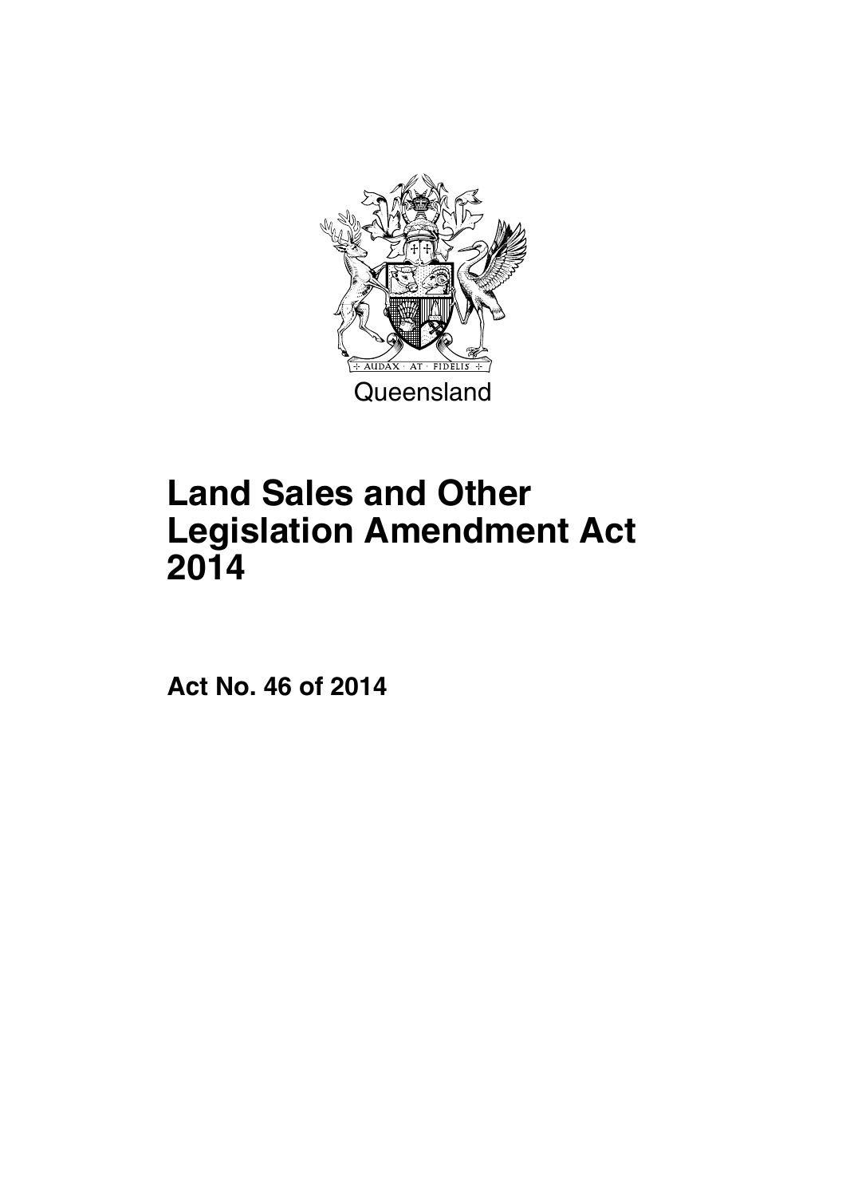Queensland

# Land Sales and Other Legislation Amendment Act 2014

**Act No. 46 of 2014**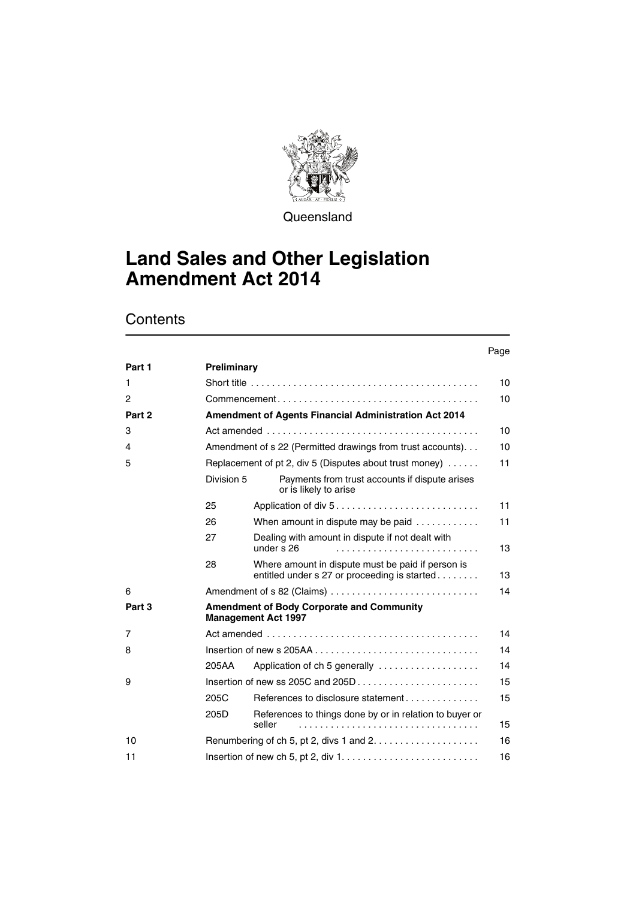Queensland

# Land Sales and Other Legislation Amendment Act 2014

## Contents

| | | | Page |
|---|---|---|---|
| **Part 1** | **Preliminary** | | |
| 1 | Short title | | 10 |
| 2 | Commencement | | 10 |
| **Part 2** | **Amendment of Agents Financial Administration Act 2014** | | |
| 3 | Act amended | | 10 |
| 4 | Amendment of s 22 (Permitted drawings from trust accounts) | | 10 |
| 5 | Replacement of pt 2, div 5 (Disputes about trust money) | | 11 |
| | Division 5 | Payments from trust accounts if dispute arises or is likely to arise | |
| | 25 | Application of div 5 | 11 |
| | 26 | When amount in dispute may be paid | 11 |
| | 27 | Dealing with amount in dispute if not dealt with under s 26 | 13 |
| | 28 | Where amount in dispute must be paid if person is entitled under s 27 or proceeding is started | 13 |
| 6 | Amendment of s 82 (Claims) | | 14 |
| **Part 3** | **Amendment of Body Corporate and Community Management Act 1997** | | |
| 7 | Act amended | | 14 |
| 8 | Insertion of new s 205AA | | 14 |
| | 205AA | Application of ch 5 generally | 14 |
| 9 | Insertion of new ss 205C and 205D | | 15 |
| | 205C | References to disclosure statement | 15 |
| | 205D | References to things done by or in relation to buyer or seller | 15 |
| 10 | Renumbering of ch 5, pt 2, divs 1 and 2 | | 16 |
| 11 | Insertion of new ch 5, pt 2, div 1 | | 16 |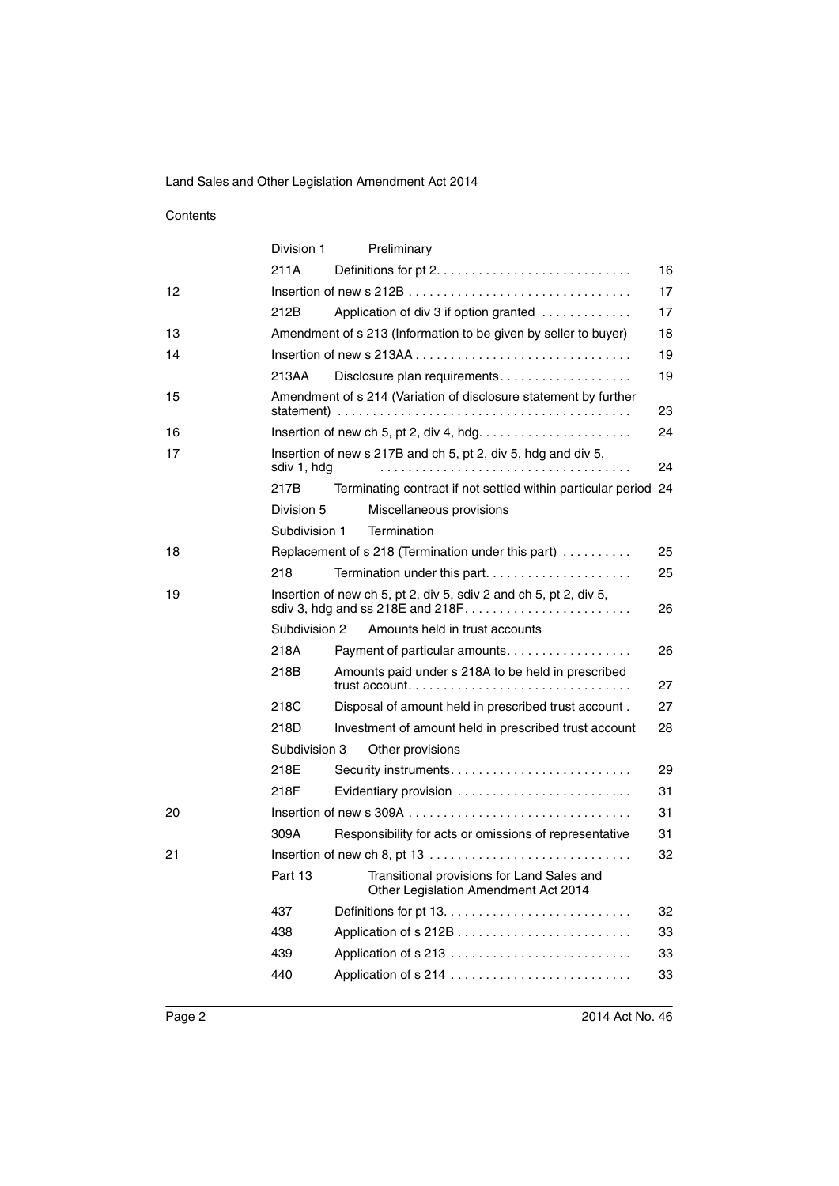| | | | |
|---|---|---|---|
| | Division 1 | Preliminary | |
| | 211A | Definitions for pt 2 | 16 |
| 12 | Insertion of new s 212B | | 17 |
| | 212B | Application of div 3 if option granted | 17 |
| 13 | Amendment of s 213 (Information to be given by seller to buyer) | | 18 |
| 14 | Insertion of new s 213AA | | 19 |
| | 213AA | Disclosure plan requirements | 19 |
| 15 | Amendment of s 214 (Variation of disclosure statement by further statement) | | 23 |
| 16 | Insertion of new ch 5, pt 2, div 4, hdg | | 24 |
| 17 | Insertion of new s 217B and ch 5, pt 2, div 5, hdg and div 5, sdiv 1, hdg | | 24 |
| | 217B | Terminating contract if not settled within particular period | 24 |
| | Division 5 | Miscellaneous provisions | |
| | Subdivision 1 | Termination | |
| 18 | Replacement of s 218 (Termination under this part) | | 25 |
| | 218 | Termination under this part | 25 |
| 19 | Insertion of new ch 5, pt 2, div 5, sdiv 2 and ch 5, pt 2, div 5, sdiv 3, hdg and ss 218E and 218F | | 26 |
| | Subdivision 2 | Amounts held in trust accounts | |
| | 218A | Payment of particular amounts | 26 |
| | 218B | Amounts paid under s 218A to be held in prescribed trust account | 27 |
| | 218C | Disposal of amount held in prescribed trust account | 27 |
| | 218D | Investment of amount held in prescribed trust account | 28 |
| | Subdivision 3 | Other provisions | |
| | 218E | Security instruments | 29 |
| | 218F | Evidentiary provision | 31 |
| 20 | Insertion of new s 309A | | 31 |
| | 309A | Responsibility for acts or omissions of representative | 31 |
| 21 | Insertion of new ch 8, pt 13 | | 32 |
| | Part 13 | Transitional provisions for Land Sales and Other Legislation Amendment Act 2014 | |
| | 437 | Definitions for pt 13 | 32 |
| | 438 | Application of s 212B | 33 |
| | 439 | Application of s 213 | 33 |
| | 440 | Application of s 214 | 33 |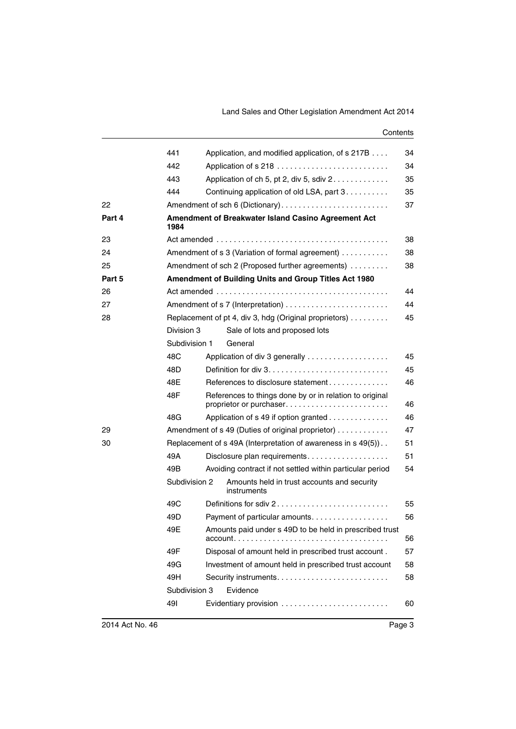| | | | |
|---|---|---|---|
| | 441 | Application, and modified application, of s 217B | 34 |
| | 442 | Application of s 218 | 34 |
| | 443 | Application of ch 5, pt 2, div 5, sdiv 2 | 35 |
| | 444 | Continuing application of old LSA, part 3 | 35 |
| 22 | | Amendment of sch 6 (Dictionary) | 37 |
| **Part 4** | | **Amendment of Breakwater Island Casino Agreement Act 1984** | |
| 23 | | Act amended | 38 |
| 24 | | Amendment of s 3 (Variation of formal agreement) | 38 |
| 25 | | Amendment of sch 2 (Proposed further agreements) | 38 |
| **Part 5** | | **Amendment of Building Units and Group Titles Act 1980** | |
| 26 | | Act amended | 44 |
| 27 | | Amendment of s 7 (Interpretation) | 44 |
| 28 | | Replacement of pt 4, div 3, hdg (Original proprietors) | 45 |
| | Division 3 | Sale of lots and proposed lots | |
| | Subdivision 1 | General | |
| | 48C | Application of div 3 generally | 45 |
| | 48D | Definition for div 3 | 45 |
| | 48E | References to disclosure statement | 46 |
| | 48F | References to things done by or in relation to original proprietor or purchaser | 46 |
| | 48G | Application of s 49 if option granted | 46 |
| 29 | | Amendment of s 49 (Duties of original proprietor) | 47 |
| 30 | | Replacement of s 49A (Interpretation of awareness in s 49(5)) | 51 |
| | 49A | Disclosure plan requirements | 51 |
| | 49B | Avoiding contract if not settled within particular period | 54 |
| | Subdivision 2 | Amounts held in trust accounts and security instruments | |
| | 49C | Definitions for sdiv 2 | 55 |
| | 49D | Payment of particular amounts | 56 |
| | 49E | Amounts paid under s 49D to be held in prescribed trust account | 56 |
| | 49F | Disposal of amount held in prescribed trust account | 57 |
| | 49G | Investment of amount held in prescribed trust account | 58 |
| | 49H | Security instruments | 58 |
| | Subdivision 3 | Evidence | |
| | 49I | Evidentiary provision | 60 |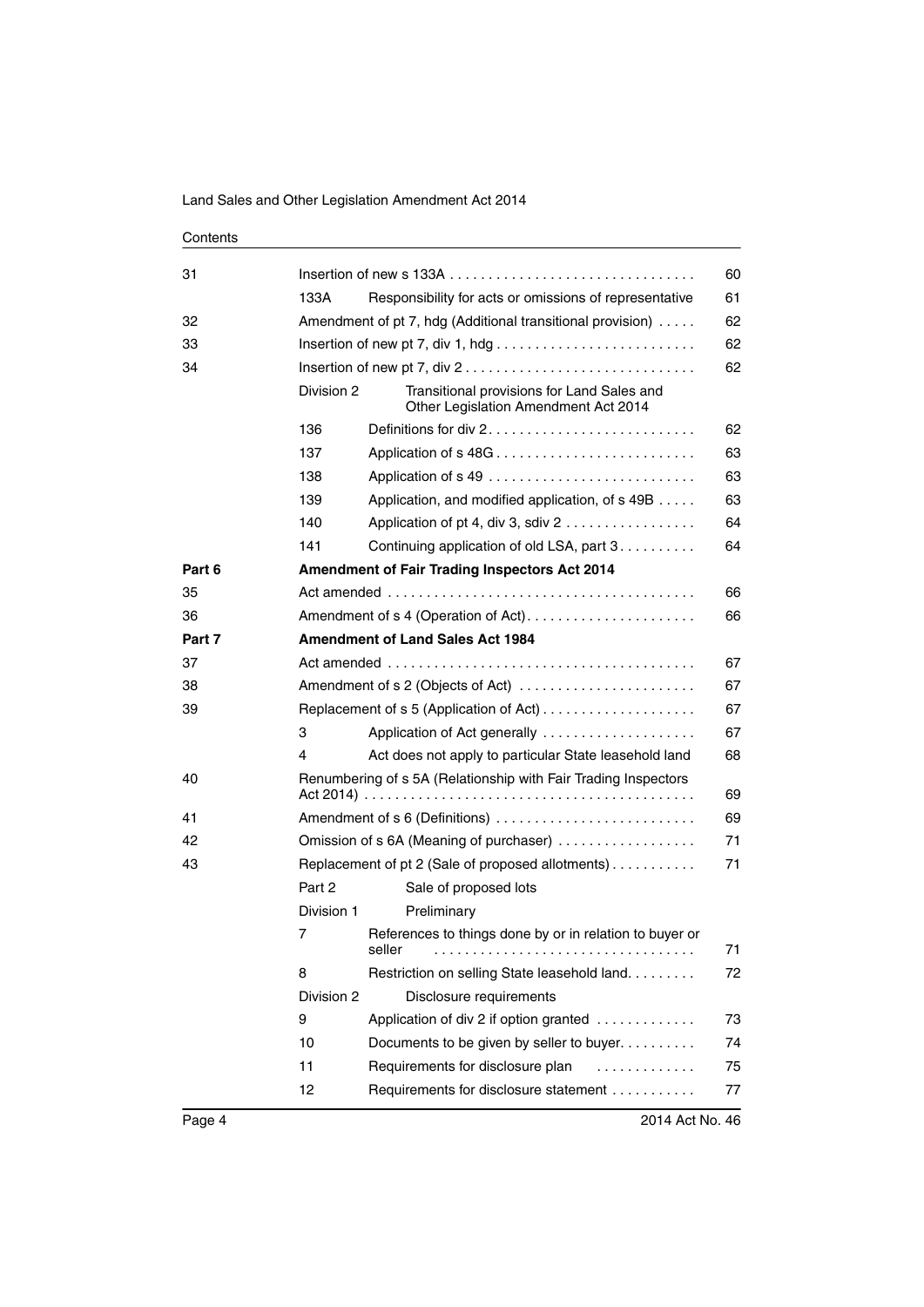| | | | |
|---|---|---|---|
| 31 | Insertion of new s 133A | | 60 |
| | 133A | Responsibility for acts or omissions of representative | 61 |
| 32 | Amendment of pt 7, hdg (Additional transitional provision) | | 62 |
| 33 | Insertion of new pt 7, div 1, hdg | | 62 |
| 34 | Insertion of new pt 7, div 2 | | 62 |
| | Division 2 | Transitional provisions for Land Sales and Other Legislation Amendment Act 2014 | |
| | 136 | Definitions for div 2 | 62 |
| | 137 | Application of s 48G | 63 |
| | 138 | Application of s 49 | 63 |
| | 139 | Application, and modified application, of s 49B | 63 |
| | 140 | Application of pt 4, div 3, sdiv 2 | 64 |
| | 141 | Continuing application of old LSA, part 3 | 64 |
| **Part 6** | **Amendment of Fair Trading Inspectors Act 2014** | | |
| 35 | Act amended | | 66 |
| 36 | Amendment of s 4 (Operation of Act) | | 66 |
| **Part 7** | **Amendment of Land Sales Act 1984** | | |
| 37 | Act amended | | 67 |
| 38 | Amendment of s 2 (Objects of Act) | | 67 |
| 39 | Replacement of s 5 (Application of Act) | | 67 |
| | 3 | Application of Act generally | 67 |
| | 4 | Act does not apply to particular State leasehold land | 68 |
| 40 | Renumbering of s 5A (Relationship with Fair Trading Inspectors Act 2014) | | 69 |
| 41 | Amendment of s 6 (Definitions) | | 69 |
| 42 | Omission of s 6A (Meaning of purchaser) | | 71 |
| 43 | Replacement of pt 2 (Sale of proposed allotments) | | 71 |
| | Part 2 | Sale of proposed lots | |
| | Division 1 | Preliminary | |
| | 7 | References to things done by or in relation to buyer or seller | 71 |
| | 8 | Restriction on selling State leasehold land | 72 |
| | Division 2 | Disclosure requirements | |
| | 9 | Application of div 2 if option granted | 73 |
| | 10 | Documents to be given by seller to buyer | 74 |
| | 11 | Requirements for disclosure plan | 75 |
| | 12 | Requirements for disclosure statement | 77 |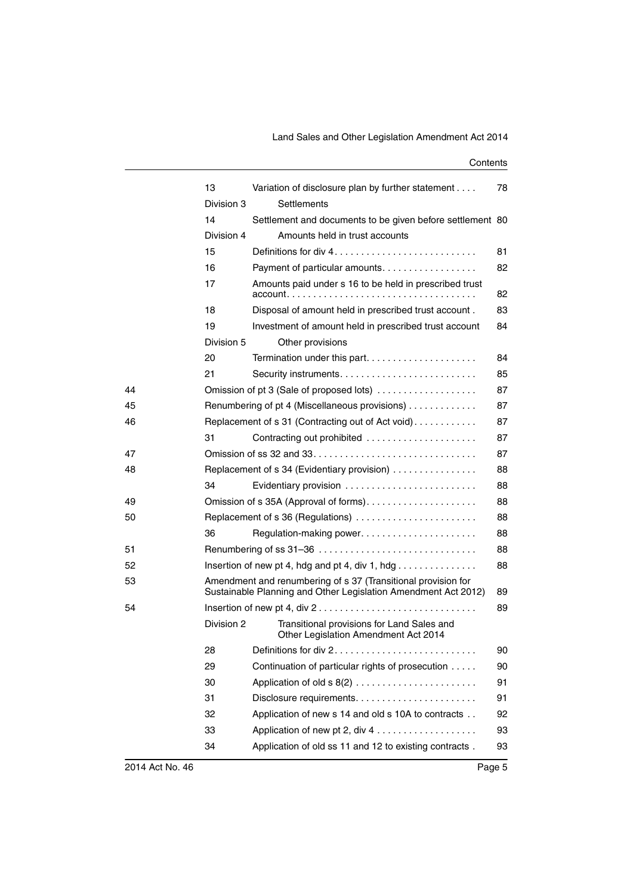| | | | |
|---|---|---|---|
| | 13 | Variation of disclosure plan by further statement . . . . | 78 |
| | Division 3 | Settlements | |
| | 14 | Settlement and documents to be given before settlement | 80 |
| | Division 4 | Amounts held in trust accounts | |
| | 15 | Definitions for div 4. . . . . . . . . . . . . . . . . . . . . . . . . . . | 81 |
| | 16 | Payment of particular amounts. . . . . . . . . . . . . . . . . . | 82 |
| | 17 | Amounts paid under s 16 to be held in prescribed trust account. . . . . . . . . . . . . . . . . . . . . . . . . . . . . . . . . . . . | 82 |
| | 18 | Disposal of amount held in prescribed trust account . | 83 |
| | 19 | Investment of amount held in prescribed trust account | 84 |
| | Division 5 | Other provisions | |
| | 20 | Termination under this part. . . . . . . . . . . . . . . . . . . . . | 84 |
| | 21 | Security instruments. . . . . . . . . . . . . . . . . . . . . . . . . . | 85 |
| 44 | | Omission of pt 3 (Sale of proposed lots) . . . . . . . . . . . . . . . . . . . | 87 |
| 45 | | Renumbering of pt 4 (Miscellaneous provisions) . . . . . . . . . . . . . | 87 |
| 46 | | Replacement of s 31 (Contracting out of Act void). . . . . . . . . . . . | 87 |
| | 31 | Contracting out prohibited . . . . . . . . . . . . . . . . . . . . . | 87 |
| 47 | | Omission of ss 32 and 33. . . . . . . . . . . . . . . . . . . . . . . . . . . . . . | 87 |
| 48 | | Replacement of s 34 (Evidentiary provision) . . . . . . . . . . . . . . . . | 88 |
| | 34 | Evidentiary provision . . . . . . . . . . . . . . . . . . . . . . . . . | 88 |
| 49 | | Omission of s 35A (Approval of forms). . . . . . . . . . . . . . . . . . . . . | 88 |
| 50 | | Replacement of s 36 (Regulations) . . . . . . . . . . . . . . . . . . . . . . . | 88 |
| | 36 | Regulation-making power. . . . . . . . . . . . . . . . . . . . . . | 88 |
| 51 | | Renumbering of ss 31–36 . . . . . . . . . . . . . . . . . . . . . . . . . . . . . | 88 |
| 52 | | Insertion of new pt 4, hdg and pt 4, div 1, hdg . . . . . . . . . . . . . . . | 88 |
| 53 | | Amendment and renumbering of s 37 (Transitional provision for Sustainable Planning and Other Legislation Amendment Act 2012) | 89 |
| 54 | | Insertion of new pt 4, div 2 . . . . . . . . . . . . . . . . . . . . . . . . . . . . . | 89 |
| | Division 2 | Transitional provisions for Land Sales and Other Legislation Amendment Act 2014 | |
| | 28 | Definitions for div 2. . . . . . . . . . . . . . . . . . . . . . . . . . . | 90 |
| | 29 | Continuation of particular rights of prosecution . . . . . | 90 |
| | 30 | Application of old s 8(2) . . . . . . . . . . . . . . . . . . . . . . . | 91 |
| | 31 | Disclosure requirements. . . . . . . . . . . . . . . . . . . . . . . | 91 |
| | 32 | Application of new s 14 and old s 10A to contracts . . | 92 |
| | 33 | Application of new pt 2, div 4 . . . . . . . . . . . . . . . . . . | 93 |
| | 34 | Application of old ss 11 and 12 to existing contracts . | 93 |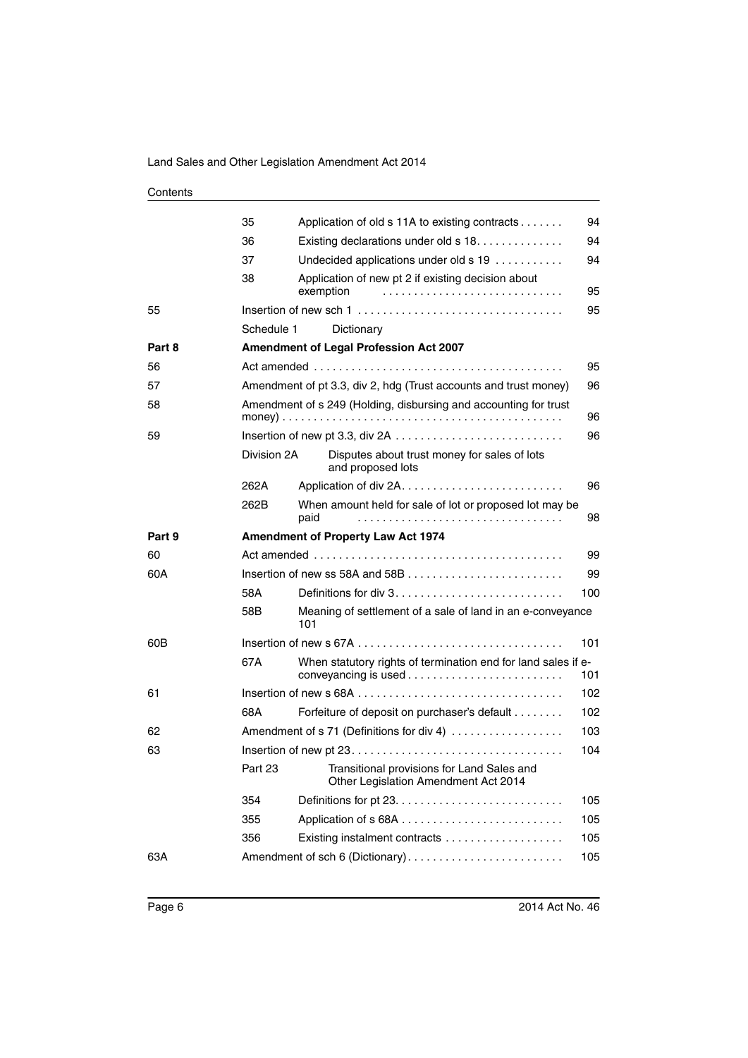Contents

| | | | |
|---|---|---|---|
| | 35 | Application of old s 11A to existing contracts | 94 |
| | 36 | Existing declarations under old s 18 | 94 |
| | 37 | Undecided applications under old s 19 | 94 |
| | 38 | Application of new pt 2 if existing decision about exemption | 95 |
| 55 | | Insertion of new sch 1 | 95 |
| | Schedule 1 | Dictionary | |
| **Part 8** | | **Amendment of Legal Profession Act 2007** | |
| 56 | | Act amended | 95 |
| 57 | | Amendment of pt 3.3, div 2, hdg (Trust accounts and trust money) | 96 |
| 58 | | Amendment of s 249 (Holding, disbursing and accounting for trust money) | 96 |
| 59 | | Insertion of new pt 3.3, div 2A | 96 |
| | Division 2A | Disputes about trust money for sales of lots and proposed lots | |
| | 262A | Application of div 2A | 96 |
| | 262B | When amount held for sale of lot or proposed lot may be paid | 98 |
| **Part 9** | | **Amendment of Property Law Act 1974** | |
| 60 | | Act amended | 99 |
| 60A | | Insertion of new ss 58A and 58B | 99 |
| | 58A | Definitions for div 3 | 100 |
| | 58B | Meaning of settlement of a sale of land in an e-conveyance | 101 |
| 60B | | Insertion of new s 67A | 101 |
| | 67A | When statutory rights of termination end for land sales if e-conveyancing is used | 101 |
| 61 | | Insertion of new s 68A | 102 |
| | 68A | Forfeiture of deposit on purchaser's default | 102 |
| 62 | | Amendment of s 71 (Definitions for div 4) | 103 |
| 63 | | Insertion of new pt 23 | 104 |
| | Part 23 | Transitional provisions for Land Sales and Other Legislation Amendment Act 2014 | |
| | 354 | Definitions for pt 23 | 105 |
| | 355 | Application of s 68A | 105 |
| | 356 | Existing instalment contracts | 105 |
| 63A | | Amendment of sch 6 (Dictionary) | 105 |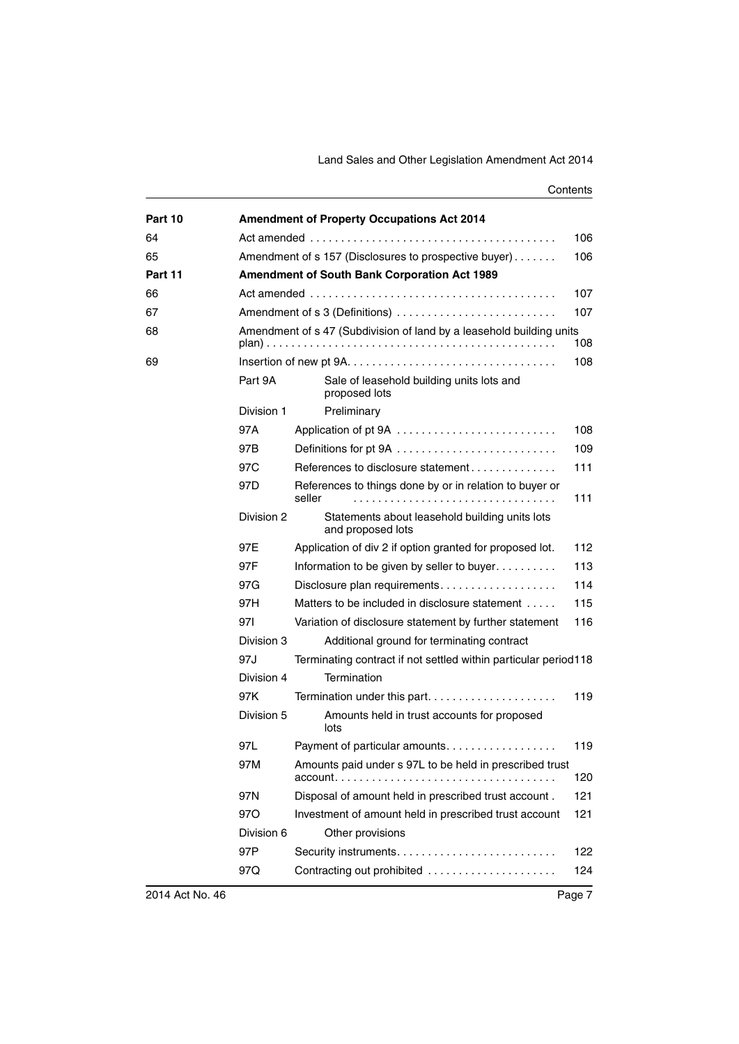| | | | |
|---|---|---|---|
| **Part 10** | **Amendment of Property Occupations Act 2014** | | |
| 64 | Act amended | | 106 |
| 65 | Amendment of s 157 (Disclosures to prospective buyer) | | 106 |
| **Part 11** | **Amendment of South Bank Corporation Act 1989** | | |
| 66 | Act amended | | 107 |
| 67 | Amendment of s 3 (Definitions) | | 107 |
| 68 | Amendment of s 47 (Subdivision of land by a leasehold building units plan) | | 108 |
| 69 | Insertion of new pt 9A | | 108 |
| | Part 9A | Sale of leasehold building units lots and proposed lots | |
| | Division 1 | Preliminary | |
| | 97A | Application of pt 9A | 108 |
| | 97B | Definitions for pt 9A | 109 |
| | 97C | References to disclosure statement | 111 |
| | 97D | References to things done by or in relation to buyer or seller | 111 |
| | Division 2 | Statements about leasehold building units lots and proposed lots | |
| | 97E | Application of div 2 if option granted for proposed lot | 112 |
| | 97F | Information to be given by seller to buyer | 113 |
| | 97G | Disclosure plan requirements | 114 |
| | 97H | Matters to be included in disclosure statement | 115 |
| | 97I | Variation of disclosure statement by further statement | 116 |
| | Division 3 | Additional ground for terminating contract | |
| | 97J | Terminating contract if not settled within particular period | 118 |
| | Division 4 | Termination | |
| | 97K | Termination under this part | 119 |
| | Division 5 | Amounts held in trust accounts for proposed lots | |
| | 97L | Payment of particular amounts | 119 |
| | 97M | Amounts paid under s 97L to be held in prescribed trust account | 120 |
| | 97N | Disposal of amount held in prescribed trust account | 121 |
| | 97O | Investment of amount held in prescribed trust account | 121 |
| | Division 6 | Other provisions | |
| | 97P | Security instruments | 122 |
| | 97Q | Contracting out prohibited | 124 |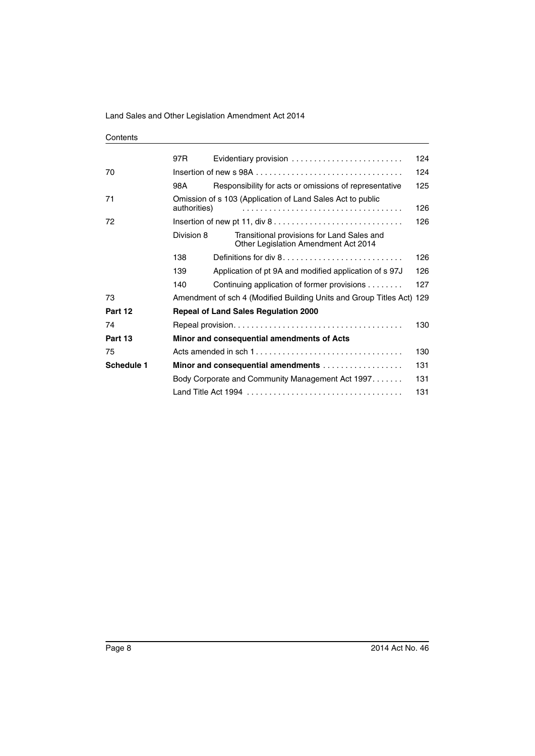| | | | |
|---|---|---|---|
| | 97R | Evidentiary provision | 124 |
| 70 | Insertion of new s 98A | | 124 |
| | 98A | Responsibility for acts or omissions of representative | 125 |
| 71 | Omission of s 103 (Application of Land Sales Act to public authorities) | | 126 |
| 72 | Insertion of new pt 11, div 8 | | 126 |
| | Division 8 | Transitional provisions for Land Sales and Other Legislation Amendment Act 2014 | |
| | 138 | Definitions for div 8 | 126 |
| | 139 | Application of pt 9A and modified application of s 97J | 126 |
| | 140 | Continuing application of former provisions | 127 |
| 73 | Amendment of sch 4 (Modified Building Units and Group Titles Act) | | 129 |
| **Part 12** | **Repeal of Land Sales Regulation 2000** | | |
| 74 | Repeal provision | | 130 |
| **Part 13** | **Minor and consequential amendments of Acts** | | |
| 75 | Acts amended in sch 1 | | 130 |
| **Schedule 1** | **Minor and consequential amendments** | | 131 |
| | Body Corporate and Community Management Act 1997 | | 131 |
| | Land Title Act 1994 | | 131 |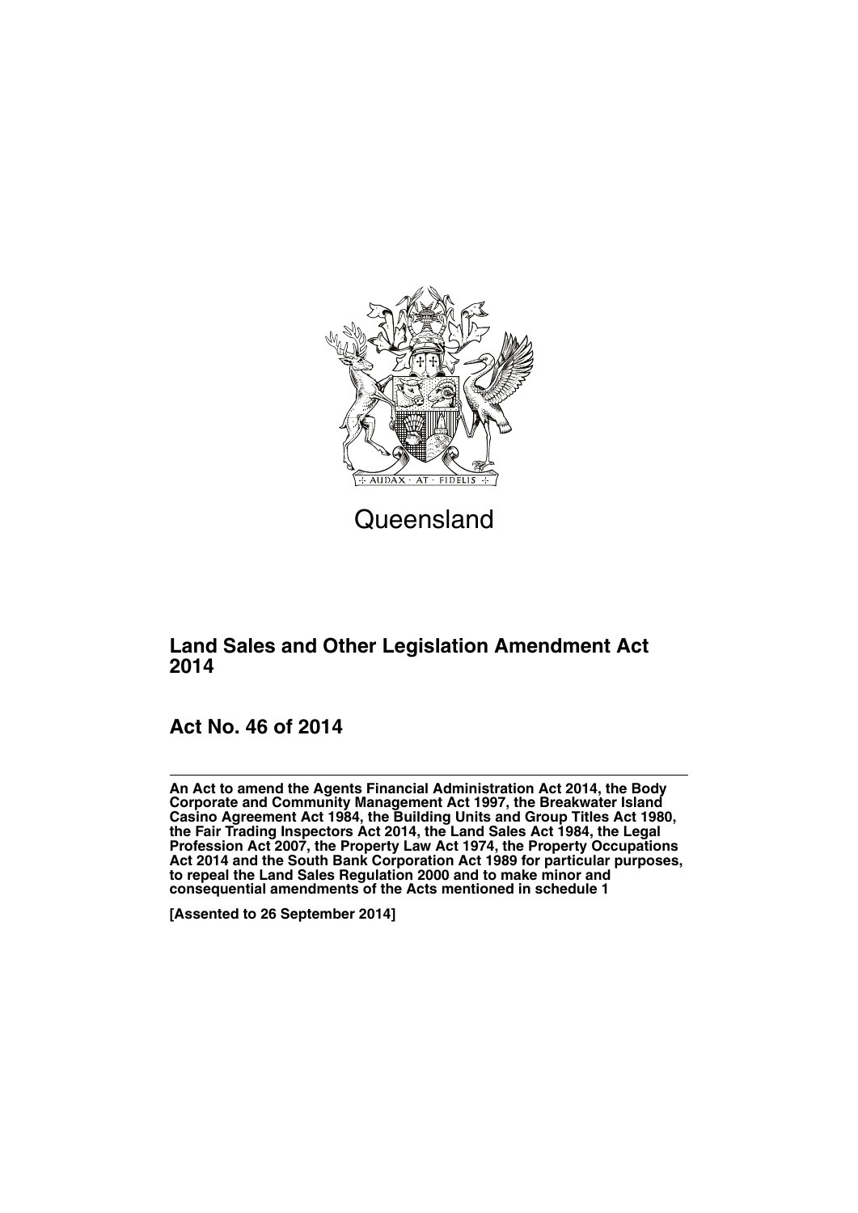Queensland

## Land Sales and Other Legislation Amendment Act 2014

## Act No. 46 of 2014

**An Act to amend the Agents Financial Administration Act 2014, the Body Corporate and Community Management Act 1997, the Breakwater Island Casino Agreement Act 1984, the Building Units and Group Titles Act 1980, the Fair Trading Inspectors Act 2014, the Land Sales Act 1984, the Legal Profession Act 2007, the Property Law Act 1974, the Property Occupations Act 2014 and the South Bank Corporation Act 1989 for particular purposes, to repeal the Land Sales Regulation 2000 and to make minor and consequential amendments of the Acts mentioned in schedule 1**

**[Assented to 26 September 2014]**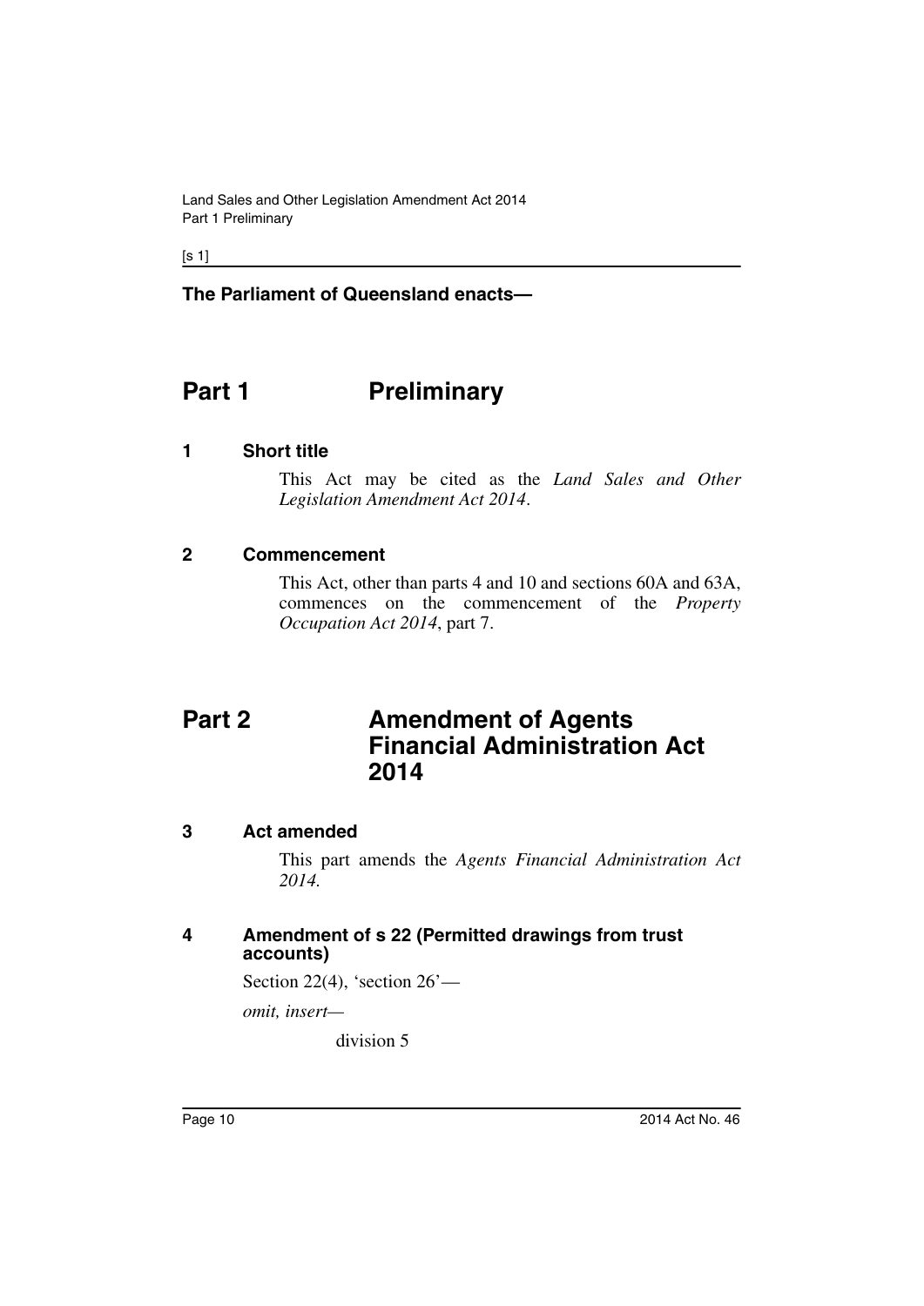**The Parliament of Queensland enacts—**

# Part 1 Preliminary

## 1 Short title

This Act may be cited as the *Land Sales and Other Legislation Amendment Act 2014*.

## 2 Commencement

This Act, other than parts 4 and 10 and sections 60A and 63A, commences on the commencement of the *Property Occupation Act 2014*, part 7.

# Part 2 Amendment of Agents Financial Administration Act 2014

## 3 Act amended

This part amends the *Agents Financial Administration Act 2014.*

## 4 Amendment of s 22 (Permitted drawings from trust accounts)

Section 22(4), 'section 26'—

*omit, insert—*

division 5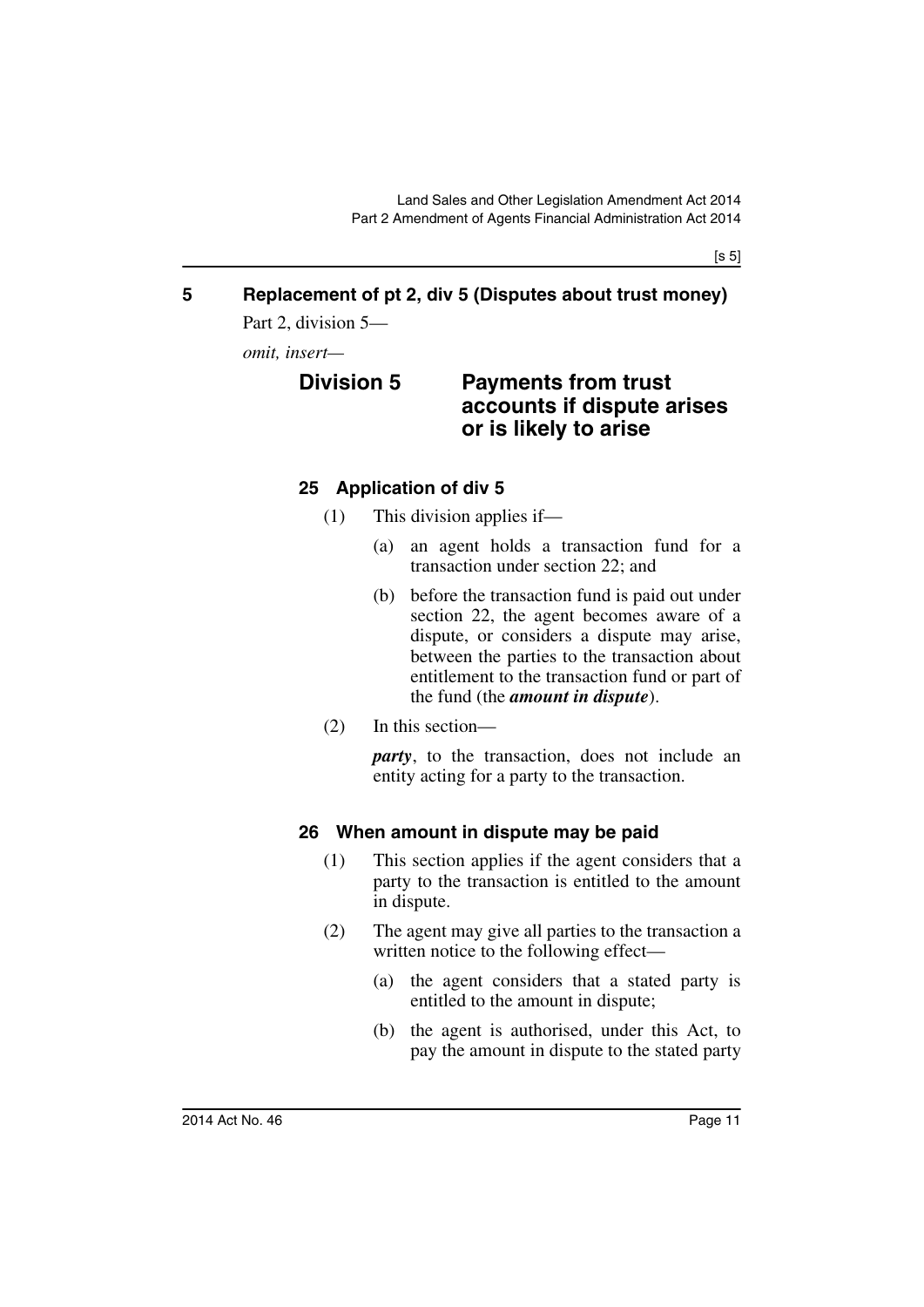## 5 Replacement of pt 2, div 5 (Disputes about trust money)

Part 2, division 5—

*omit, insert*—

### Division 5 Payments from trust accounts if dispute arises or is likely to arise

#### 25 Application of div 5

(1) This division applies if—

(a) an agent holds a transaction fund for a transaction under section 22; and

(b) before the transaction fund is paid out under section 22, the agent becomes aware of a dispute, or considers a dispute may arise, between the parties to the transaction about entitlement to the transaction fund or part of the fund (the ***amount in dispute***).

(2) In this section—

***party***, to the transaction, does not include an entity acting for a party to the transaction.

#### 26 When amount in dispute may be paid

(1) This section applies if the agent considers that a party to the transaction is entitled to the amount in dispute.

(2) The agent may give all parties to the transaction a written notice to the following effect—

(a) the agent considers that a stated party is entitled to the amount in dispute;

(b) the agent is authorised, under this Act, to pay the amount in dispute to the stated party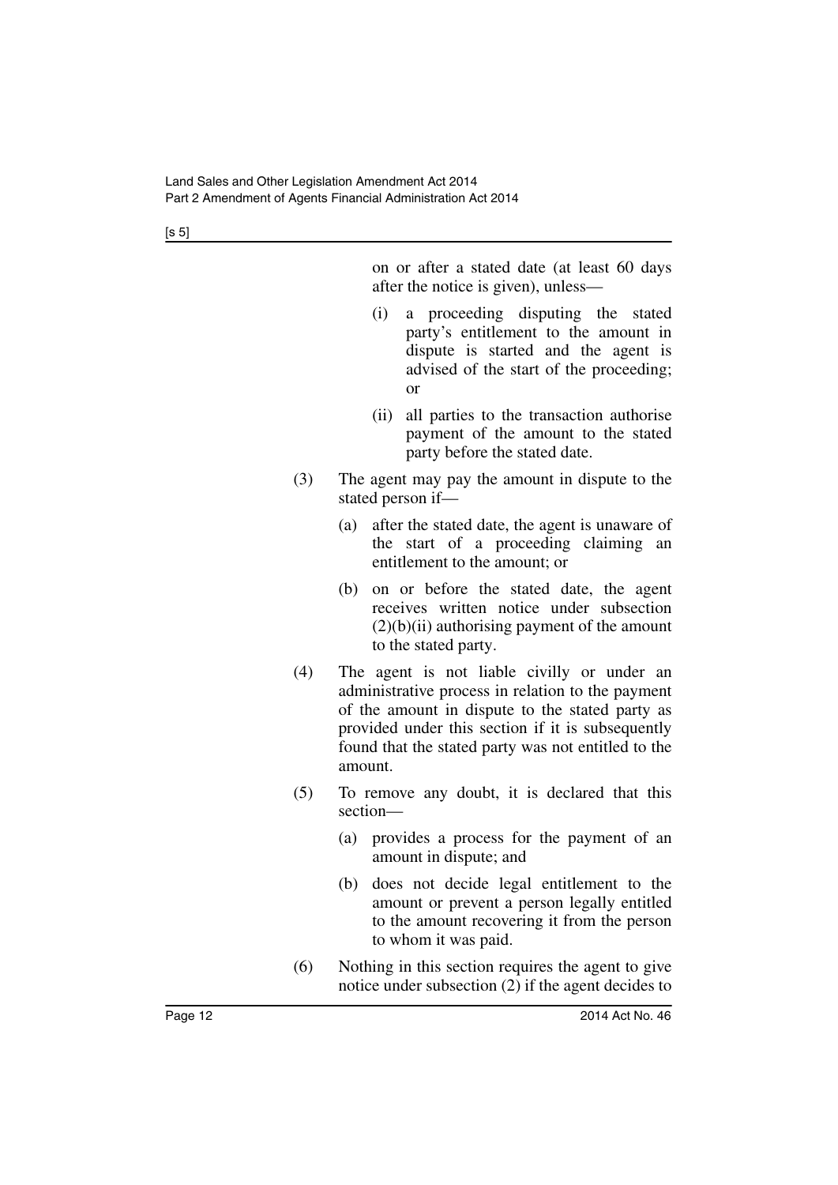on or after a stated date (at least 60 days after the notice is given), unless—

(i) a proceeding disputing the stated party's entitlement to the amount in dispute is started and the agent is advised of the start of the proceeding; or

(ii) all parties to the transaction authorise payment of the amount to the stated party before the stated date.

(3) The agent may pay the amount in dispute to the stated person if—

(a) after the stated date, the agent is unaware of the start of a proceeding claiming an entitlement to the amount; or

(b) on or before the stated date, the agent receives written notice under subsection (2)(b)(ii) authorising payment of the amount to the stated party.

(4) The agent is not liable civilly or under an administrative process in relation to the payment of the amount in dispute to the stated party as provided under this section if it is subsequently found that the stated party was not entitled to the amount.

(5) To remove any doubt, it is declared that this section—

(a) provides a process for the payment of an amount in dispute; and

(b) does not decide legal entitlement to the amount or prevent a person legally entitled to the amount recovering it from the person to whom it was paid.

(6) Nothing in this section requires the agent to give notice under subsection (2) if the agent decides to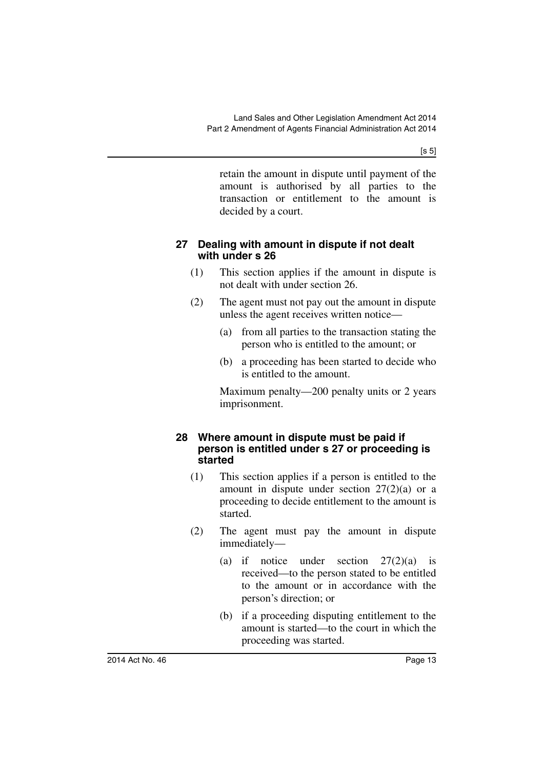retain the amount in dispute until payment of the amount is authorised by all parties to the transaction or entitlement to the amount is decided by a court.

### 27 Dealing with amount in dispute if not dealt with under s 26

(1) This section applies if the amount in dispute is not dealt with under section 26.

(2) The agent must not pay out the amount in dispute unless the agent receives written notice—

(a) from all parties to the transaction stating the person who is entitled to the amount; or

(b) a proceeding has been started to decide who is entitled to the amount.

Maximum penalty—200 penalty units or 2 years imprisonment.

### 28 Where amount in dispute must be paid if person is entitled under s 27 or proceeding is started

(1) This section applies if a person is entitled to the amount in dispute under section 27(2)(a) or a proceeding to decide entitlement to the amount is started.

(2) The agent must pay the amount in dispute immediately—

(a) if notice under section 27(2)(a) is received—to the person stated to be entitled to the amount or in accordance with the person's direction; or

(b) if a proceeding disputing entitlement to the amount is started—to the court in which the proceeding was started.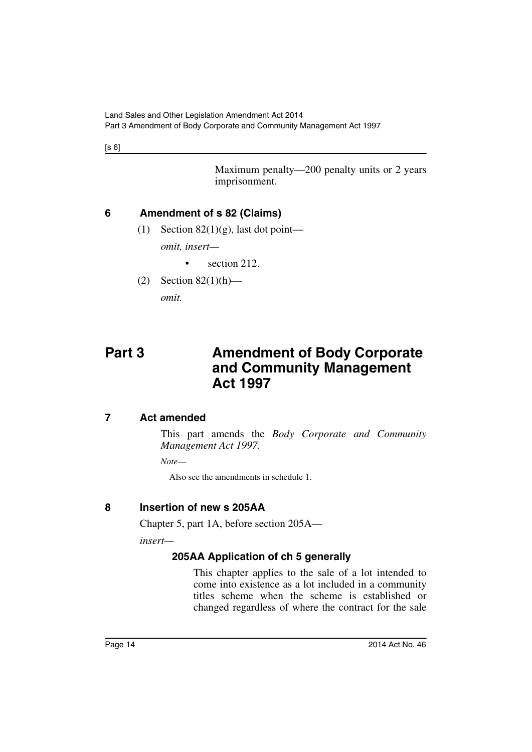Maximum penalty—200 penalty units or 2 years imprisonment.

### 6 Amendment of s 82 (Claims)

(1) Section 82(1)(g), last dot point—

*omit, insert—*

- section 212.

(2) Section 82(1)(h)—

*omit.*

# Part 3 Amendment of Body Corporate and Community Management Act 1997

### 7 Act amended

This part amends the *Body Corporate and Community Management Act 1997.*

*Note—*

Also see the amendments in schedule 1.

### 8 Insertion of new s 205AA

Chapter 5, part 1A, before section 205A—

*insert—*

**205AA Application of ch 5 generally**

This chapter applies to the sale of a lot intended to come into existence as a lot included in a community titles scheme when the scheme is established or changed regardless of where the contract for the sale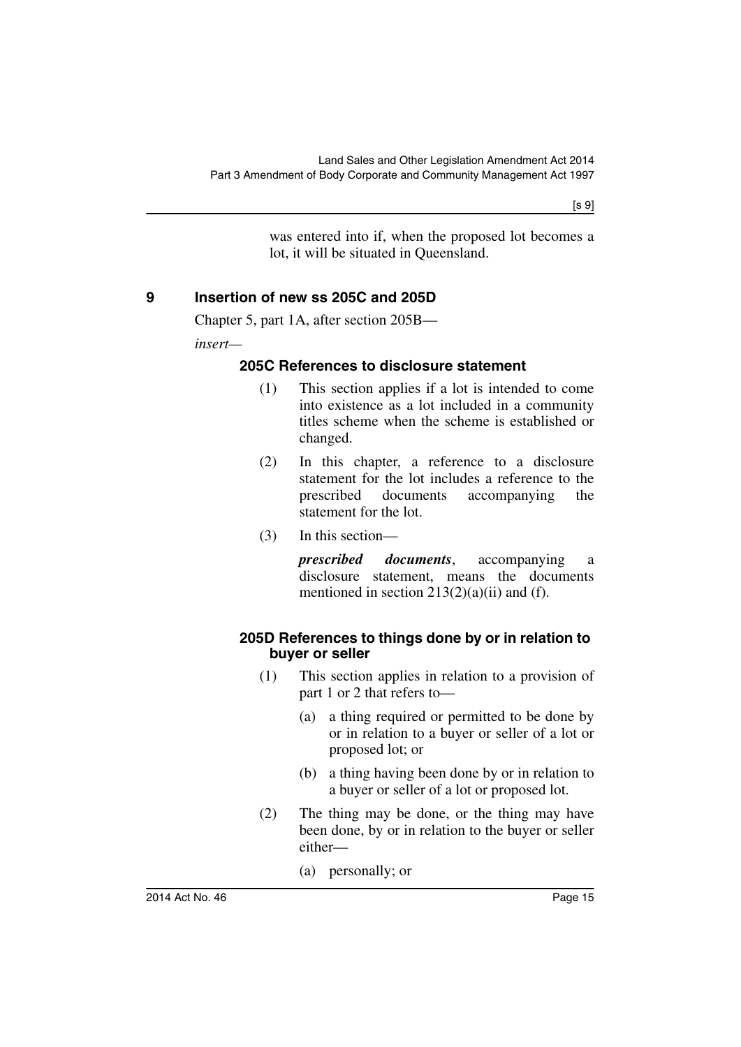was entered into if, when the proposed lot becomes a lot, it will be situated in Queensland.

## 9 Insertion of new ss 205C and 205D

Chapter 5, part 1A, after section 205B—

*insert*—

### 205C References to disclosure statement

(1) This section applies if a lot is intended to come into existence as a lot included in a community titles scheme when the scheme is established or changed.

(2) In this chapter, a reference to a disclosure statement for the lot includes a reference to the prescribed documents accompanying the statement for the lot.

(3) In this section—

***prescribed documents***, accompanying a disclosure statement, means the documents mentioned in section 213(2)(a)(ii) and (f).

### 205D References to things done by or in relation to buyer or seller

(1) This section applies in relation to a provision of part 1 or 2 that refers to—

(a) a thing required or permitted to be done by or in relation to a buyer or seller of a lot or proposed lot; or

(b) a thing having been done by or in relation to a buyer or seller of a lot or proposed lot.

(2) The thing may be done, or the thing may have been done, by or in relation to the buyer or seller either—

(a) personally; or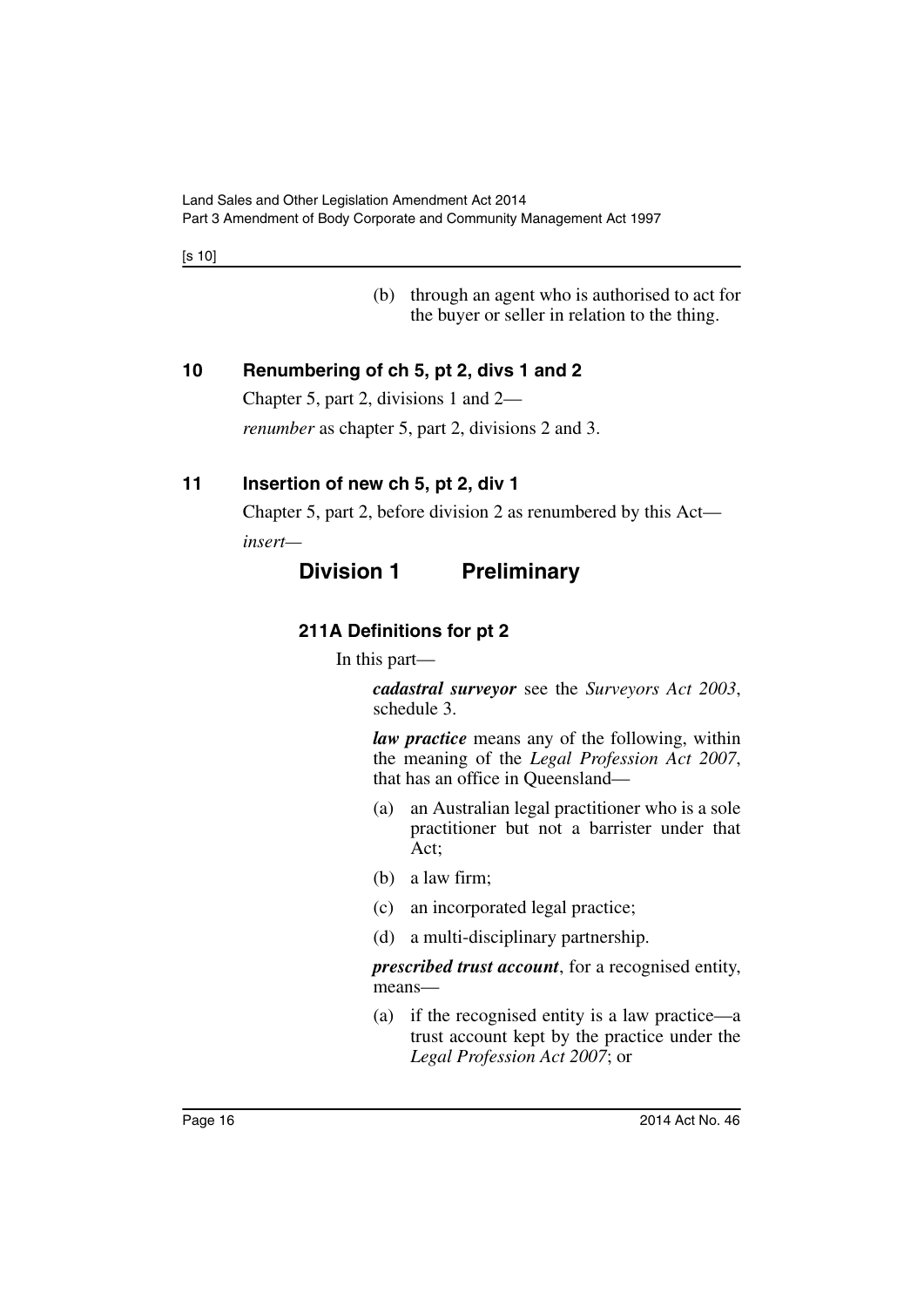(b) through an agent who is authorised to act for the buyer or seller in relation to the thing.

## 10 Renumbering of ch 5, pt 2, divs 1 and 2

Chapter 5, part 2, divisions 1 and 2—

*renumber* as chapter 5, part 2, divisions 2 and 3.

## 11 Insertion of new ch 5, pt 2, div 1

Chapter 5, part 2, before division 2 as renumbered by this Act—

*insert*—

# Division 1 Preliminary

### 211A Definitions for pt 2

In this part—

***cadastral surveyor*** see the *Surveyors Act 2003*, schedule 3.

***law practice*** means any of the following, within the meaning of the *Legal Profession Act 2007*, that has an office in Queensland—

(a) an Australian legal practitioner who is a sole practitioner but not a barrister under that Act;

(b) a law firm;

(c) an incorporated legal practice;

(d) a multi-disciplinary partnership.

***prescribed trust account***, for a recognised entity, means—

(a) if the recognised entity is a law practice—a trust account kept by the practice under the *Legal Profession Act 2007*; or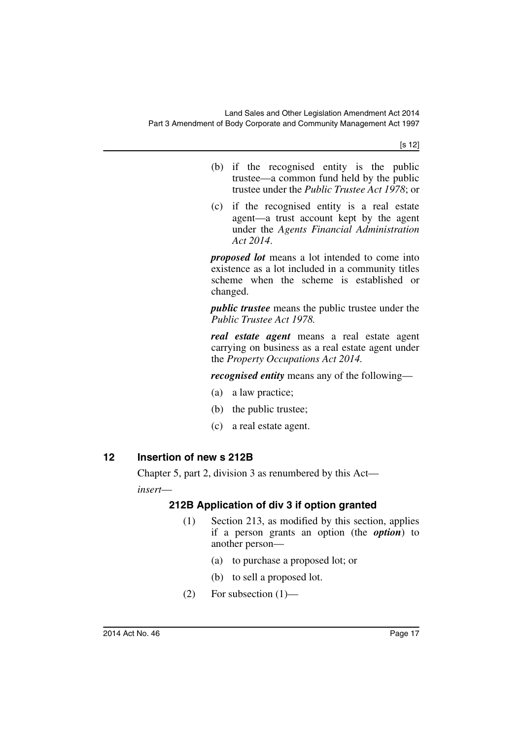(b) if the recognised entity is the public trustee—a common fund held by the public trustee under the *Public Trustee Act 1978*; or

(c) if the recognised entity is a real estate agent—a trust account kept by the agent under the *Agents Financial Administration Act 2014*.

***proposed lot*** means a lot intended to come into existence as a lot included in a community titles scheme when the scheme is established or changed.

***public trustee*** means the public trustee under the *Public Trustee Act 1978.*

***real estate agent*** means a real estate agent carrying on business as a real estate agent under the *Property Occupations Act 2014.*

***recognised entity*** means any of the following—

(a) a law practice;

(b) the public trustee;

(c) a real estate agent.

## 12 Insertion of new s 212B

Chapter 5, part 2, division 3 as renumbered by this Act—

*insert*—

### 212B Application of div 3 if option granted

(1) Section 213, as modified by this section, applies if a person grants an option (the ***option***) to another person—

(a) to purchase a proposed lot; or

(b) to sell a proposed lot.

(2) For subsection (1)—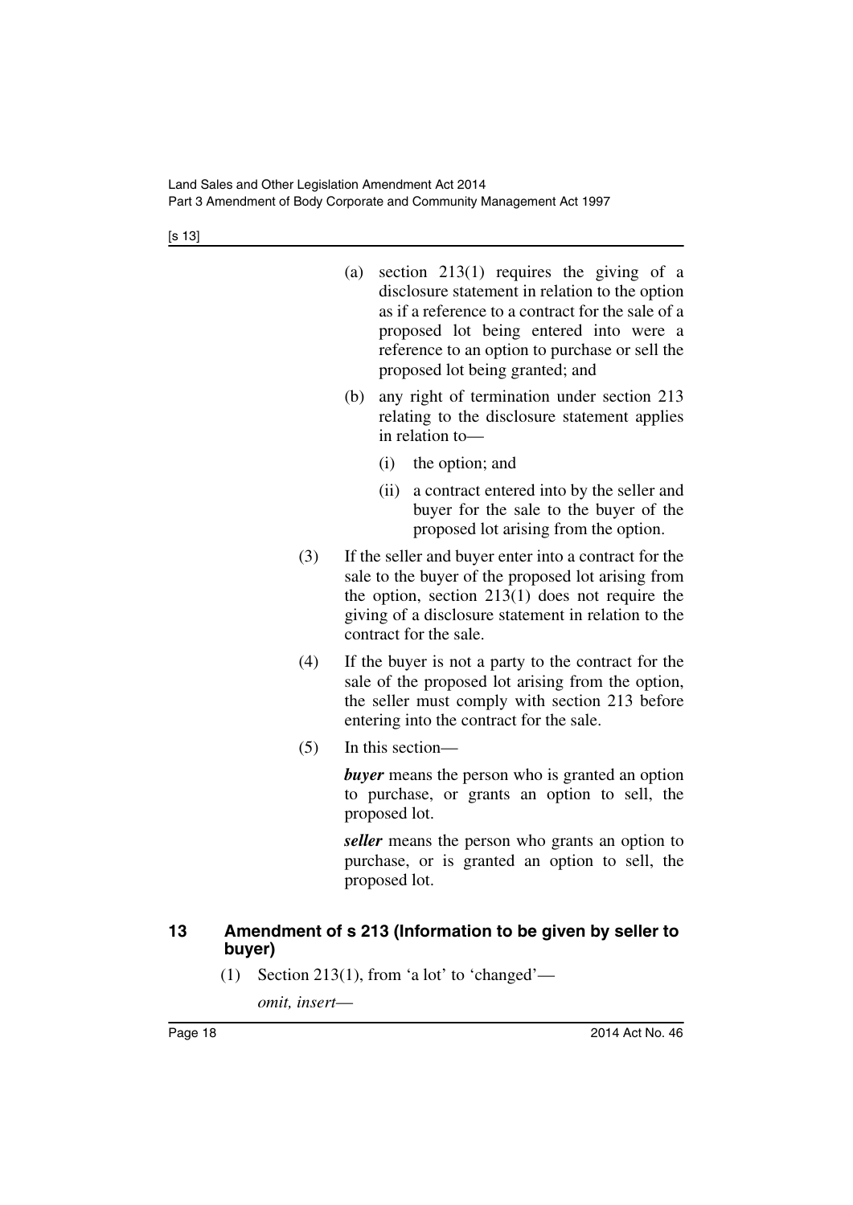(a) section 213(1) requires the giving of a disclosure statement in relation to the option as if a reference to a contract for the sale of a proposed lot being entered into were a reference to an option to purchase or sell the proposed lot being granted; and

(b) any right of termination under section 213 relating to the disclosure statement applies in relation to—

(i) the option; and

(ii) a contract entered into by the seller and buyer for the sale to the buyer of the proposed lot arising from the option.

(3) If the seller and buyer enter into a contract for the sale to the buyer of the proposed lot arising from the option, section 213(1) does not require the giving of a disclosure statement in relation to the contract for the sale.

(4) If the buyer is not a party to the contract for the sale of the proposed lot arising from the option, the seller must comply with section 213 before entering into the contract for the sale.

(5) In this section—

***buyer*** means the person who is granted an option to purchase, or grants an option to sell, the proposed lot.

***seller*** means the person who grants an option to purchase, or is granted an option to sell, the proposed lot.

## 13 Amendment of s 213 (Information to be given by seller to buyer)

(1) Section 213(1), from 'a lot' to 'changed'—

*omit, insert*—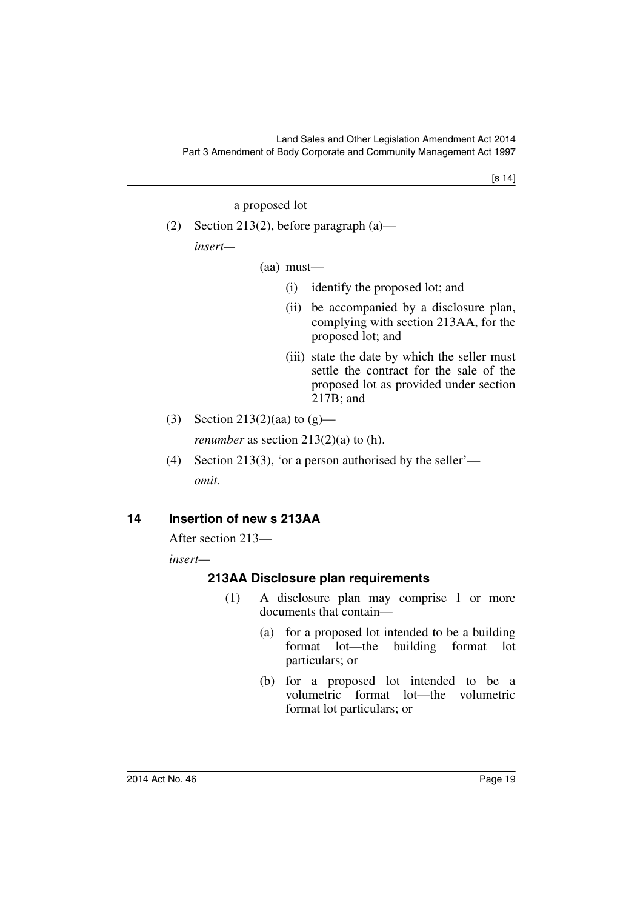a proposed lot

(2) Section 213(2), before paragraph (a)—

*insert*—

(aa) must—

(i) identify the proposed lot; and

(ii) be accompanied by a disclosure plan, complying with section 213AA, for the proposed lot; and

(iii) state the date by which the seller must settle the contract for the sale of the proposed lot as provided under section 217B; and

(3) Section 213(2)(aa) to (g)—

*renumber* as section 213(2)(a) to (h).

(4) Section 213(3), 'or a person authorised by the seller'—

*omit.*

## 14 Insertion of new s 213AA

After section 213—

*insert*—

### 213AA Disclosure plan requirements

(1) A disclosure plan may comprise 1 or more documents that contain—

(a) for a proposed lot intended to be a building format lot—the building format lot particulars; or

(b) for a proposed lot intended to be a volumetric format lot—the volumetric format lot particulars; or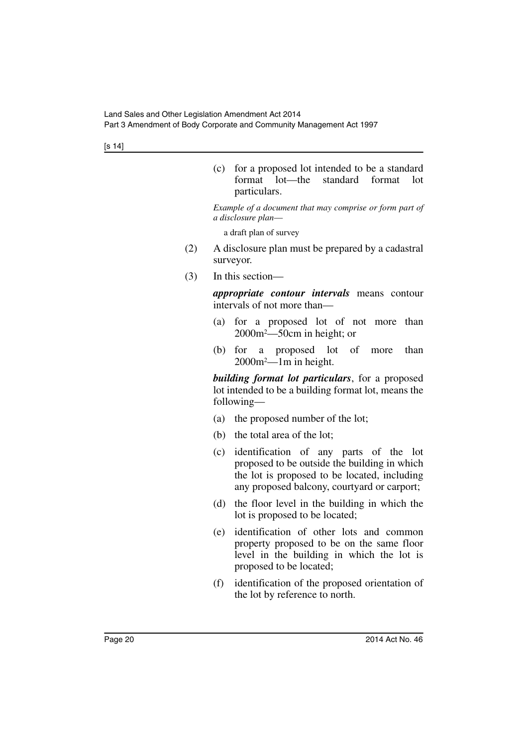(c) for a proposed lot intended to be a standard format lot—the standard format lot particulars.

*Example of a document that may comprise or form part of a disclosure plan—*

a draft plan of survey

(2) A disclosure plan must be prepared by a cadastral surveyor.

(3) In this section—

***appropriate contour intervals*** means contour intervals of not more than—

(a) for a proposed lot of not more than 2000m$^2$—50cm in height; or

(b) for a proposed lot of more than 2000m$^2$—1m in height.

***building format lot particulars***, for a proposed lot intended to be a building format lot, means the following—

(a) the proposed number of the lot;

(b) the total area of the lot;

(c) identification of any parts of the lot proposed to be outside the building in which the lot is proposed to be located, including any proposed balcony, courtyard or carport;

(d) the floor level in the building in which the lot is proposed to be located;

(e) identification of other lots and common property proposed to be on the same floor level in the building in which the lot is proposed to be located;

(f) identification of the proposed orientation of the lot by reference to north.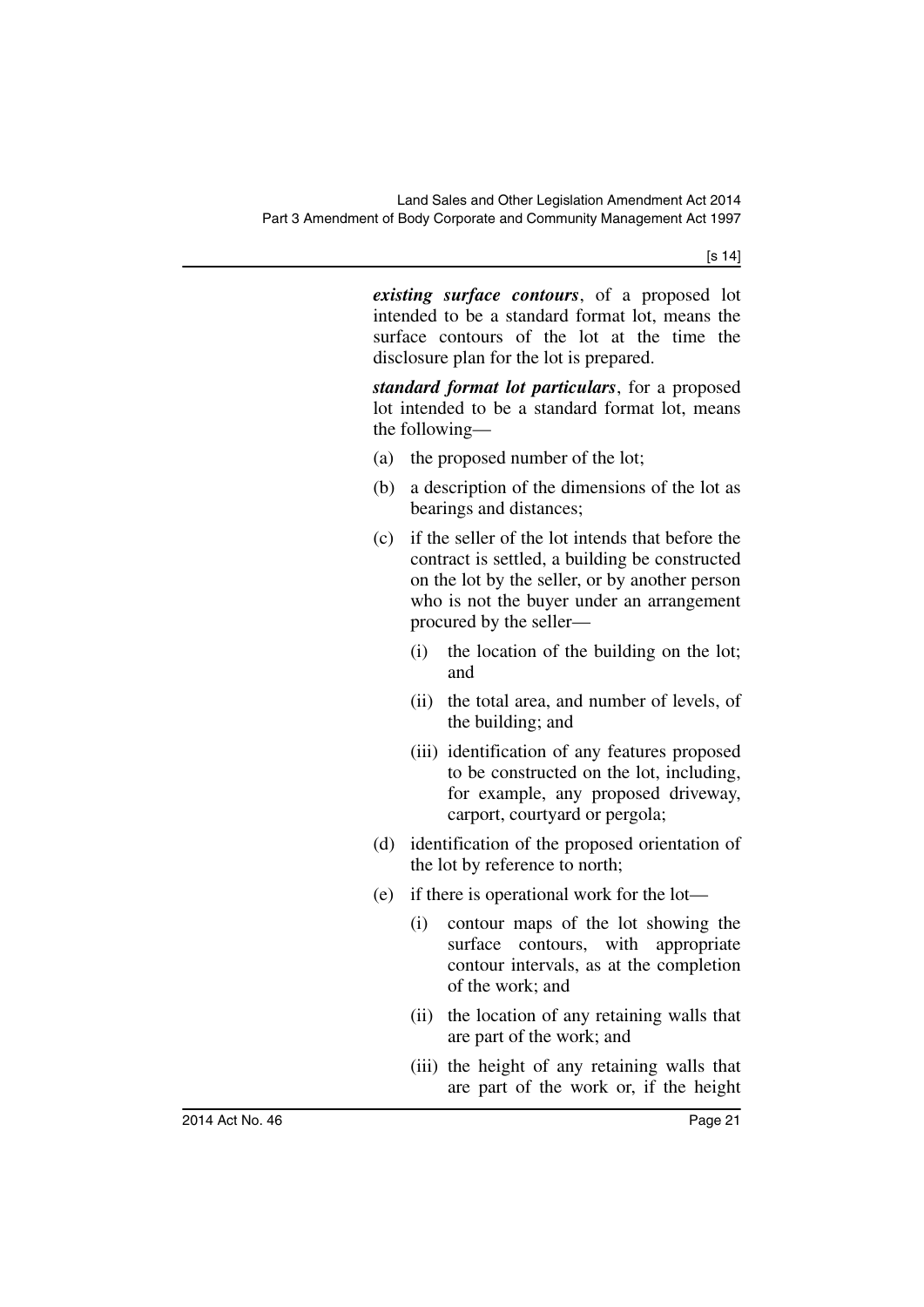***existing surface contours***, of a proposed lot intended to be a standard format lot, means the surface contours of the lot at the time the disclosure plan for the lot is prepared.

***standard format lot particulars***, for a proposed lot intended to be a standard format lot, means the following—

(a) the proposed number of the lot;

(b) a description of the dimensions of the lot as bearings and distances;

(c) if the seller of the lot intends that before the contract is settled, a building be constructed on the lot by the seller, or by another person who is not the buyer under an arrangement procured by the seller—

  (i) the location of the building on the lot; and

  (ii) the total area, and number of levels, of the building; and

  (iii) identification of any features proposed to be constructed on the lot, including, for example, any proposed driveway, carport, courtyard or pergola;

(d) identification of the proposed orientation of the lot by reference to north;

(e) if there is operational work for the lot—

  (i) contour maps of the lot showing the surface contours, with appropriate contour intervals, as at the completion of the work; and

  (ii) the location of any retaining walls that are part of the work; and

  (iii) the height of any retaining walls that are part of the work or, if the height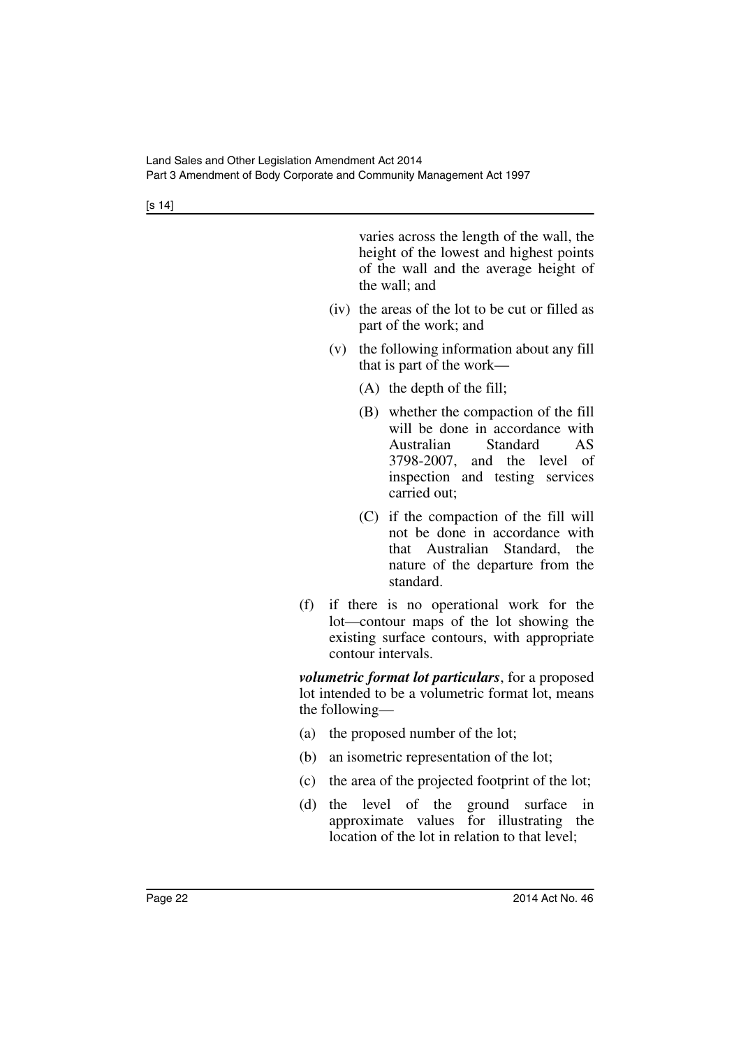varies across the length of the wall, the height of the lowest and highest points of the wall and the average height of the wall; and

(iv) the areas of the lot to be cut or filled as part of the work; and

(v) the following information about any fill that is part of the work—

(A) the depth of the fill;

(B) whether the compaction of the fill will be done in accordance with Australian Standard AS 3798-2007, and the level of inspection and testing services carried out;

(C) if the compaction of the fill will not be done in accordance with that Australian Standard, the nature of the departure from the standard.

(f) if there is no operational work for the lot—contour maps of the lot showing the existing surface contours, with appropriate contour intervals.

***volumetric format lot particulars***, for a proposed lot intended to be a volumetric format lot, means the following—

(a) the proposed number of the lot;

(b) an isometric representation of the lot;

(c) the area of the projected footprint of the lot;

(d) the level of the ground surface in approximate values for illustrating the location of the lot in relation to that level;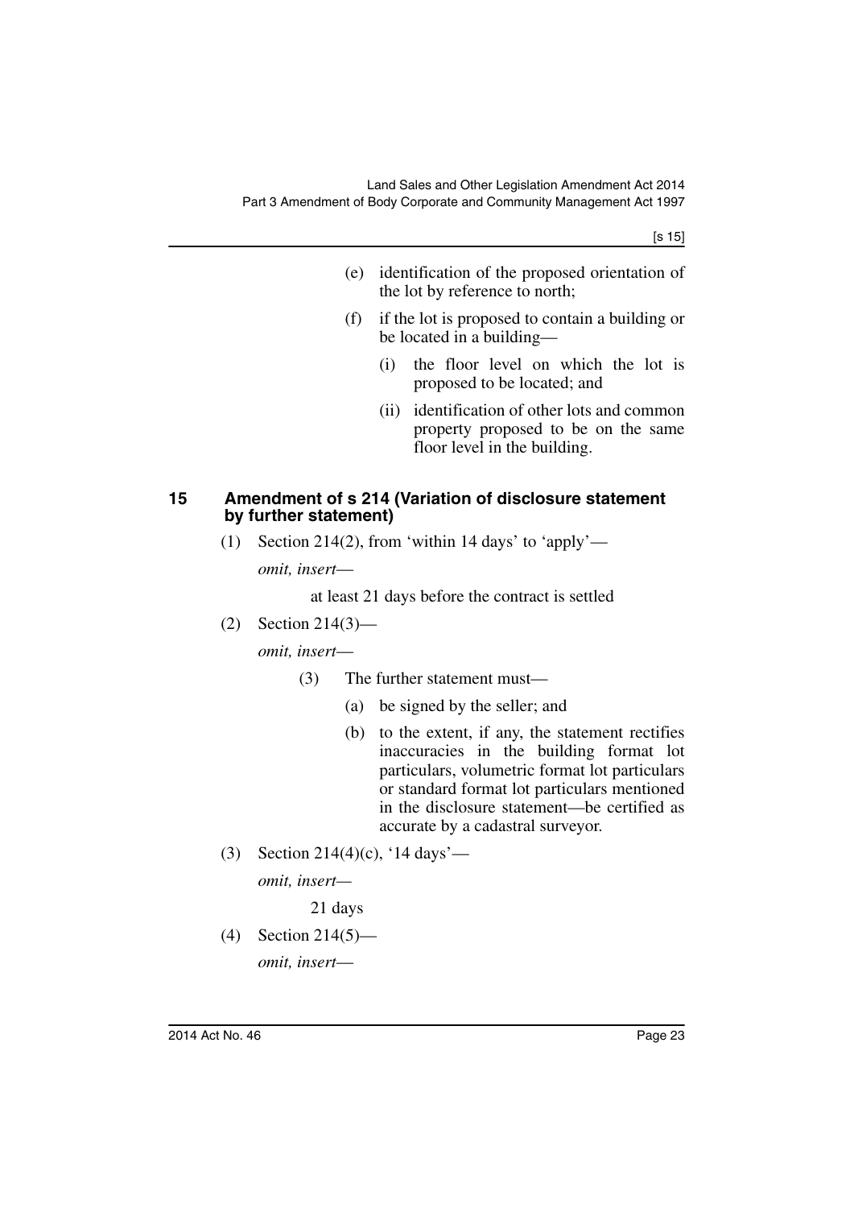(e) identification of the proposed orientation of the lot by reference to north;

(f) if the lot is proposed to contain a building or be located in a building—

(i) the floor level on which the lot is proposed to be located; and

(ii) identification of other lots and common property proposed to be on the same floor level in the building.

## 15 Amendment of s 214 (Variation of disclosure statement by further statement)

(1) Section 214(2), from 'within 14 days' to 'apply'—

*omit, insert*—

at least 21 days before the contract is settled

(2) Section 214(3)—

*omit, insert*—

(3) The further statement must—

(a) be signed by the seller; and

(b) to the extent, if any, the statement rectifies inaccuracies in the building format lot particulars, volumetric format lot particulars or standard format lot particulars mentioned in the disclosure statement—be certified as accurate by a cadastral surveyor.

(3) Section 214(4)(c), '14 days'—

*omit, insert*—

21 days

(4) Section 214(5)—

*omit, insert*—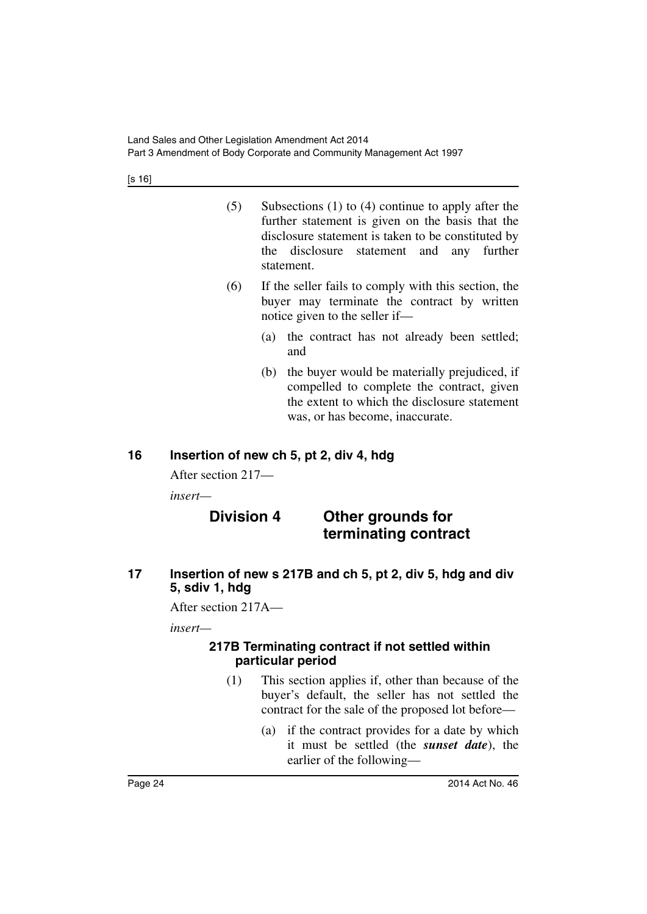(5) Subsections (1) to (4) continue to apply after the further statement is given on the basis that the disclosure statement is taken to be constituted by the disclosure statement and any further statement.

(6) If the seller fails to comply with this section, the buyer may terminate the contract by written notice given to the seller if—

(a) the contract has not already been settled; and

(b) the buyer would be materially prejudiced, if compelled to complete the contract, given the extent to which the disclosure statement was, or has become, inaccurate.

## 16 Insertion of new ch 5, pt 2, div 4, hdg

After section 217—

*insert*—

### Division 4 Other grounds for terminating contract

## 17 Insertion of new s 217B and ch 5, pt 2, div 5, hdg and div 5, sdiv 1, hdg

After section 217A—

*insert*—

### 217B Terminating contract if not settled within particular period

(1) This section applies if, other than because of the buyer's default, the seller has not settled the contract for the sale of the proposed lot before—

(a) if the contract provides for a date by which it must be settled (the ***sunset date***), the earlier of the following—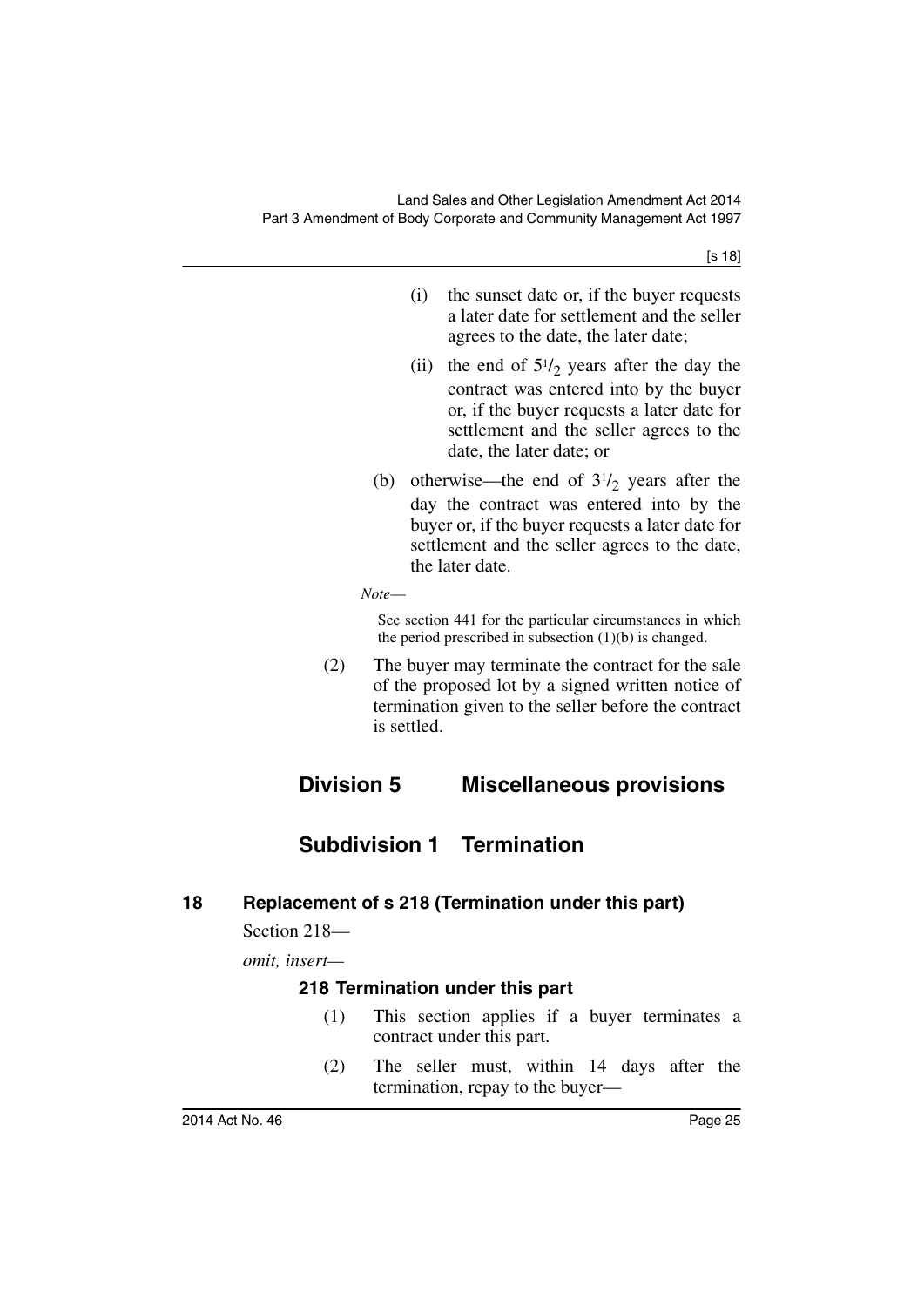(i) the sunset date or, if the buyer requests a later date for settlement and the seller agrees to the date, the later date;

(ii) the end of $5^1/_2$ years after the day the contract was entered into by the buyer or, if the buyer requests a later date for settlement and the seller agrees to the date, the later date; or

(b) otherwise—the end of $3^1/_2$ years after the day the contract was entered into by the buyer or, if the buyer requests a later date for settlement and the seller agrees to the date, the later date.

*Note*—

See section 441 for the particular circumstances in which the period prescribed in subsection (1)(b) is changed.

(2) The buyer may terminate the contract for the sale of the proposed lot by a signed written notice of termination given to the seller before the contract is settled.

## Division 5 Miscellaneous provisions

## Subdivision 1 Termination

### 18 Replacement of s 218 (Termination under this part)

Section 218—

*omit, insert*—

#### 218 Termination under this part

(1) This section applies if a buyer terminates a contract under this part.

(2) The seller must, within 14 days after the termination, repay to the buyer—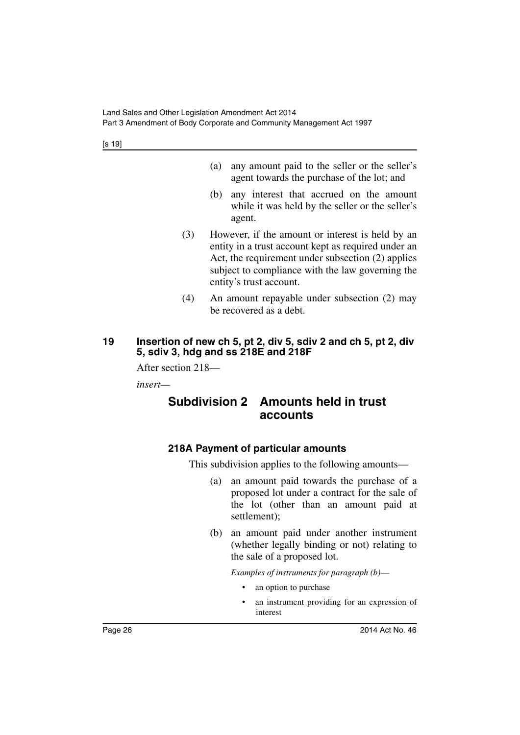(a) any amount paid to the seller or the seller's agent towards the purchase of the lot; and

(b) any interest that accrued on the amount while it was held by the seller or the seller's agent.

(3) However, if the amount or interest is held by an entity in a trust account kept as required under an Act, the requirement under subsection (2) applies subject to compliance with the law governing the entity's trust account.

(4) An amount repayable under subsection (2) may be recovered as a debt.

### 19 Insertion of new ch 5, pt 2, div 5, sdiv 2 and ch 5, pt 2, div 5, sdiv 3, hdg and ss 218E and 218F

After section 218—

*insert*—

## Subdivision 2 Amounts held in trust accounts

### 218A Payment of particular amounts

This subdivision applies to the following amounts—

(a) an amount paid towards the purchase of a proposed lot under a contract for the sale of the lot (other than an amount paid at settlement);

(b) an amount paid under another instrument (whether legally binding or not) relating to the sale of a proposed lot.

*Examples of instruments for paragraph (b)—*

- an option to purchase
- an instrument providing for an expression of interest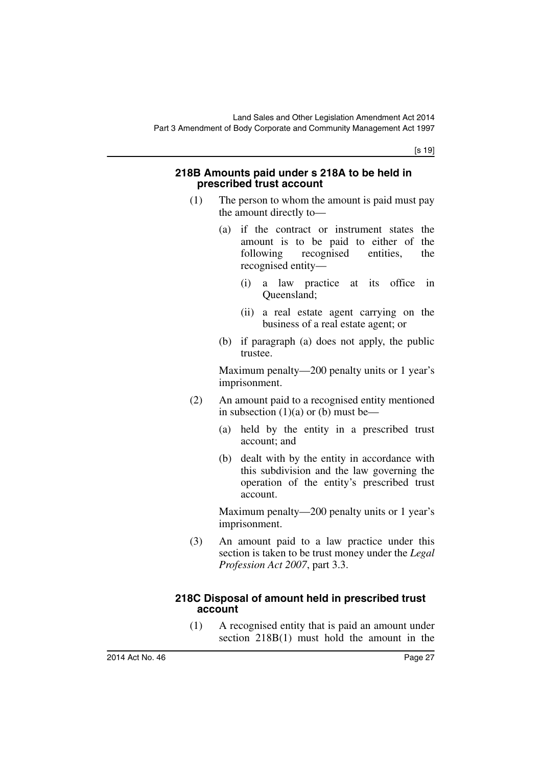#### 218B Amounts paid under s 218A to be held in prescribed trust account

(1) The person to whom the amount is paid must pay the amount directly to—

(a) if the contract or instrument states the amount is to be paid to either of the following recognised entities, the recognised entity—

(i) a law practice at its office in Queensland;

(ii) a real estate agent carrying on the business of a real estate agent; or

(b) if paragraph (a) does not apply, the public trustee.

Maximum penalty—200 penalty units or 1 year's imprisonment.

(2) An amount paid to a recognised entity mentioned in subsection (1)(a) or (b) must be—

(a) held by the entity in a prescribed trust account; and

(b) dealt with by the entity in accordance with this subdivision and the law governing the operation of the entity's prescribed trust account.

Maximum penalty—200 penalty units or 1 year's imprisonment.

(3) An amount paid to a law practice under this section is taken to be trust money under the *Legal Profession Act 2007*, part 3.3.

#### 218C Disposal of amount held in prescribed trust account

(1) A recognised entity that is paid an amount under section 218B(1) must hold the amount in the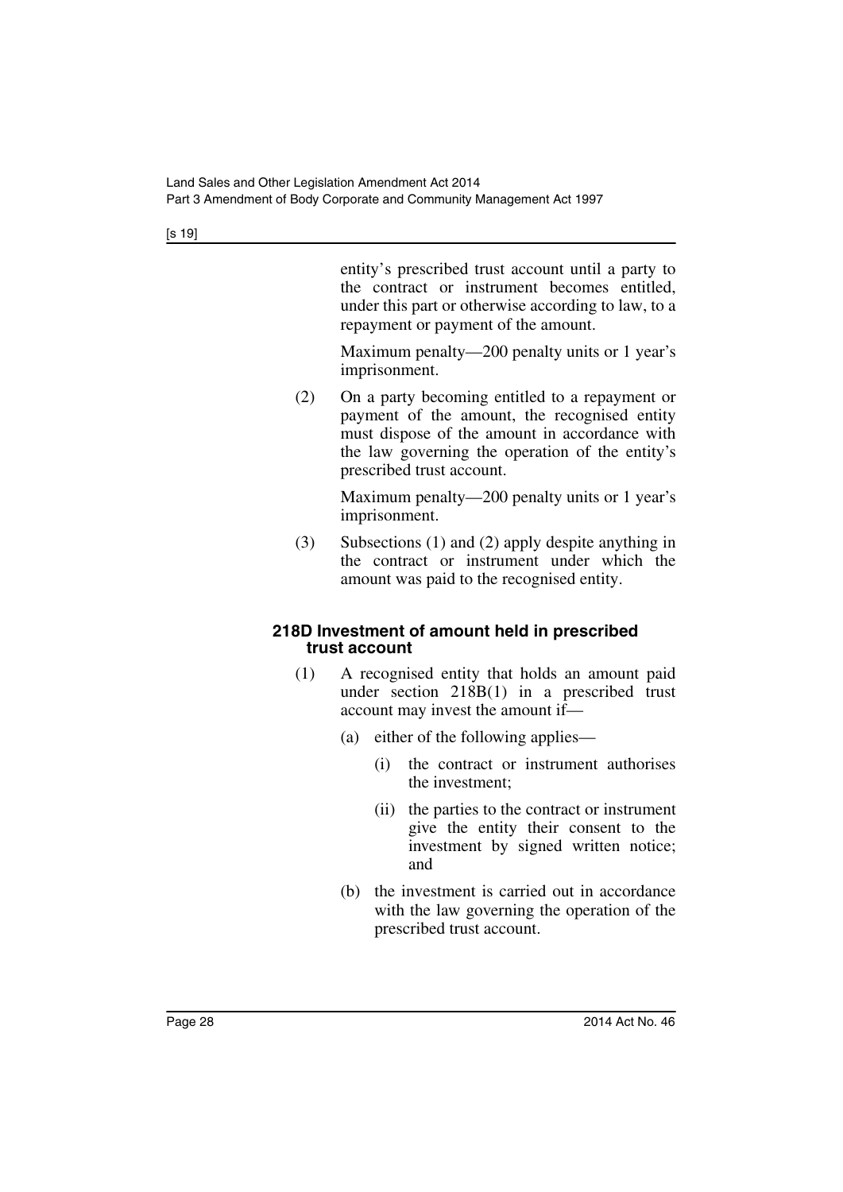entity's prescribed trust account until a party to the contract or instrument becomes entitled, under this part or otherwise according to law, to a repayment or payment of the amount.

Maximum penalty—200 penalty units or 1 year's imprisonment.

(2) On a party becoming entitled to a repayment or payment of the amount, the recognised entity must dispose of the amount in accordance with the law governing the operation of the entity's prescribed trust account.

Maximum penalty—200 penalty units or 1 year's imprisonment.

(3) Subsections (1) and (2) apply despite anything in the contract or instrument under which the amount was paid to the recognised entity.

#### 218D Investment of amount held in prescribed trust account

(1) A recognised entity that holds an amount paid under section 218B(1) in a prescribed trust account may invest the amount if—

(a) either of the following applies—

(i) the contract or instrument authorises the investment;

(ii) the parties to the contract or instrument give the entity their consent to the investment by signed written notice; and

(b) the investment is carried out in accordance with the law governing the operation of the prescribed trust account.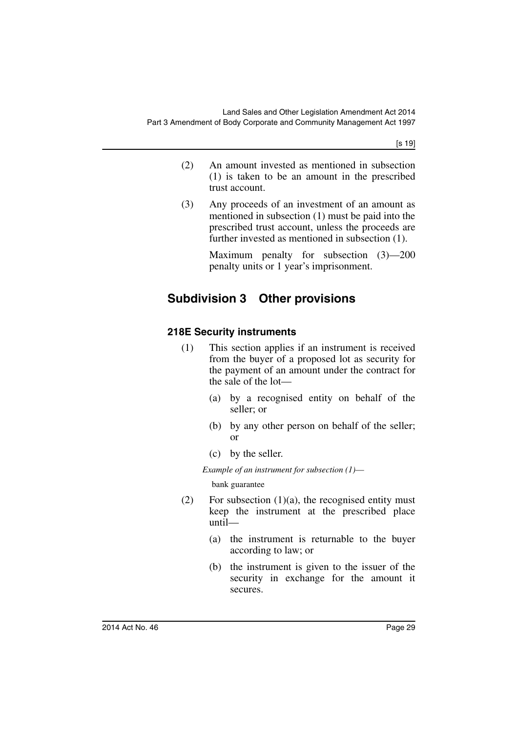(2) An amount invested as mentioned in subsection (1) is taken to be an amount in the prescribed trust account.

(3) Any proceeds of an investment of an amount as mentioned in subsection (1) must be paid into the prescribed trust account, unless the proceeds are further invested as mentioned in subsection (1).

Maximum penalty for subsection (3)—200 penalty units or 1 year's imprisonment.

## Subdivision 3 Other provisions

### 218E Security instruments

(1) This section applies if an instrument is received from the buyer of a proposed lot as security for the payment of an amount under the contract for the sale of the lot—

(a) by a recognised entity on behalf of the seller; or

(b) by any other person on behalf of the seller; or

(c) by the seller.

*Example of an instrument for subsection (1)—*

bank guarantee

(2) For subsection (1)(a), the recognised entity must keep the instrument at the prescribed place until—

(a) the instrument is returnable to the buyer according to law; or

(b) the instrument is given to the issuer of the security in exchange for the amount it secures.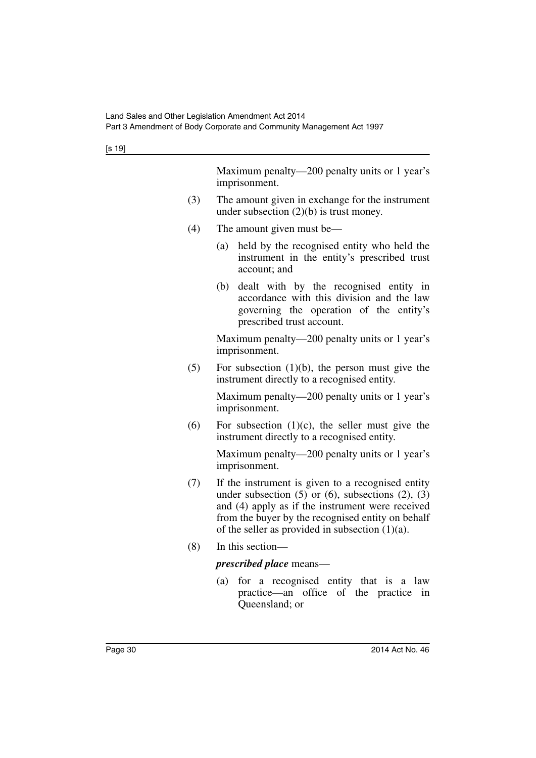Maximum penalty—200 penalty units or 1 year's imprisonment.

(3) The amount given in exchange for the instrument under subsection (2)(b) is trust money.

(4) The amount given must be—

(a) held by the recognised entity who held the instrument in the entity's prescribed trust account; and

(b) dealt with by the recognised entity in accordance with this division and the law governing the operation of the entity's prescribed trust account.

Maximum penalty—200 penalty units or 1 year's imprisonment.

(5) For subsection (1)(b), the person must give the instrument directly to a recognised entity.

Maximum penalty—200 penalty units or 1 year's imprisonment.

(6) For subsection (1)(c), the seller must give the instrument directly to a recognised entity.

Maximum penalty—200 penalty units or 1 year's imprisonment.

(7) If the instrument is given to a recognised entity under subsection (5) or (6), subsections (2), (3) and (4) apply as if the instrument were received from the buyer by the recognised entity on behalf of the seller as provided in subsection (1)(a).

(8) In this section—

***prescribed place*** means—

(a) for a recognised entity that is a law practice—an office of the practice in Queensland; or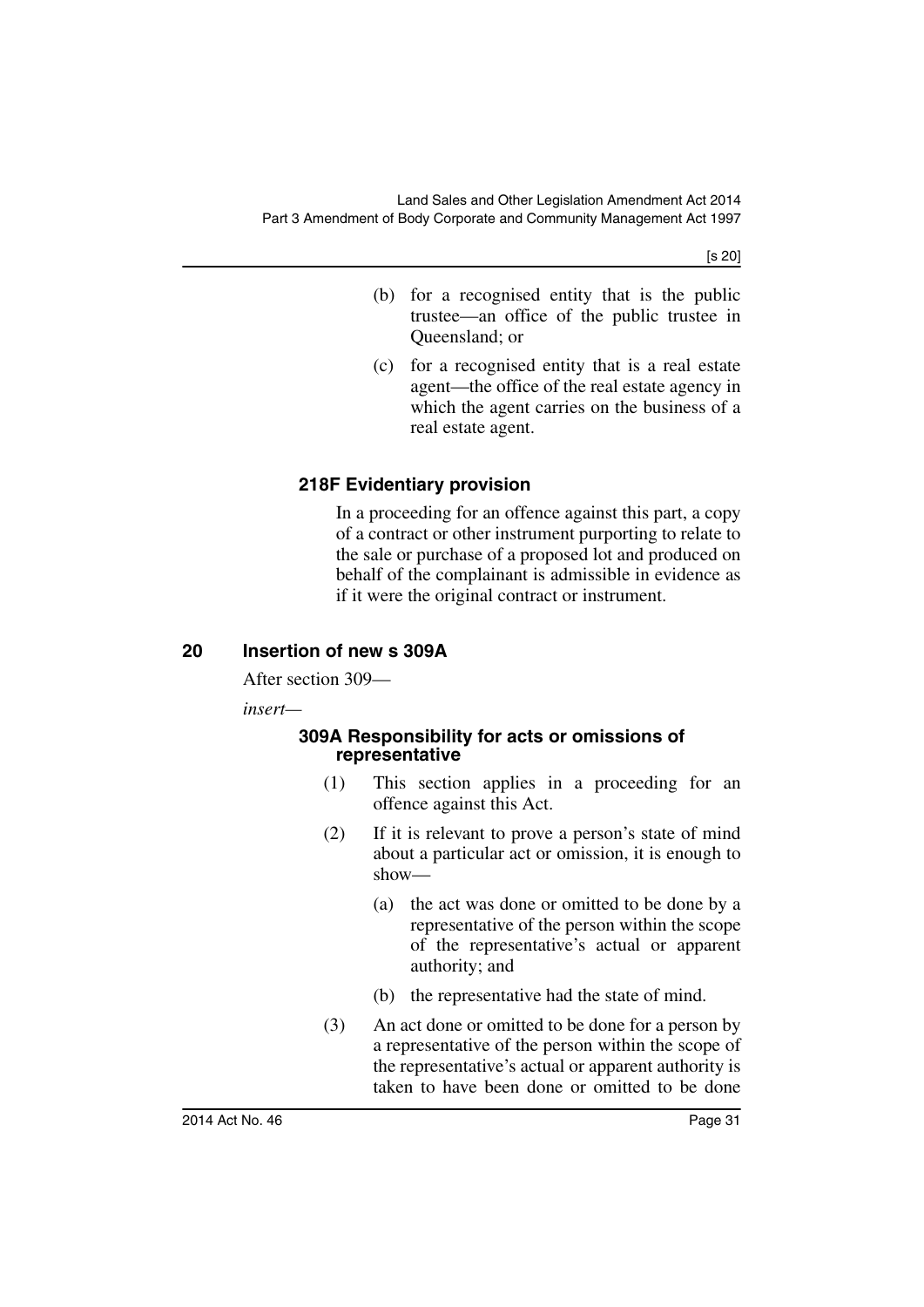(b) for a recognised entity that is the public trustee—an office of the public trustee in Queensland; or

(c) for a recognised entity that is a real estate agent—the office of the real estate agency in which the agent carries on the business of a real estate agent.

### 218F Evidentiary provision

In a proceeding for an offence against this part, a copy of a contract or other instrument purporting to relate to the sale or purchase of a proposed lot and produced on behalf of the complainant is admissible in evidence as if it were the original contract or instrument.

## 20 Insertion of new s 309A

After section 309—

*insert*—

### 309A Responsibility for acts or omissions of representative

(1) This section applies in a proceeding for an offence against this Act.

(2) If it is relevant to prove a person's state of mind about a particular act or omission, it is enough to show—

(a) the act was done or omitted to be done by a representative of the person within the scope of the representative's actual or apparent authority; and

(b) the representative had the state of mind.

(3) An act done or omitted to be done for a person by a representative of the person within the scope of the representative's actual or apparent authority is taken to have been done or omitted to be done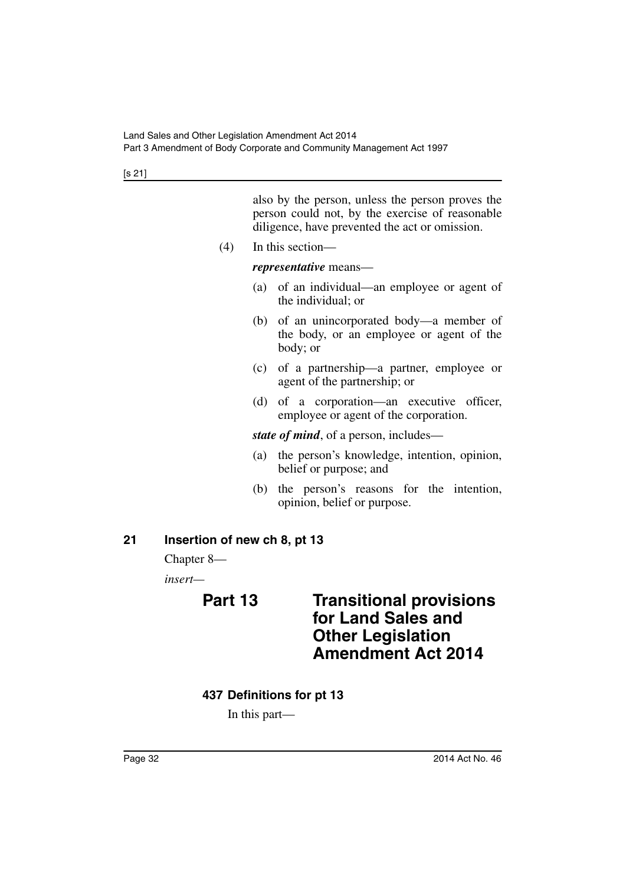also by the person, unless the person proves the person could not, by the exercise of reasonable diligence, have prevented the act or omission.

(4) In this section—

***representative*** means—

(a) of an individual—an employee or agent of the individual; or

(b) of an unincorporated body—a member of the body, or an employee or agent of the body; or

(c) of a partnership—a partner, employee or agent of the partnership; or

(d) of a corporation—an executive officer, employee or agent of the corporation.

***state of mind***, of a person, includes—

(a) the person's knowledge, intention, opinion, belief or purpose; and

(b) the person's reasons for the intention, opinion, belief or purpose.

## 21 Insertion of new ch 8, pt 13

Chapter 8—

*insert*—

# Part 13 Transitional provisions for Land Sales and Other Legislation Amendment Act 2014

### 437 Definitions for pt 13

In this part—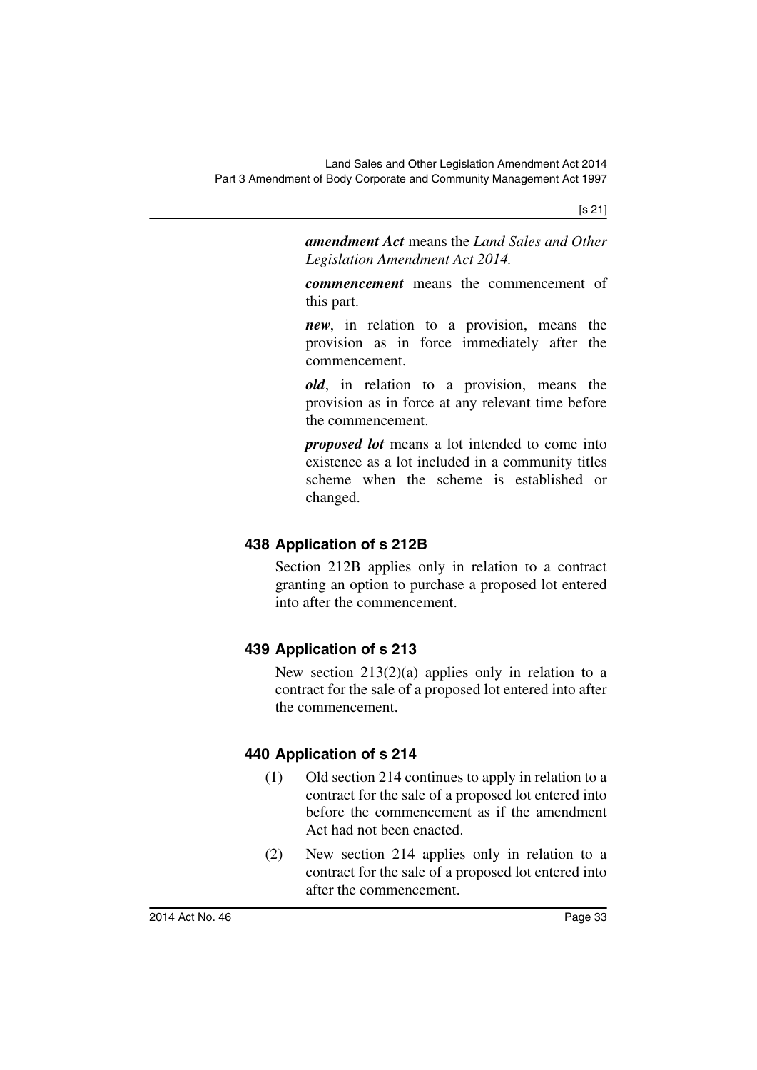***amendment Act*** means the *Land Sales and Other Legislation Amendment Act 2014.*

***commencement*** means the commencement of this part.

***new***, in relation to a provision, means the provision as in force immediately after the commencement.

***old***, in relation to a provision, means the provision as in force at any relevant time before the commencement.

***proposed lot*** means a lot intended to come into existence as a lot included in a community titles scheme when the scheme is established or changed.

### 438 Application of s 212B

Section 212B applies only in relation to a contract granting an option to purchase a proposed lot entered into after the commencement.

### 439 Application of s 213

New section 213(2)(a) applies only in relation to a contract for the sale of a proposed lot entered into after the commencement.

### 440 Application of s 214

(1) Old section 214 continues to apply in relation to a contract for the sale of a proposed lot entered into before the commencement as if the amendment Act had not been enacted.

(2) New section 214 applies only in relation to a contract for the sale of a proposed lot entered into after the commencement.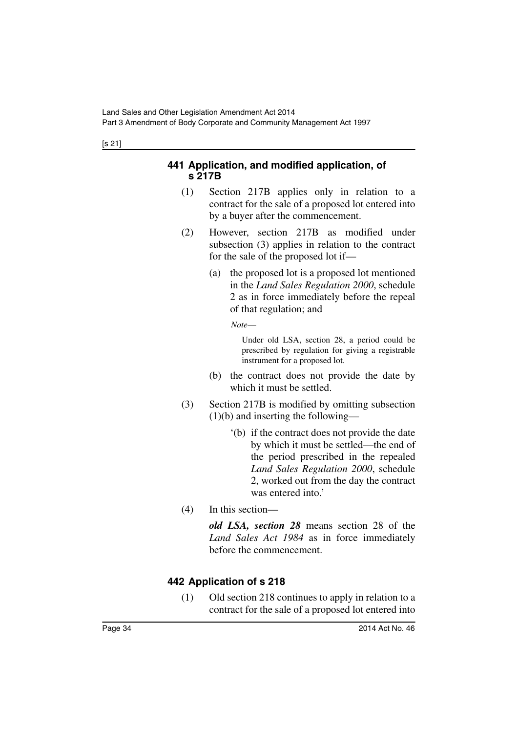## 441 Application, and modified application, of s 217B

(1) Section 217B applies only in relation to a contract for the sale of a proposed lot entered into by a buyer after the commencement.

(2) However, section 217B as modified under subsection (3) applies in relation to the contract for the sale of the proposed lot if—

(a) the proposed lot is a proposed lot mentioned in the *Land Sales Regulation 2000*, schedule 2 as in force immediately before the repeal of that regulation; and

*Note*—

Under old LSA, section 28, a period could be prescribed by regulation for giving a registrable instrument for a proposed lot.

(b) the contract does not provide the date by which it must be settled.

(3) Section 217B is modified by omitting subsection (1)(b) and inserting the following—

'(b) if the contract does not provide the date by which it must be settled—the end of the period prescribed in the repealed *Land Sales Regulation 2000*, schedule 2, worked out from the day the contract was entered into.'

(4) In this section—

***old LSA, section 28*** means section 28 of the *Land Sales Act 1984* as in force immediately before the commencement.

## 442 Application of s 218

(1) Old section 218 continues to apply in relation to a contract for the sale of a proposed lot entered into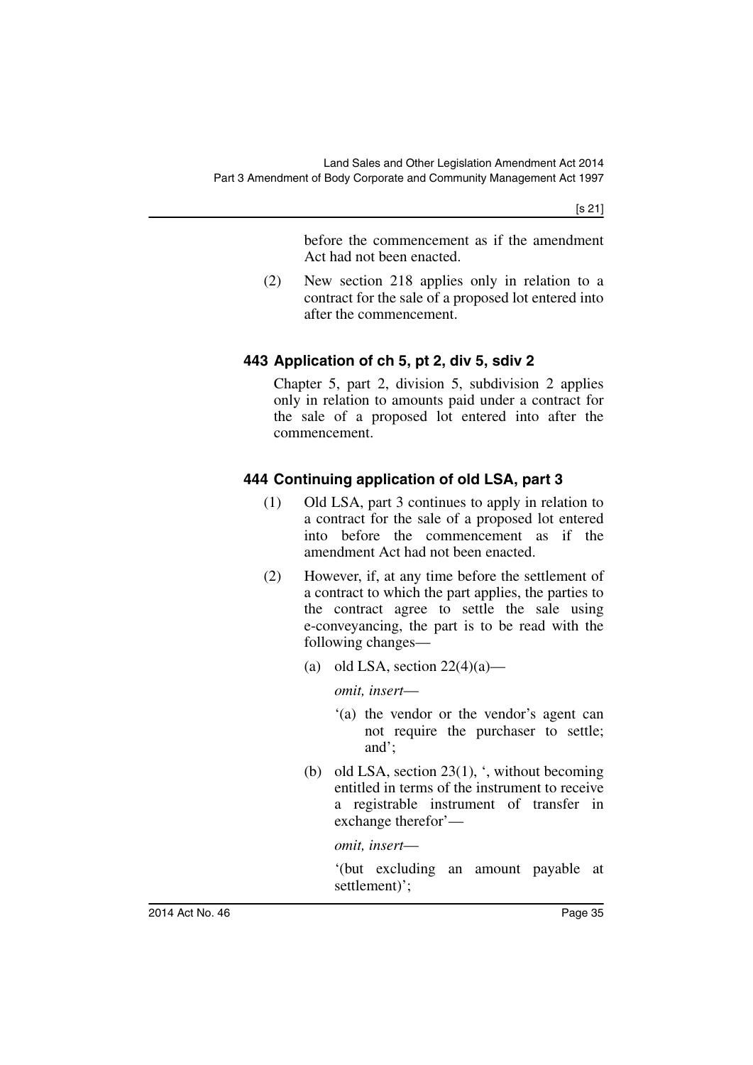before the commencement as if the amendment Act had not been enacted.

(2) New section 218 applies only in relation to a contract for the sale of a proposed lot entered into after the commencement.

### 443 Application of ch 5, pt 2, div 5, sdiv 2

Chapter 5, part 2, division 5, subdivision 2 applies only in relation to amounts paid under a contract for the sale of a proposed lot entered into after the commencement.

### 444 Continuing application of old LSA, part 3

(1) Old LSA, part 3 continues to apply in relation to a contract for the sale of a proposed lot entered into before the commencement as if the amendment Act had not been enacted.

(2) However, if, at any time before the settlement of a contract to which the part applies, the parties to the contract agree to settle the sale using e-conveyancing, the part is to be read with the following changes—

(a) old LSA, section 22(4)(a)—

*omit, insert*—

'(a) the vendor or the vendor's agent can not require the purchaser to settle; and';

(b) old LSA, section 23(1), ', without becoming entitled in terms of the instrument to receive a registrable instrument of transfer in exchange therefor'—

*omit, insert*—

'(but excluding an amount payable at settlement)';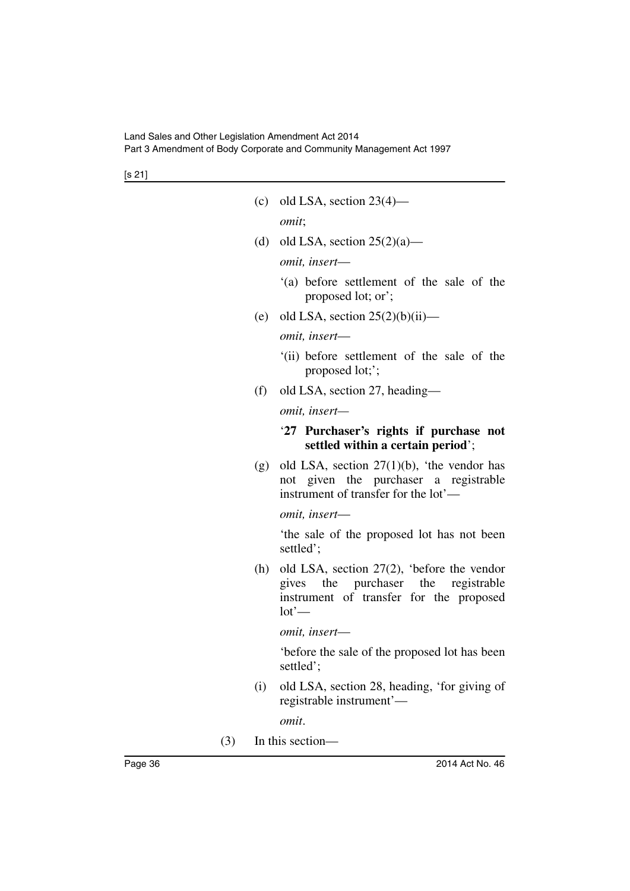(c) old LSA, section 23(4)—

*omit*;

(d) old LSA, section 25(2)(a)—

*omit, insert*—

'(a) before settlement of the sale of the proposed lot; or';

(e) old LSA, section 25(2)(b)(ii)—

*omit, insert*—

'(ii) before settlement of the sale of the proposed lot;';

(f) old LSA, section 27, heading—

*omit, insert*—

'**27 Purchaser's rights if purchase not settled within a certain period**';

(g) old LSA, section 27(1)(b), 'the vendor has not given the purchaser a registrable instrument of transfer for the lot'—

*omit, insert*—

'the sale of the proposed lot has not been settled';

(h) old LSA, section 27(2), 'before the vendor gives the purchaser the registrable instrument of transfer for the proposed lot'—

*omit, insert*—

'before the sale of the proposed lot has been settled';

(i) old LSA, section 28, heading, 'for giving of registrable instrument'—

*omit*.

(3) In this section—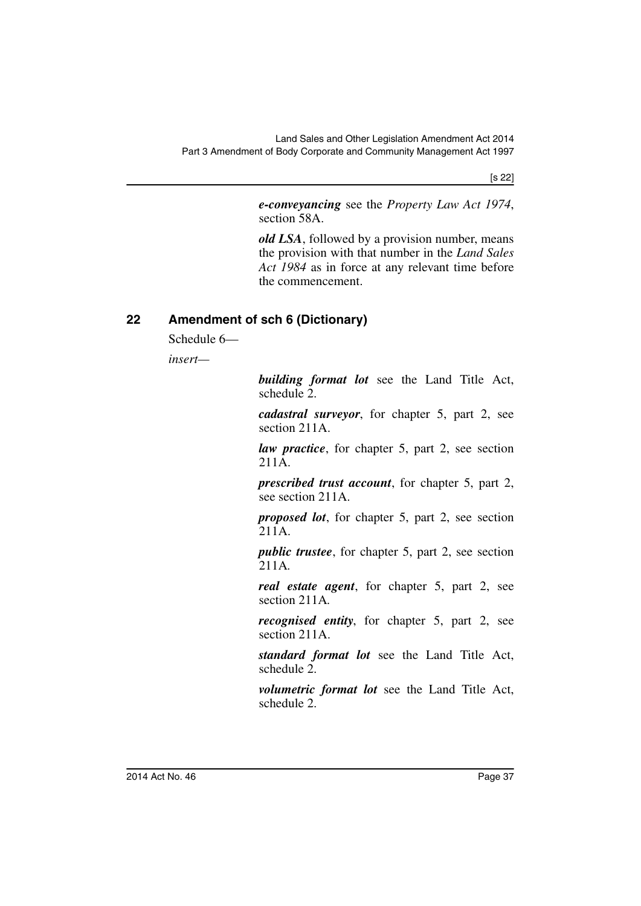***e-conveyancing*** see the *Property Law Act 1974*, section 58A.

***old LSA***, followed by a provision number, means the provision with that number in the *Land Sales Act 1984* as in force at any relevant time before the commencement.

## 22 Amendment of sch 6 (Dictionary)

Schedule 6—

*insert*—

***building format lot*** see the Land Title Act, schedule 2.

***cadastral surveyor***, for chapter 5, part 2, see section 211A.

***law practice***, for chapter 5, part 2, see section 211A.

***prescribed trust account***, for chapter 5, part 2, see section 211A.

***proposed lot***, for chapter 5, part 2, see section 211A.

***public trustee***, for chapter 5, part 2, see section 211A.

***real estate agent***, for chapter 5, part 2, see section 211A.

***recognised entity***, for chapter 5, part 2, see section 211A.

***standard format lot*** see the Land Title Act, schedule 2.

***volumetric format lot*** see the Land Title Act, schedule 2.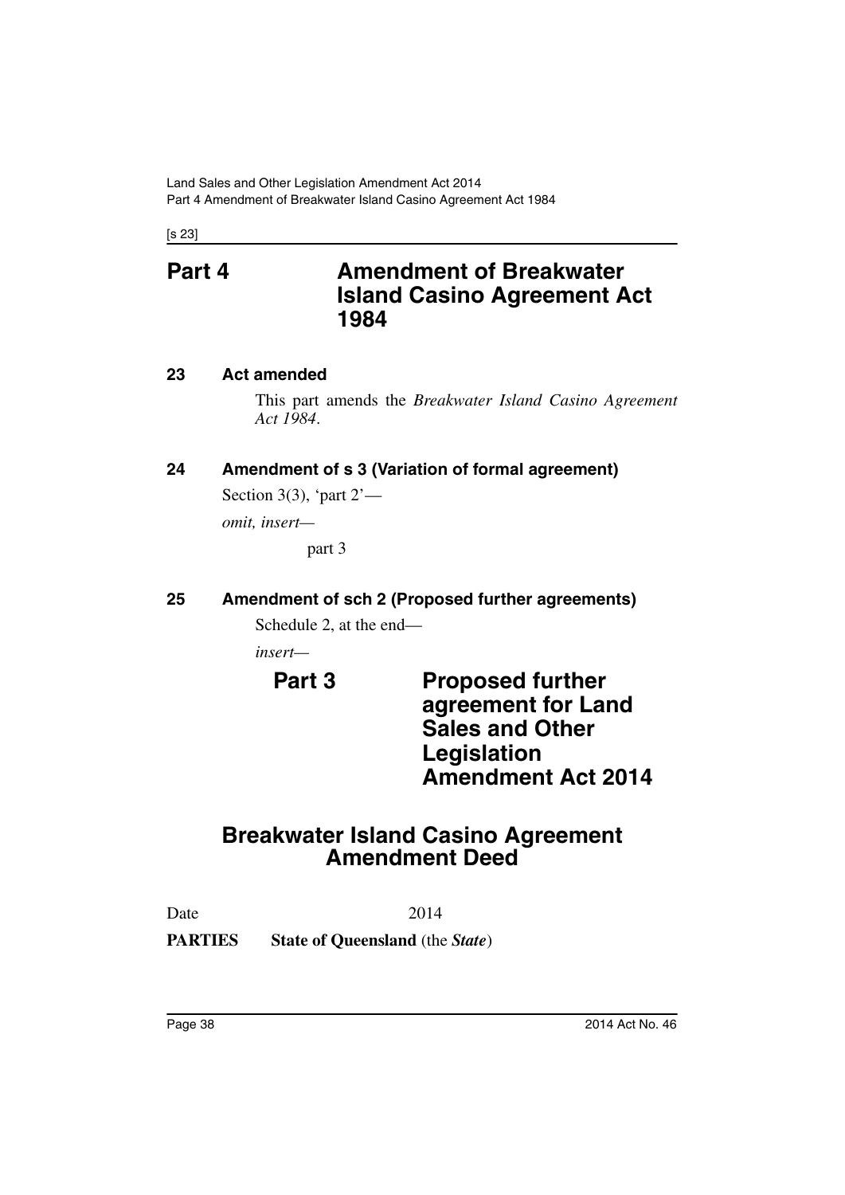# Part 4 Amendment of Breakwater Island Casino Agreement Act 1984

### 23 Act amended

This part amends the *Breakwater Island Casino Agreement Act 1984*.

### 24 Amendment of s 3 (Variation of formal agreement)

Section 3(3), 'part 2'—

*omit, insert—*

part 3

### 25 Amendment of sch 2 (Proposed further agreements)

Schedule 2, at the end—

*insert—*

## Part 3 Proposed further agreement for Land Sales and Other Legislation Amendment Act 2014

## Breakwater Island Casino Agreement Amendment Deed

Date 2014

**PARTIES** **State of Queensland** (the ***State***)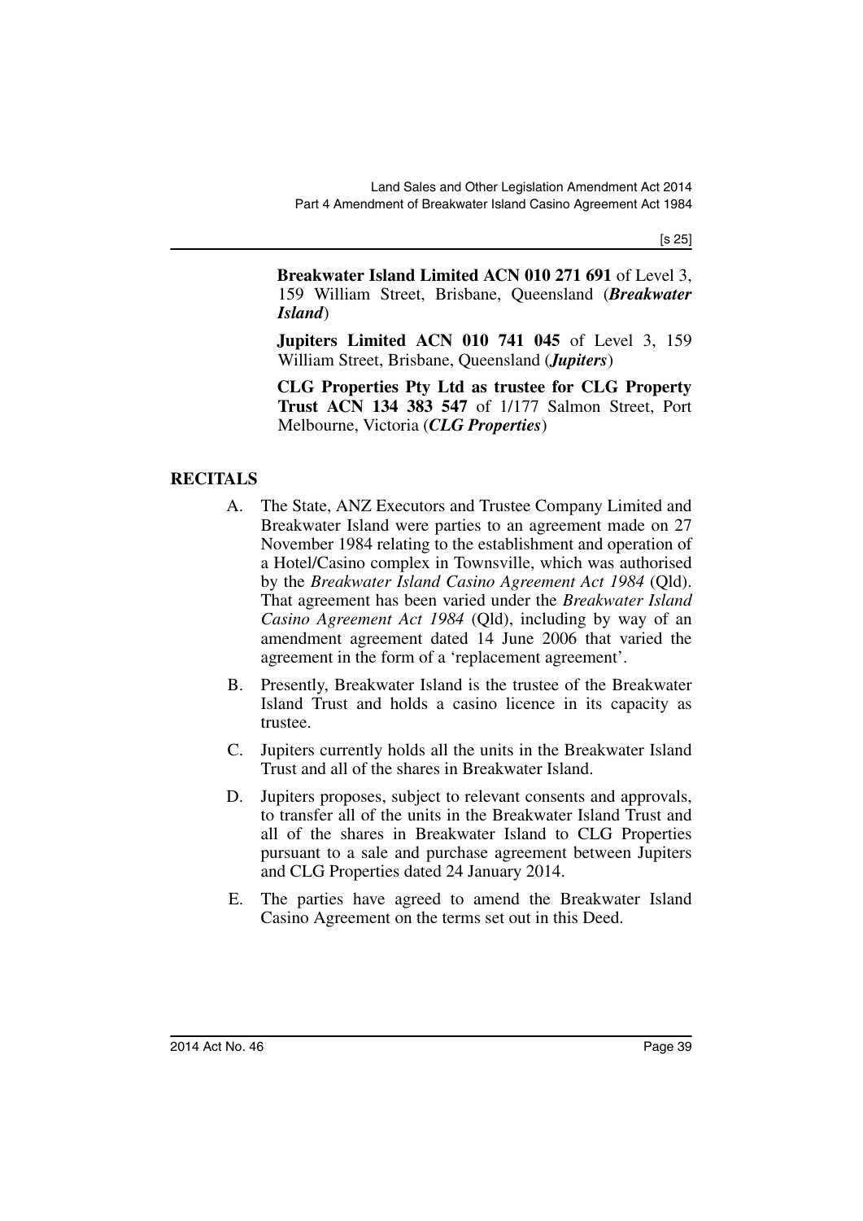**Breakwater Island Limited ACN 010 271 691** of Level 3, 159 William Street, Brisbane, Queensland (***Breakwater Island***)

**Jupiters Limited ACN 010 741 045** of Level 3, 159 William Street, Brisbane, Queensland (***Jupiters***)

**CLG Properties Pty Ltd as trustee for CLG Property Trust ACN 134 383 547** of 1/177 Salmon Street, Port Melbourne, Victoria (***CLG Properties***)

## RECITALS

A. The State, ANZ Executors and Trustee Company Limited and Breakwater Island were parties to an agreement made on 27 November 1984 relating to the establishment and operation of a Hotel/Casino complex in Townsville, which was authorised by the *Breakwater Island Casino Agreement Act 1984* (Qld). That agreement has been varied under the *Breakwater Island Casino Agreement Act 1984* (Qld), including by way of an amendment agreement dated 14 June 2006 that varied the agreement in the form of a 'replacement agreement'.

B. Presently, Breakwater Island is the trustee of the Breakwater Island Trust and holds a casino licence in its capacity as trustee.

C. Jupiters currently holds all the units in the Breakwater Island Trust and all of the shares in Breakwater Island.

D. Jupiters proposes, subject to relevant consents and approvals, to transfer all of the units in the Breakwater Island Trust and all of the shares in Breakwater Island to CLG Properties pursuant to a sale and purchase agreement between Jupiters and CLG Properties dated 24 January 2014.

E. The parties have agreed to amend the Breakwater Island Casino Agreement on the terms set out in this Deed.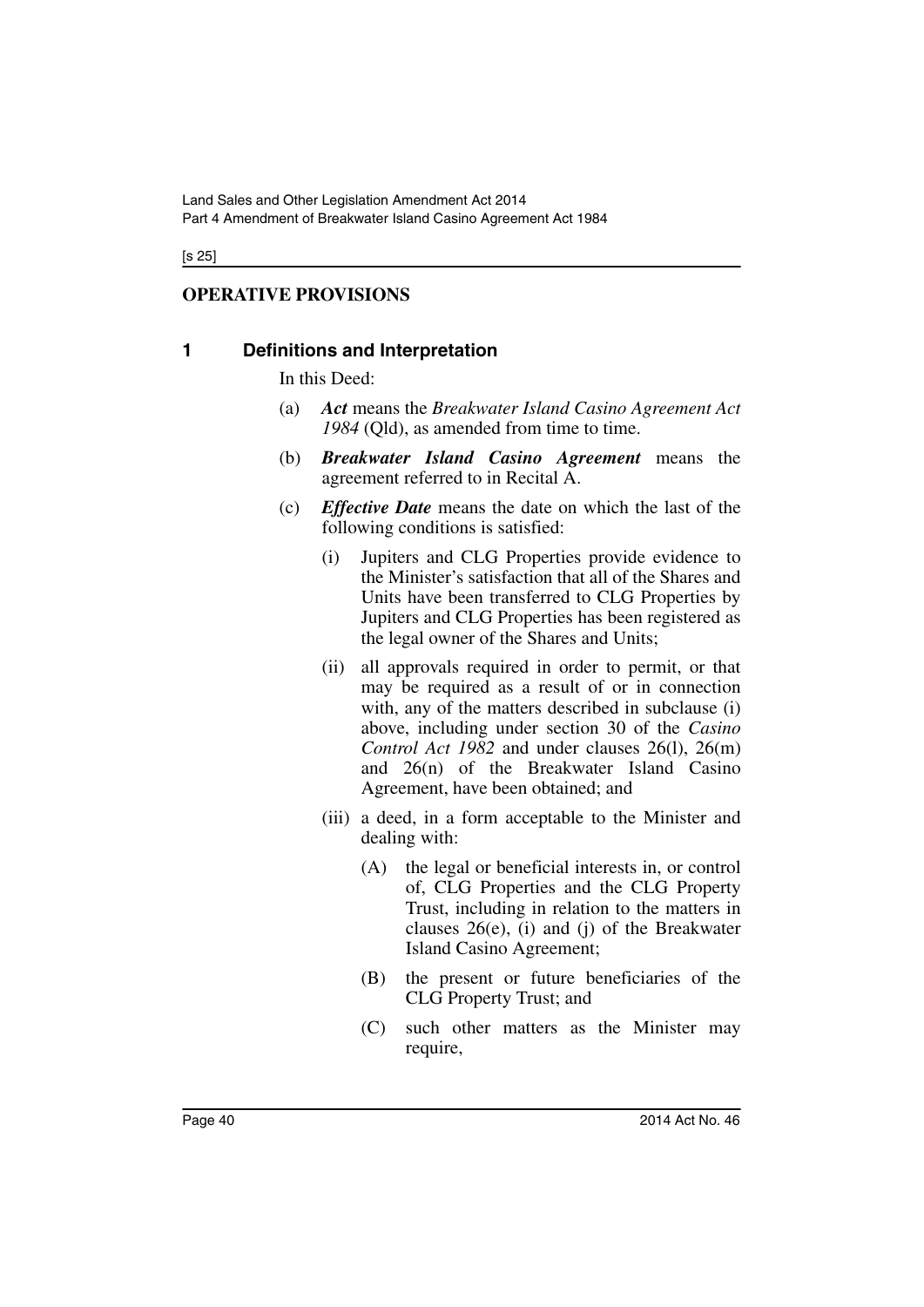## OPERATIVE PROVISIONS

### 1 Definitions and Interpretation

In this Deed:

(a) ***Act*** means the *Breakwater Island Casino Agreement Act 1984* (Qld), as amended from time to time.

(b) ***Breakwater Island Casino Agreement*** means the agreement referred to in Recital A.

(c) ***Effective Date*** means the date on which the last of the following conditions is satisfied:

(i) Jupiters and CLG Properties provide evidence to the Minister's satisfaction that all of the Shares and Units have been transferred to CLG Properties by Jupiters and CLG Properties has been registered as the legal owner of the Shares and Units;

(ii) all approvals required in order to permit, or that may be required as a result of or in connection with, any of the matters described in subclause (i) above, including under section 30 of the *Casino Control Act 1982* and under clauses 26(l), 26(m) and 26(n) of the Breakwater Island Casino Agreement, have been obtained; and

(iii) a deed, in a form acceptable to the Minister and dealing with:

(A) the legal or beneficial interests in, or control of, CLG Properties and the CLG Property Trust, including in relation to the matters in clauses 26(e), (i) and (j) of the Breakwater Island Casino Agreement;

(B) the present or future beneficiaries of the CLG Property Trust; and

(C) such other matters as the Minister may require,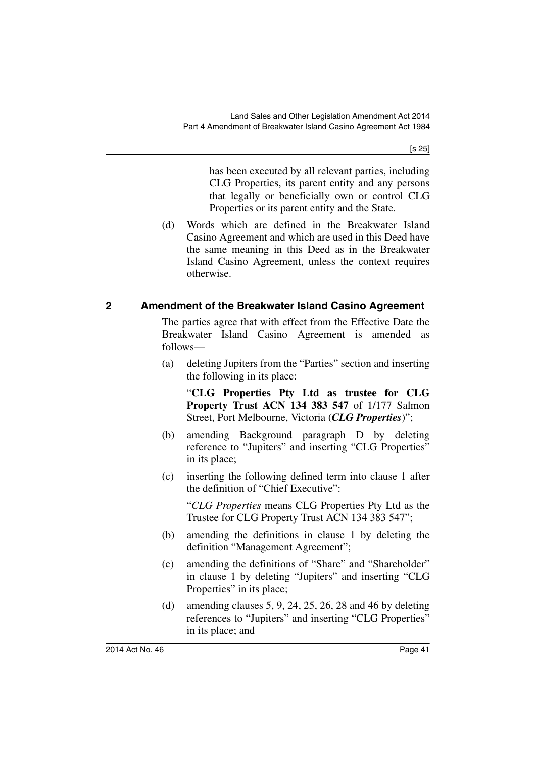has been executed by all relevant parties, including CLG Properties, its parent entity and any persons that legally or beneficially own or control CLG Properties or its parent entity and the State.

(d) Words which are defined in the Breakwater Island Casino Agreement and which are used in this Deed have the same meaning in this Deed as in the Breakwater Island Casino Agreement, unless the context requires otherwise.

## 2 Amendment of the Breakwater Island Casino Agreement

The parties agree that with effect from the Effective Date the Breakwater Island Casino Agreement is amended as follows—

(a) deleting Jupiters from the "Parties" section and inserting the following in its place:

"**CLG Properties Pty Ltd as trustee for CLG Property Trust ACN 134 383 547** of 1/177 Salmon Street, Port Melbourne, Victoria (***CLG Properties***)";

(b) amending Background paragraph D by deleting reference to "Jupiters" and inserting "CLG Properties" in its place;

(c) inserting the following defined term into clause 1 after the definition of "Chief Executive":

"*CLG Properties* means CLG Properties Pty Ltd as the Trustee for CLG Property Trust ACN 134 383 547";

(b) amending the definitions in clause 1 by deleting the definition "Management Agreement";

(c) amending the definitions of "Share" and "Shareholder" in clause 1 by deleting "Jupiters" and inserting "CLG Properties" in its place;

(d) amending clauses 5, 9, 24, 25, 26, 28 and 46 by deleting references to "Jupiters" and inserting "CLG Properties" in its place; and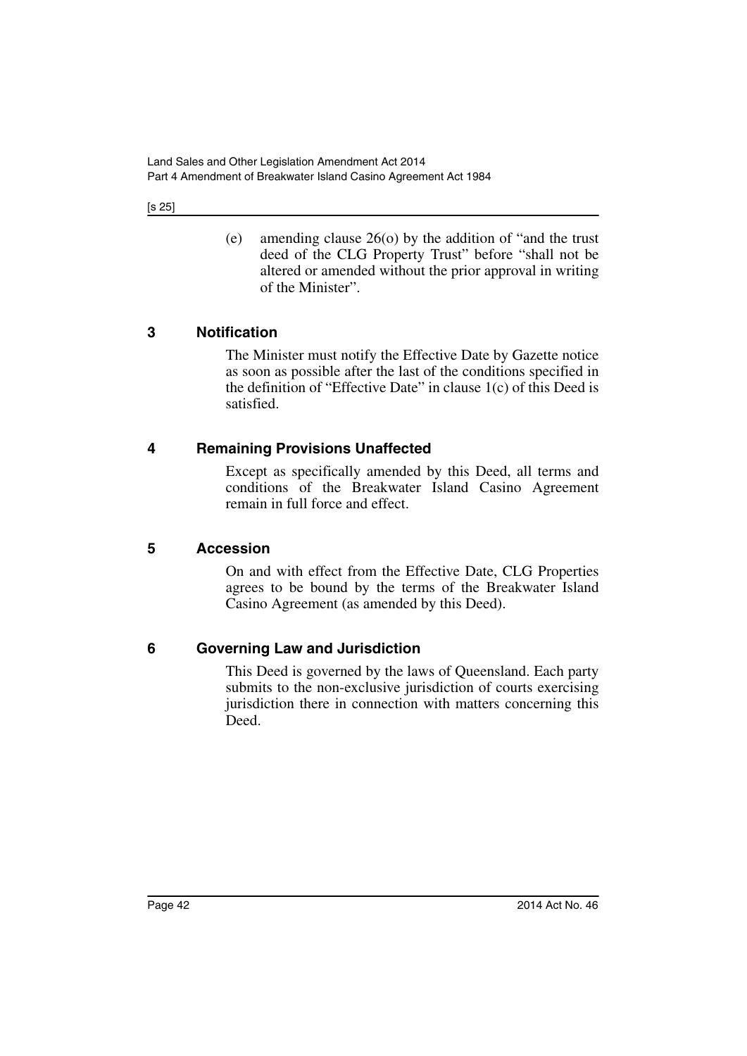(e) amending clause 26(o) by the addition of "and the trust deed of the CLG Property Trust" before "shall not be altered or amended without the prior approval in writing of the Minister".

## 3 Notification

The Minister must notify the Effective Date by Gazette notice as soon as possible after the last of the conditions specified in the definition of "Effective Date" in clause 1(c) of this Deed is satisfied.

## 4 Remaining Provisions Unaffected

Except as specifically amended by this Deed, all terms and conditions of the Breakwater Island Casino Agreement remain in full force and effect.

## 5 Accession

On and with effect from the Effective Date, CLG Properties agrees to be bound by the terms of the Breakwater Island Casino Agreement (as amended by this Deed).

## 6 Governing Law and Jurisdiction

This Deed is governed by the laws of Queensland. Each party submits to the non-exclusive jurisdiction of courts exercising jurisdiction there in connection with matters concerning this Deed.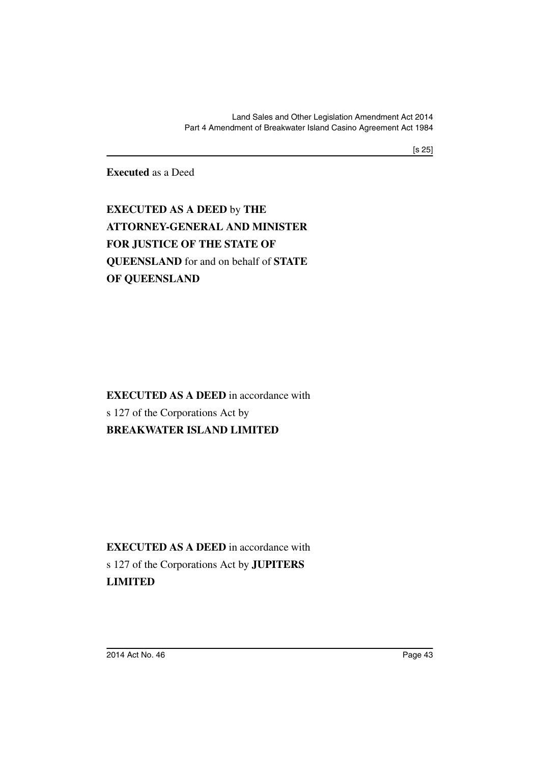**Executed** as a Deed

**EXECUTED AS A DEED** by **THE ATTORNEY-GENERAL AND MINISTER FOR JUSTICE OF THE STATE OF QUEENSLAND** for and on behalf of **STATE OF QUEENSLAND**

**EXECUTED AS A DEED** in accordance with s 127 of the Corporations Act by **BREAKWATER ISLAND LIMITED**

**EXECUTED AS A DEED** in accordance with s 127 of the Corporations Act by **JUPITERS LIMITED**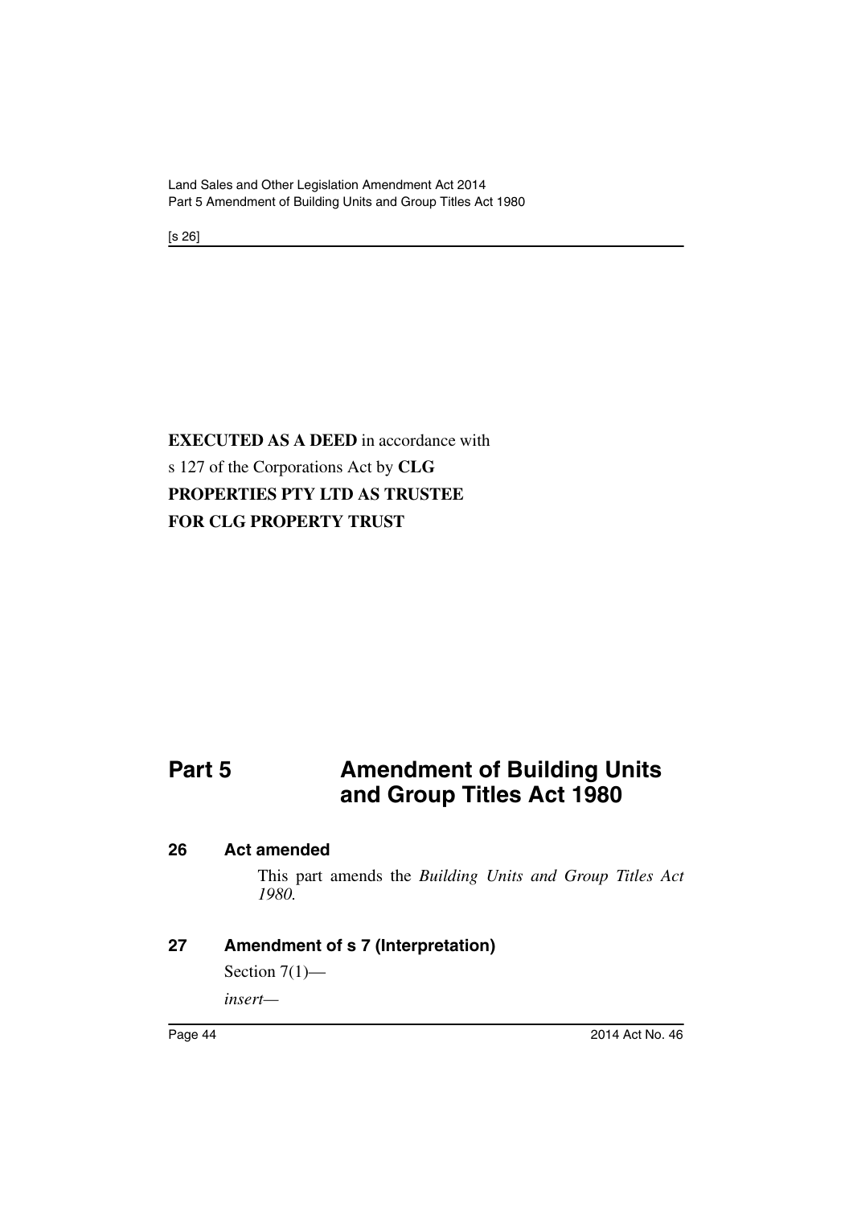**EXECUTED AS A DEED** in accordance with s 127 of the Corporations Act by **CLG PROPERTIES PTY LTD AS TRUSTEE FOR CLG PROPERTY TRUST**

# Part 5 Amendment of Building Units and Group Titles Act 1980

## 26 Act amended

This part amends the *Building Units and Group Titles Act 1980*.

## 27 Amendment of s 7 (Interpretation)

Section 7(1)—

*insert—*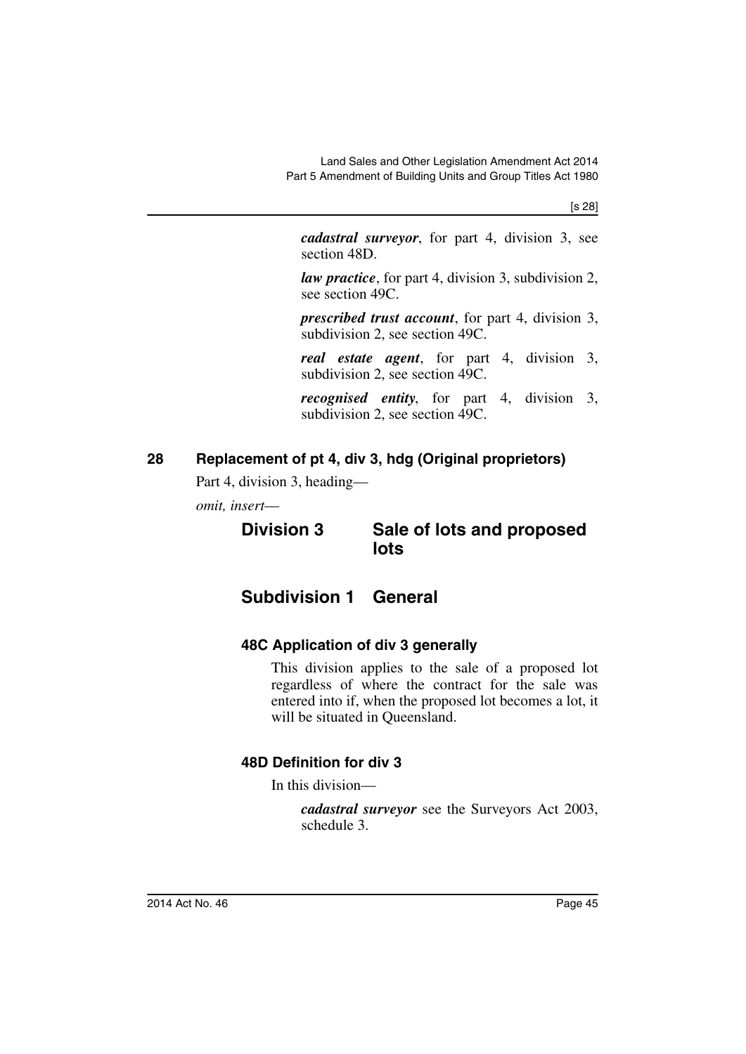***cadastral surveyor***, for part 4, division 3, see section 48D.

***law practice***, for part 4, division 3, subdivision 2, see section 49C.

***prescribed trust account***, for part 4, division 3, subdivision 2, see section 49C.

***real estate agent***, for part 4, division 3, subdivision 2, see section 49C.

***recognised entity***, for part 4, division 3, subdivision 2, see section 49C.

## 28 Replacement of pt 4, div 3, hdg (Original proprietors)

Part 4, division 3, heading—

*omit, insert*—

# Division 3 Sale of lots and proposed lots

## Subdivision 1 General

### 48C Application of div 3 generally

This division applies to the sale of a proposed lot regardless of where the contract for the sale was entered into if, when the proposed lot becomes a lot, it will be situated in Queensland.

### 48D Definition for div 3

In this division—

***cadastral surveyor*** see the Surveyors Act 2003, schedule 3.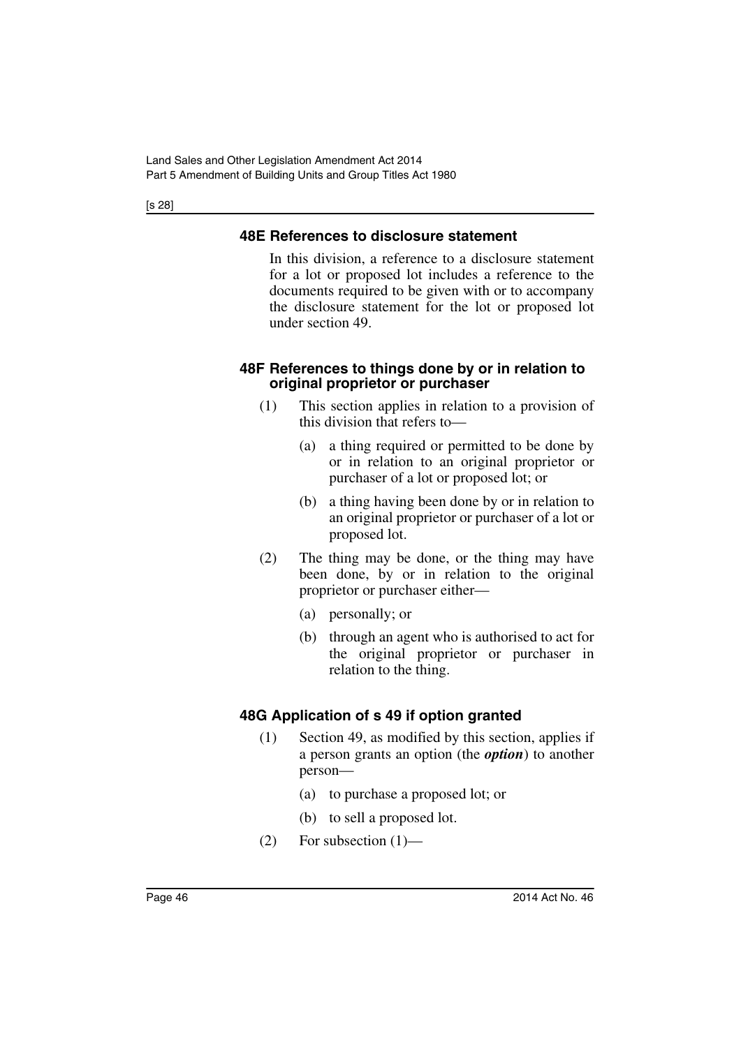### 48E References to disclosure statement

In this division, a reference to a disclosure statement for a lot or proposed lot includes a reference to the documents required to be given with or to accompany the disclosure statement for the lot or proposed lot under section 49.

### 48F References to things done by or in relation to original proprietor or purchaser

(1) This section applies in relation to a provision of this division that refers to—

(a) a thing required or permitted to be done by or in relation to an original proprietor or purchaser of a lot or proposed lot; or

(b) a thing having been done by or in relation to an original proprietor or purchaser of a lot or proposed lot.

(2) The thing may be done, or the thing may have been done, by or in relation to the original proprietor or purchaser either—

(a) personally; or

(b) through an agent who is authorised to act for the original proprietor or purchaser in relation to the thing.

### 48G Application of s 49 if option granted

(1) Section 49, as modified by this section, applies if a person grants an option (the ***option***) to another person—

(a) to purchase a proposed lot; or

(b) to sell a proposed lot.

(2) For subsection (1)—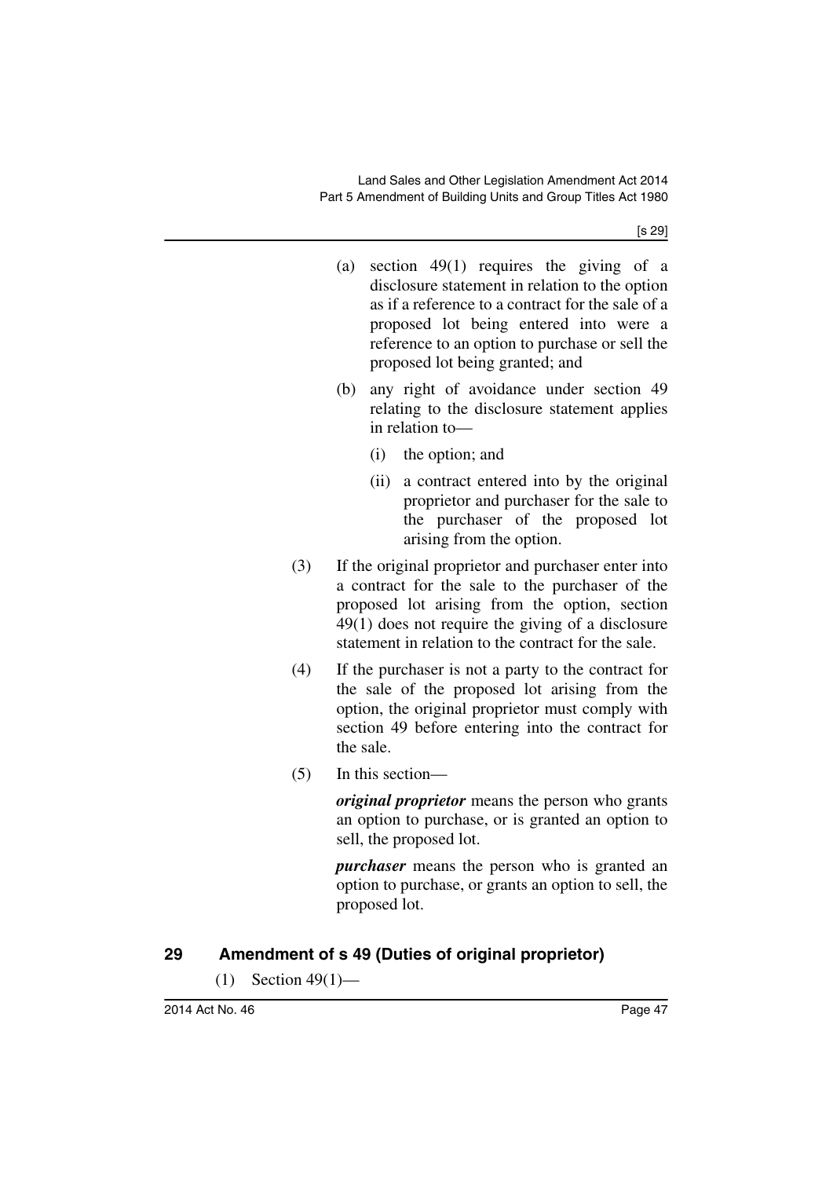(a) section 49(1) requires the giving of a disclosure statement in relation to the option as if a reference to a contract for the sale of a proposed lot being entered into were a reference to an option to purchase or sell the proposed lot being granted; and

(b) any right of avoidance under section 49 relating to the disclosure statement applies in relation to—

(i) the option; and

(ii) a contract entered into by the original proprietor and purchaser for the sale to the purchaser of the proposed lot arising from the option.

(3) If the original proprietor and purchaser enter into a contract for the sale to the purchaser of the proposed lot arising from the option, section 49(1) does not require the giving of a disclosure statement in relation to the contract for the sale.

(4) If the purchaser is not a party to the contract for the sale of the proposed lot arising from the option, the original proprietor must comply with section 49 before entering into the contract for the sale.

(5) In this section—

***original proprietor*** means the person who grants an option to purchase, or is granted an option to sell, the proposed lot.

***purchaser*** means the person who is granted an option to purchase, or grants an option to sell, the proposed lot.

## 29 Amendment of s 49 (Duties of original proprietor)

(1) Section 49(1)—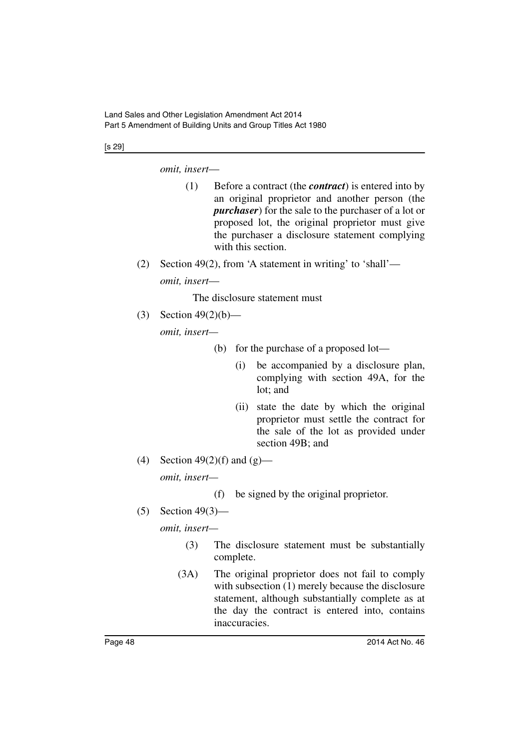*omit, insert—*

> (1) Before a contract (the ***contract***) is entered into by an original proprietor and another person (the ***purchaser***) for the sale to the purchaser of a lot or proposed lot, the original proprietor must give the purchaser a disclosure statement complying with this section.

(2) Section 49(2), from 'A statement in writing' to 'shall'—

*omit, insert—*

> The disclosure statement must

(3) Section 49(2)(b)—

*omit, insert—*

> (b) for the purchase of a proposed lot—
>
> (i) be accompanied by a disclosure plan, complying with section 49A, for the lot; and
>
> (ii) state the date by which the original proprietor must settle the contract for the sale of the lot as provided under section 49B; and

(4) Section 49(2)(f) and (g)—

*omit, insert—*

> (f) be signed by the original proprietor.

(5) Section 49(3)—

*omit, insert—*

> (3) The disclosure statement must be substantially complete.
>
> (3A) The original proprietor does not fail to comply with subsection (1) merely because the disclosure statement, although substantially complete as at the day the contract is entered into, contains inaccuracies.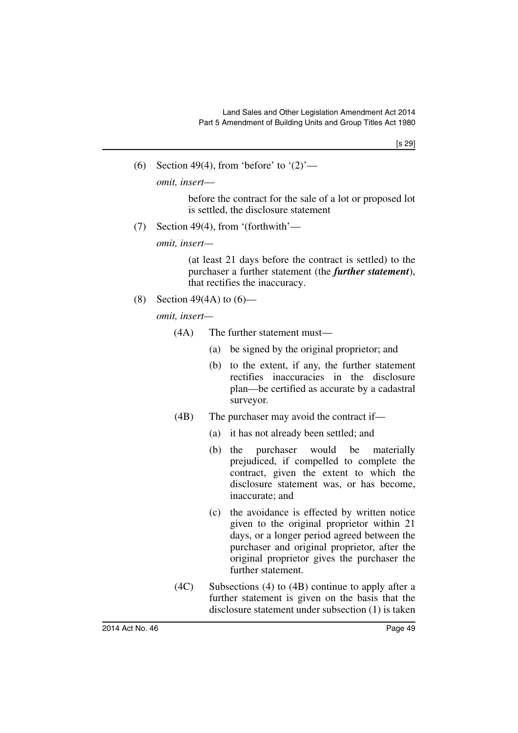(6) Section 49(4), from 'before' to '(2)'—

*omit, insert*—

> before the contract for the sale of a lot or proposed lot is settled, the disclosure statement

(7) Section 49(4), from '(forthwith'—

*omit, insert*—

> (at least 21 days before the contract is settled) to the purchaser a further statement (the ***further statement***), that rectifies the inaccuracy.

(8) Section 49(4A) to (6)—

*omit, insert*—

> (4A) The further statement must—
>
> (a) be signed by the original proprietor; and
>
> (b) to the extent, if any, the further statement rectifies inaccuracies in the disclosure plan—be certified as accurate by a cadastral surveyor.
>
> (4B) The purchaser may avoid the contract if—
>
> (a) it has not already been settled; and
>
> (b) the purchaser would be materially prejudiced, if compelled to complete the contract, given the extent to which the disclosure statement was, or has become, inaccurate; and
>
> (c) the avoidance is effected by written notice given to the original proprietor within 21 days, or a longer period agreed between the purchaser and original proprietor, after the original proprietor gives the purchaser the further statement.
>
> (4C) Subsections (4) to (4B) continue to apply after a further statement is given on the basis that the disclosure statement under subsection (1) is taken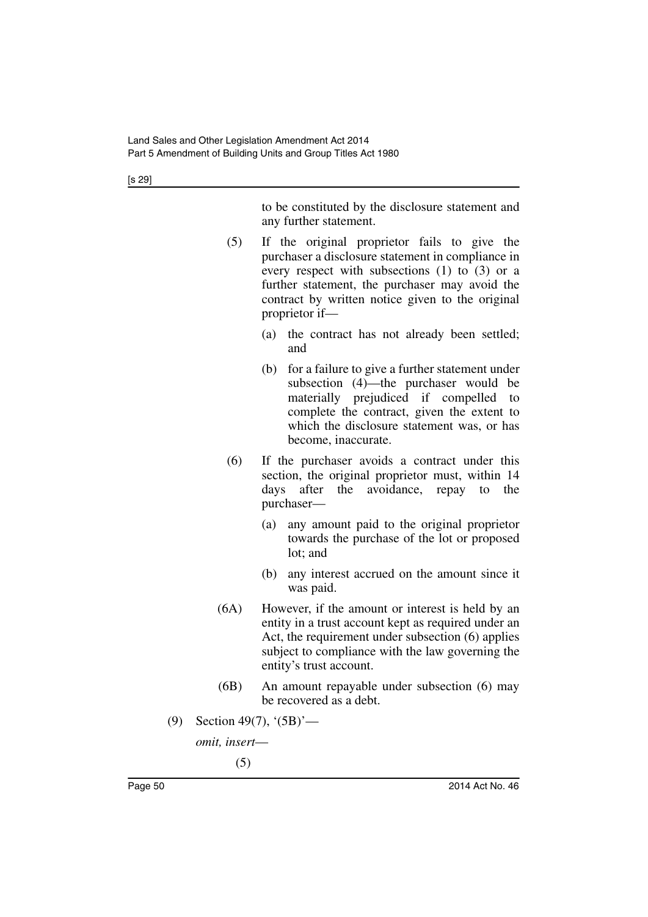to be constituted by the disclosure statement and any further statement.

(5) If the original proprietor fails to give the purchaser a disclosure statement in compliance in every respect with subsections (1) to (3) or a further statement, the purchaser may avoid the contract by written notice given to the original proprietor if—

(a) the contract has not already been settled; and

(b) for a failure to give a further statement under subsection (4)—the purchaser would be materially prejudiced if compelled to complete the contract, given the extent to which the disclosure statement was, or has become, inaccurate.

(6) If the purchaser avoids a contract under this section, the original proprietor must, within 14 days after the avoidance, repay to the purchaser—

(a) any amount paid to the original proprietor towards the purchase of the lot or proposed lot; and

(b) any interest accrued on the amount since it was paid.

(6A) However, if the amount or interest is held by an entity in a trust account kept as required under an Act, the requirement under subsection (6) applies subject to compliance with the law governing the entity's trust account.

(6B) An amount repayable under subsection (6) may be recovered as a debt.

(9) Section 49(7), '(5B)'—

*omit, insert—*

(5)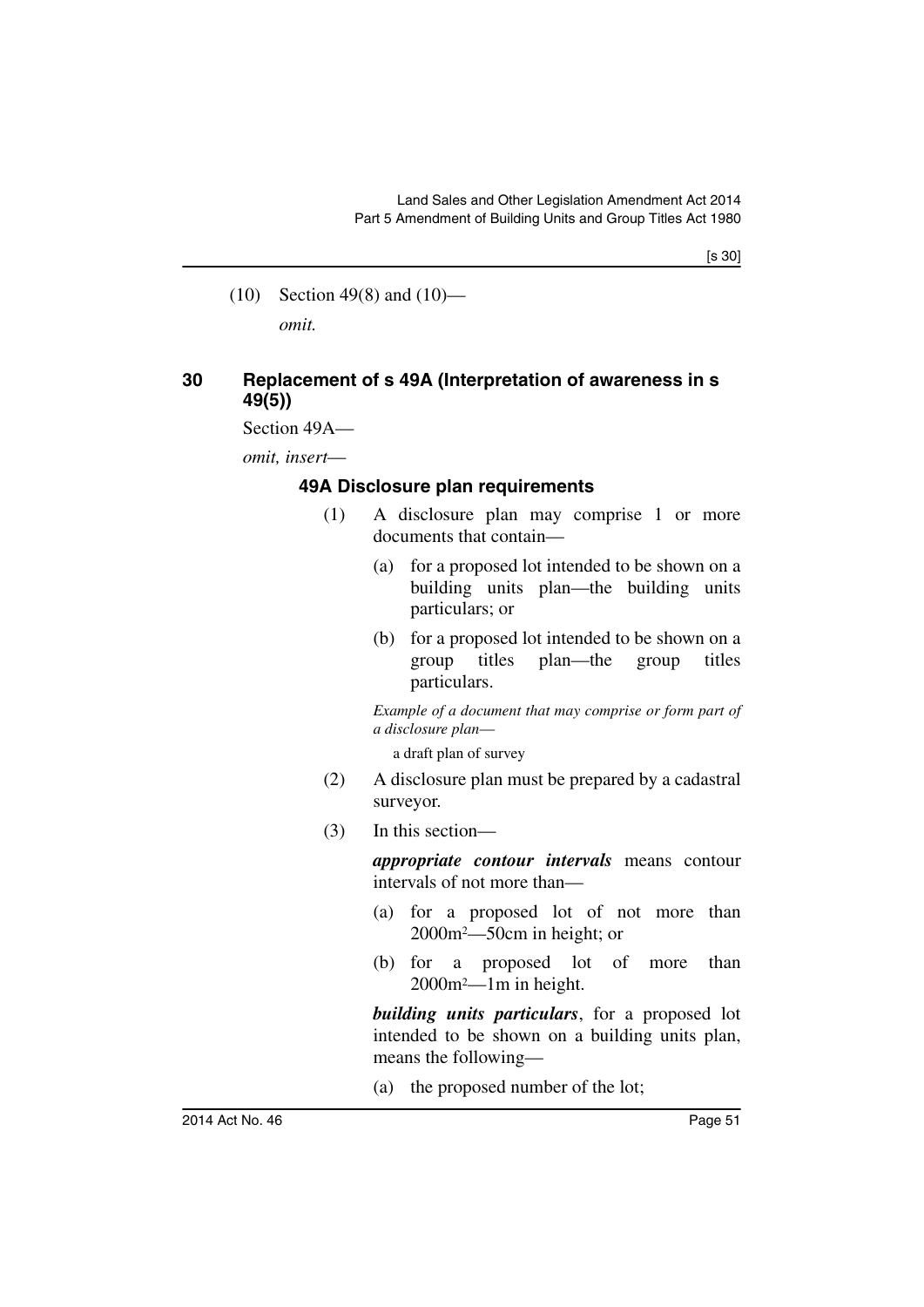(10) Section 49(8) and (10)—

*omit.*

### 30 Replacement of s 49A (Interpretation of awareness in s 49(5))

Section 49A—

*omit, insert*—

#### 49A Disclosure plan requirements

(1) A disclosure plan may comprise 1 or more documents that contain—

(a) for a proposed lot intended to be shown on a building units plan—the building units particulars; or

(b) for a proposed lot intended to be shown on a group titles plan—the group titles particulars.

*Example of a document that may comprise or form part of a disclosure plan*—

a draft plan of survey

(2) A disclosure plan must be prepared by a cadastral surveyor.

(3) In this section—

***appropriate contour intervals*** means contour intervals of not more than—

(a) for a proposed lot of not more than 2000m$^2$—50cm in height; or

(b) for a proposed lot of more than 2000m$^2$—1m in height.

***building units particulars***, for a proposed lot intended to be shown on a building units plan, means the following—

(a) the proposed number of the lot;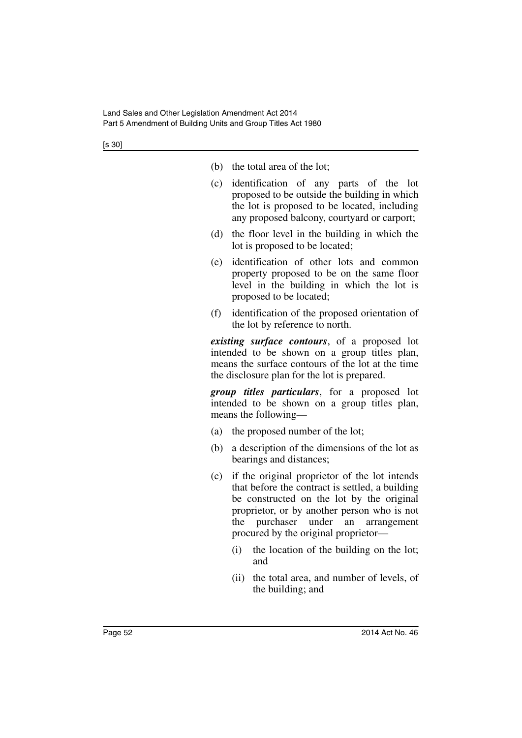(b) the total area of the lot;

(c) identification of any parts of the lot proposed to be outside the building in which the lot is proposed to be located, including any proposed balcony, courtyard or carport;

(d) the floor level in the building in which the lot is proposed to be located;

(e) identification of other lots and common property proposed to be on the same floor level in the building in which the lot is proposed to be located;

(f) identification of the proposed orientation of the lot by reference to north.

***existing surface contours***, of a proposed lot intended to be shown on a group titles plan, means the surface contours of the lot at the time the disclosure plan for the lot is prepared.

***group titles particulars***, for a proposed lot intended to be shown on a group titles plan, means the following—

(a) the proposed number of the lot;

(b) a description of the dimensions of the lot as bearings and distances;

(c) if the original proprietor of the lot intends that before the contract is settled, a building be constructed on the lot by the original proprietor, or by another person who is not the purchaser under an arrangement procured by the original proprietor—

  (i) the location of the building on the lot; and

  (ii) the total area, and number of levels, of the building; and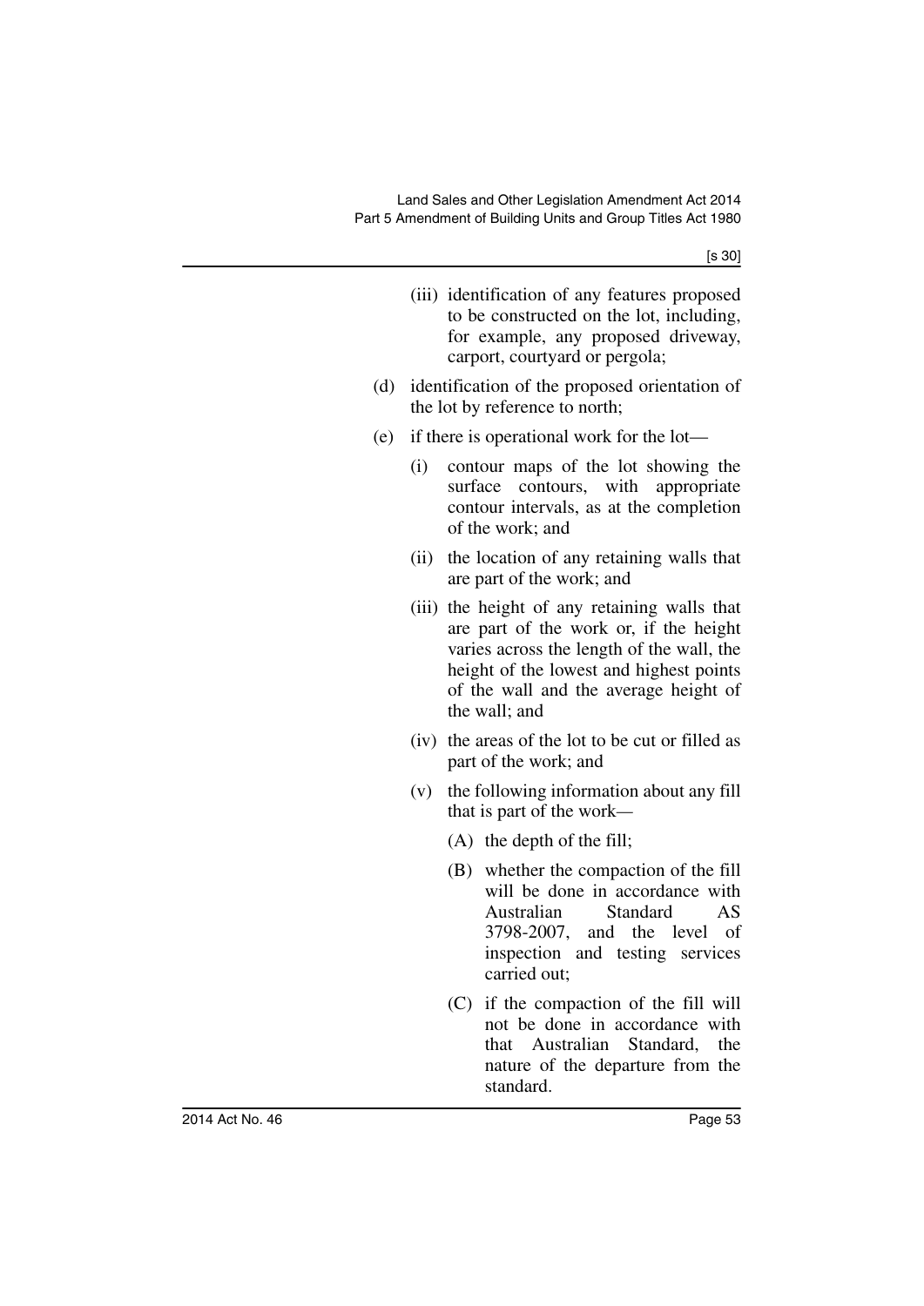(iii) identification of any features proposed to be constructed on the lot, including, for example, any proposed driveway, carport, courtyard or pergola;

(d) identification of the proposed orientation of the lot by reference to north;

(e) if there is operational work for the lot—

(i) contour maps of the lot showing the surface contours, with appropriate contour intervals, as at the completion of the work; and

(ii) the location of any retaining walls that are part of the work; and

(iii) the height of any retaining walls that are part of the work or, if the height varies across the length of the wall, the height of the lowest and highest points of the wall and the average height of the wall; and

(iv) the areas of the lot to be cut or filled as part of the work; and

(v) the following information about any fill that is part of the work—

(A) the depth of the fill;

(B) whether the compaction of the fill will be done in accordance with Australian Standard AS 3798-2007, and the level of inspection and testing services carried out;

(C) if the compaction of the fill will not be done in accordance with that Australian Standard, the nature of the departure from the standard.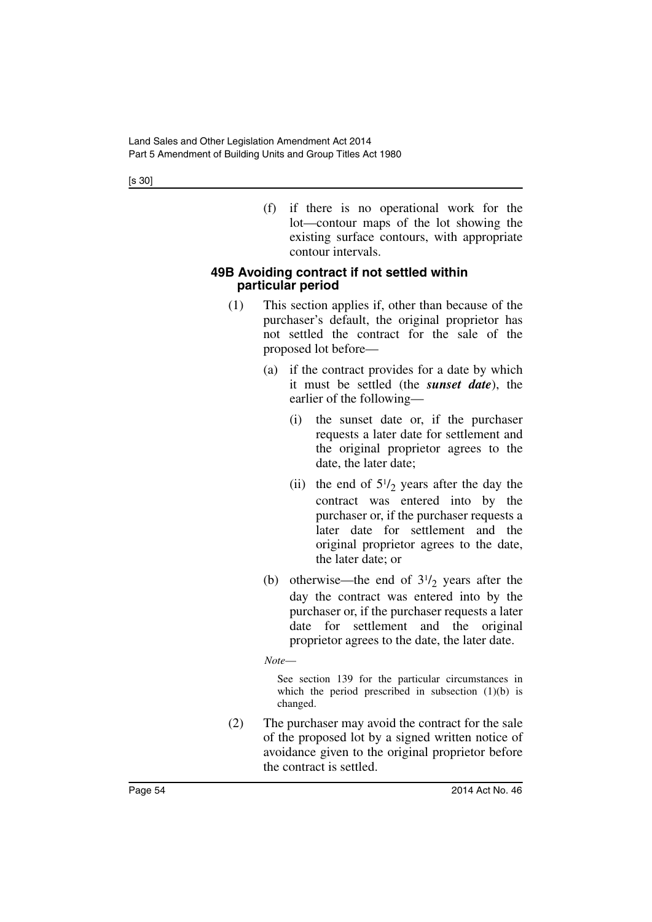(f) if there is no operational work for the lot—contour maps of the lot showing the existing surface contours, with appropriate contour intervals.

### 49B Avoiding contract if not settled within particular period

(1) This section applies if, other than because of the purchaser's default, the original proprietor has not settled the contract for the sale of the proposed lot before—

(a) if the contract provides for a date by which it must be settled (the ***sunset date***), the earlier of the following—

(i) the sunset date or, if the purchaser requests a later date for settlement and the original proprietor agrees to the date, the later date;

(ii) the end of $5^1/_2$ years after the day the contract was entered into by the purchaser or, if the purchaser requests a later date for settlement and the original proprietor agrees to the date, the later date; or

(b) otherwise—the end of $3^1/_2$ years after the day the contract was entered into by the purchaser or, if the purchaser requests a later date for settlement and the original proprietor agrees to the date, the later date.

*Note*—

See section 139 for the particular circumstances in which the period prescribed in subsection (1)(b) is changed.

(2) The purchaser may avoid the contract for the sale of the proposed lot by a signed written notice of avoidance given to the original proprietor before the contract is settled.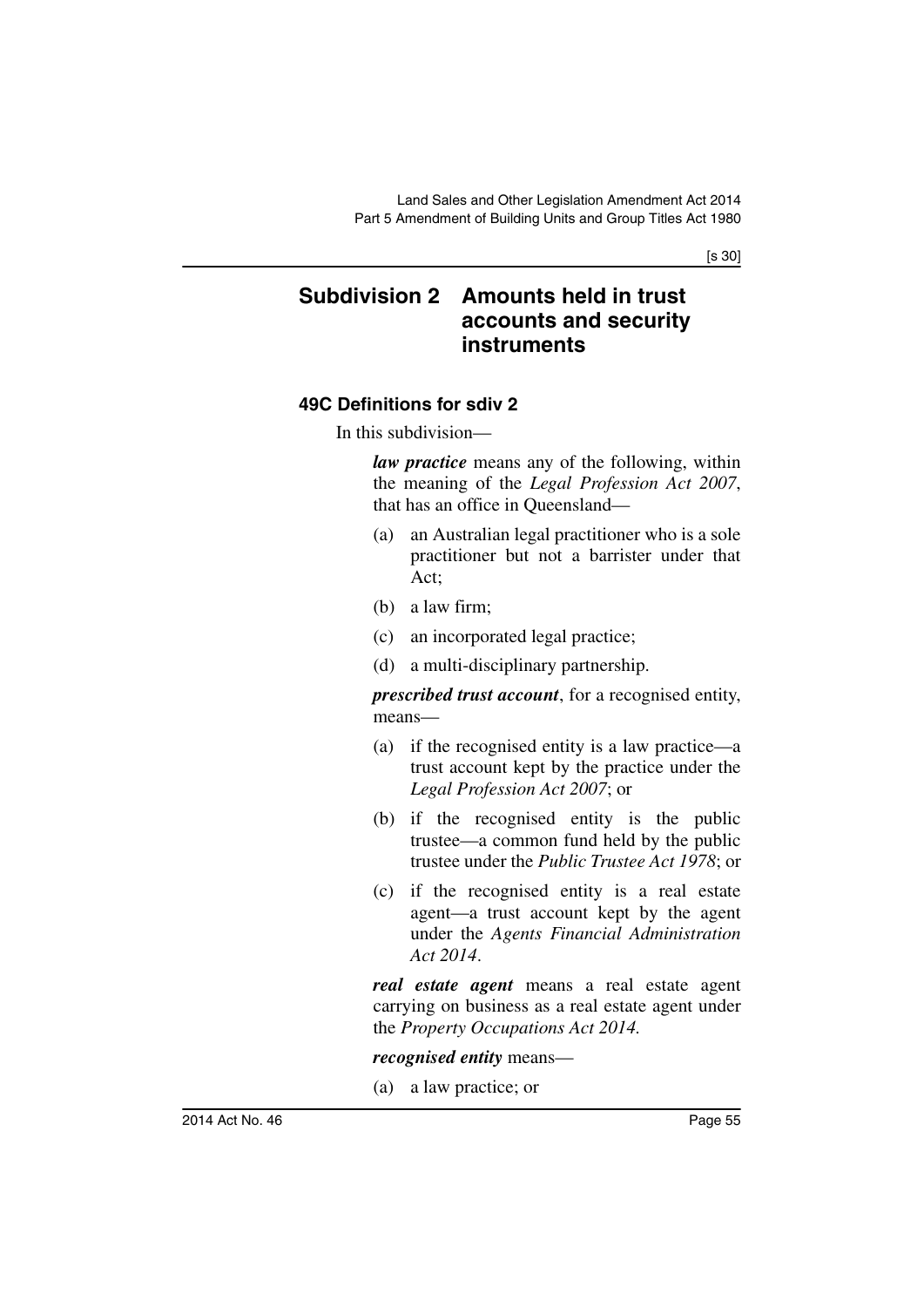## Subdivision 2 Amounts held in trust accounts and security instruments

### 49C Definitions for sdiv 2

In this subdivision—

***law practice*** means any of the following, within the meaning of the *Legal Profession Act 2007*, that has an office in Queensland—

(a) an Australian legal practitioner who is a sole practitioner but not a barrister under that Act;

(b) a law firm;

(c) an incorporated legal practice;

(d) a multi-disciplinary partnership.

***prescribed trust account***, for a recognised entity, means—

(a) if the recognised entity is a law practice—a trust account kept by the practice under the *Legal Profession Act 2007*; or

(b) if the recognised entity is the public trustee—a common fund held by the public trustee under the *Public Trustee Act 1978*; or

(c) if the recognised entity is a real estate agent—a trust account kept by the agent under the *Agents Financial Administration Act 2014*.

***real estate agent*** means a real estate agent carrying on business as a real estate agent under the *Property Occupations Act 2014.*

***recognised entity*** means—

(a) a law practice; or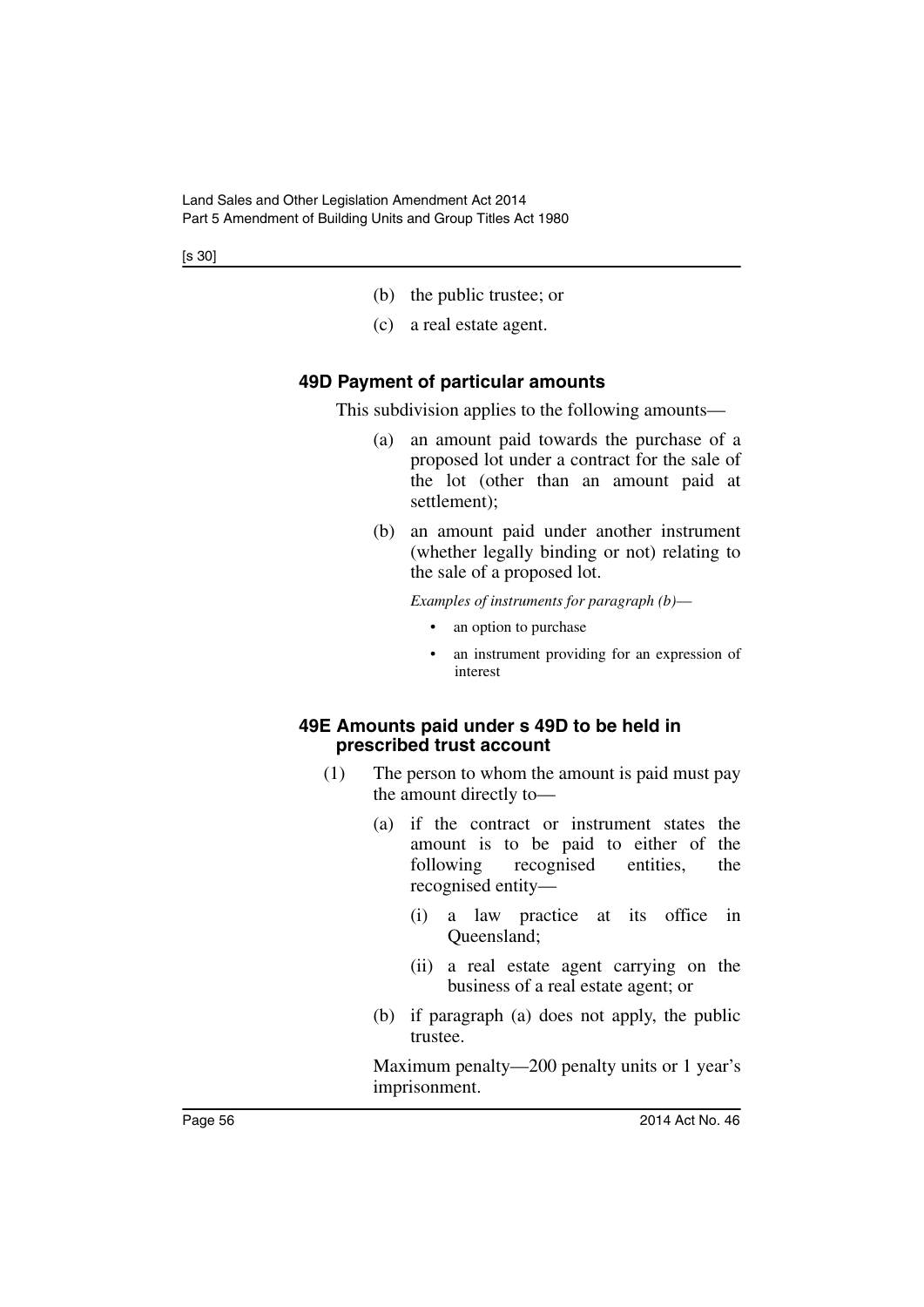(b) the public trustee; or

(c) a real estate agent.

### 49D Payment of particular amounts

This subdivision applies to the following amounts—

(a) an amount paid towards the purchase of a proposed lot under a contract for the sale of the lot (other than an amount paid at settlement);

(b) an amount paid under another instrument (whether legally binding or not) relating to the sale of a proposed lot.

*Examples of instruments for paragraph (b)—*

- an option to purchase
- an instrument providing for an expression of interest

### 49E Amounts paid under s 49D to be held in prescribed trust account

(1) The person to whom the amount is paid must pay the amount directly to—

(a) if the contract or instrument states the amount is to be paid to either of the following recognised entities, the recognised entity—

(i) a law practice at its office in Queensland;

(ii) a real estate agent carrying on the business of a real estate agent; or

(b) if paragraph (a) does not apply, the public trustee.

Maximum penalty—200 penalty units or 1 year's imprisonment.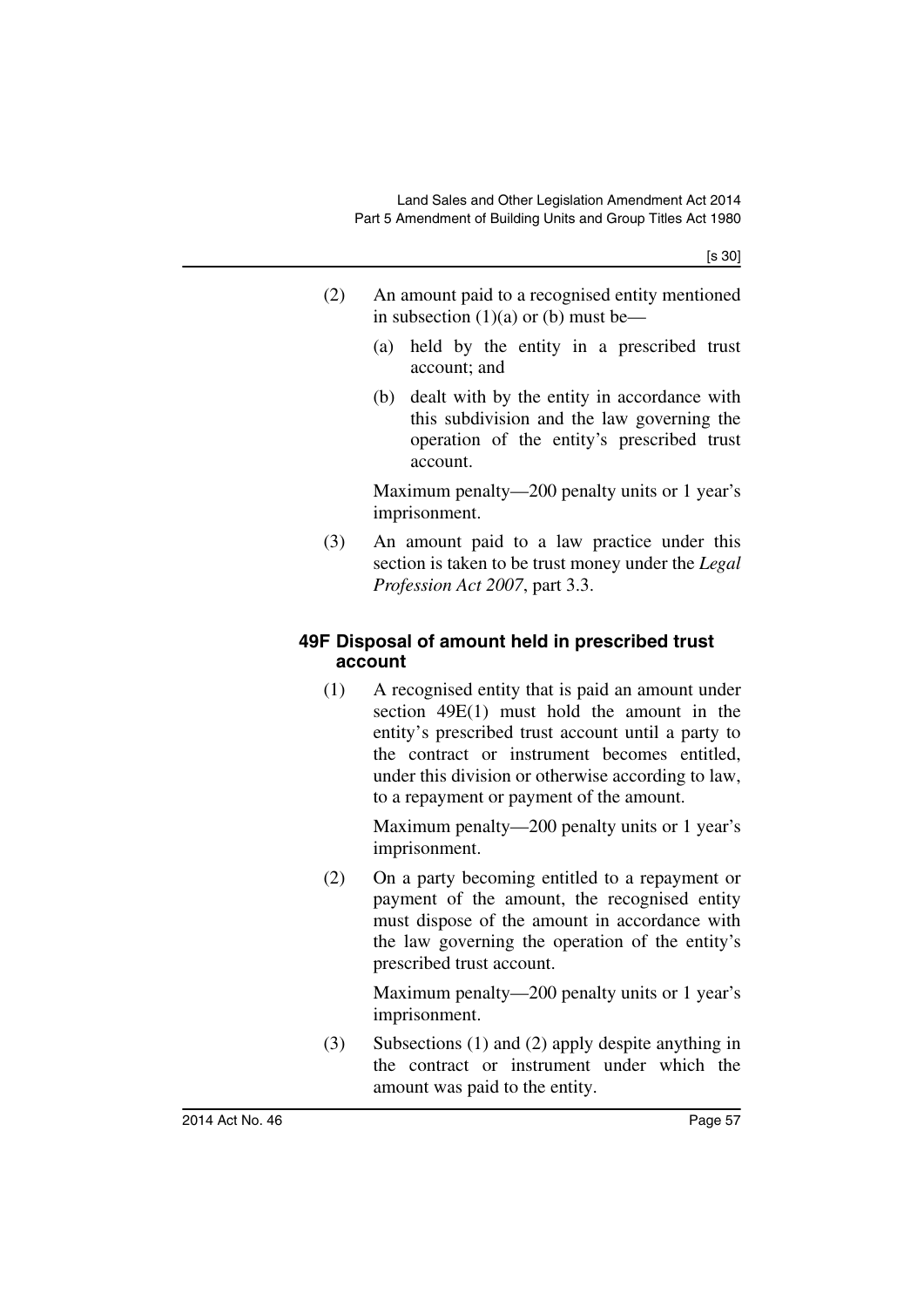(2) An amount paid to a recognised entity mentioned in subsection (1)(a) or (b) must be—

(a) held by the entity in a prescribed trust account; and

(b) dealt with by the entity in accordance with this subdivision and the law governing the operation of the entity's prescribed trust account.

Maximum penalty—200 penalty units or 1 year's imprisonment.

(3) An amount paid to a law practice under this section is taken to be trust money under the *Legal Profession Act 2007*, part 3.3.

### 49F Disposal of amount held in prescribed trust account

(1) A recognised entity that is paid an amount under section 49E(1) must hold the amount in the entity's prescribed trust account until a party to the contract or instrument becomes entitled, under this division or otherwise according to law, to a repayment or payment of the amount.

Maximum penalty—200 penalty units or 1 year's imprisonment.

(2) On a party becoming entitled to a repayment or payment of the amount, the recognised entity must dispose of the amount in accordance with the law governing the operation of the entity's prescribed trust account.

Maximum penalty—200 penalty units or 1 year's imprisonment.

(3) Subsections (1) and (2) apply despite anything in the contract or instrument under which the amount was paid to the entity.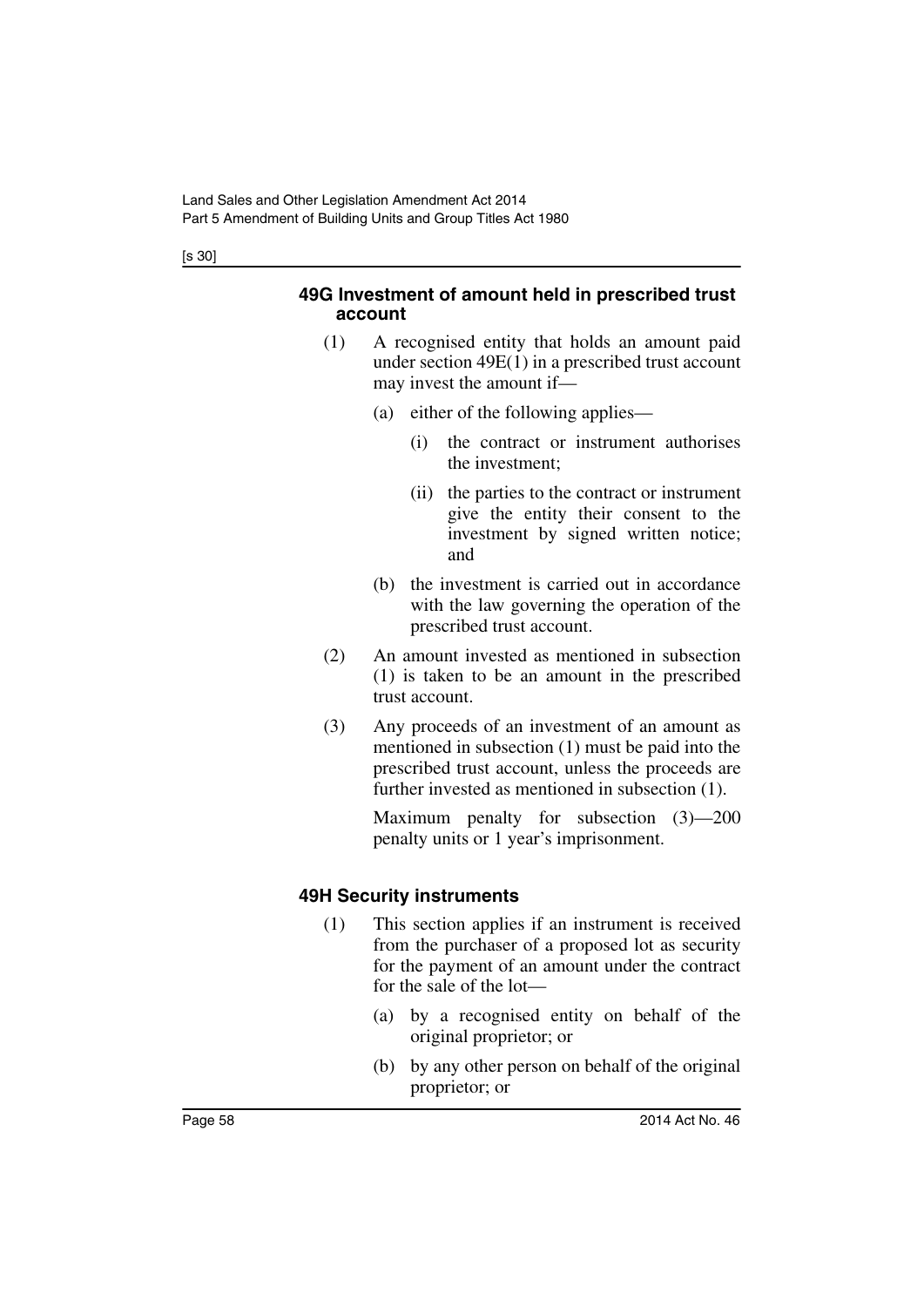### 49G Investment of amount held in prescribed trust account

(1) A recognised entity that holds an amount paid under section 49E(1) in a prescribed trust account may invest the amount if—

(a) either of the following applies—

(i) the contract or instrument authorises the investment;

(ii) the parties to the contract or instrument give the entity their consent to the investment by signed written notice; and

(b) the investment is carried out in accordance with the law governing the operation of the prescribed trust account.

(2) An amount invested as mentioned in subsection (1) is taken to be an amount in the prescribed trust account.

(3) Any proceeds of an investment of an amount as mentioned in subsection (1) must be paid into the prescribed trust account, unless the proceeds are further invested as mentioned in subsection (1).

Maximum penalty for subsection (3)—200 penalty units or 1 year's imprisonment.

### 49H Security instruments

(1) This section applies if an instrument is received from the purchaser of a proposed lot as security for the payment of an amount under the contract for the sale of the lot—

(a) by a recognised entity on behalf of the original proprietor; or

(b) by any other person on behalf of the original proprietor; or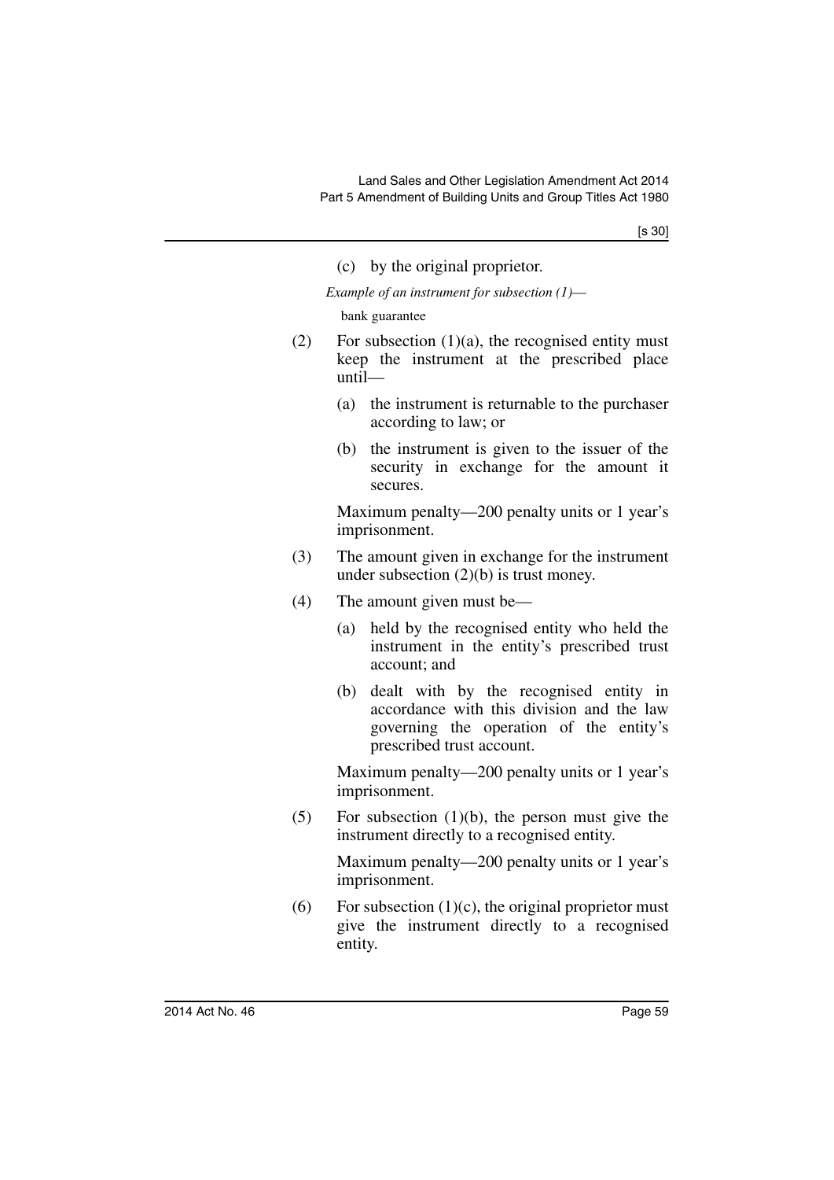(c) by the original proprietor.

*Example of an instrument for subsection (1)—*

bank guarantee

(2) For subsection (1)(a), the recognised entity must keep the instrument at the prescribed place until—

(a) the instrument is returnable to the purchaser according to law; or

(b) the instrument is given to the issuer of the security in exchange for the amount it secures.

Maximum penalty—200 penalty units or 1 year's imprisonment.

(3) The amount given in exchange for the instrument under subsection (2)(b) is trust money.

(4) The amount given must be—

(a) held by the recognised entity who held the instrument in the entity's prescribed trust account; and

(b) dealt with by the recognised entity in accordance with this division and the law governing the operation of the entity's prescribed trust account.

Maximum penalty—200 penalty units or 1 year's imprisonment.

(5) For subsection (1)(b), the person must give the instrument directly to a recognised entity.

Maximum penalty—200 penalty units or 1 year's imprisonment.

(6) For subsection (1)(c), the original proprietor must give the instrument directly to a recognised entity.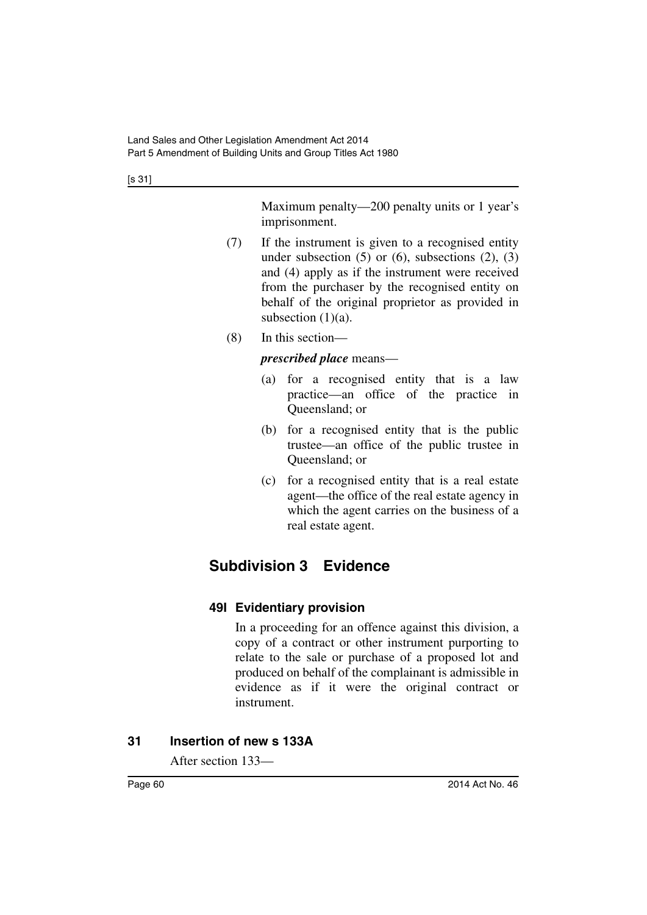Maximum penalty—200 penalty units or 1 year's imprisonment.

(7) If the instrument is given to a recognised entity under subsection (5) or (6), subsections (2), (3) and (4) apply as if the instrument were received from the purchaser by the recognised entity on behalf of the original proprietor as provided in subsection (1)(a).

(8) In this section—

***prescribed place*** means—

(a) for a recognised entity that is a law practice—an office of the practice in Queensland; or

(b) for a recognised entity that is the public trustee—an office of the public trustee in Queensland; or

(c) for a recognised entity that is a real estate agent—the office of the real estate agency in which the agent carries on the business of a real estate agent.

## Subdivision 3 Evidence

### 49I Evidentiary provision

In a proceeding for an offence against this division, a copy of a contract or other instrument purporting to relate to the sale or purchase of a proposed lot and produced on behalf of the complainant is admissible in evidence as if it were the original contract or instrument.

### 31 Insertion of new s 133A

After section 133—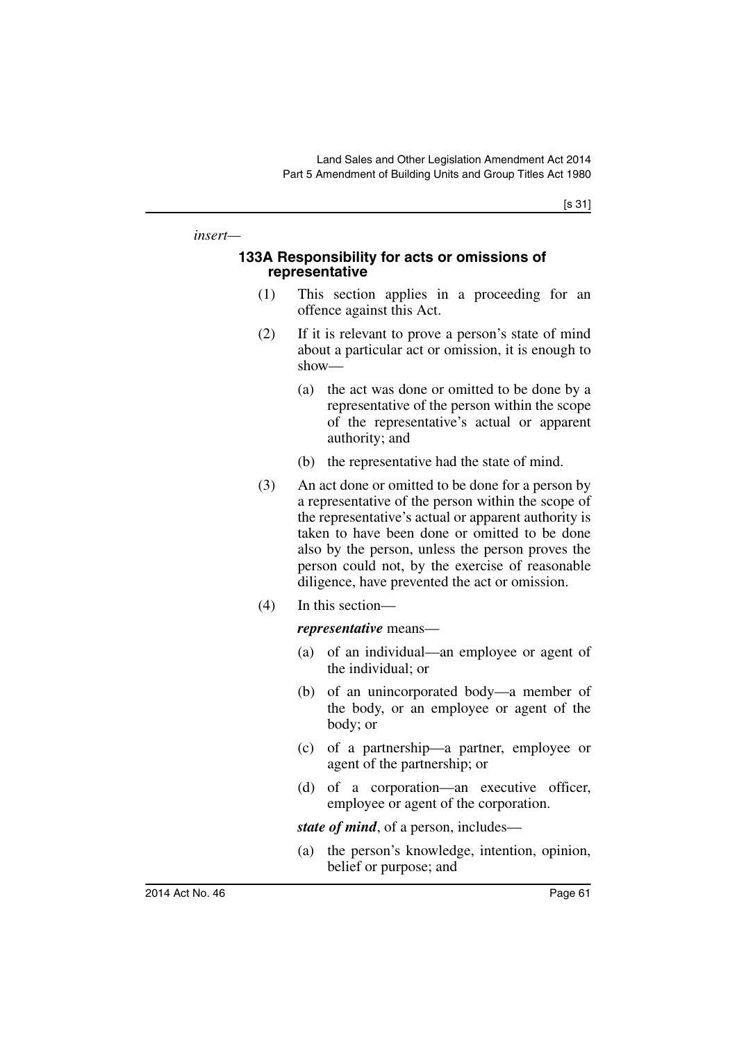*insert—*

### 133A Responsibility for acts or omissions of representative

(1) This section applies in a proceeding for an offence against this Act.

(2) If it is relevant to prove a person's state of mind about a particular act or omission, it is enough to show—

(a) the act was done or omitted to be done by a representative of the person within the scope of the representative's actual or apparent authority; and

(b) the representative had the state of mind.

(3) An act done or omitted to be done for a person by a representative of the person within the scope of the representative's actual or apparent authority is taken to have been done or omitted to be done also by the person, unless the person proves the person could not, by the exercise of reasonable diligence, have prevented the act or omission.

(4) In this section—

***representative*** means—

(a) of an individual—an employee or agent of the individual; or

(b) of an unincorporated body—a member of the body, or an employee or agent of the body; or

(c) of a partnership—a partner, employee or agent of the partnership; or

(d) of a corporation—an executive officer, employee or agent of the corporation.

***state of mind***, of a person, includes—

(a) the person's knowledge, intention, opinion, belief or purpose; and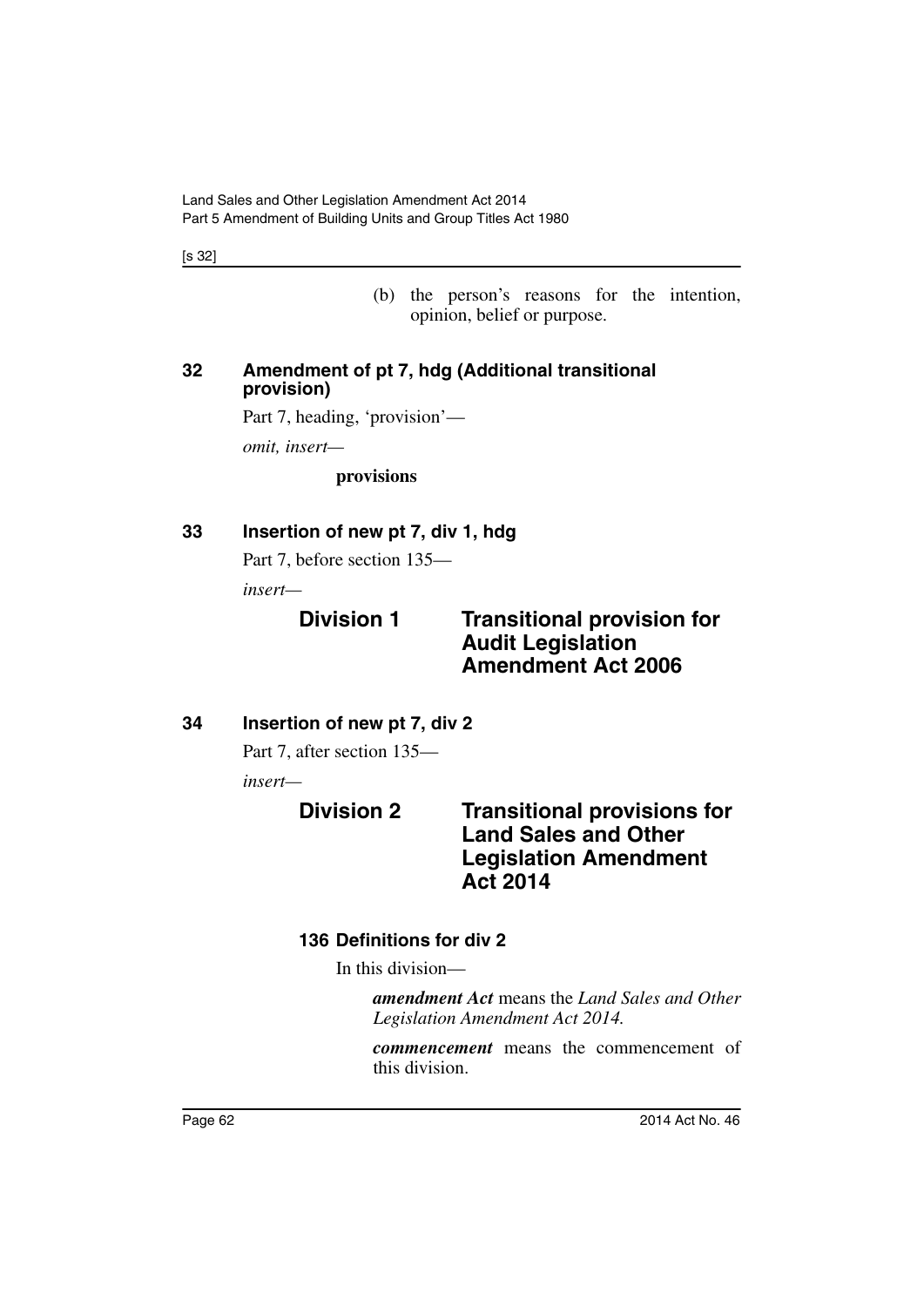(b) the person's reasons for the intention, opinion, belief or purpose.

## 32 Amendment of pt 7, hdg (Additional transitional provision)

Part 7, heading, 'provision'—

*omit, insert—*

**provisions**

## 33 Insertion of new pt 7, div 1, hdg

Part 7, before section 135—

*insert—*

## Division 1 Transitional provision for Audit Legislation Amendment Act 2006

## 34 Insertion of new pt 7, div 2

Part 7, after section 135—

*insert—*

## Division 2 Transitional provisions for Land Sales and Other Legislation Amendment Act 2014

### 136 Definitions for div 2

In this division—

***amendment Act*** means the *Land Sales and Other Legislation Amendment Act 2014.*

***commencement*** means the commencement of this division.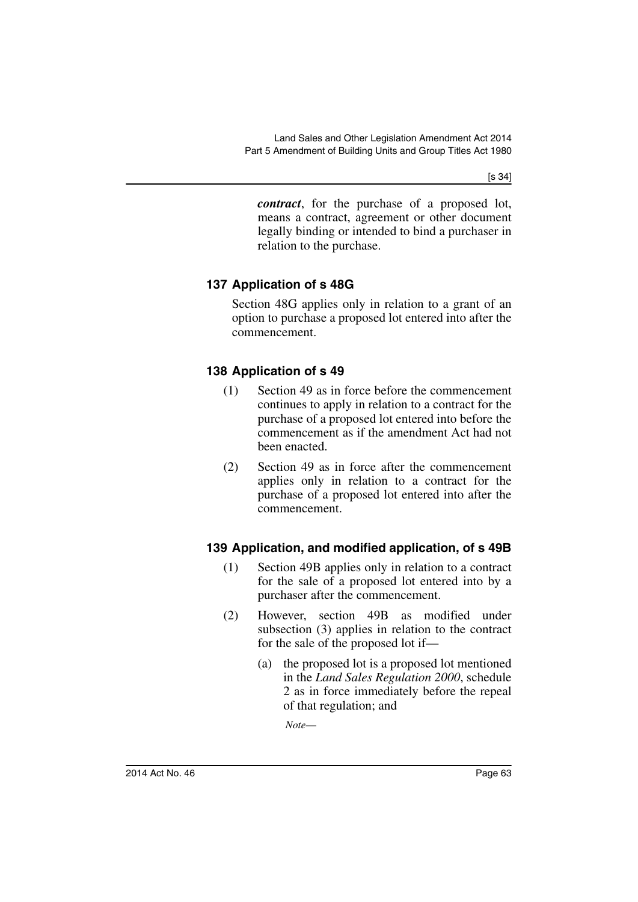***contract***, for the purchase of a proposed lot, means a contract, agreement or other document legally binding or intended to bind a purchaser in relation to the purchase.

### 137 Application of s 48G

Section 48G applies only in relation to a grant of an option to purchase a proposed lot entered into after the commencement.

### 138 Application of s 49

(1) Section 49 as in force before the commencement continues to apply in relation to a contract for the purchase of a proposed lot entered into before the commencement as if the amendment Act had not been enacted.

(2) Section 49 as in force after the commencement applies only in relation to a contract for the purchase of a proposed lot entered into after the commencement.

### 139 Application, and modified application, of s 49B

(1) Section 49B applies only in relation to a contract for the sale of a proposed lot entered into by a purchaser after the commencement.

(2) However, section 49B as modified under subsection (3) applies in relation to the contract for the sale of the proposed lot if—

(a) the proposed lot is a proposed lot mentioned in the *Land Sales Regulation 2000*, schedule 2 as in force immediately before the repeal of that regulation; and

*Note*—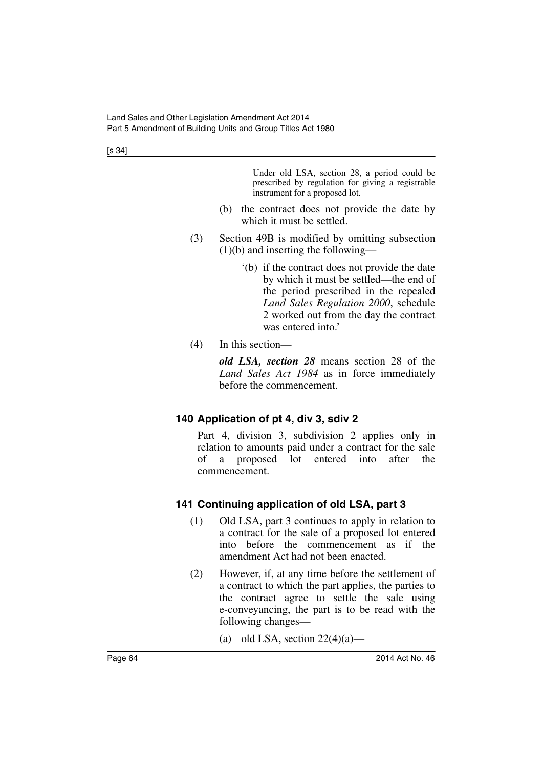Under old LSA, section 28, a period could be prescribed by regulation for giving a registrable instrument for a proposed lot.

(b) the contract does not provide the date by which it must be settled.

(3) Section 49B is modified by omitting subsection (1)(b) and inserting the following—

'(b) if the contract does not provide the date by which it must be settled—the end of the period prescribed in the repealed *Land Sales Regulation 2000*, schedule 2 worked out from the day the contract was entered into.'

(4) In this section—

***old LSA, section 28*** means section 28 of the *Land Sales Act 1984* as in force immediately before the commencement.

## 140 Application of pt 4, div 3, sdiv 2

Part 4, division 3, subdivision 2 applies only in relation to amounts paid under a contract for the sale of a proposed lot entered into after the commencement.

## 141 Continuing application of old LSA, part 3

(1) Old LSA, part 3 continues to apply in relation to a contract for the sale of a proposed lot entered into before the commencement as if the amendment Act had not been enacted.

(2) However, if, at any time before the settlement of a contract to which the part applies, the parties to the contract agree to settle the sale using e-conveyancing, the part is to be read with the following changes—

(a) old LSA, section 22(4)(a)—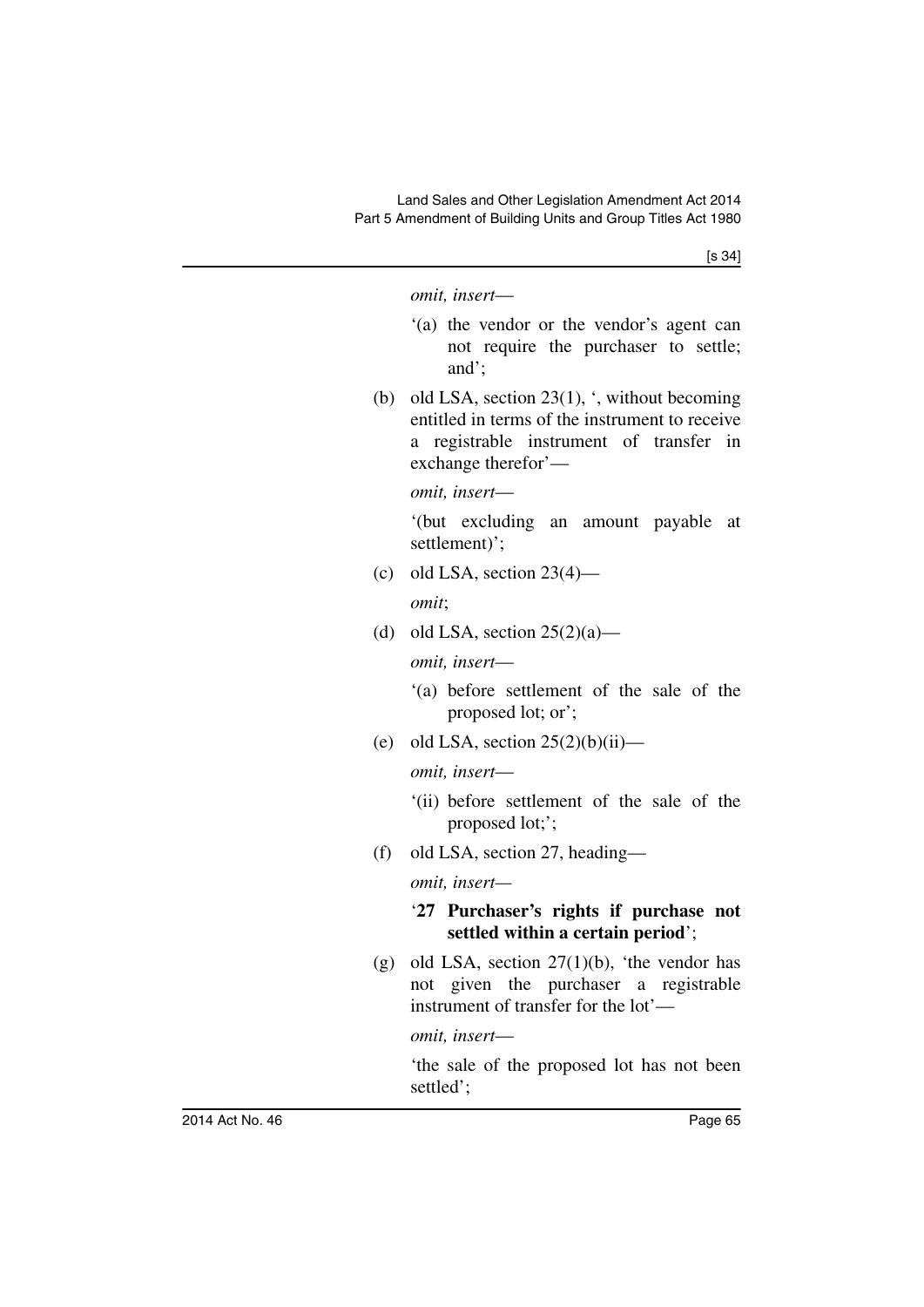*omit, insert*—

'(a) the vendor or the vendor's agent can not require the purchaser to settle; and';

(b) old LSA, section 23(1), ', without becoming entitled in terms of the instrument to receive a registrable instrument of transfer in exchange therefor'—

*omit, insert*—

'(but excluding an amount payable at settlement)';

(c) old LSA, section 23(4)—

*omit*;

(d) old LSA, section 25(2)(a)—

*omit, insert*—

'(a) before settlement of the sale of the proposed lot; or';

(e) old LSA, section 25(2)(b)(ii)—

*omit, insert*—

'(ii) before settlement of the sale of the proposed lot;';

(f) old LSA, section 27, heading—

*omit, insert*—

'**27 Purchaser's rights if purchase not settled within a certain period**';

(g) old LSA, section 27(1)(b), 'the vendor has not given the purchaser a registrable instrument of transfer for the lot'—

*omit, insert*—

'the sale of the proposed lot has not been settled';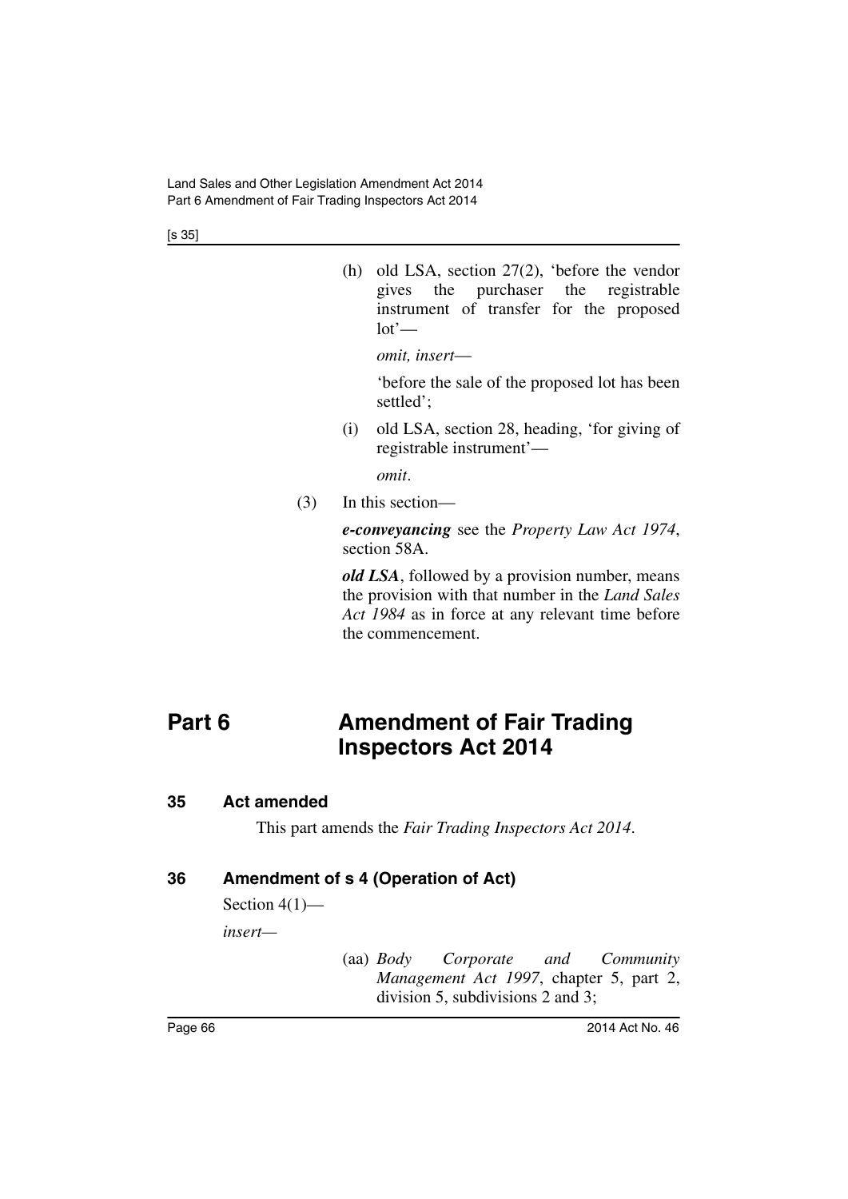(h) old LSA, section 27(2), 'before the vendor gives the purchaser the registrable instrument of transfer for the proposed lot'—

*omit, insert*—

'before the sale of the proposed lot has been settled';

(i) old LSA, section 28, heading, 'for giving of registrable instrument'—

*omit*.

(3) In this section—

***e-conveyancing*** see the *Property Law Act 1974*, section 58A.

***old LSA***, followed by a provision number, means the provision with that number in the *Land Sales Act 1984* as in force at any relevant time before the commencement.

# Part 6 Amendment of Fair Trading Inspectors Act 2014

## 35 Act amended

This part amends the *Fair Trading Inspectors Act 2014*.

## 36 Amendment of s 4 (Operation of Act)

Section 4(1)—

*insert*—

(aa) *Body Corporate and Community Management Act 1997*, chapter 5, part 2, division 5, subdivisions 2 and 3;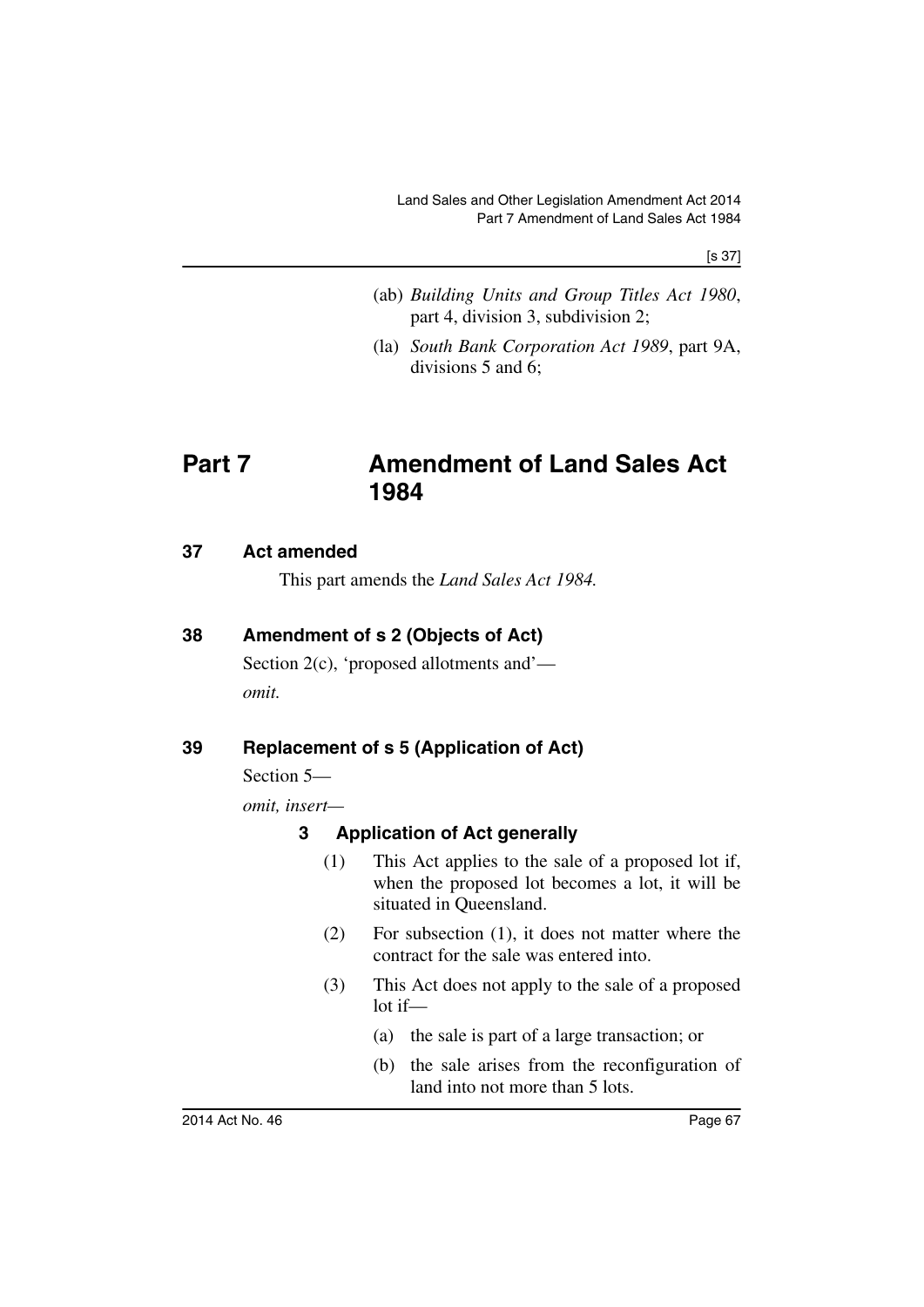(ab) *Building Units and Group Titles Act 1980*, part 4, division 3, subdivision 2;

(la) *South Bank Corporation Act 1989*, part 9A, divisions 5 and 6;

# Part 7 Amendment of Land Sales Act 1984

## 37 Act amended

This part amends the *Land Sales Act 1984.*

## 38 Amendment of s 2 (Objects of Act)

Section 2(c), 'proposed allotments and'—

*omit.*

## 39 Replacement of s 5 (Application of Act)

Section 5—

*omit, insert*—

### 3 Application of Act generally

(1) This Act applies to the sale of a proposed lot if, when the proposed lot becomes a lot, it will be situated in Queensland.

(2) For subsection (1), it does not matter where the contract for the sale was entered into.

(3) This Act does not apply to the sale of a proposed lot if—

(a) the sale is part of a large transaction; or

(b) the sale arises from the reconfiguration of land into not more than 5 lots.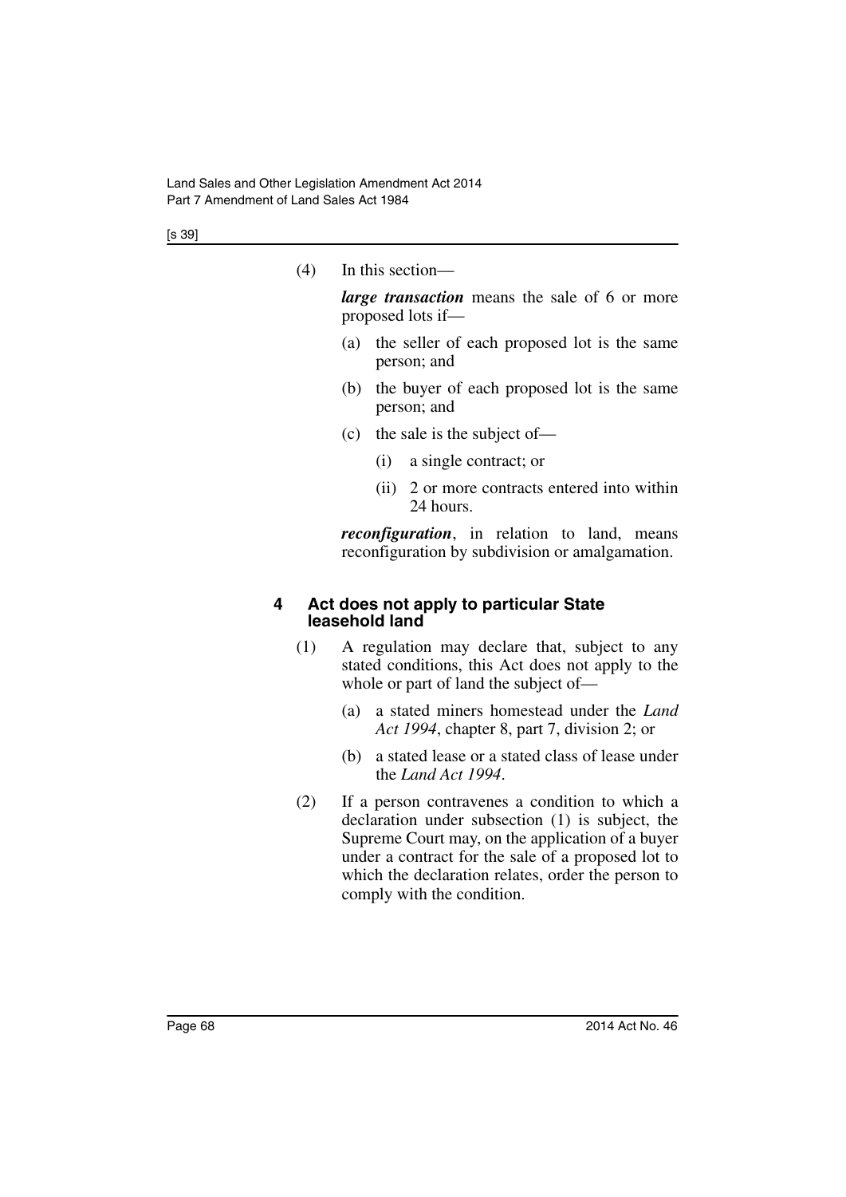(4) In this section—

***large transaction*** means the sale of 6 or more proposed lots if—

(a) the seller of each proposed lot is the same person; and

(b) the buyer of each proposed lot is the same person; and

(c) the sale is the subject of—

(i) a single contract; or

(ii) 2 or more contracts entered into within 24 hours.

***reconfiguration***, in relation to land, means reconfiguration by subdivision or amalgamation.

### 4 Act does not apply to particular State leasehold land

(1) A regulation may declare that, subject to any stated conditions, this Act does not apply to the whole or part of land the subject of—

(a) a stated miners homestead under the *Land Act 1994*, chapter 8, part 7, division 2; or

(b) a stated lease or a stated class of lease under the *Land Act 1994*.

(2) If a person contravenes a condition to which a declaration under subsection (1) is subject, the Supreme Court may, on the application of a buyer under a contract for the sale of a proposed lot to which the declaration relates, order the person to comply with the condition.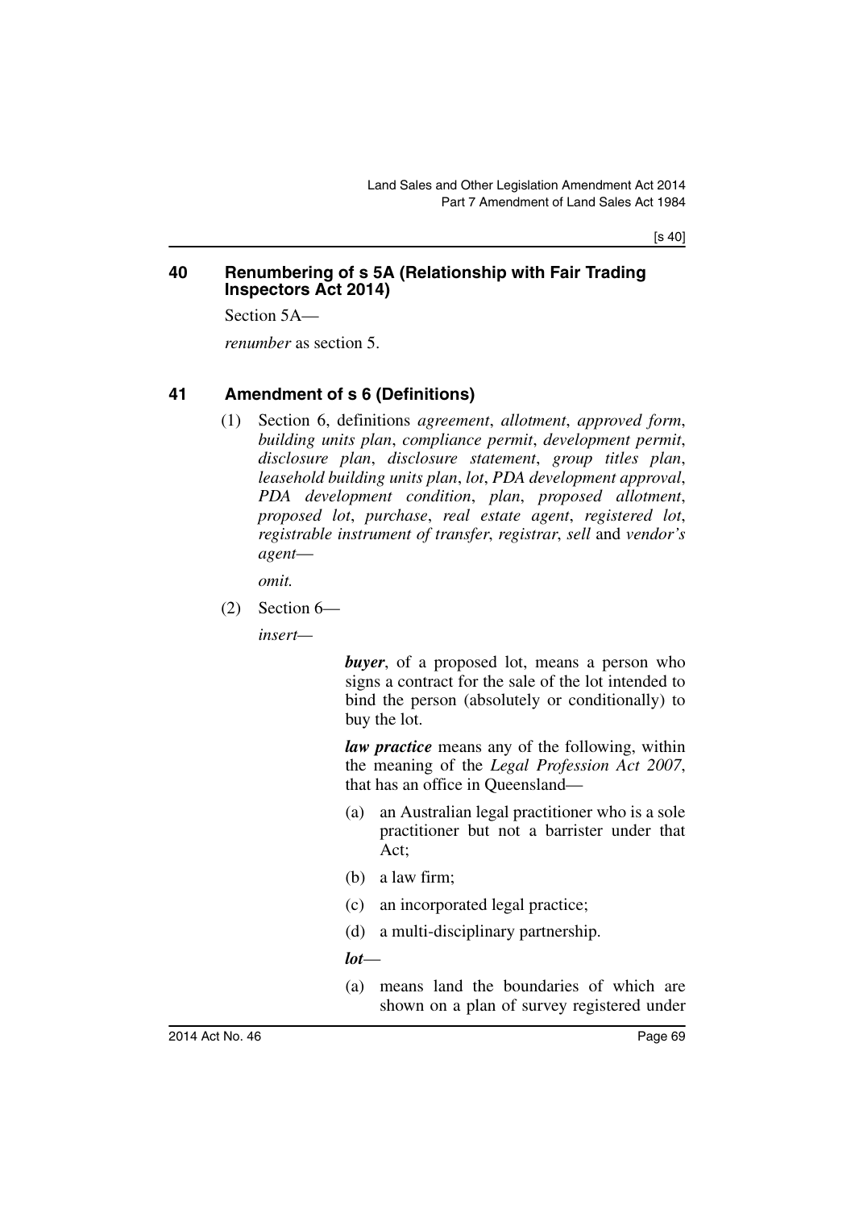## 40 Renumbering of s 5A (Relationship with Fair Trading Inspectors Act 2014)

Section 5A—

*renumber* as section 5.

## 41 Amendment of s 6 (Definitions)

(1) Section 6, definitions *agreement*, *allotment*, *approved form*, *building units plan*, *compliance permit*, *development permit*, *disclosure plan*, *disclosure statement*, *group titles plan*, *leasehold building units plan*, *lot*, *PDA development approval*, *PDA development condition*, *plan*, *proposed allotment*, *proposed lot*, *purchase*, *real estate agent*, *registered lot*, *registrable instrument of transfer*, *registrar*, *sell* and *vendor's agent*—

*omit.*

(2) Section 6—

*insert*—

***buyer***, of a proposed lot, means a person who signs a contract for the sale of the lot intended to bind the person (absolutely or conditionally) to buy the lot.

***law practice*** means any of the following, within the meaning of the *Legal Profession Act 2007*, that has an office in Queensland—

(a) an Australian legal practitioner who is a sole practitioner but not a barrister under that Act;

(b) a law firm;

(c) an incorporated legal practice;

(d) a multi-disciplinary partnership.

***lot***—

(a) means land the boundaries of which are shown on a plan of survey registered under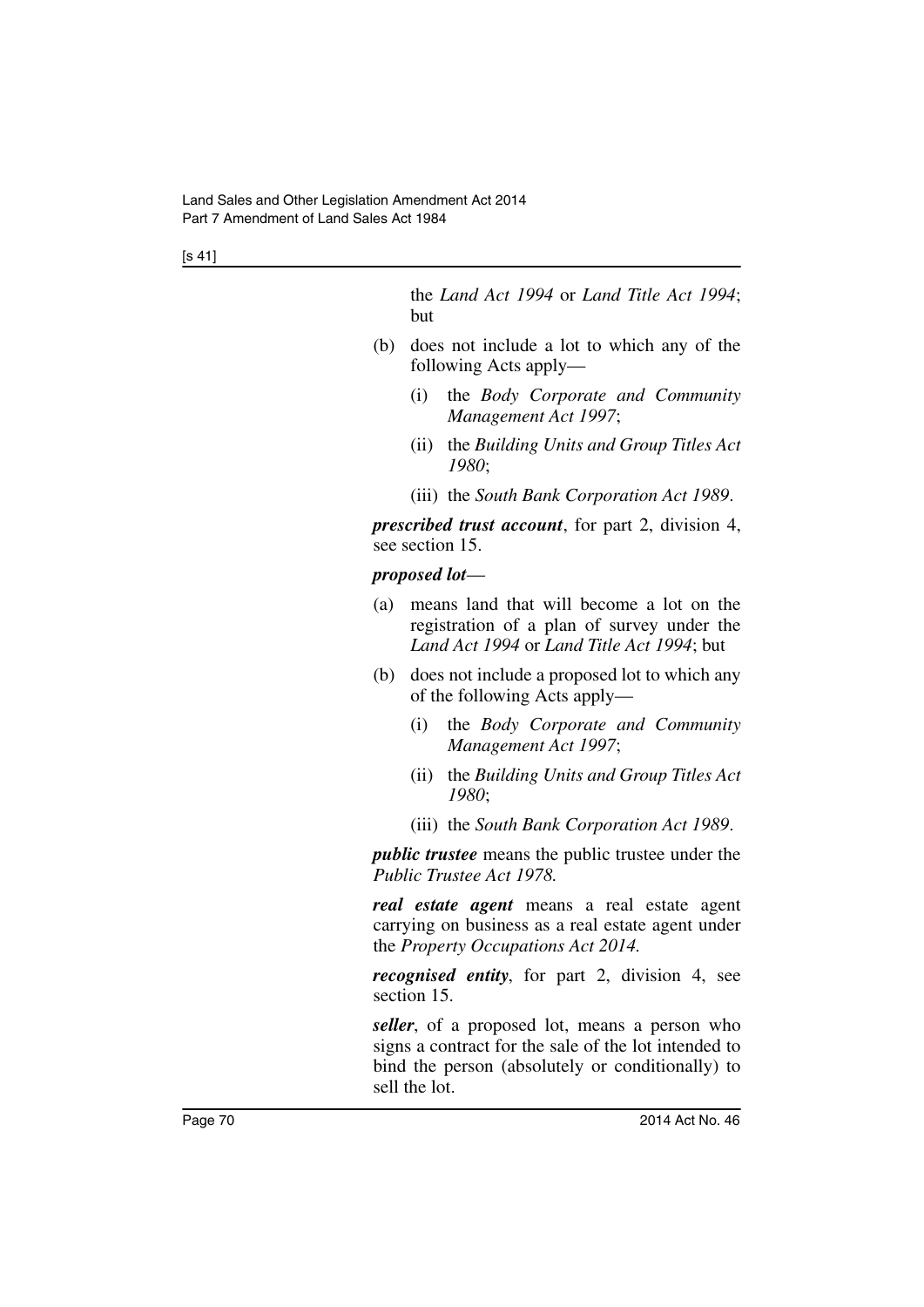the *Land Act 1994* or *Land Title Act 1994*; but

(b) does not include a lot to which any of the following Acts apply—

(i) the *Body Corporate and Community Management Act 1997*;

(ii) the *Building Units and Group Titles Act 1980*;

(iii) the *South Bank Corporation Act 1989*.

***prescribed trust account***, for part 2, division 4, see section 15.

***proposed lot***—

(a) means land that will become a lot on the registration of a plan of survey under the *Land Act 1994* or *Land Title Act 1994*; but

(b) does not include a proposed lot to which any of the following Acts apply—

(i) the *Body Corporate and Community Management Act 1997*;

(ii) the *Building Units and Group Titles Act 1980*;

(iii) the *South Bank Corporation Act 1989*.

***public trustee*** means the public trustee under the *Public Trustee Act 1978.*

***real estate agent*** means a real estate agent carrying on business as a real estate agent under the *Property Occupations Act 2014.*

***recognised entity***, for part 2, division 4, see section 15.

***seller***, of a proposed lot, means a person who signs a contract for the sale of the lot intended to bind the person (absolutely or conditionally) to sell the lot.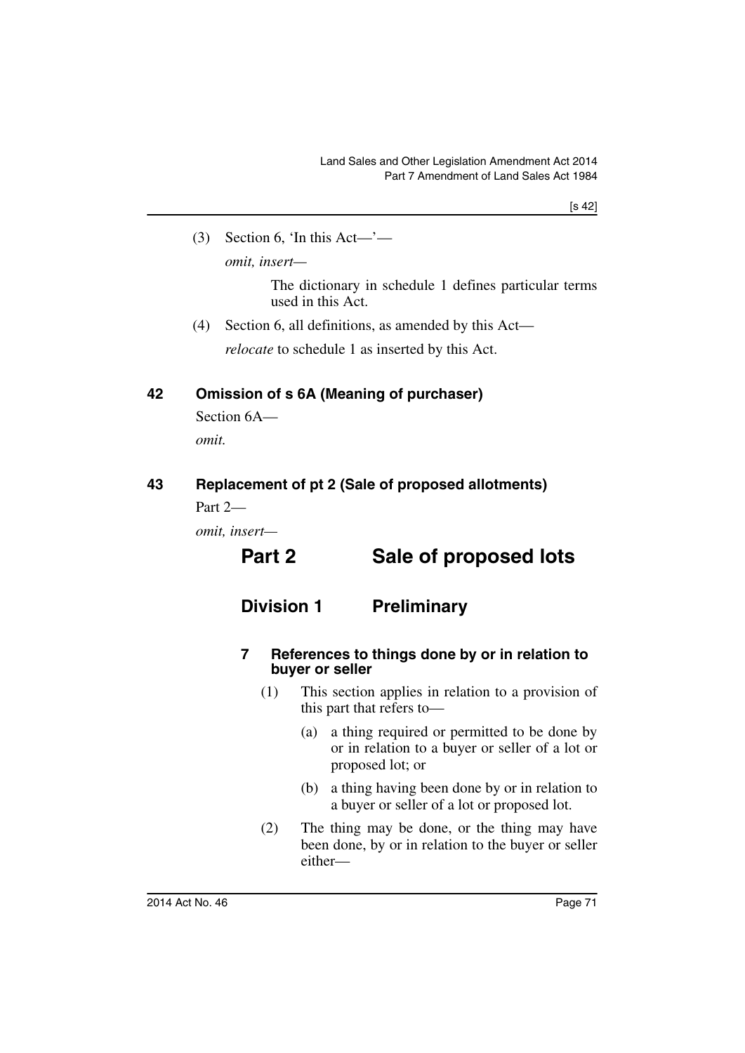(3) Section 6, 'In this Act—'—

*omit, insert—*

The dictionary in schedule 1 defines particular terms used in this Act.

(4) Section 6, all definitions, as amended by this Act—

*relocate* to schedule 1 as inserted by this Act.

### 42 Omission of s 6A (Meaning of purchaser)

Section 6A—

*omit.*

### 43 Replacement of pt 2 (Sale of proposed allotments)

Part 2—

*omit, insert—*

## Part 2 Sale of proposed lots

## Division 1 Preliminary

#### 7 References to things done by or in relation to buyer or seller

(1) This section applies in relation to a provision of this part that refers to—

(a) a thing required or permitted to be done by or in relation to a buyer or seller of a lot or proposed lot; or

(b) a thing having been done by or in relation to a buyer or seller of a lot or proposed lot.

(2) The thing may be done, or the thing may have been done, by or in relation to the buyer or seller either—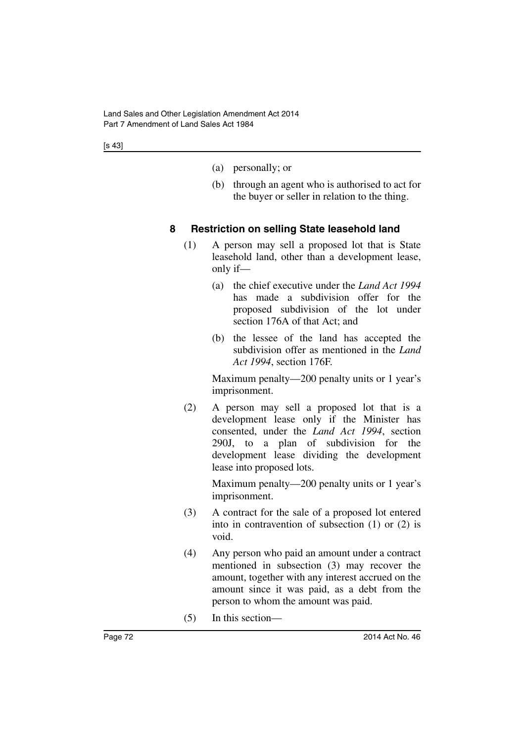(a) personally; or

(b) through an agent who is authorised to act for the buyer or seller in relation to the thing.

### 8 Restriction on selling State leasehold land

(1) A person may sell a proposed lot that is State leasehold land, other than a development lease, only if—

(a) the chief executive under the *Land Act 1994* has made a subdivision offer for the proposed subdivision of the lot under section 176A of that Act; and

(b) the lessee of the land has accepted the subdivision offer as mentioned in the *Land Act 1994*, section 176F.

Maximum penalty—200 penalty units or 1 year's imprisonment.

(2) A person may sell a proposed lot that is a development lease only if the Minister has consented, under the *Land Act 1994*, section 290J, to a plan of subdivision for the development lease dividing the development lease into proposed lots.

Maximum penalty—200 penalty units or 1 year's imprisonment.

(3) A contract for the sale of a proposed lot entered into in contravention of subsection (1) or (2) is void.

(4) Any person who paid an amount under a contract mentioned in subsection (3) may recover the amount, together with any interest accrued on the amount since it was paid, as a debt from the person to whom the amount was paid.

(5) In this section—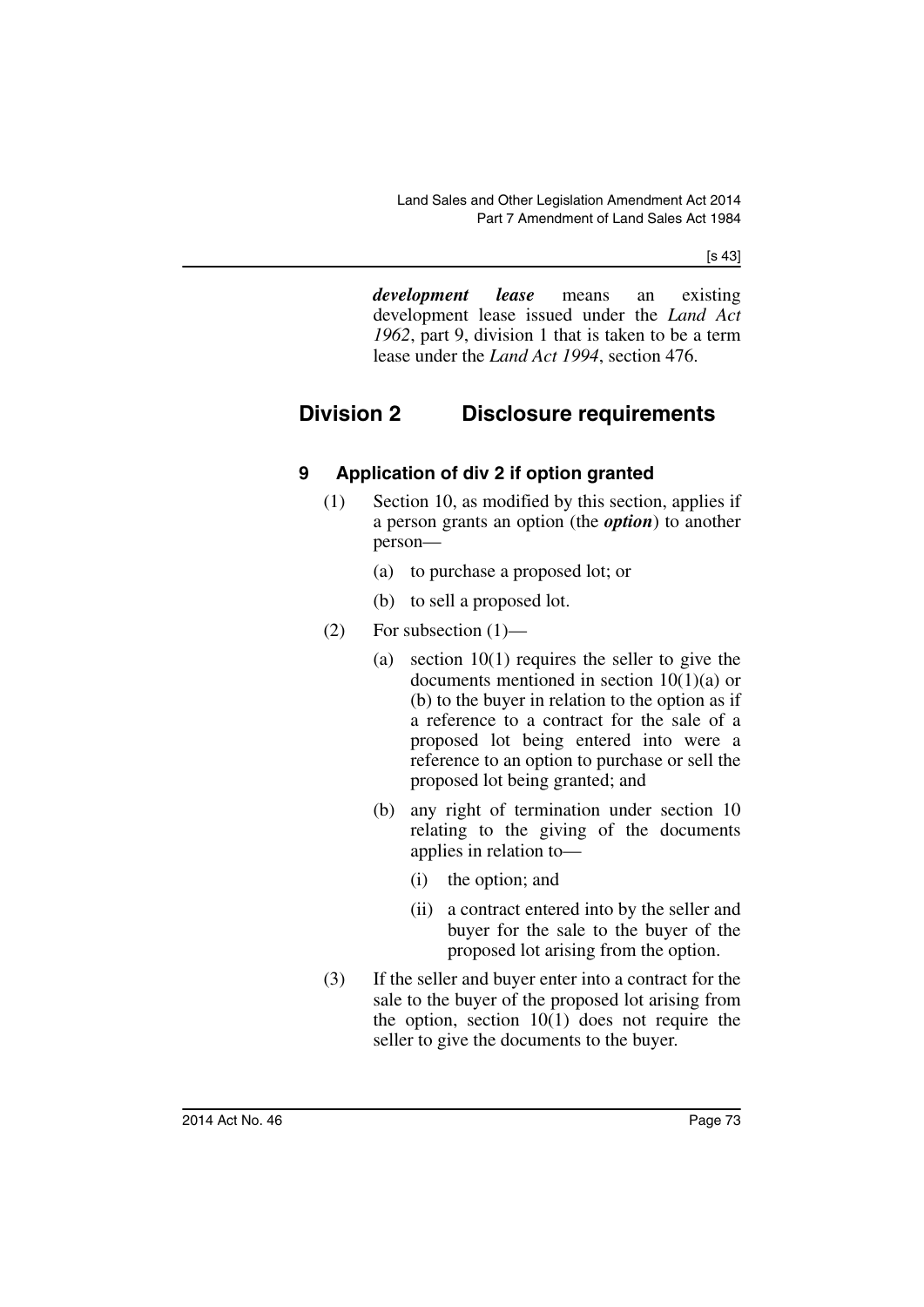***development lease*** means an existing development lease issued under the *Land Act 1962*, part 9, division 1 that is taken to be a term lease under the *Land Act 1994*, section 476.

## Division 2 Disclosure requirements

### 9 Application of div 2 if option granted

(1) Section 10, as modified by this section, applies if a person grants an option (the ***option***) to another person—

(a) to purchase a proposed lot; or

(b) to sell a proposed lot.

(2) For subsection (1)—

(a) section 10(1) requires the seller to give the documents mentioned in section 10(1)(a) or (b) to the buyer in relation to the option as if a reference to a contract for the sale of a proposed lot being entered into were a reference to an option to purchase or sell the proposed lot being granted; and

(b) any right of termination under section 10 relating to the giving of the documents applies in relation to—

(i) the option; and

(ii) a contract entered into by the seller and buyer for the sale to the buyer of the proposed lot arising from the option.

(3) If the seller and buyer enter into a contract for the sale to the buyer of the proposed lot arising from the option, section 10(1) does not require the seller to give the documents to the buyer.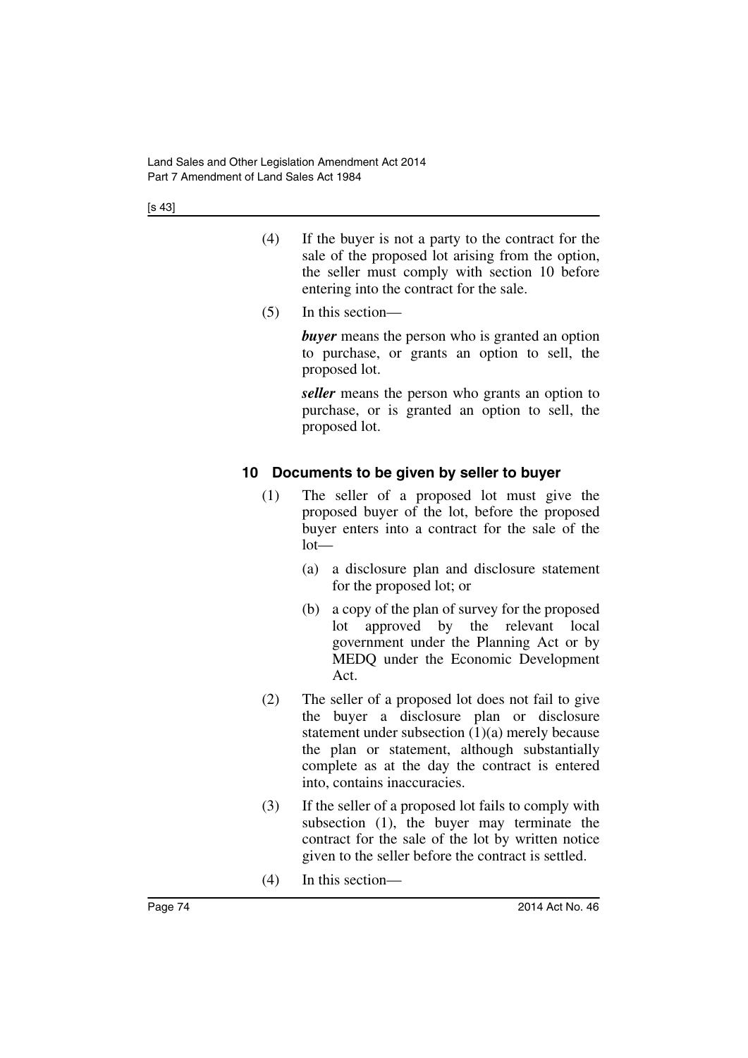(4) If the buyer is not a party to the contract for the sale of the proposed lot arising from the option, the seller must comply with section 10 before entering into the contract for the sale.

(5) In this section—

***buyer*** means the person who is granted an option to purchase, or grants an option to sell, the proposed lot.

***seller*** means the person who grants an option to purchase, or is granted an option to sell, the proposed lot.

### 10 Documents to be given by seller to buyer

(1) The seller of a proposed lot must give the proposed buyer of the lot, before the proposed buyer enters into a contract for the sale of the lot—

(a) a disclosure plan and disclosure statement for the proposed lot; or

(b) a copy of the plan of survey for the proposed lot approved by the relevant local government under the Planning Act or by MEDQ under the Economic Development Act.

(2) The seller of a proposed lot does not fail to give the buyer a disclosure plan or disclosure statement under subsection (1)(a) merely because the plan or statement, although substantially complete as at the day the contract is entered into, contains inaccuracies.

(3) If the seller of a proposed lot fails to comply with subsection (1), the buyer may terminate the contract for the sale of the lot by written notice given to the seller before the contract is settled.

(4) In this section—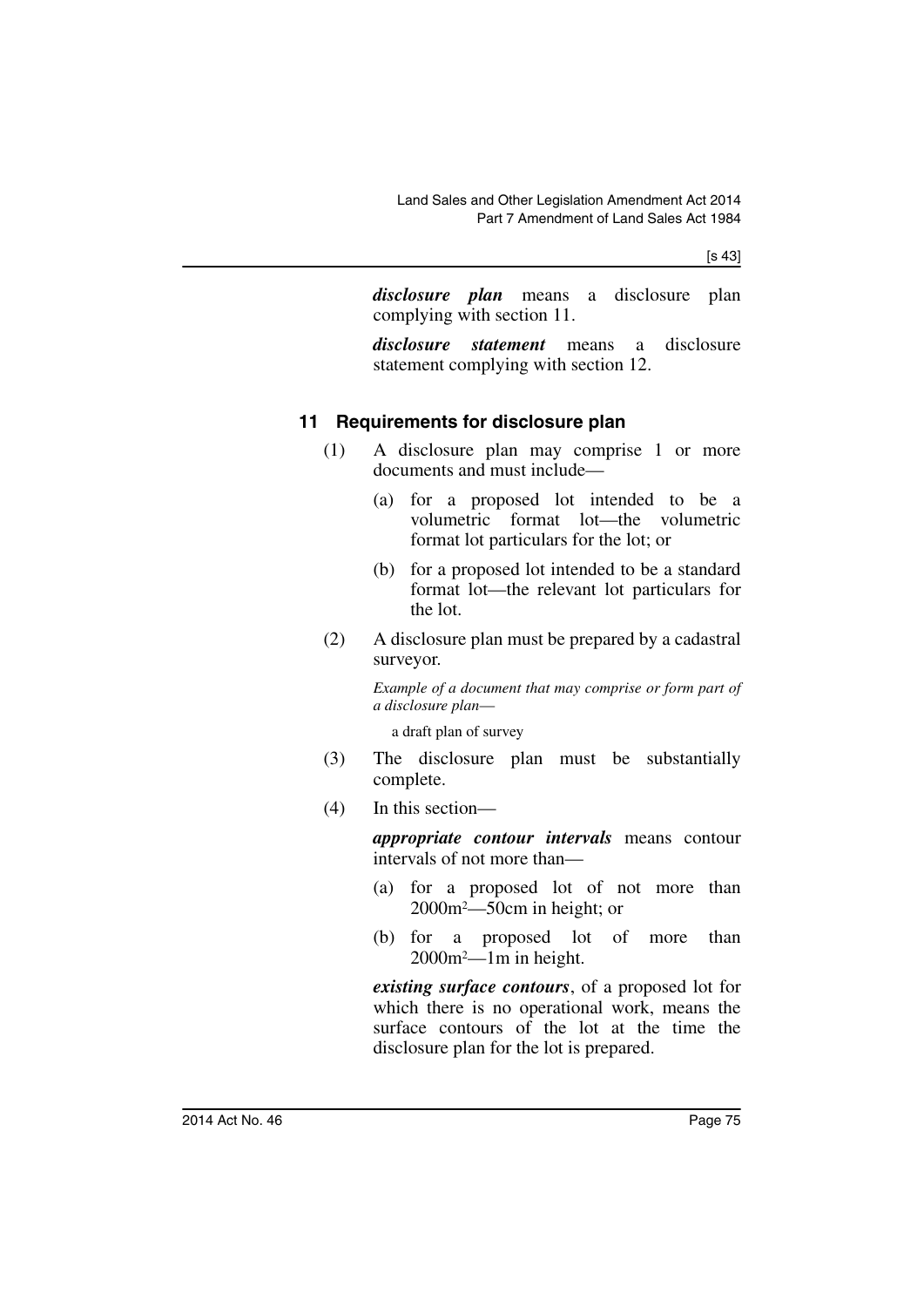***disclosure plan*** means a disclosure plan complying with section 11.

***disclosure statement*** means a disclosure statement complying with section 12.

### 11 Requirements for disclosure plan

(1) A disclosure plan may comprise 1 or more documents and must include—

(a) for a proposed lot intended to be a volumetric format lot—the volumetric format lot particulars for the lot; or

(b) for a proposed lot intended to be a standard format lot—the relevant lot particulars for the lot.

(2) A disclosure plan must be prepared by a cadastral surveyor.

*Example of a document that may comprise or form part of a disclosure plan—*

a draft plan of survey

(3) The disclosure plan must be substantially complete.

(4) In this section—

***appropriate contour intervals*** means contour intervals of not more than—

(a) for a proposed lot of not more than $2000m^2$—50cm in height; or

(b) for a proposed lot of more than $2000m^2$—1m in height.

***existing surface contours***, of a proposed lot for which there is no operational work, means the surface contours of the lot at the time the disclosure plan for the lot is prepared.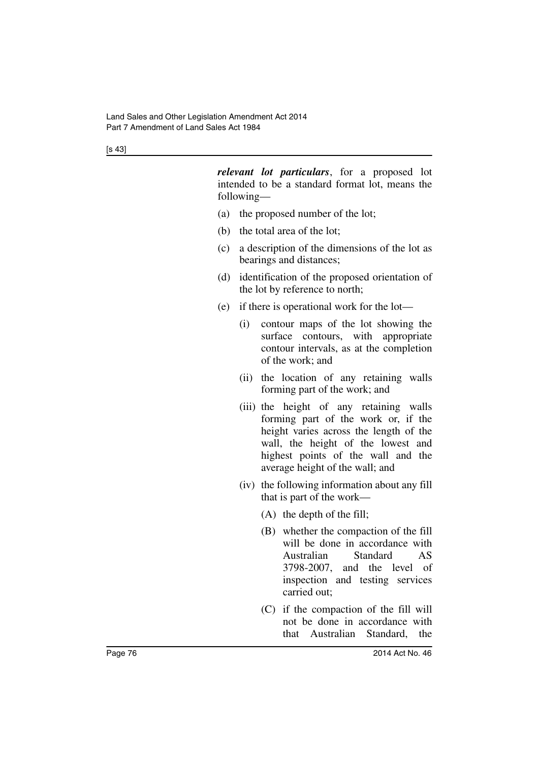***relevant lot particulars***, for a proposed lot intended to be a standard format lot, means the following—

(a) the proposed number of the lot;

(b) the total area of the lot;

(c) a description of the dimensions of the lot as bearings and distances;

(d) identification of the proposed orientation of the lot by reference to north;

(e) if there is operational work for the lot—

(i) contour maps of the lot showing the surface contours, with appropriate contour intervals, as at the completion of the work; and

(ii) the location of any retaining walls forming part of the work; and

(iii) the height of any retaining walls forming part of the work or, if the height varies across the length of the wall, the height of the lowest and highest points of the wall and the average height of the wall; and

(iv) the following information about any fill that is part of the work—

(A) the depth of the fill;

(B) whether the compaction of the fill will be done in accordance with Australian Standard AS 3798-2007, and the level of inspection and testing services carried out;

(C) if the compaction of the fill will not be done in accordance with that Australian Standard, the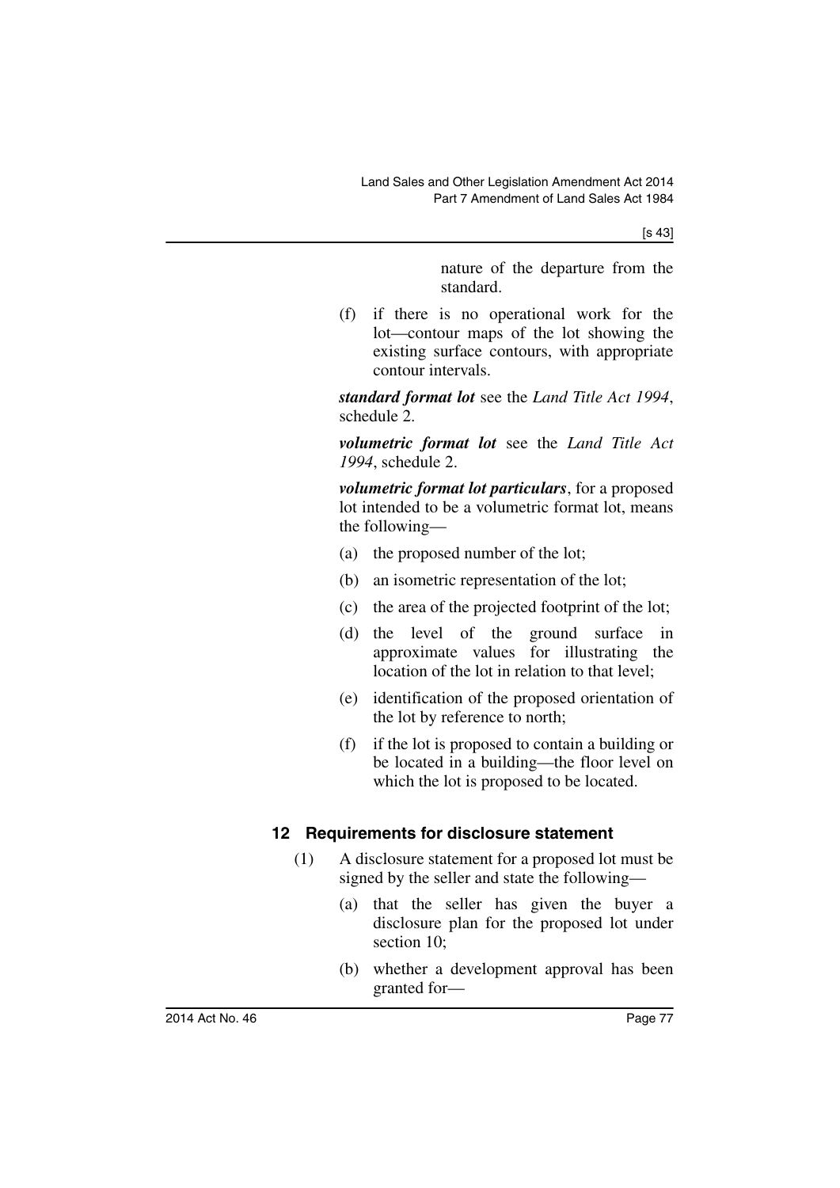nature of the departure from the standard.

(f) if there is no operational work for the lot—contour maps of the lot showing the existing surface contours, with appropriate contour intervals.

***standard format lot*** see the *Land Title Act 1994*, schedule 2.

***volumetric format lot*** see the *Land Title Act 1994*, schedule 2.

***volumetric format lot particulars***, for a proposed lot intended to be a volumetric format lot, means the following—

(a) the proposed number of the lot;

(b) an isometric representation of the lot;

(c) the area of the projected footprint of the lot;

(d) the level of the ground surface in approximate values for illustrating the location of the lot in relation to that level;

(e) identification of the proposed orientation of the lot by reference to north;

(f) if the lot is proposed to contain a building or be located in a building—the floor level on which the lot is proposed to be located.

### 12 Requirements for disclosure statement

(1) A disclosure statement for a proposed lot must be signed by the seller and state the following—

(a) that the seller has given the buyer a disclosure plan for the proposed lot under section 10;

(b) whether a development approval has been granted for—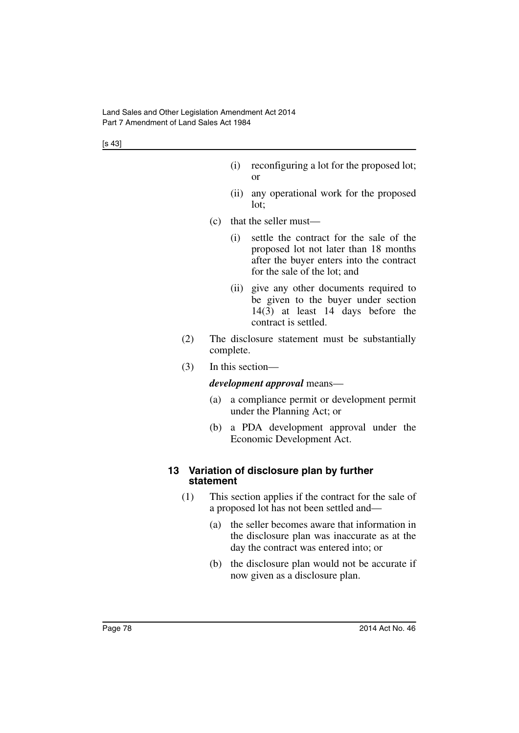(i) reconfiguring a lot for the proposed lot; or

(ii) any operational work for the proposed lot;

(c) that the seller must—

(i) settle the contract for the sale of the proposed lot not later than 18 months after the buyer enters into the contract for the sale of the lot; and

(ii) give any other documents required to be given to the buyer under section 14(3) at least 14 days before the contract is settled.

(2) The disclosure statement must be substantially complete.

(3) In this section—

***development approval*** means—

(a) a compliance permit or development permit under the Planning Act; or

(b) a PDA development approval under the Economic Development Act.

### 13 Variation of disclosure plan by further statement

(1) This section applies if the contract for the sale of a proposed lot has not been settled and—

(a) the seller becomes aware that information in the disclosure plan was inaccurate as at the day the contract was entered into; or

(b) the disclosure plan would not be accurate if now given as a disclosure plan.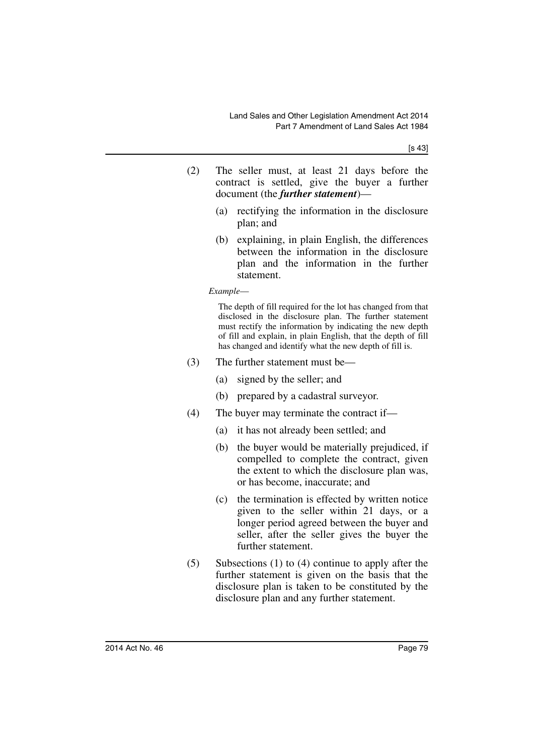(2) The seller must, at least 21 days before the contract is settled, give the buyer a further document (the ***further statement***)—

  (a) rectifying the information in the disclosure plan; and

  (b) explaining, in plain English, the differences between the information in the disclosure plan and the information in the further statement.

*Example—*

The depth of fill required for the lot has changed from that disclosed in the disclosure plan. The further statement must rectify the information by indicating the new depth of fill and explain, in plain English, that the depth of fill has changed and identify what the new depth of fill is.

(3) The further statement must be—

  (a) signed by the seller; and

  (b) prepared by a cadastral surveyor.

(4) The buyer may terminate the contract if—

  (a) it has not already been settled; and

  (b) the buyer would be materially prejudiced, if compelled to complete the contract, given the extent to which the disclosure plan was, or has become, inaccurate; and

  (c) the termination is effected by written notice given to the seller within 21 days, or a longer period agreed between the buyer and seller, after the seller gives the buyer the further statement.

(5) Subsections (1) to (4) continue to apply after the further statement is given on the basis that the disclosure plan is taken to be constituted by the disclosure plan and any further statement.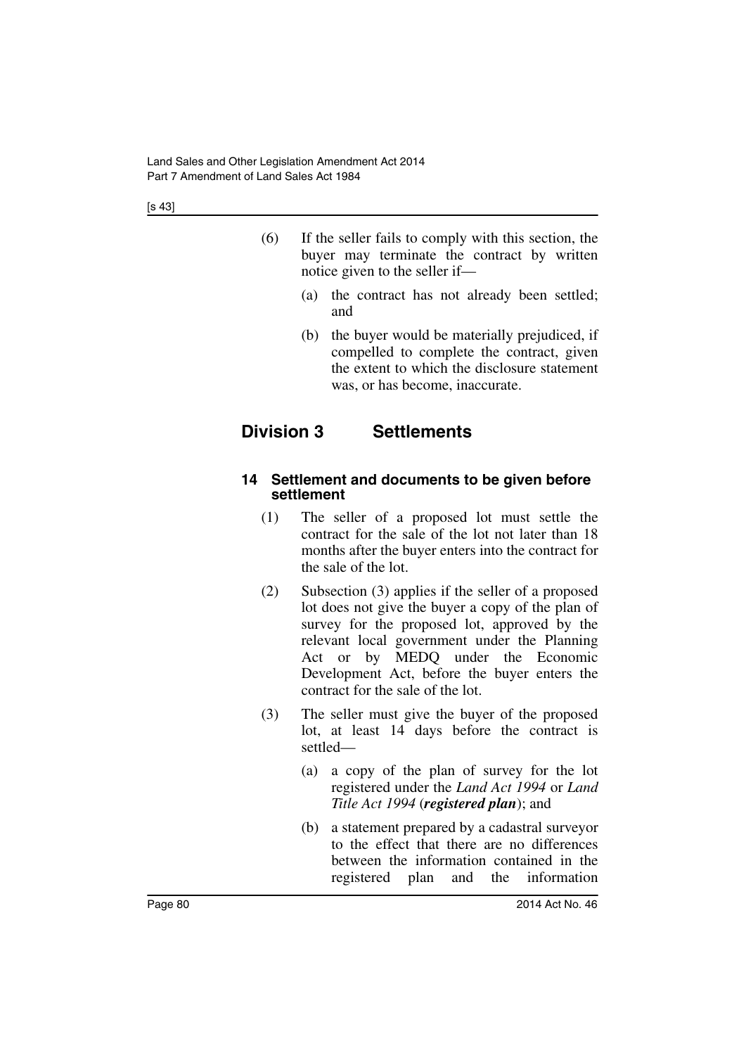(6) If the seller fails to comply with this section, the buyer may terminate the contract by written notice given to the seller if—

(a) the contract has not already been settled; and

(b) the buyer would be materially prejudiced, if compelled to complete the contract, given the extent to which the disclosure statement was, or has become, inaccurate.

## Division 3 Settlements

### 14 Settlement and documents to be given before settlement

(1) The seller of a proposed lot must settle the contract for the sale of the lot not later than 18 months after the buyer enters into the contract for the sale of the lot.

(2) Subsection (3) applies if the seller of a proposed lot does not give the buyer a copy of the plan of survey for the proposed lot, approved by the relevant local government under the Planning Act or by MEDQ under the Economic Development Act, before the buyer enters the contract for the sale of the lot.

(3) The seller must give the buyer of the proposed lot, at least 14 days before the contract is settled—

(a) a copy of the plan of survey for the lot registered under the *Land Act 1994* or *Land Title Act 1994* (***registered plan***); and

(b) a statement prepared by a cadastral surveyor to the effect that there are no differences between the information contained in the registered plan and the information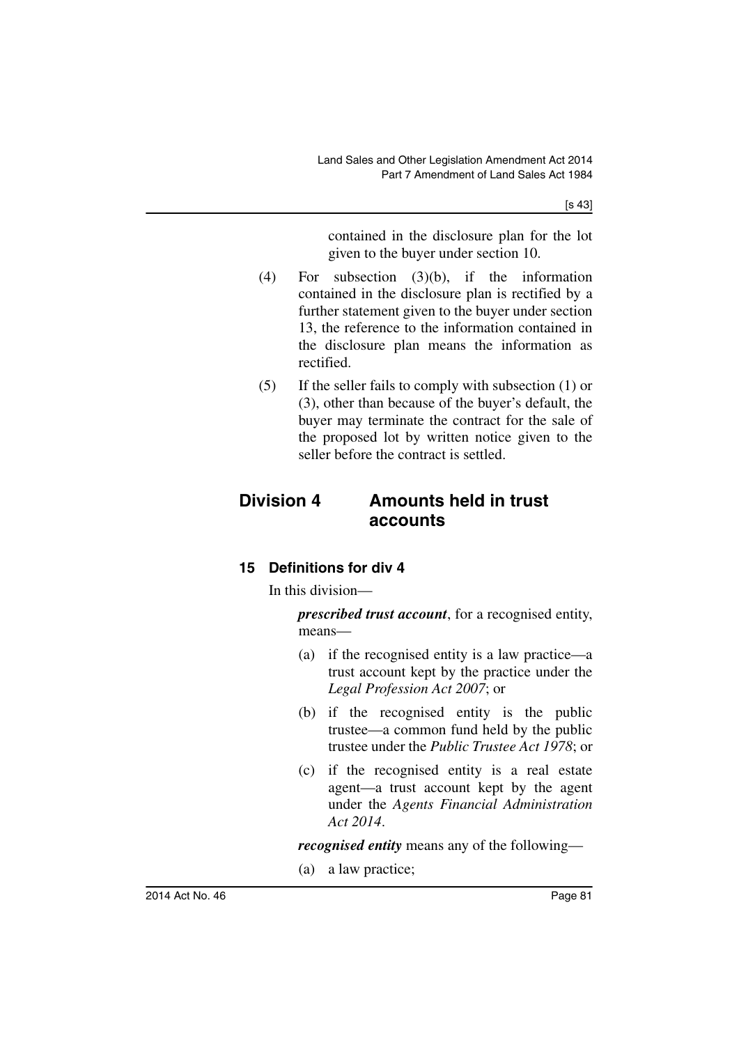contained in the disclosure plan for the lot given to the buyer under section 10.

(4) For subsection (3)(b), if the information contained in the disclosure plan is rectified by a further statement given to the buyer under section 13, the reference to the information contained in the disclosure plan means the information as rectified.

(5) If the seller fails to comply with subsection (1) or (3), other than because of the buyer's default, the buyer may terminate the contract for the sale of the proposed lot by written notice given to the seller before the contract is settled.

## Division 4 Amounts held in trust accounts

### 15 Definitions for div 4

In this division—

***prescribed trust account***, for a recognised entity, means—

(a) if the recognised entity is a law practice—a trust account kept by the practice under the *Legal Profession Act 2007*; or

(b) if the recognised entity is the public trustee—a common fund held by the public trustee under the *Public Trustee Act 1978*; or

(c) if the recognised entity is a real estate agent—a trust account kept by the agent under the *Agents Financial Administration Act 2014*.

***recognised entity*** means any of the following—

(a) a law practice;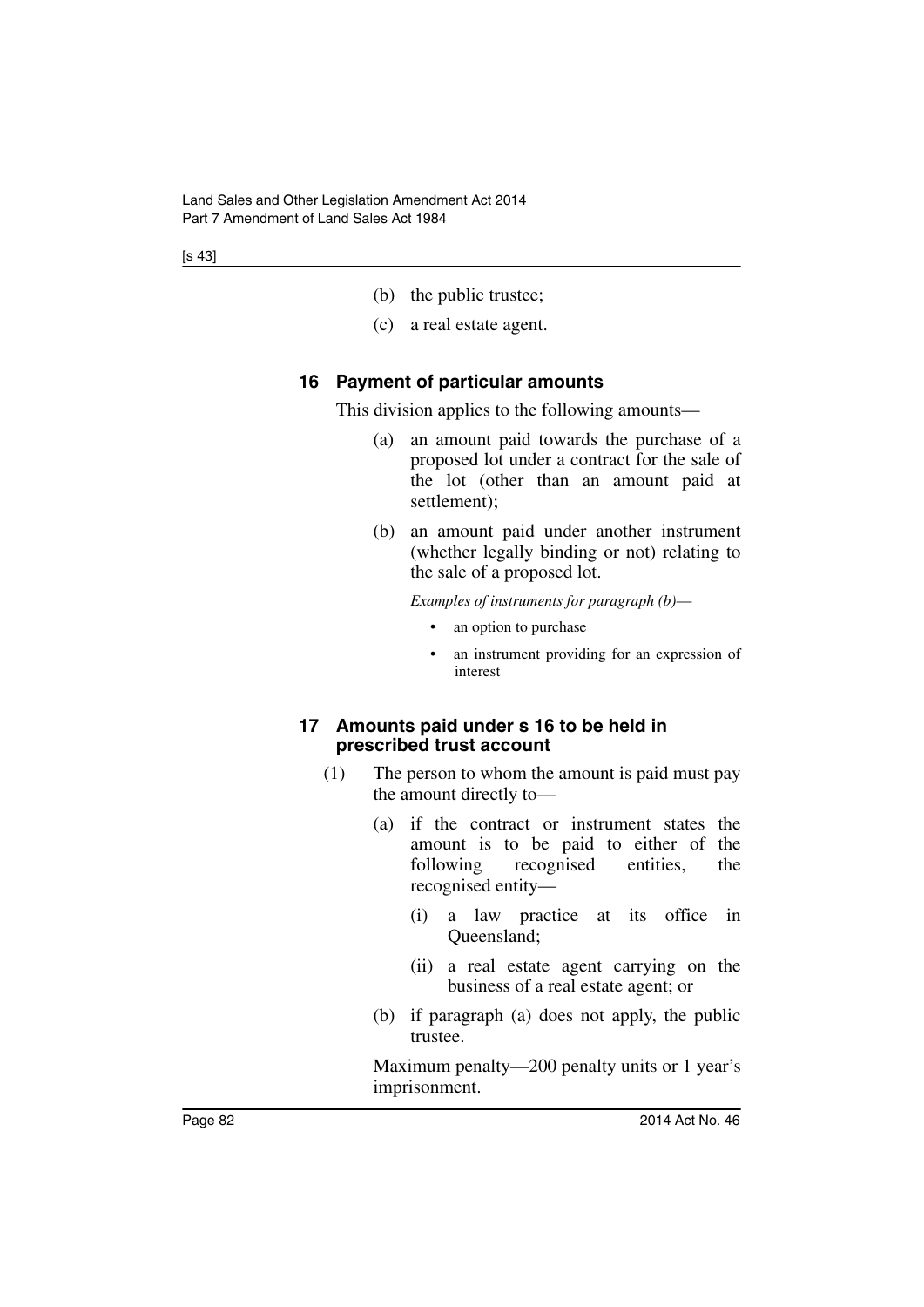(b) the public trustee;

(c) a real estate agent.

### 16 Payment of particular amounts

This division applies to the following amounts—

(a) an amount paid towards the purchase of a proposed lot under a contract for the sale of the lot (other than an amount paid at settlement);

(b) an amount paid under another instrument (whether legally binding or not) relating to the sale of a proposed lot.

*Examples of instruments for paragraph (b)—*

- an option to purchase
- an instrument providing for an expression of interest

### 17 Amounts paid under s 16 to be held in prescribed trust account

(1) The person to whom the amount is paid must pay the amount directly to—

(a) if the contract or instrument states the amount is to be paid to either of the following recognised entities, the recognised entity—

(i) a law practice at its office in Queensland;

(ii) a real estate agent carrying on the business of a real estate agent; or

(b) if paragraph (a) does not apply, the public trustee.

Maximum penalty—200 penalty units or 1 year's imprisonment.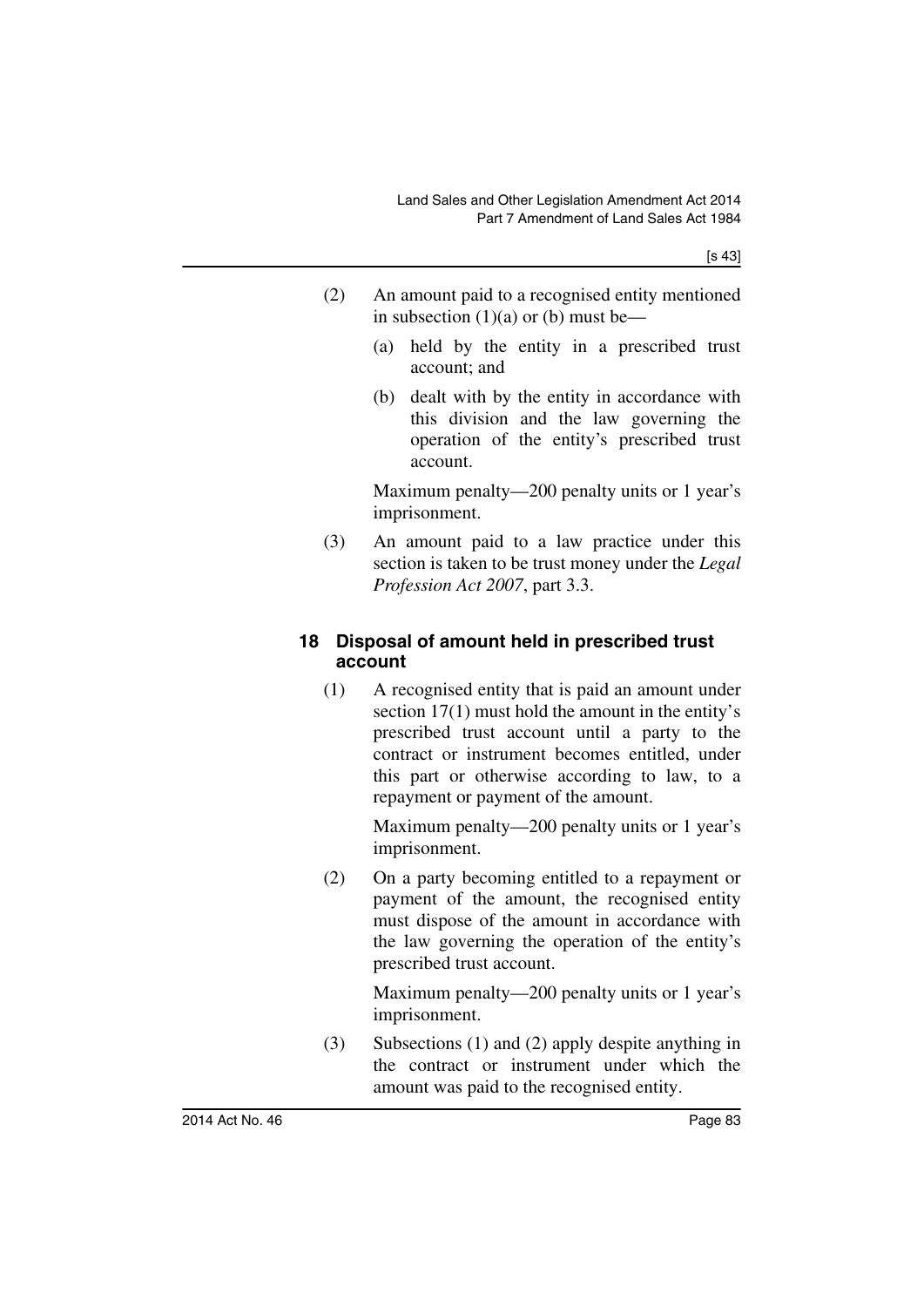(2) An amount paid to a recognised entity mentioned in subsection (1)(a) or (b) must be—

(a) held by the entity in a prescribed trust account; and

(b) dealt with by the entity in accordance with this division and the law governing the operation of the entity's prescribed trust account.

Maximum penalty—200 penalty units or 1 year's imprisonment.

(3) An amount paid to a law practice under this section is taken to be trust money under the *Legal Profession Act 2007*, part 3.3.

### 18 Disposal of amount held in prescribed trust account

(1) A recognised entity that is paid an amount under section 17(1) must hold the amount in the entity's prescribed trust account until a party to the contract or instrument becomes entitled, under this part or otherwise according to law, to a repayment or payment of the amount.

Maximum penalty—200 penalty units or 1 year's imprisonment.

(2) On a party becoming entitled to a repayment or payment of the amount, the recognised entity must dispose of the amount in accordance with the law governing the operation of the entity's prescribed trust account.

Maximum penalty—200 penalty units or 1 year's imprisonment.

(3) Subsections (1) and (2) apply despite anything in the contract or instrument under which the amount was paid to the recognised entity.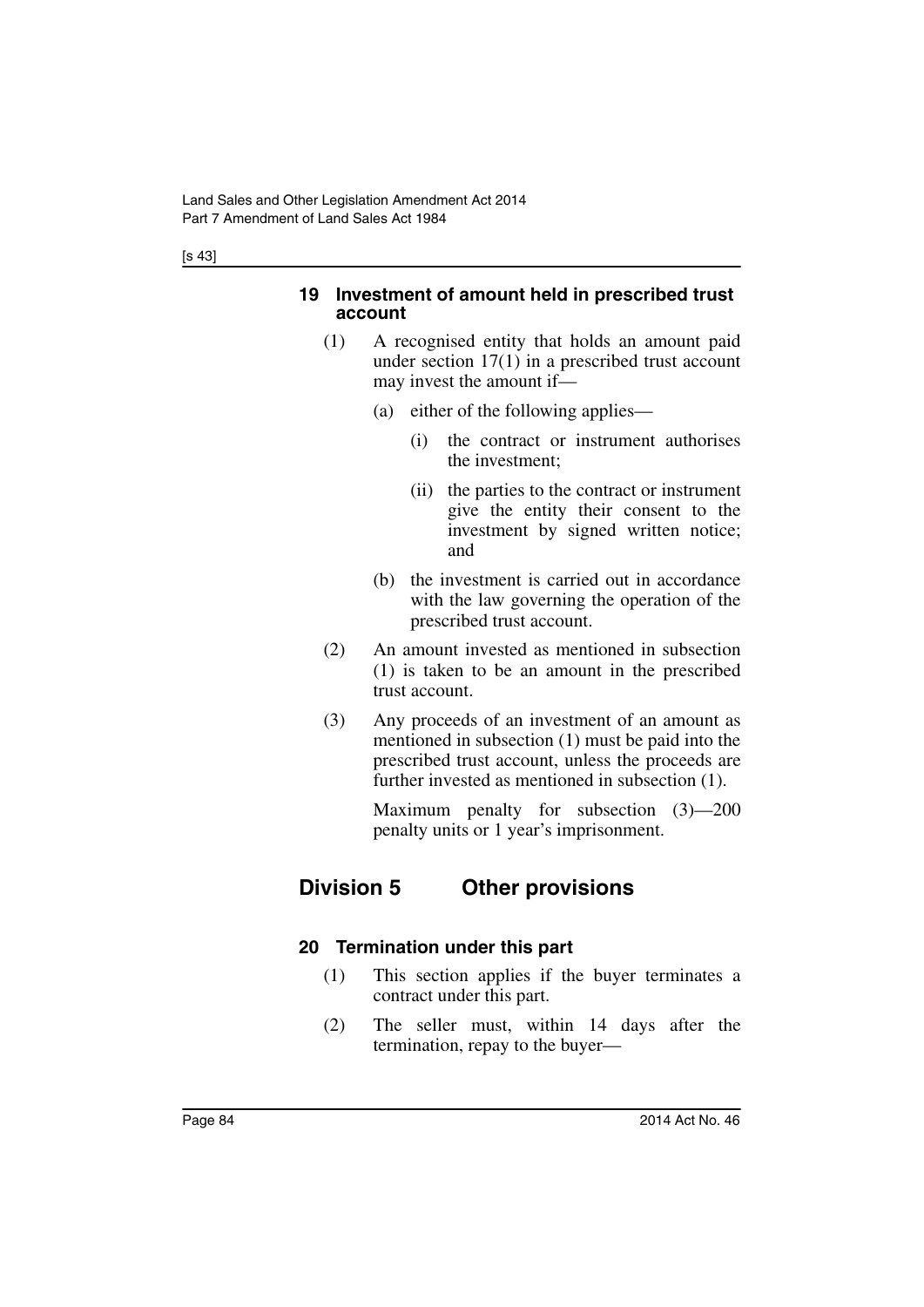#### 19 Investment of amount held in prescribed trust account

(1) A recognised entity that holds an amount paid under section 17(1) in a prescribed trust account may invest the amount if—

(a) either of the following applies—

(i) the contract or instrument authorises the investment;

(ii) the parties to the contract or instrument give the entity their consent to the investment by signed written notice; and

(b) the investment is carried out in accordance with the law governing the operation of the prescribed trust account.

(2) An amount invested as mentioned in subsection (1) is taken to be an amount in the prescribed trust account.

(3) Any proceeds of an investment of an amount as mentioned in subsection (1) must be paid into the prescribed trust account, unless the proceeds are further invested as mentioned in subsection (1).

Maximum penalty for subsection (3)—200 penalty units or 1 year's imprisonment.

### Division 5 Other provisions

#### 20 Termination under this part

(1) This section applies if the buyer terminates a contract under this part.

(2) The seller must, within 14 days after the termination, repay to the buyer—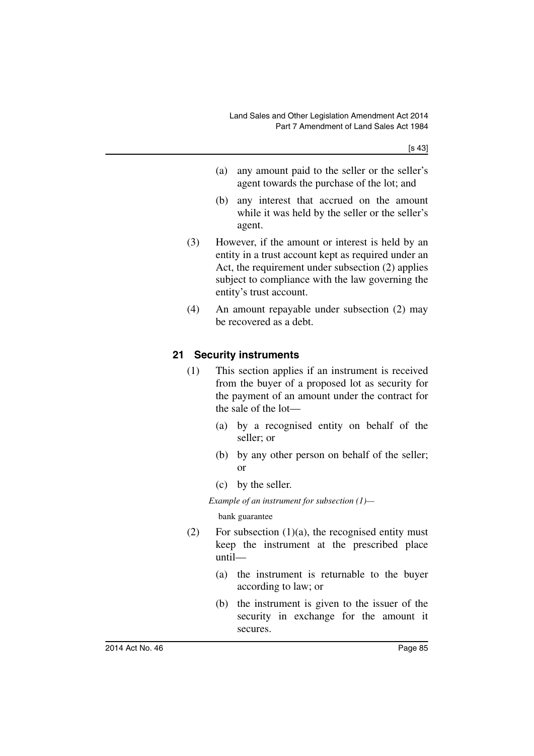(a) any amount paid to the seller or the seller's agent towards the purchase of the lot; and

(b) any interest that accrued on the amount while it was held by the seller or the seller's agent.

(3) However, if the amount or interest is held by an entity in a trust account kept as required under an Act, the requirement under subsection (2) applies subject to compliance with the law governing the entity's trust account.

(4) An amount repayable under subsection (2) may be recovered as a debt.

### 21 Security instruments

(1) This section applies if an instrument is received from the buyer of a proposed lot as security for the payment of an amount under the contract for the sale of the lot—

(a) by a recognised entity on behalf of the seller; or

(b) by any other person on behalf of the seller; or

(c) by the seller.

*Example of an instrument for subsection (1)—*

bank guarantee

(2) For subsection (1)(a), the recognised entity must keep the instrument at the prescribed place until—

(a) the instrument is returnable to the buyer according to law; or

(b) the instrument is given to the issuer of the security in exchange for the amount it secures.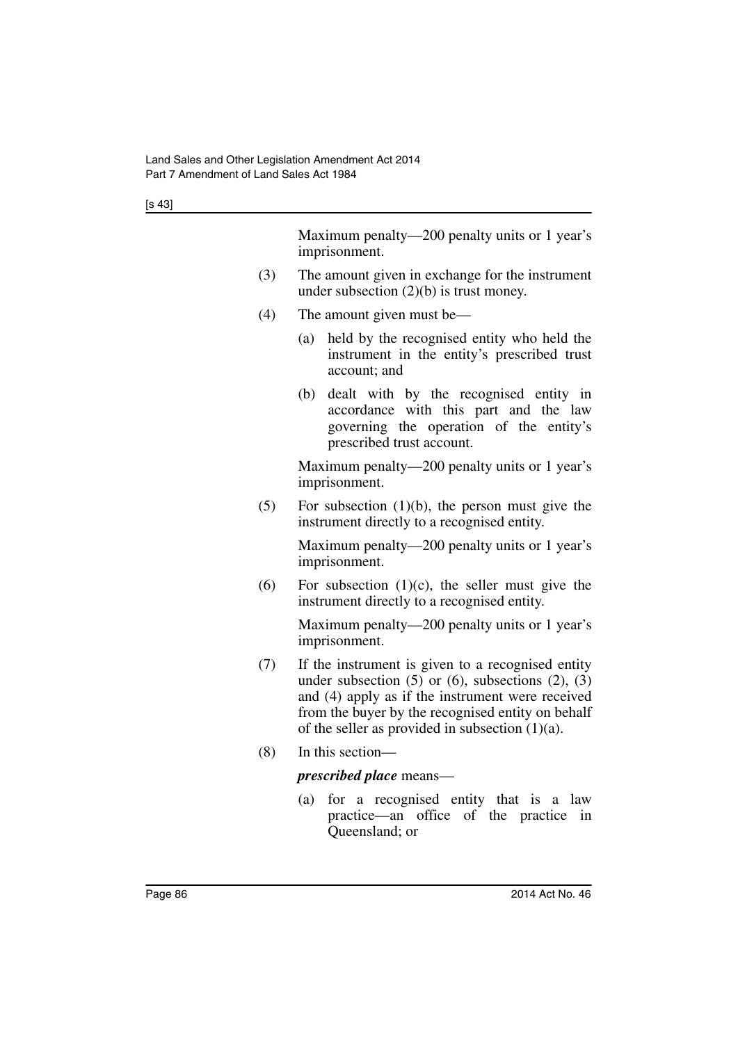Maximum penalty—200 penalty units or 1 year's imprisonment.

(3) The amount given in exchange for the instrument under subsection (2)(b) is trust money.

(4) The amount given must be—

(a) held by the recognised entity who held the instrument in the entity's prescribed trust account; and

(b) dealt with by the recognised entity in accordance with this part and the law governing the operation of the entity's prescribed trust account.

Maximum penalty—200 penalty units or 1 year's imprisonment.

(5) For subsection (1)(b), the person must give the instrument directly to a recognised entity.

Maximum penalty—200 penalty units or 1 year's imprisonment.

(6) For subsection (1)(c), the seller must give the instrument directly to a recognised entity.

Maximum penalty—200 penalty units or 1 year's imprisonment.

(7) If the instrument is given to a recognised entity under subsection (5) or (6), subsections (2), (3) and (4) apply as if the instrument were received from the buyer by the recognised entity on behalf of the seller as provided in subsection (1)(a).

(8) In this section—

***prescribed place*** means—

(a) for a recognised entity that is a law practice—an office of the practice in Queensland; or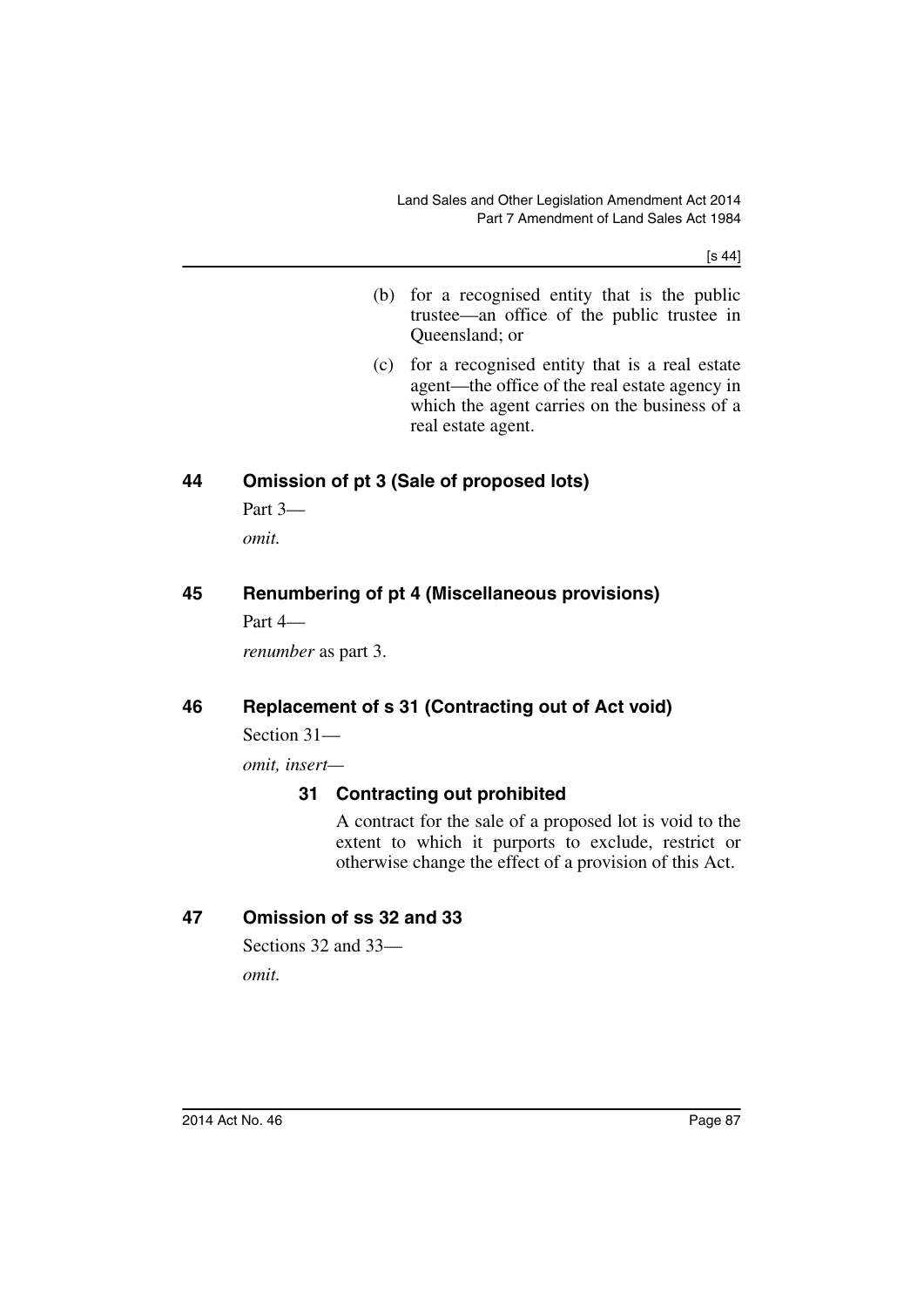(b) for a recognised entity that is the public trustee—an office of the public trustee in Queensland; or

(c) for a recognised entity that is a real estate agent—the office of the real estate agency in which the agent carries on the business of a real estate agent.

## 44 Omission of pt 3 (Sale of proposed lots)

Part 3—

*omit.*

## 45 Renumbering of pt 4 (Miscellaneous provisions)

Part 4—

*renumber* as part 3.

## 46 Replacement of s 31 (Contracting out of Act void)

Section 31—

*omit, insert—*

### 31 Contracting out prohibited

A contract for the sale of a proposed lot is void to the extent to which it purports to exclude, restrict or otherwise change the effect of a provision of this Act.

## 47 Omission of ss 32 and 33

Sections 32 and 33—

*omit.*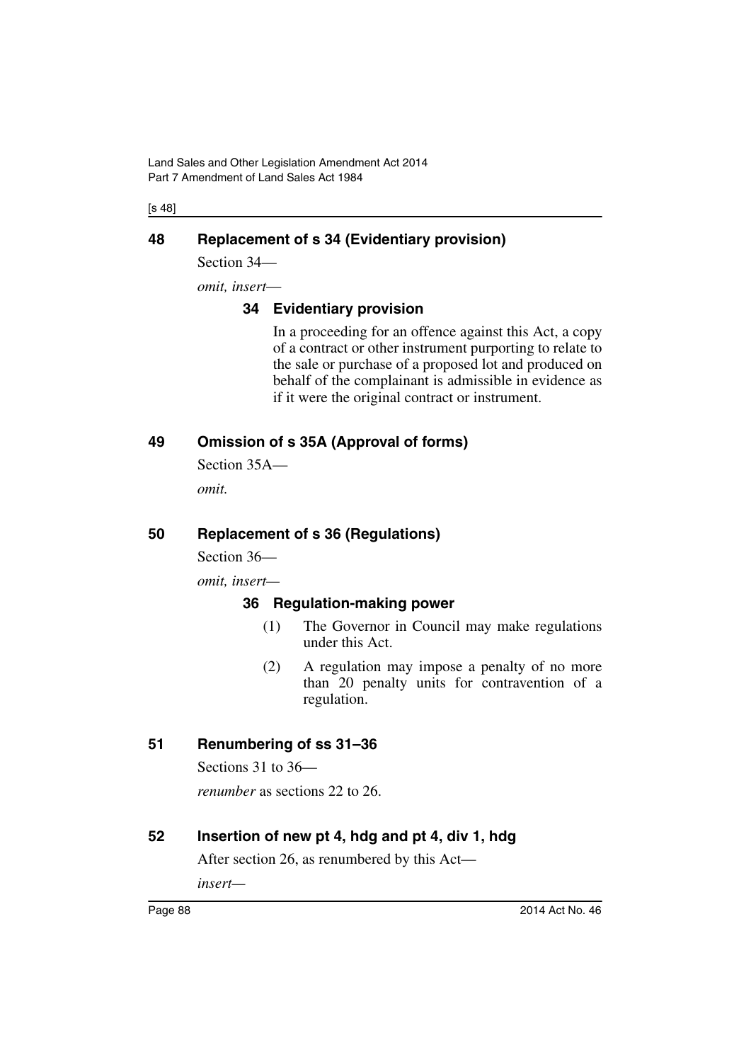## 48 Replacement of s 34 (Evidentiary provision)

Section 34—

*omit, insert*—

### 34 Evidentiary provision

In a proceeding for an offence against this Act, a copy of a contract or other instrument purporting to relate to the sale or purchase of a proposed lot and produced on behalf of the complainant is admissible in evidence as if it were the original contract or instrument.

## 49 Omission of s 35A (Approval of forms)

Section 35A—

*omit.*

## 50 Replacement of s 36 (Regulations)

Section 36—

*omit, insert*—

### 36 Regulation-making power

(1) The Governor in Council may make regulations under this Act.

(2) A regulation may impose a penalty of no more than 20 penalty units for contravention of a regulation.

## 51 Renumbering of ss 31–36

Sections 31 to 36—

*renumber* as sections 22 to 26.

## 52 Insertion of new pt 4, hdg and pt 4, div 1, hdg

After section 26, as renumbered by this Act—

*insert*—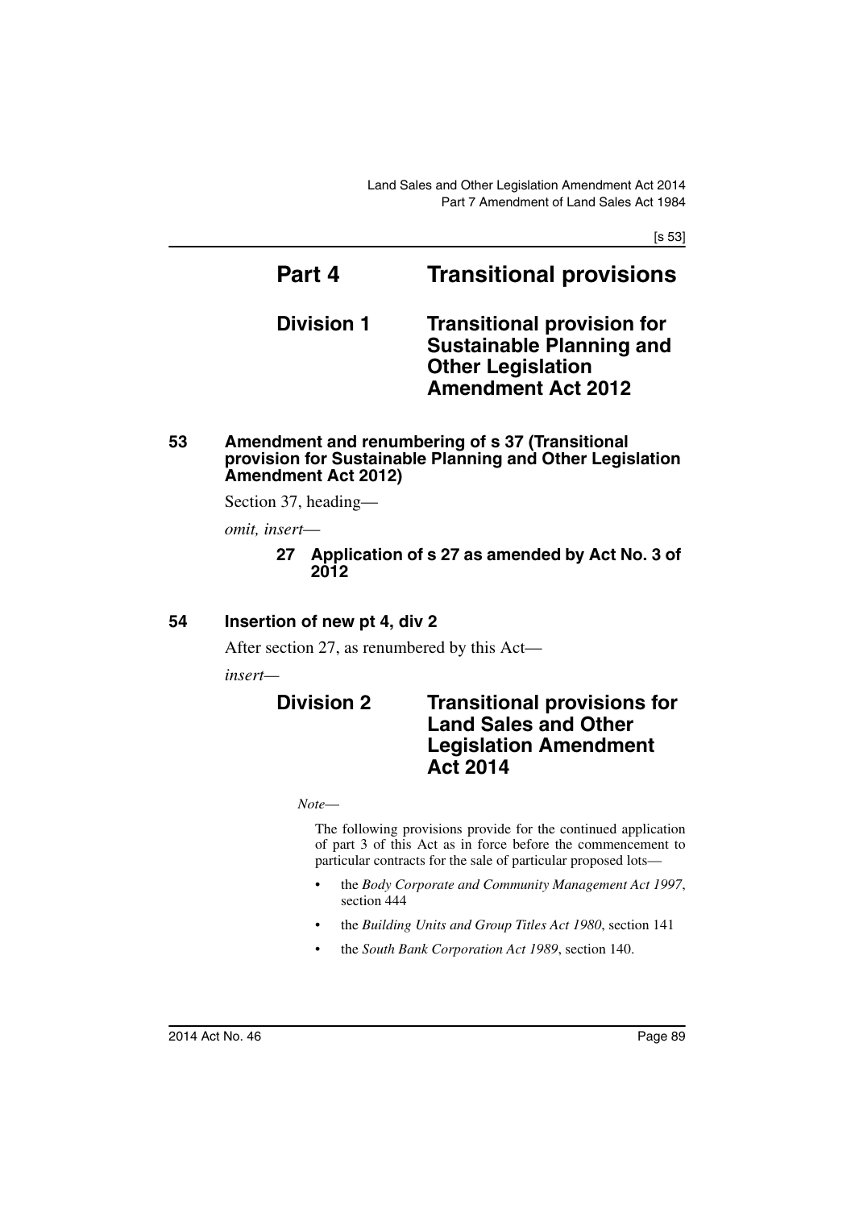# Part 4 Transitional provisions

## Division 1 Transitional provision for Sustainable Planning and Other Legislation Amendment Act 2012

### 53 Amendment and renumbering of s 37 (Transitional provision for Sustainable Planning and Other Legislation Amendment Act 2012)

Section 37, heading—

*omit, insert*—

> **27 Application of s 27 as amended by Act No. 3 of 2012**

### 54 Insertion of new pt 4, div 2

After section 27, as renumbered by this Act—

*insert*—

> ## Division 2 Transitional provisions for Land Sales and Other Legislation Amendment Act 2014
>
> *Note*—
>
> The following provisions provide for the continued application of part 3 of this Act as in force before the commencement to particular contracts for the sale of particular proposed lots—
>
> - the *Body Corporate and Community Management Act 1997*, section 444
> - the *Building Units and Group Titles Act 1980*, section 141
> - the *South Bank Corporation Act 1989*, section 140.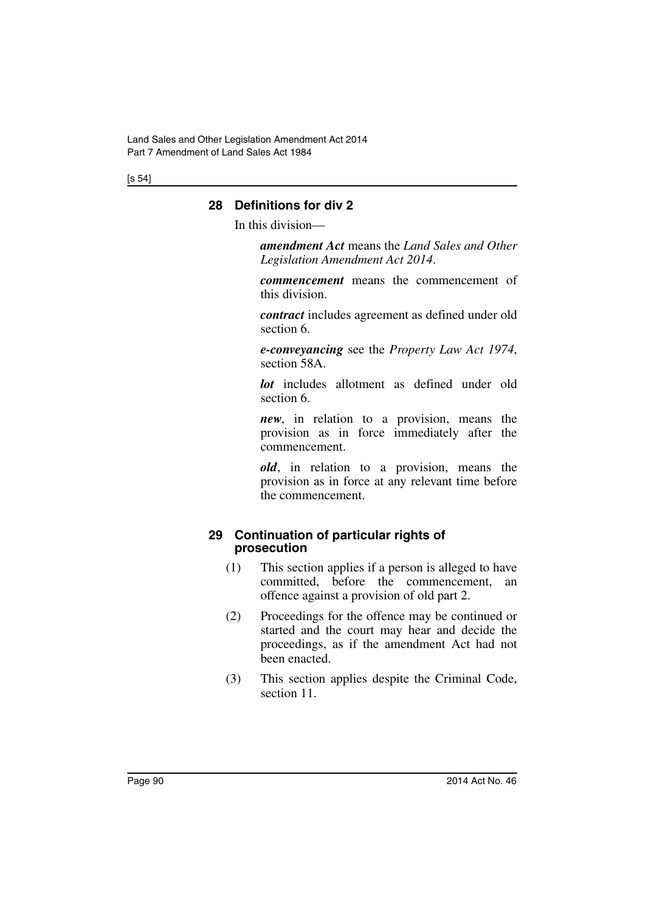## 28 Definitions for div 2

In this division—

***amendment Act*** means the *Land Sales and Other Legislation Amendment Act 2014*.

***commencement*** means the commencement of this division.

***contract*** includes agreement as defined under old section 6.

***e-conveyancing*** see the *Property Law Act 1974*, section 58A.

***lot*** includes allotment as defined under old section 6.

***new***, in relation to a provision, means the provision as in force immediately after the commencement.

***old***, in relation to a provision, means the provision as in force at any relevant time before the commencement.

## 29 Continuation of particular rights of prosecution

(1) This section applies if a person is alleged to have committed, before the commencement, an offence against a provision of old part 2.

(2) Proceedings for the offence may be continued or started and the court may hear and decide the proceedings, as if the amendment Act had not been enacted.

(3) This section applies despite the Criminal Code, section 11.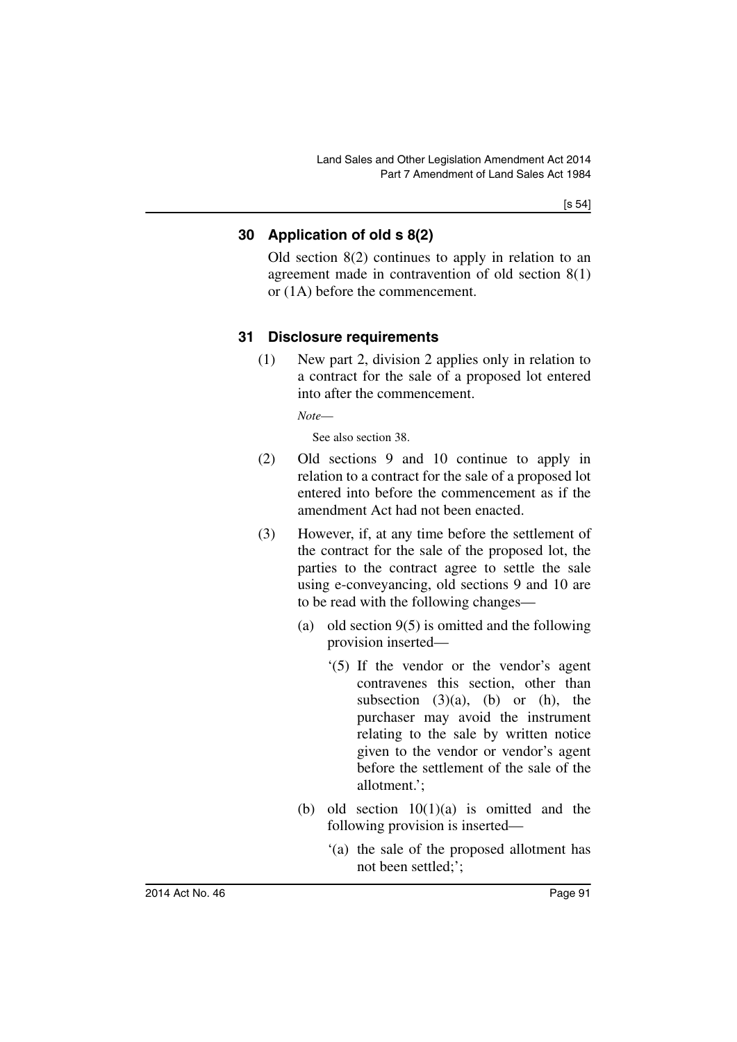## 30 Application of old s 8(2)

Old section 8(2) continues to apply in relation to an agreement made in contravention of old section 8(1) or (1A) before the commencement.

## 31 Disclosure requirements

(1) New part 2, division 2 applies only in relation to a contract for the sale of a proposed lot entered into after the commencement.

*Note*—

See also section 38.

(2) Old sections 9 and 10 continue to apply in relation to a contract for the sale of a proposed lot entered into before the commencement as if the amendment Act had not been enacted.

(3) However, if, at any time before the settlement of the contract for the sale of the proposed lot, the parties to the contract agree to settle the sale using e-conveyancing, old sections 9 and 10 are to be read with the following changes—

(a) old section 9(5) is omitted and the following provision inserted—

'(5) If the vendor or the vendor's agent contravenes this section, other than subsection (3)(a), (b) or (h), the purchaser may avoid the instrument relating to the sale by written notice given to the vendor or vendor's agent before the settlement of the sale of the allotment.';

(b) old section 10(1)(a) is omitted and the following provision is inserted—

'(a) the sale of the proposed allotment has not been settled;';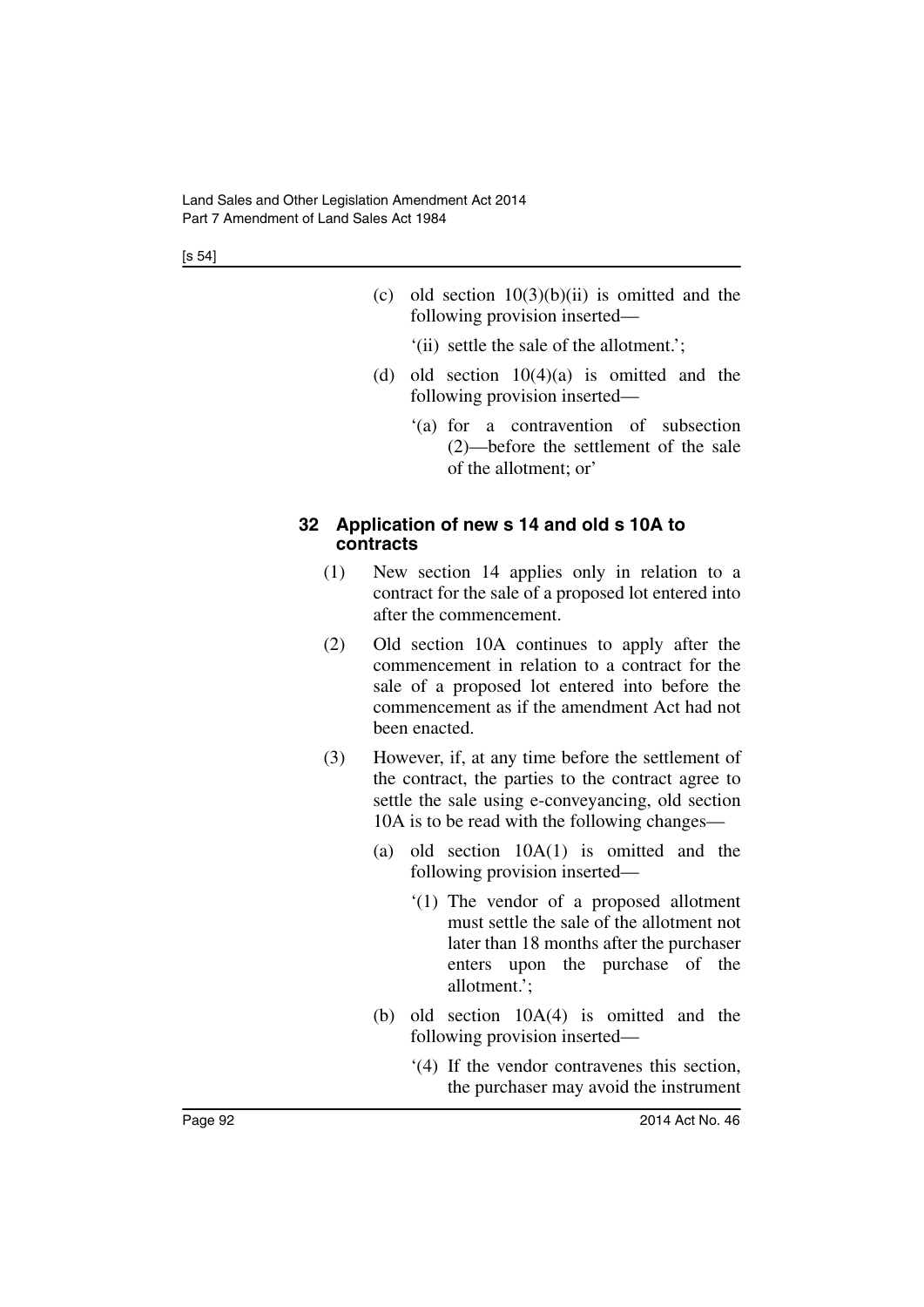(c) old section 10(3)(b)(ii) is omitted and the following provision inserted—

'(ii) settle the sale of the allotment.';

(d) old section 10(4)(a) is omitted and the following provision inserted—

'(a) for a contravention of subsection (2)—before the settlement of the sale of the allotment; or'

### 32 Application of new s 14 and old s 10A to contracts

(1) New section 14 applies only in relation to a contract for the sale of a proposed lot entered into after the commencement.

(2) Old section 10A continues to apply after the commencement in relation to a contract for the sale of a proposed lot entered into before the commencement as if the amendment Act had not been enacted.

(3) However, if, at any time before the settlement of the contract, the parties to the contract agree to settle the sale using e-conveyancing, old section 10A is to be read with the following changes—

(a) old section 10A(1) is omitted and the following provision inserted—

'(1) The vendor of a proposed allotment must settle the sale of the allotment not later than 18 months after the purchaser enters upon the purchase of the allotment.';

(b) old section 10A(4) is omitted and the following provision inserted—

'(4) If the vendor contravenes this section, the purchaser may avoid the instrument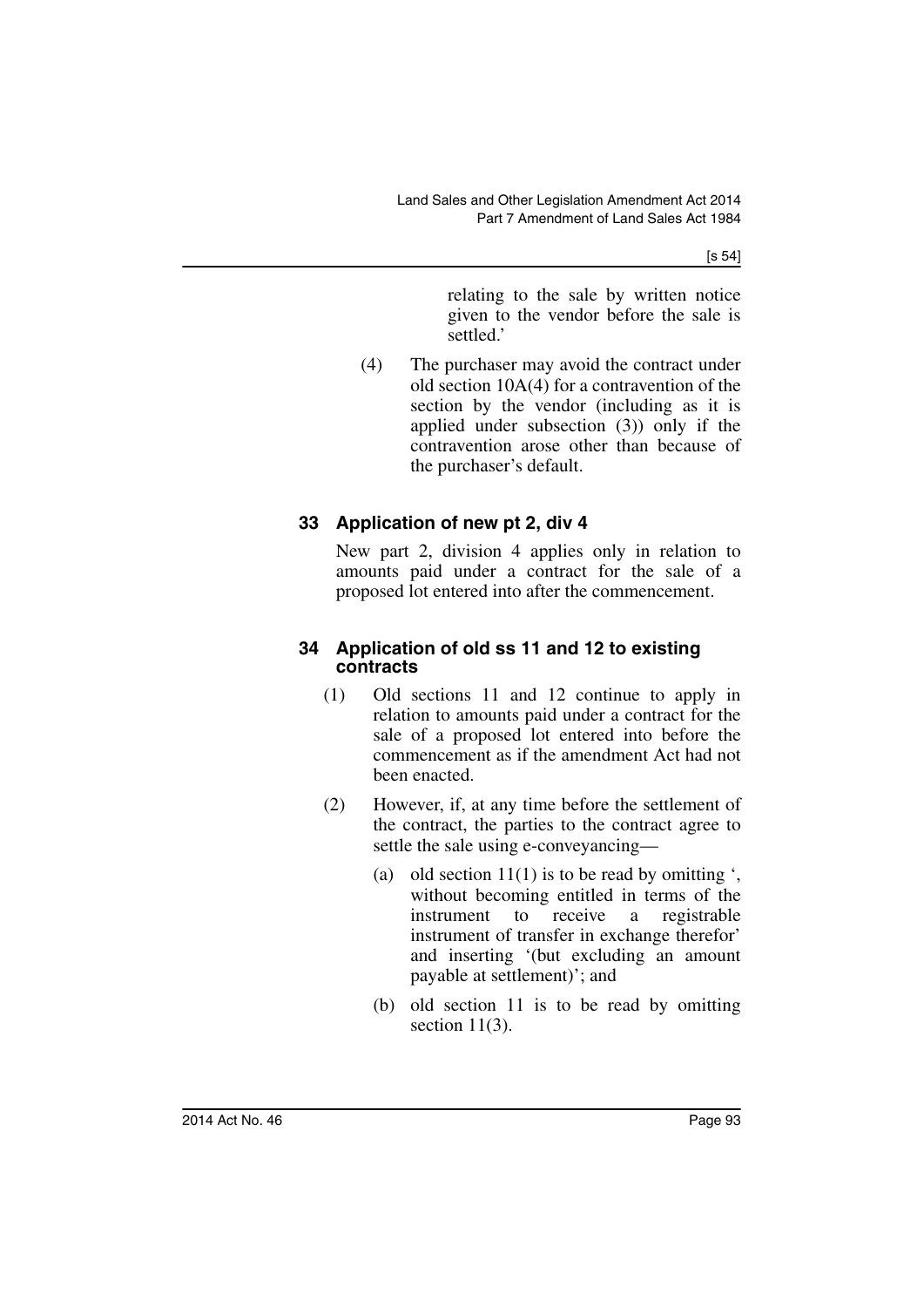relating to the sale by written notice given to the vendor before the sale is settled.'

(4) The purchaser may avoid the contract under old section 10A(4) for a contravention of the section by the vendor (including as it is applied under subsection (3)) only if the contravention arose other than because of the purchaser's default.

### 33 Application of new pt 2, div 4

New part 2, division 4 applies only in relation to amounts paid under a contract for the sale of a proposed lot entered into after the commencement.

### 34 Application of old ss 11 and 12 to existing contracts

(1) Old sections 11 and 12 continue to apply in relation to amounts paid under a contract for the sale of a proposed lot entered into before the commencement as if the amendment Act had not been enacted.

(2) However, if, at any time before the settlement of the contract, the parties to the contract agree to settle the sale using e-conveyancing—

(a) old section 11(1) is to be read by omitting ', without becoming entitled in terms of the instrument to receive a registrable instrument of transfer in exchange therefor' and inserting '(but excluding an amount payable at settlement)'; and

(b) old section 11 is to be read by omitting section 11(3).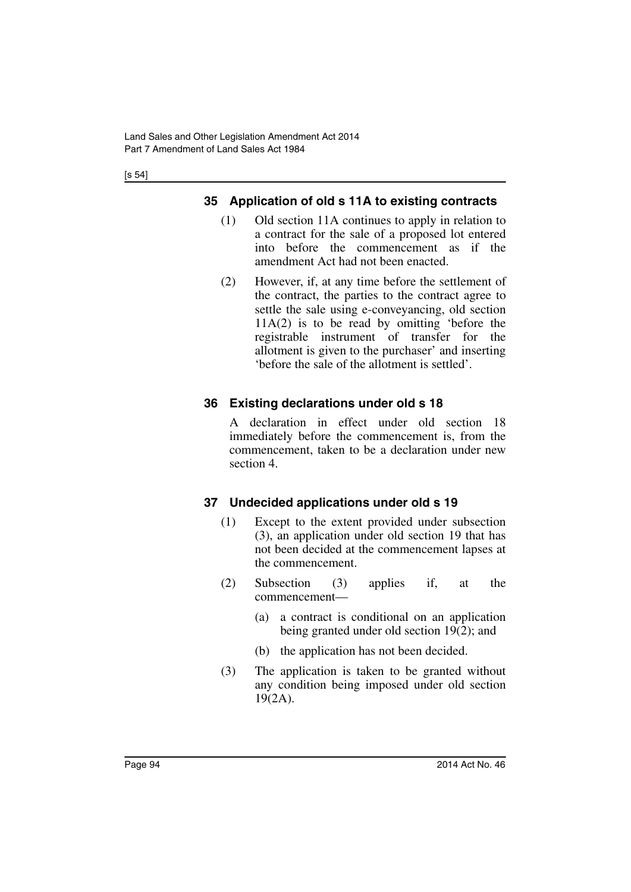## 35 Application of old s 11A to existing contracts

(1) Old section 11A continues to apply in relation to a contract for the sale of a proposed lot entered into before the commencement as if the amendment Act had not been enacted.

(2) However, if, at any time before the settlement of the contract, the parties to the contract agree to settle the sale using e-conveyancing, old section 11A(2) is to be read by omitting 'before the registrable instrument of transfer for the allotment is given to the purchaser' and inserting 'before the sale of the allotment is settled'.

## 36 Existing declarations under old s 18

A declaration in effect under old section 18 immediately before the commencement is, from the commencement, taken to be a declaration under new section 4.

## 37 Undecided applications under old s 19

(1) Except to the extent provided under subsection (3), an application under old section 19 that has not been decided at the commencement lapses at the commencement.

(2) Subsection (3) applies if, at the commencement—

(a) a contract is conditional on an application being granted under old section 19(2); and

(b) the application has not been decided.

(3) The application is taken to be granted without any condition being imposed under old section 19(2A).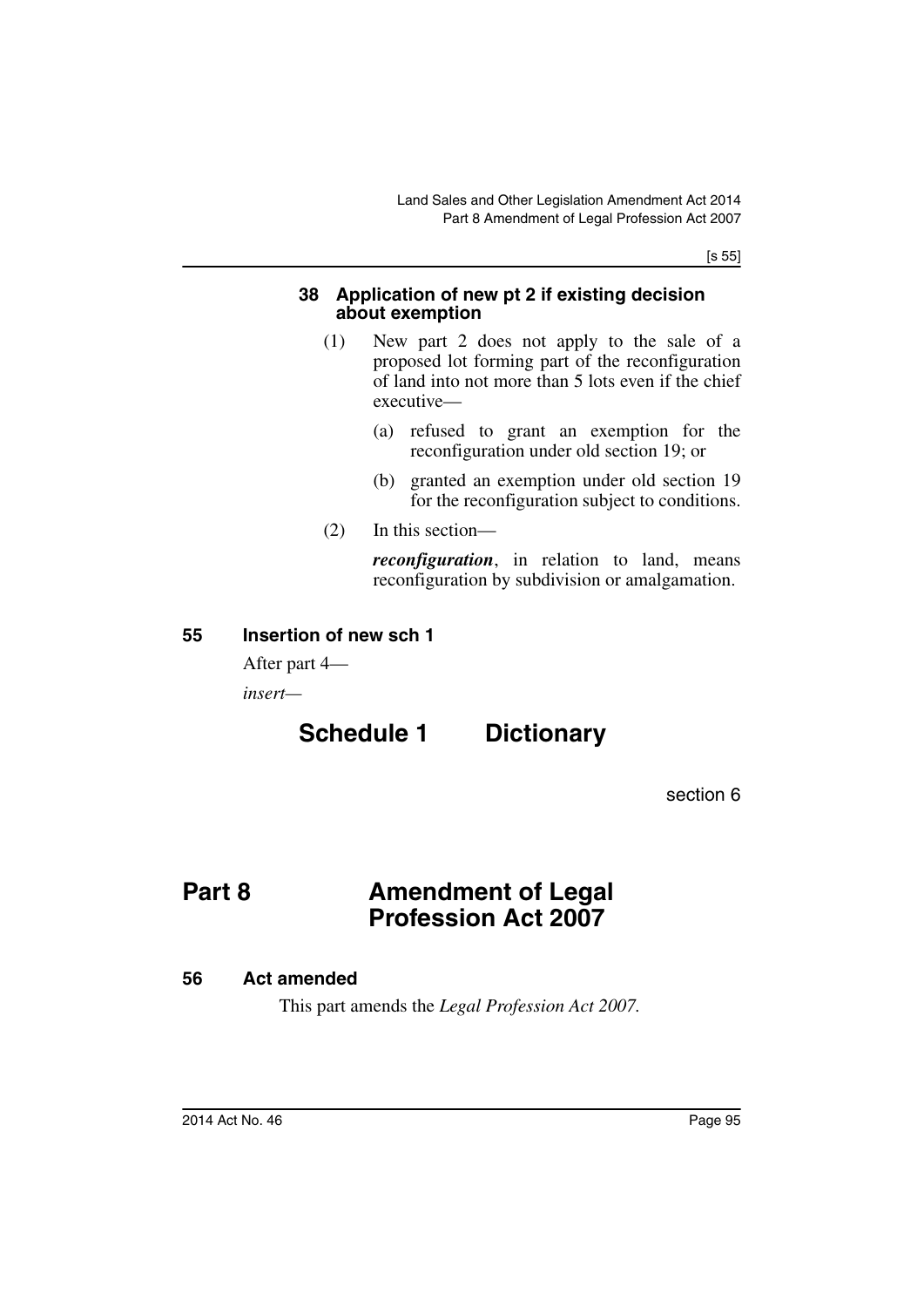### 38 Application of new pt 2 if existing decision about exemption

(1) New part 2 does not apply to the sale of a proposed lot forming part of the reconfiguration of land into not more than 5 lots even if the chief executive—

(a) refused to grant an exemption for the reconfiguration under old section 19; or

(b) granted an exemption under old section 19 for the reconfiguration subject to conditions.

(2) In this section—

***reconfiguration***, in relation to land, means reconfiguration by subdivision or amalgamation.

### 55 Insertion of new sch 1

After part 4—

*insert*—

## Schedule 1 Dictionary

section 6

# Part 8 Amendment of Legal Profession Act 2007

### 56 Act amended

This part amends the *Legal Profession Act 2007*.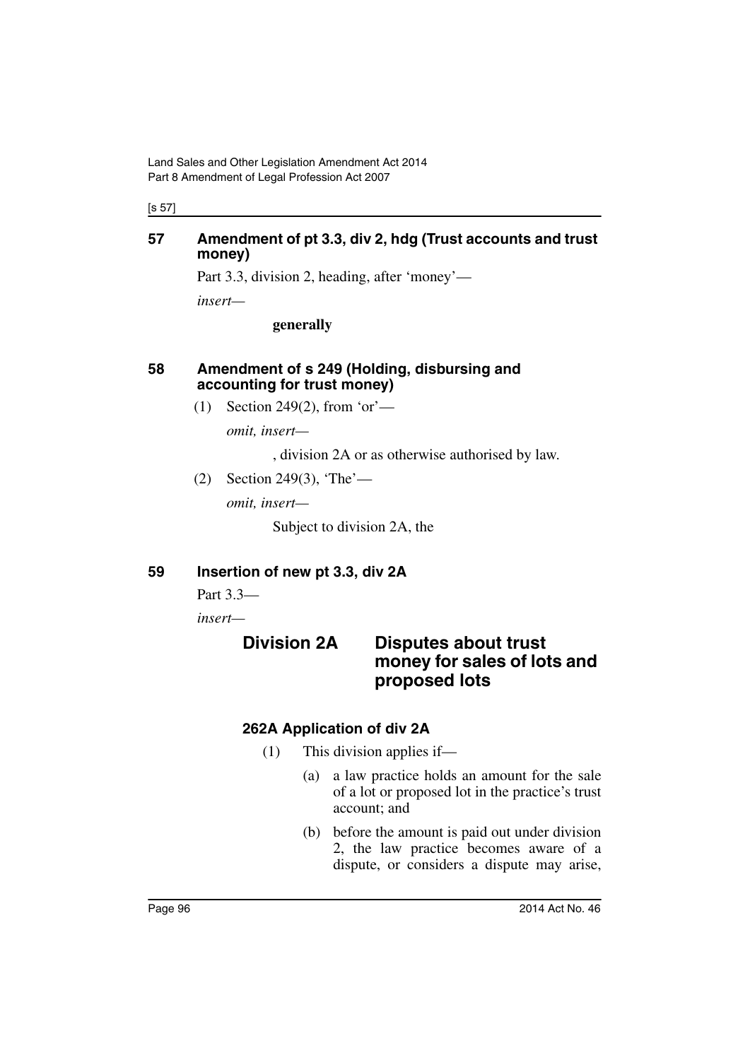## 57 Amendment of pt 3.3, div 2, hdg (Trust accounts and trust money)

Part 3.3, division 2, heading, after 'money'—

*insert—*

**generally**

## 58 Amendment of s 249 (Holding, disbursing and accounting for trust money)

(1) Section 249(2), from 'or'—

*omit, insert—*

, division 2A or as otherwise authorised by law.

(2) Section 249(3), 'The'—

*omit, insert—*

Subject to division 2A, the

## 59 Insertion of new pt 3.3, div 2A

Part 3.3—

*insert—*

# Division 2A Disputes about trust money for sales of lots and proposed lots

### 262A Application of div 2A

(1) This division applies if—

(a) a law practice holds an amount for the sale of a lot or proposed lot in the practice's trust account; and

(b) before the amount is paid out under division 2, the law practice becomes aware of a dispute, or considers a dispute may arise,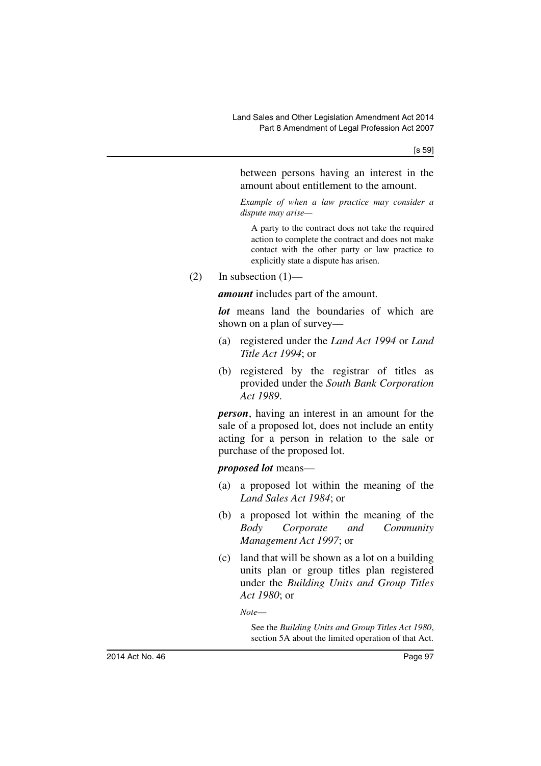between persons having an interest in the amount about entitlement to the amount.

*Example of when a law practice may consider a dispute may arise—*

A party to the contract does not take the required action to complete the contract and does not make contact with the other party or law practice to explicitly state a dispute has arisen.

(2) In subsection (1)—

***amount*** includes part of the amount.

***lot*** means land the boundaries of which are shown on a plan of survey—

(a) registered under the *Land Act 1994* or *Land Title Act 1994*; or

(b) registered by the registrar of titles as provided under the *South Bank Corporation Act 1989*.

***person***, having an interest in an amount for the sale of a proposed lot, does not include an entity acting for a person in relation to the sale or purchase of the proposed lot.

***proposed lot*** means—

(a) a proposed lot within the meaning of the *Land Sales Act 1984*; or

(b) a proposed lot within the meaning of the *Body Corporate and Community Management Act 1997*; or

(c) land that will be shown as a lot on a building units plan or group titles plan registered under the *Building Units and Group Titles Act 1980*; or

*Note—*

See the *Building Units and Group Titles Act 1980*, section 5A about the limited operation of that Act.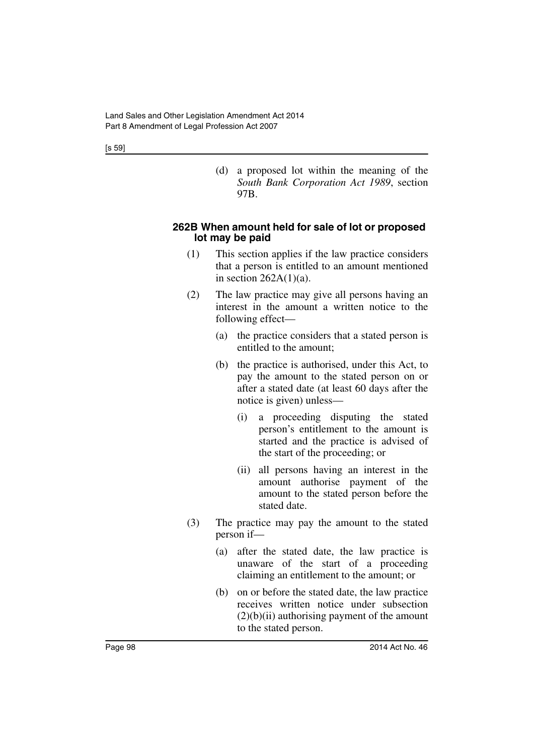(d) a proposed lot within the meaning of the *South Bank Corporation Act 1989*, section 97B.

### 262B When amount held for sale of lot or proposed lot may be paid

(1) This section applies if the law practice considers that a person is entitled to an amount mentioned in section 262A(1)(a).

(2) The law practice may give all persons having an interest in the amount a written notice to the following effect—

(a) the practice considers that a stated person is entitled to the amount;

(b) the practice is authorised, under this Act, to pay the amount to the stated person on or after a stated date (at least 60 days after the notice is given) unless—

(i) a proceeding disputing the stated person's entitlement to the amount is started and the practice is advised of the start of the proceeding; or

(ii) all persons having an interest in the amount authorise payment of the amount to the stated person before the stated date.

(3) The practice may pay the amount to the stated person if—

(a) after the stated date, the law practice is unaware of the start of a proceeding claiming an entitlement to the amount; or

(b) on or before the stated date, the law practice receives written notice under subsection (2)(b)(ii) authorising payment of the amount to the stated person.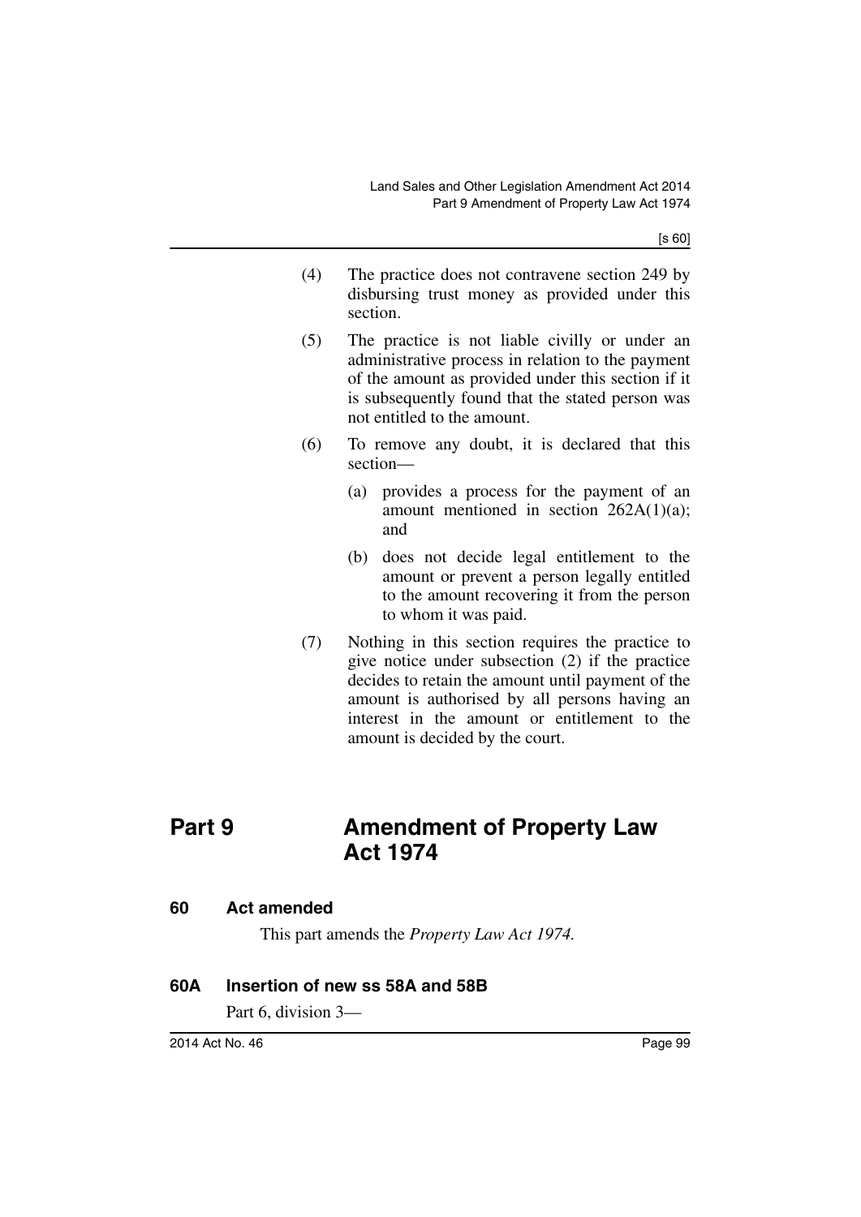(4) The practice does not contravene section 249 by disbursing trust money as provided under this section.

(5) The practice is not liable civilly or under an administrative process in relation to the payment of the amount as provided under this section if it is subsequently found that the stated person was not entitled to the amount.

(6) To remove any doubt, it is declared that this section—

(a) provides a process for the payment of an amount mentioned in section 262A(1)(a); and

(b) does not decide legal entitlement to the amount or prevent a person legally entitled to the amount recovering it from the person to whom it was paid.

(7) Nothing in this section requires the practice to give notice under subsection (2) if the practice decides to retain the amount until payment of the amount is authorised by all persons having an interest in the amount or entitlement to the amount is decided by the court.

# Part 9 Amendment of Property Law Act 1974

## 60 Act amended

This part amends the *Property Law Act 1974*.

## 60A Insertion of new ss 58A and 58B

Part 6, division 3—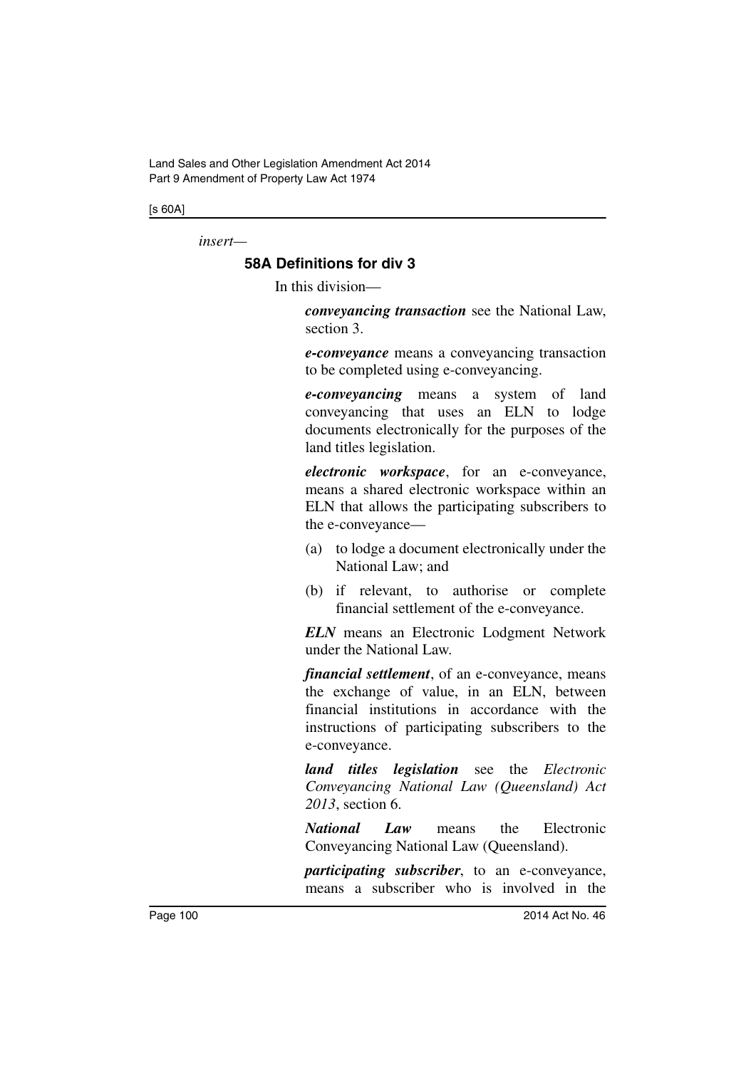*insert—*

### 58A Definitions for div 3

In this division—

***conveyancing transaction*** see the National Law, section 3.

***e-conveyance*** means a conveyancing transaction to be completed using e-conveyancing.

***e-conveyancing*** means a system of land conveyancing that uses an ELN to lodge documents electronically for the purposes of the land titles legislation.

***electronic workspace***, for an e-conveyance, means a shared electronic workspace within an ELN that allows the participating subscribers to the e-conveyance—

(a) to lodge a document electronically under the National Law; and

(b) if relevant, to authorise or complete financial settlement of the e-conveyance.

***ELN*** means an Electronic Lodgment Network under the National Law.

***financial settlement***, of an e-conveyance, means the exchange of value, in an ELN, between financial institutions in accordance with the instructions of participating subscribers to the e-conveyance.

***land titles legislation*** see the *Electronic Conveyancing National Law (Queensland) Act 2013*, section 6.

***National Law*** means the Electronic Conveyancing National Law (Queensland).

***participating subscriber***, to an e-conveyance, means a subscriber who is involved in the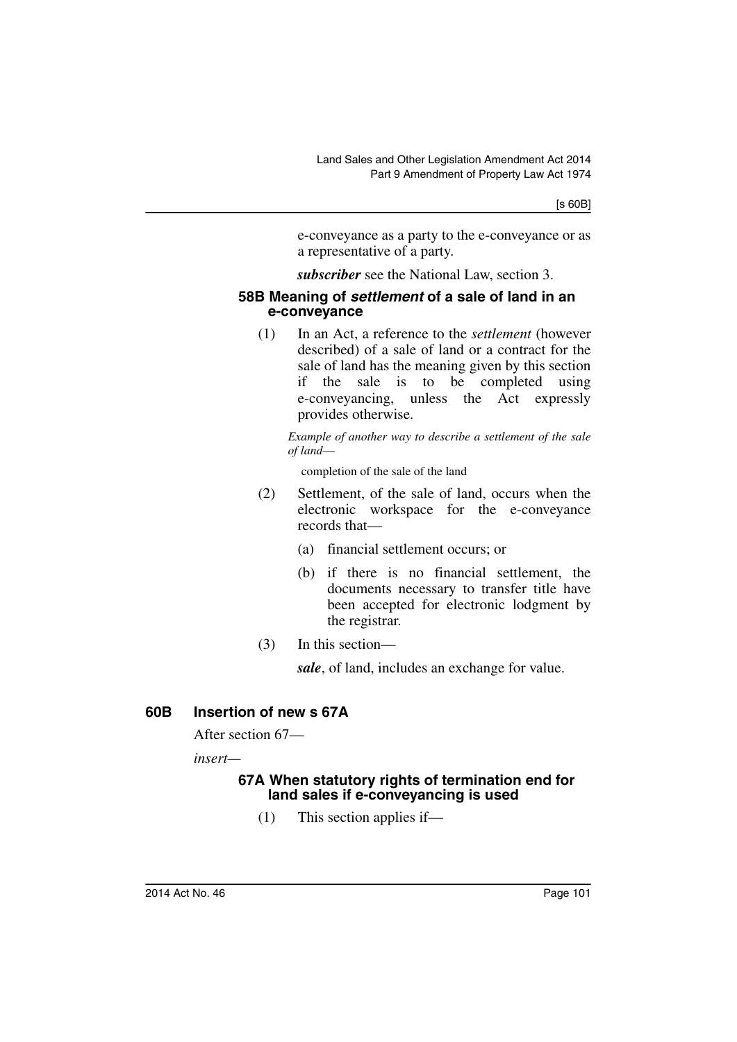e-conveyance as a party to the e-conveyance or as a representative of a party.

***subscriber*** see the National Law, section 3.

#### 58B Meaning of ***settlement*** of a sale of land in an e-conveyance

(1) In an Act, a reference to the *settlement* (however described) of a sale of land or a contract for the sale of land has the meaning given by this section if the sale is to be completed using e-conveyancing, unless the Act expressly provides otherwise.

*Example of another way to describe a settlement of the sale of land—*

completion of the sale of the land

(2) Settlement, of the sale of land, occurs when the electronic workspace for the e-conveyance records that—

(a) financial settlement occurs; or

(b) if there is no financial settlement, the documents necessary to transfer title have been accepted for electronic lodgment by the registrar.

(3) In this section—

***sale***, of land, includes an exchange for value.

### 60B Insertion of new s 67A

After section 67—

*insert*—

#### 67A When statutory rights of termination end for land sales if e-conveyancing is used

(1) This section applies if—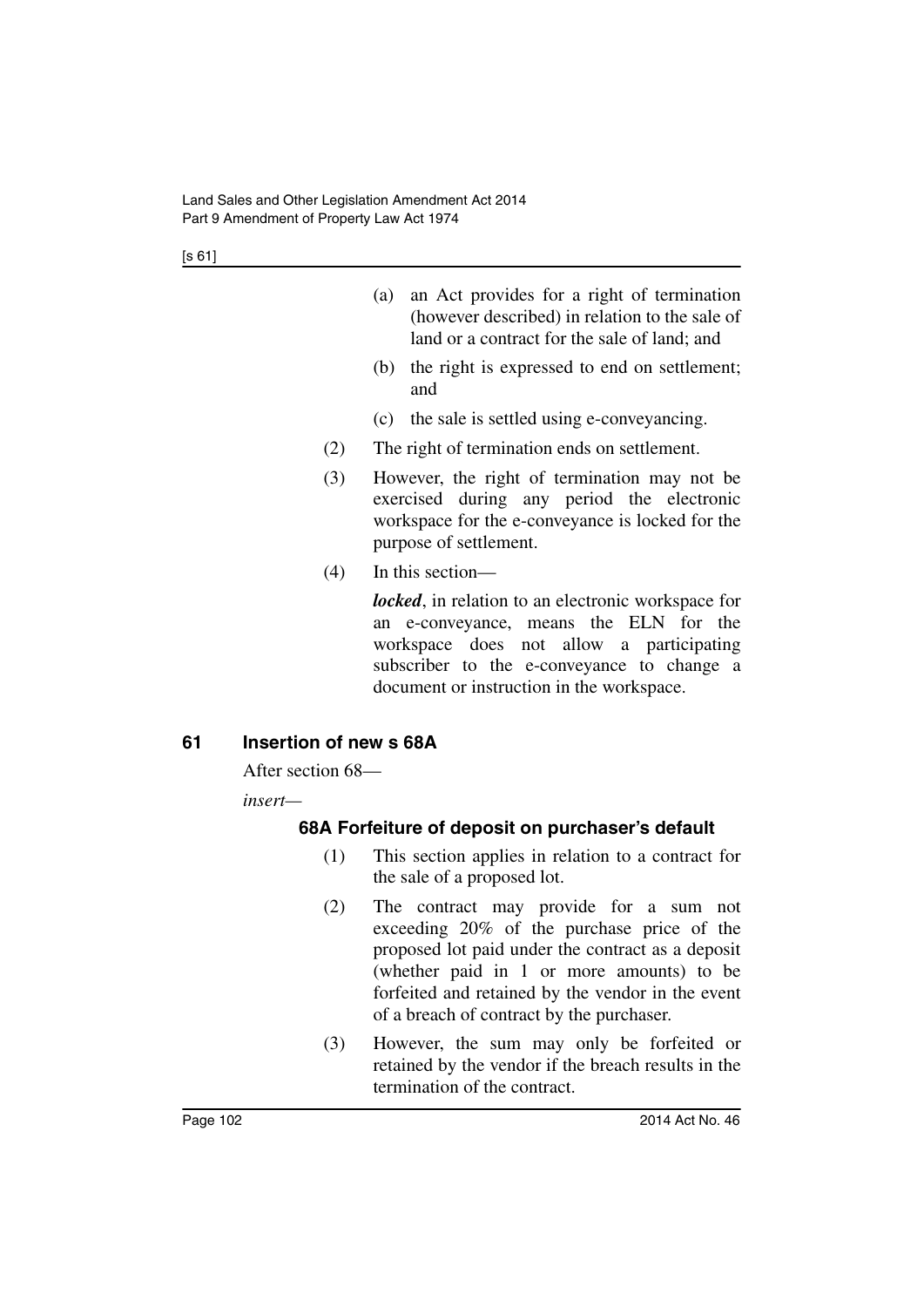(a) an Act provides for a right of termination (however described) in relation to the sale of land or a contract for the sale of land; and

(b) the right is expressed to end on settlement; and

(c) the sale is settled using e-conveyancing.

(2) The right of termination ends on settlement.

(3) However, the right of termination may not be exercised during any period the electronic workspace for the e-conveyance is locked for the purpose of settlement.

(4) In this section—

***locked***, in relation to an electronic workspace for an e-conveyance, means the ELN for the workspace does not allow a participating subscriber to the e-conveyance to change a document or instruction in the workspace.

## 61 Insertion of new s 68A

After section 68—

*insert*—

### 68A Forfeiture of deposit on purchaser's default

(1) This section applies in relation to a contract for the sale of a proposed lot.

(2) The contract may provide for a sum not exceeding 20% of the purchase price of the proposed lot paid under the contract as a deposit (whether paid in 1 or more amounts) to be forfeited and retained by the vendor in the event of a breach of contract by the purchaser.

(3) However, the sum may only be forfeited or retained by the vendor if the breach results in the termination of the contract.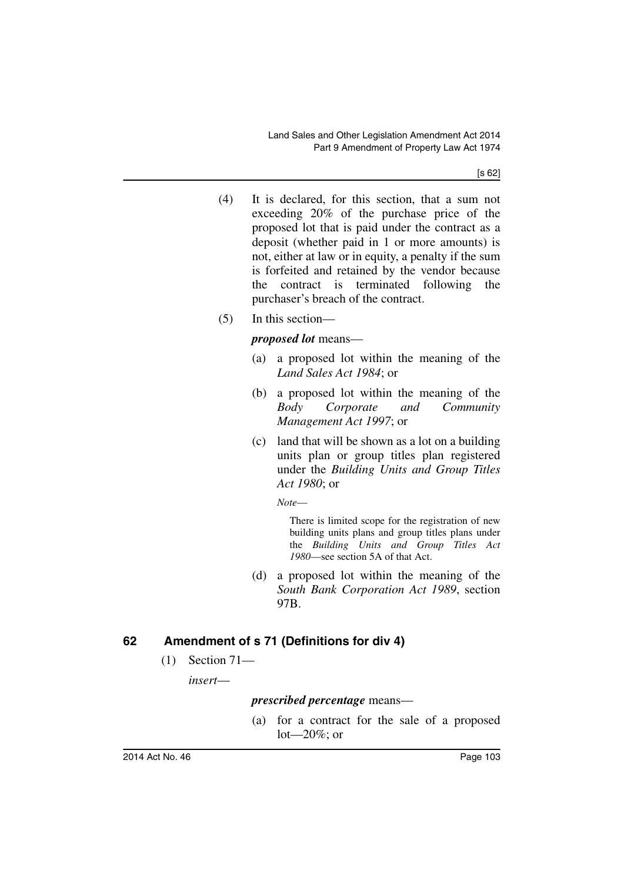(4) It is declared, for this section, that a sum not exceeding 20% of the purchase price of the proposed lot that is paid under the contract as a deposit (whether paid in 1 or more amounts) is not, either at law or in equity, a penalty if the sum is forfeited and retained by the vendor because the contract is terminated following the purchaser's breach of the contract.

(5) In this section—

***proposed lot*** means—

(a) a proposed lot within the meaning of the *Land Sales Act 1984*; or

(b) a proposed lot within the meaning of the *Body Corporate and Community Management Act 1997*; or

(c) land that will be shown as a lot on a building units plan or group titles plan registered under the *Building Units and Group Titles Act 1980*; or

*Note*—

There is limited scope for the registration of new building units plans and group titles plans under the *Building Units and Group Titles Act 1980*—see section 5A of that Act.

(d) a proposed lot within the meaning of the *South Bank Corporation Act 1989*, section 97B.

## 62 Amendment of s 71 (Definitions for div 4)

(1) Section 71—

*insert*—

***prescribed percentage*** means—

(a) for a contract for the sale of a proposed lot—20%; or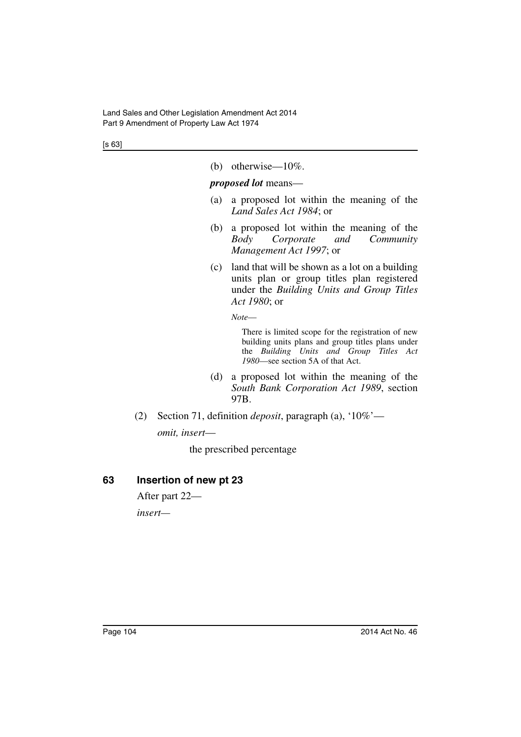(b) otherwise—10%.

***proposed lot*** means—

(a) a proposed lot within the meaning of the *Land Sales Act 1984*; or

(b) a proposed lot within the meaning of the *Body Corporate and Community Management Act 1997*; or

(c) land that will be shown as a lot on a building units plan or group titles plan registered under the *Building Units and Group Titles Act 1980*; or

*Note*—

There is limited scope for the registration of new building units plans and group titles plans under the *Building Units and Group Titles Act 1980*—see section 5A of that Act.

(d) a proposed lot within the meaning of the *South Bank Corporation Act 1989*, section 97B.

(2) Section 71, definition *deposit*, paragraph (a), '10%'—

*omit, insert*—

the prescribed percentage

## 63 Insertion of new pt 23

After part 22—

*insert*—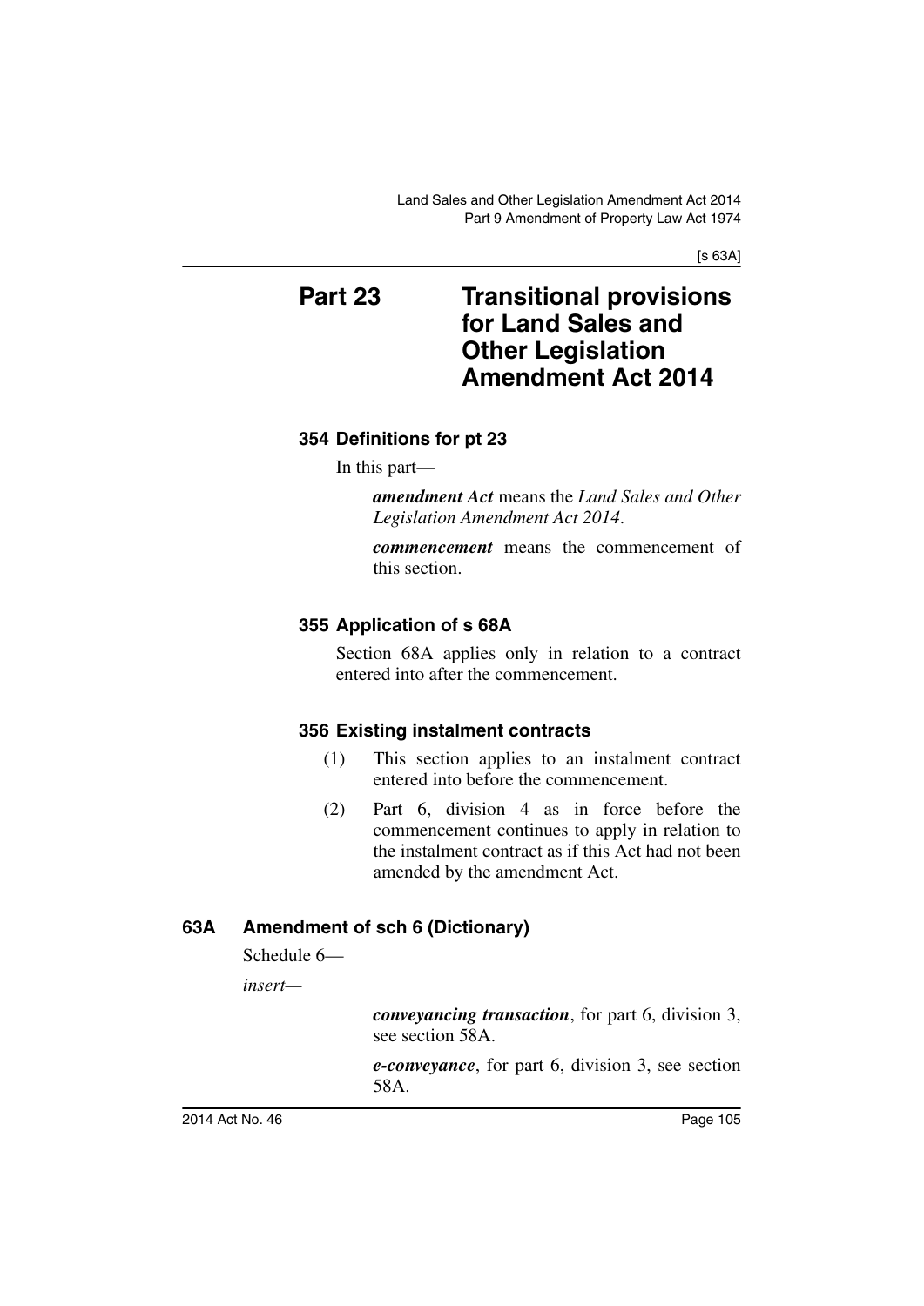# Part 23 Transitional provisions for Land Sales and Other Legislation Amendment Act 2014

### 354 Definitions for pt 23

In this part—

***amendment Act*** means the *Land Sales and Other Legislation Amendment Act 2014*.

***commencement*** means the commencement of this section.

### 355 Application of s 68A

Section 68A applies only in relation to a contract entered into after the commencement.

### 356 Existing instalment contracts

(1) This section applies to an instalment contract entered into before the commencement.

(2) Part 6, division 4 as in force before the commencement continues to apply in relation to the instalment contract as if this Act had not been amended by the amendment Act.

## 63A Amendment of sch 6 (Dictionary)

Schedule 6—

*insert*—

***conveyancing transaction***, for part 6, division 3, see section 58A.

***e-conveyance***, for part 6, division 3, see section 58A.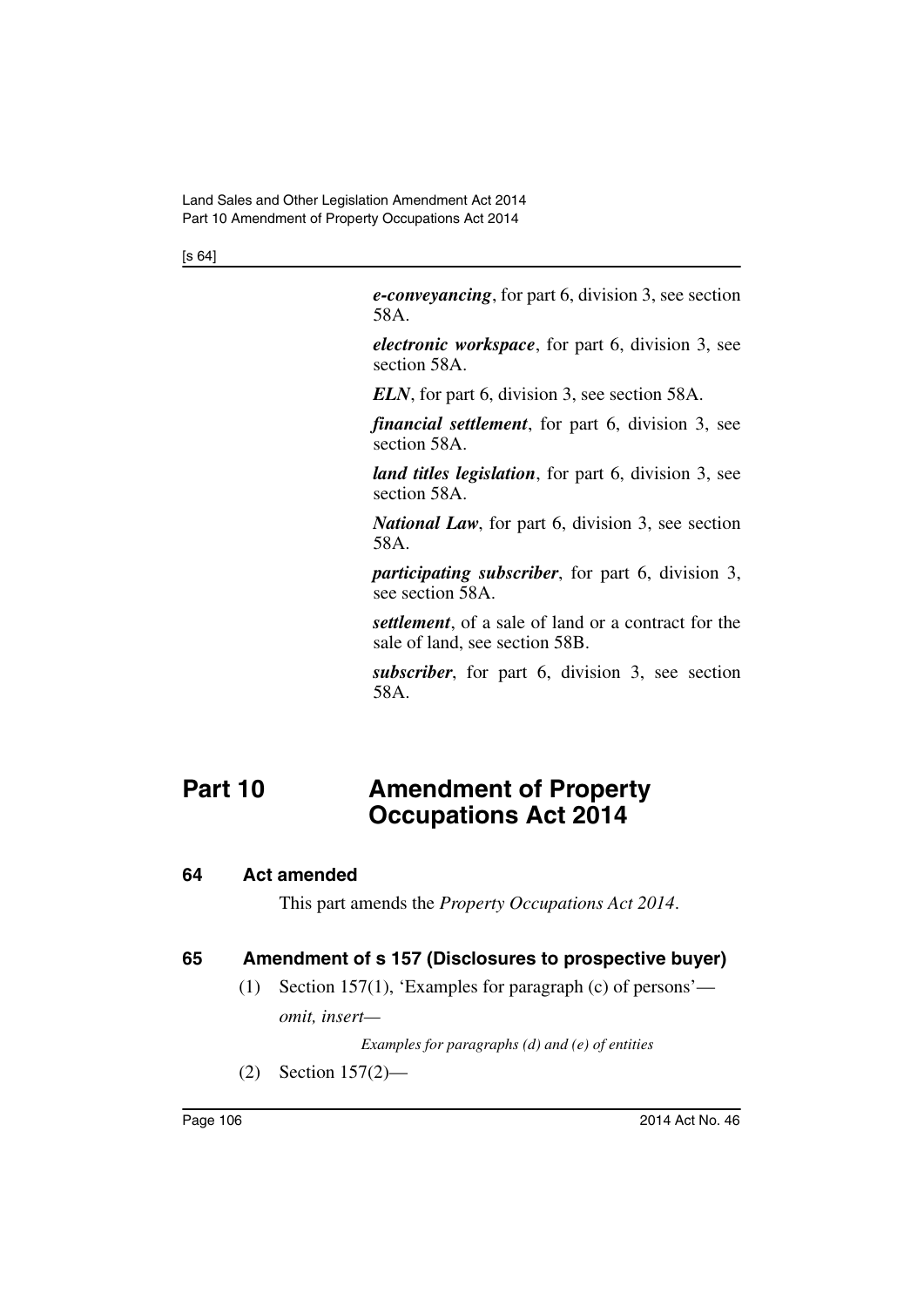***e-conveyancing***, for part 6, division 3, see section 58A.

***electronic workspace***, for part 6, division 3, see section 58A.

***ELN***, for part 6, division 3, see section 58A.

***financial settlement***, for part 6, division 3, see section 58A.

***land titles legislation***, for part 6, division 3, see section 58A.

***National Law***, for part 6, division 3, see section 58A.

***participating subscriber***, for part 6, division 3, see section 58A.

***settlement***, of a sale of land or a contract for the sale of land, see section 58B.

***subscriber***, for part 6, division 3, see section 58A.

# Part 10 Amendment of Property Occupations Act 2014

## 64 Act amended

This part amends the *Property Occupations Act 2014*.

## 65 Amendment of s 157 (Disclosures to prospective buyer)

(1) Section 157(1), 'Examples for paragraph (c) of persons'—

*omit, insert—*

*Examples for paragraphs (d) and (e) of entities*

(2) Section 157(2)—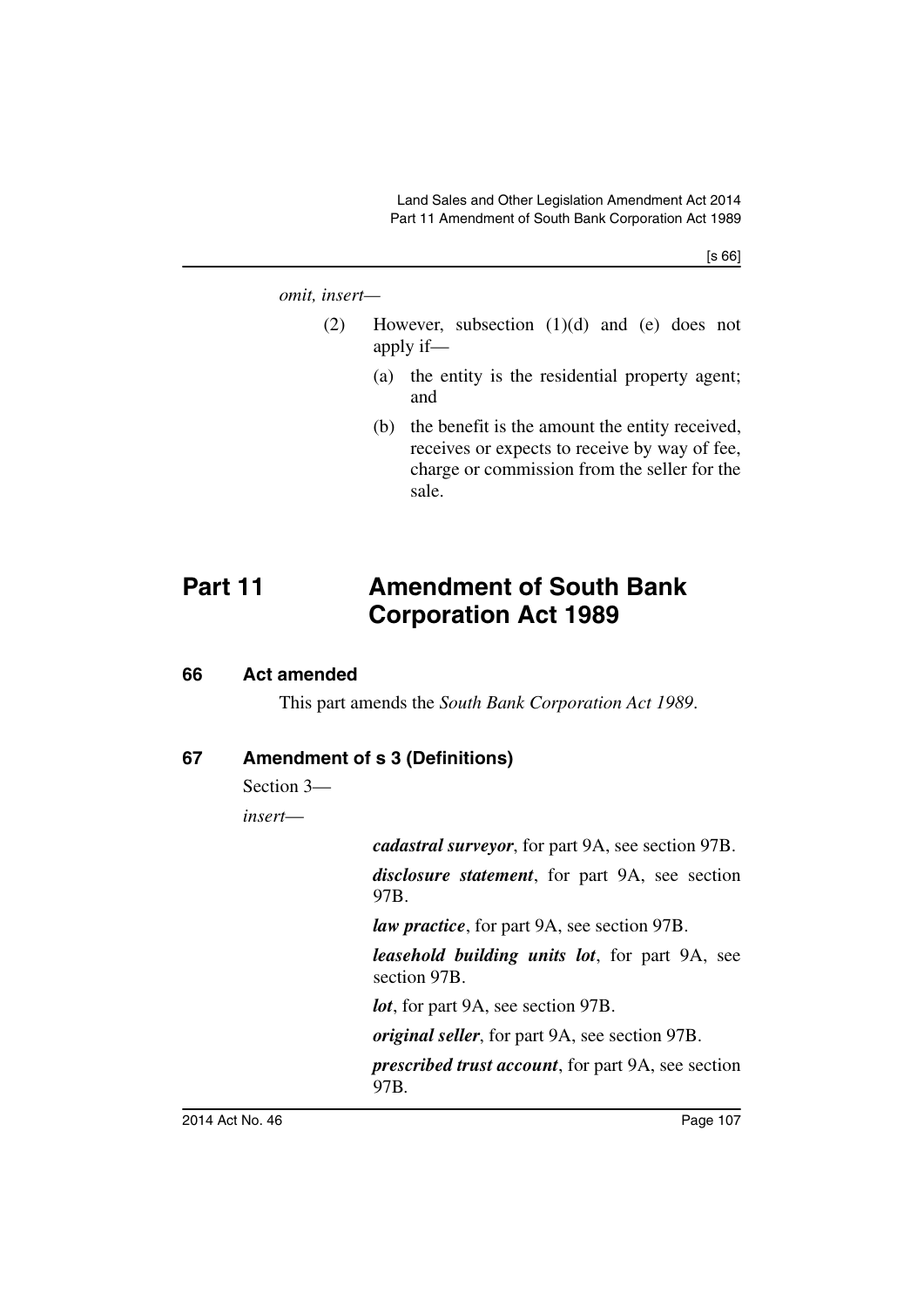*omit, insert—*

(2) However, subsection (1)(d) and (e) does not apply if—

(a) the entity is the residential property agent; and

(b) the benefit is the amount the entity received, receives or expects to receive by way of fee, charge or commission from the seller for the sale.

# Part 11 Amendment of South Bank Corporation Act 1989

## 66 Act amended

This part amends the *South Bank Corporation Act 1989*.

## 67 Amendment of s 3 (Definitions)

Section 3—

*insert*—

***cadastral surveyor***, for part 9A, see section 97B.

***disclosure statement***, for part 9A, see section 97B.

***law practice***, for part 9A, see section 97B.

***leasehold building units lot***, for part 9A, see section 97B.

***lot***, for part 9A, see section 97B.

***original seller***, for part 9A, see section 97B.

***prescribed trust account***, for part 9A, see section 97B.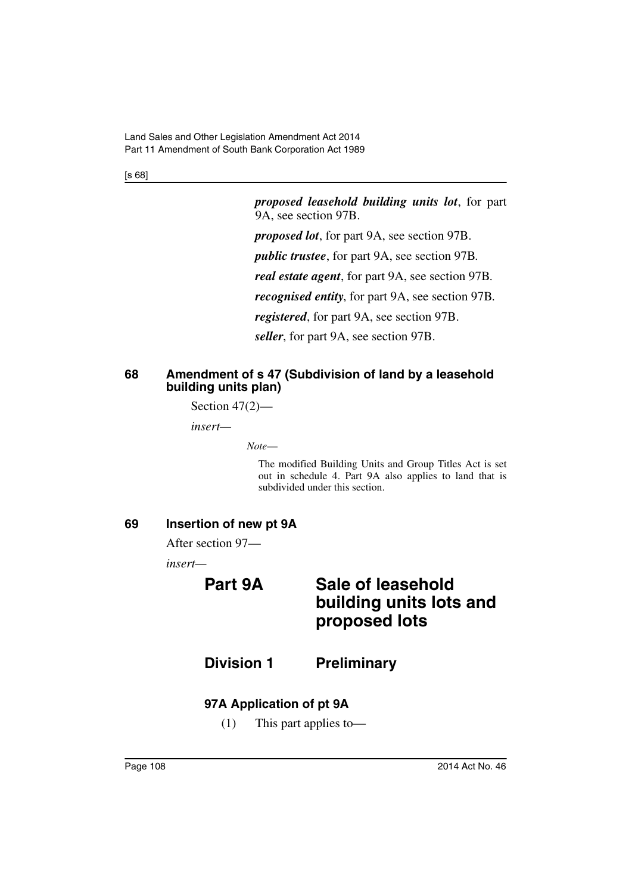***proposed leasehold building units lot***, for part 9A, see section 97B.

***proposed lot***, for part 9A, see section 97B.

***public trustee***, for part 9A, see section 97B.

***real estate agent***, for part 9A, see section 97B.

***recognised entity***, for part 9A, see section 97B.

***registered***, for part 9A, see section 97B.

***seller***, for part 9A, see section 97B.

### 68 Amendment of s 47 (Subdivision of land by a leasehold building units plan)

Section 47(2)—

*insert—*

*Note—*

The modified Building Units and Group Titles Act is set out in schedule 4. Part 9A also applies to land that is subdivided under this section.

### 69 Insertion of new pt 9A

After section 97—

*insert—*

## Part 9A Sale of leasehold building units lots and proposed lots

## Division 1 Preliminary

### 97A Application of pt 9A

(1) This part applies to—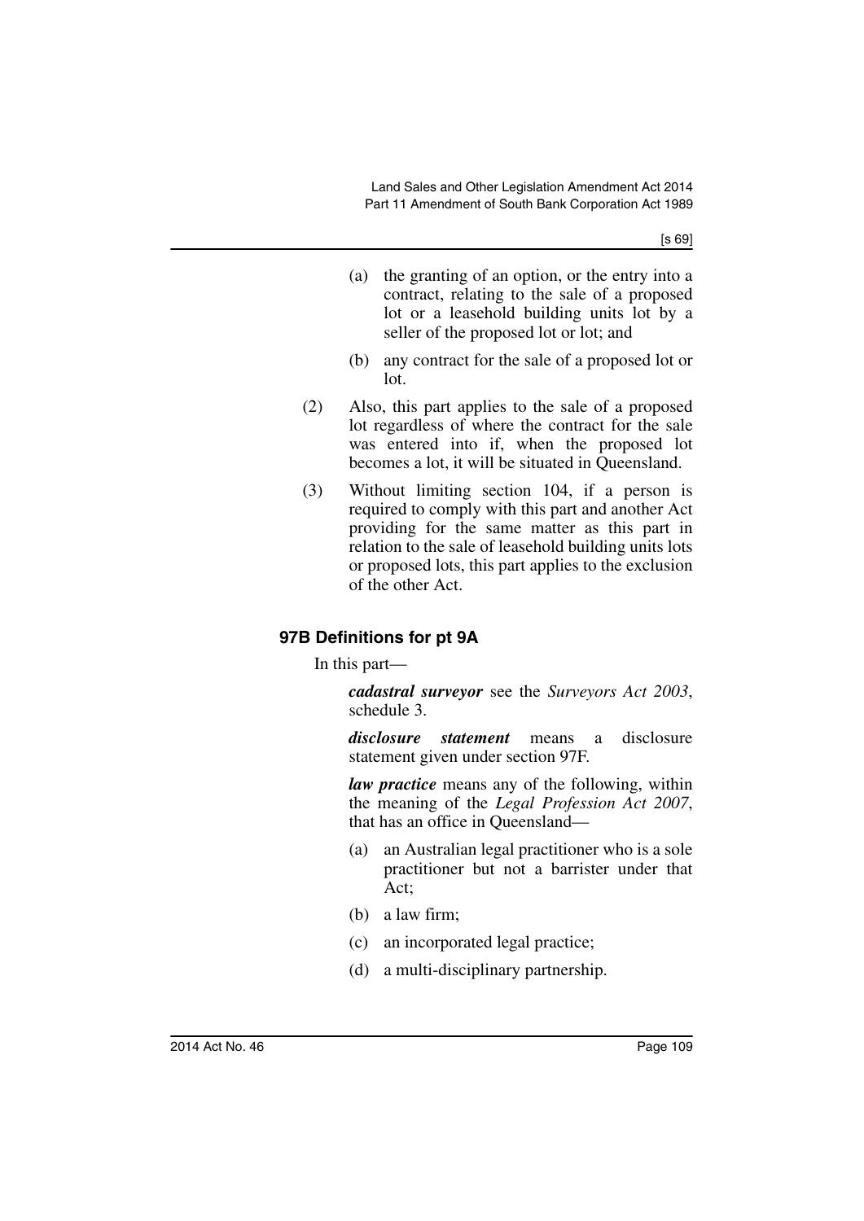(a) the granting of an option, or the entry into a contract, relating to the sale of a proposed lot or a leasehold building units lot by a seller of the proposed lot or lot; and

(b) any contract for the sale of a proposed lot or lot.

(2) Also, this part applies to the sale of a proposed lot regardless of where the contract for the sale was entered into if, when the proposed lot becomes a lot, it will be situated in Queensland.

(3) Without limiting section 104, if a person is required to comply with this part and another Act providing for the same matter as this part in relation to the sale of leasehold building units lots or proposed lots, this part applies to the exclusion of the other Act.

### 97B Definitions for pt 9A

In this part—

***cadastral surveyor*** see the *Surveyors Act 2003*, schedule 3.

***disclosure statement*** means a disclosure statement given under section 97F.

***law practice*** means any of the following, within the meaning of the *Legal Profession Act 2007*, that has an office in Queensland—

(a) an Australian legal practitioner who is a sole practitioner but not a barrister under that Act;

(b) a law firm;

(c) an incorporated legal practice;

(d) a multi-disciplinary partnership.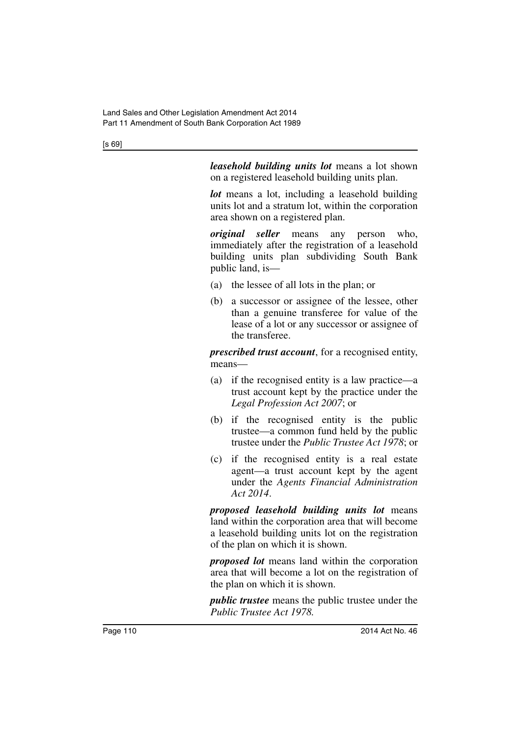***leasehold building units lot*** means a lot shown on a registered leasehold building units plan.

***lot*** means a lot, including a leasehold building units lot and a stratum lot, within the corporation area shown on a registered plan.

***original seller*** means any person who, immediately after the registration of a leasehold building units plan subdividing South Bank public land, is—

(a) the lessee of all lots in the plan; or

(b) a successor or assignee of the lessee, other than a genuine transferee for value of the lease of a lot or any successor or assignee of the transferee.

***prescribed trust account***, for a recognised entity, means—

(a) if the recognised entity is a law practice—a trust account kept by the practice under the *Legal Profession Act 2007*; or

(b) if the recognised entity is the public trustee—a common fund held by the public trustee under the *Public Trustee Act 1978*; or

(c) if the recognised entity is a real estate agent—a trust account kept by the agent under the *Agents Financial Administration Act 2014*.

***proposed leasehold building units lot*** means land within the corporation area that will become a leasehold building units lot on the registration of the plan on which it is shown.

***proposed lot*** means land within the corporation area that will become a lot on the registration of the plan on which it is shown.

***public trustee*** means the public trustee under the *Public Trustee Act 1978.*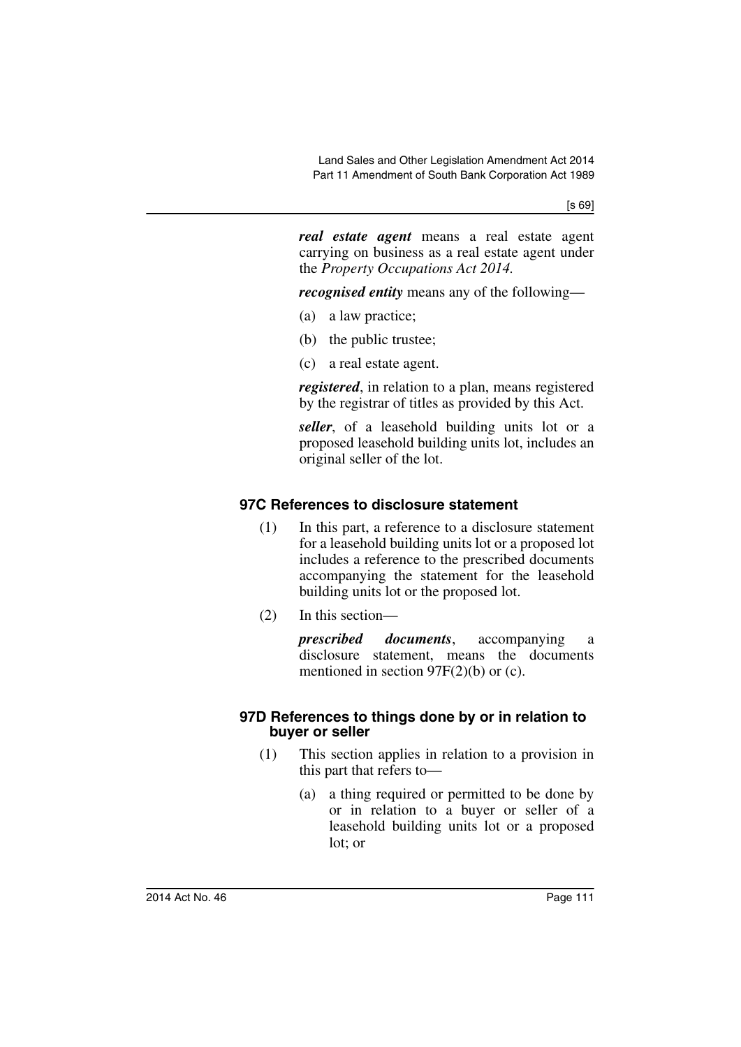***real estate agent*** means a real estate agent carrying on business as a real estate agent under the *Property Occupations Act 2014*.

***recognised entity*** means any of the following—

(a) a law practice;

(b) the public trustee;

(c) a real estate agent.

***registered***, in relation to a plan, means registered by the registrar of titles as provided by this Act.

***seller***, of a leasehold building units lot or a proposed leasehold building units lot, includes an original seller of the lot.

### 97C References to disclosure statement

(1) In this part, a reference to a disclosure statement for a leasehold building units lot or a proposed lot includes a reference to the prescribed documents accompanying the statement for the leasehold building units lot or the proposed lot.

(2) In this section—

***prescribed documents***, accompanying a disclosure statement, means the documents mentioned in section 97F(2)(b) or (c).

### 97D References to things done by or in relation to buyer or seller

(1) This section applies in relation to a provision in this part that refers to—

(a) a thing required or permitted to be done by or in relation to a buyer or seller of a leasehold building units lot or a proposed lot; or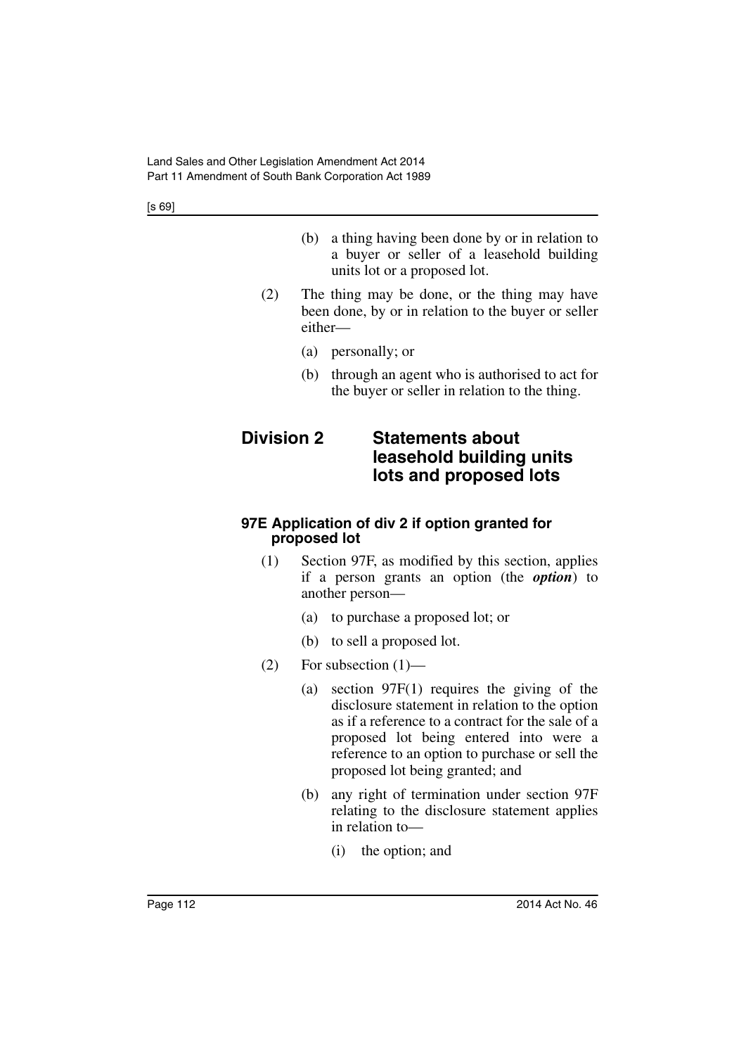(b) a thing having been done by or in relation to a buyer or seller of a leasehold building units lot or a proposed lot.

(2) The thing may be done, or the thing may have been done, by or in relation to the buyer or seller either—

(a) personally; or

(b) through an agent who is authorised to act for the buyer or seller in relation to the thing.

## Division 2 Statements about leasehold building units lots and proposed lots

### 97E Application of div 2 if option granted for proposed lot

(1) Section 97F, as modified by this section, applies if a person grants an option (the ***option***) to another person—

(a) to purchase a proposed lot; or

(b) to sell a proposed lot.

(2) For subsection (1)—

(a) section 97F(1) requires the giving of the disclosure statement in relation to the option as if a reference to a contract for the sale of a proposed lot being entered into were a reference to an option to purchase or sell the proposed lot being granted; and

(b) any right of termination under section 97F relating to the disclosure statement applies in relation to—

(i) the option; and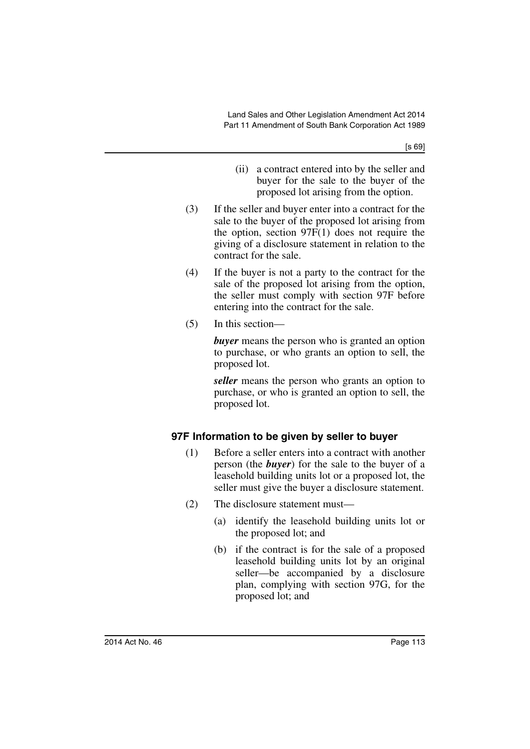(ii) a contract entered into by the seller and buyer for the sale to the buyer of the proposed lot arising from the option.

(3) If the seller and buyer enter into a contract for the sale to the buyer of the proposed lot arising from the option, section 97F(1) does not require the giving of a disclosure statement in relation to the contract for the sale.

(4) If the buyer is not a party to the contract for the sale of the proposed lot arising from the option, the seller must comply with section 97F before entering into the contract for the sale.

(5) In this section—

***buyer*** means the person who is granted an option to purchase, or who grants an option to sell, the proposed lot.

***seller*** means the person who grants an option to purchase, or who is granted an option to sell, the proposed lot.

### 97F Information to be given by seller to buyer

(1) Before a seller enters into a contract with another person (the ***buyer***) for the sale to the buyer of a leasehold building units lot or a proposed lot, the seller must give the buyer a disclosure statement.

(2) The disclosure statement must—

(a) identify the leasehold building units lot or the proposed lot; and

(b) if the contract is for the sale of a proposed leasehold building units lot by an original seller—be accompanied by a disclosure plan, complying with section 97G, for the proposed lot; and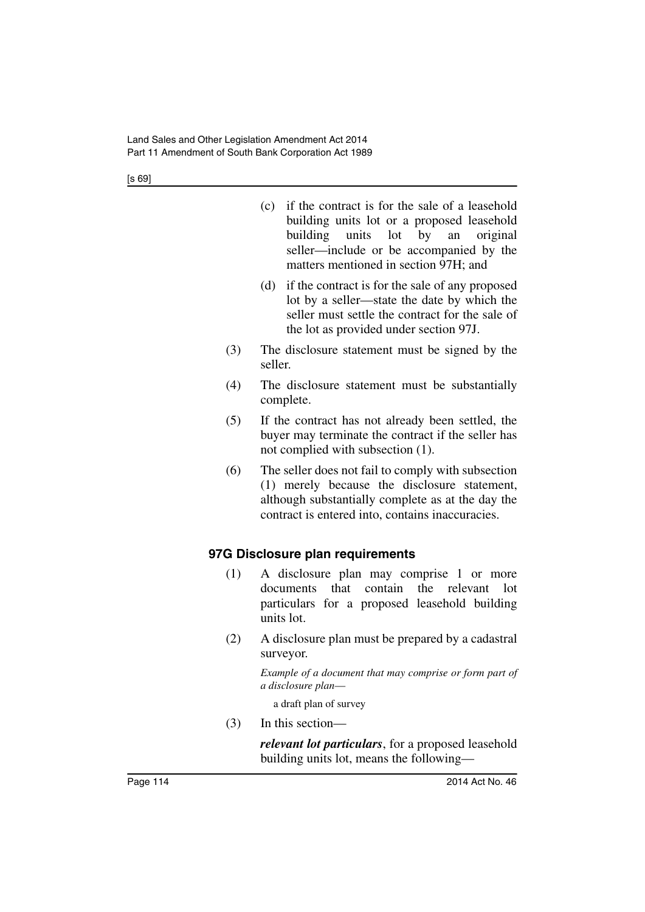(c) if the contract is for the sale of a leasehold building units lot or a proposed leasehold building units lot by an original seller—include or be accompanied by the matters mentioned in section 97H; and

(d) if the contract is for the sale of any proposed lot by a seller—state the date by which the seller must settle the contract for the sale of the lot as provided under section 97J.

(3) The disclosure statement must be signed by the seller.

(4) The disclosure statement must be substantially complete.

(5) If the contract has not already been settled, the buyer may terminate the contract if the seller has not complied with subsection (1).

(6) The seller does not fail to comply with subsection (1) merely because the disclosure statement, although substantially complete as at the day the contract is entered into, contains inaccuracies.

### 97G Disclosure plan requirements

(1) A disclosure plan may comprise 1 or more documents that contain the relevant lot particulars for a proposed leasehold building units lot.

(2) A disclosure plan must be prepared by a cadastral surveyor.

*Example of a document that may comprise or form part of a disclosure plan—*

a draft plan of survey

(3) In this section—

***relevant lot particulars***, for a proposed leasehold building units lot, means the following—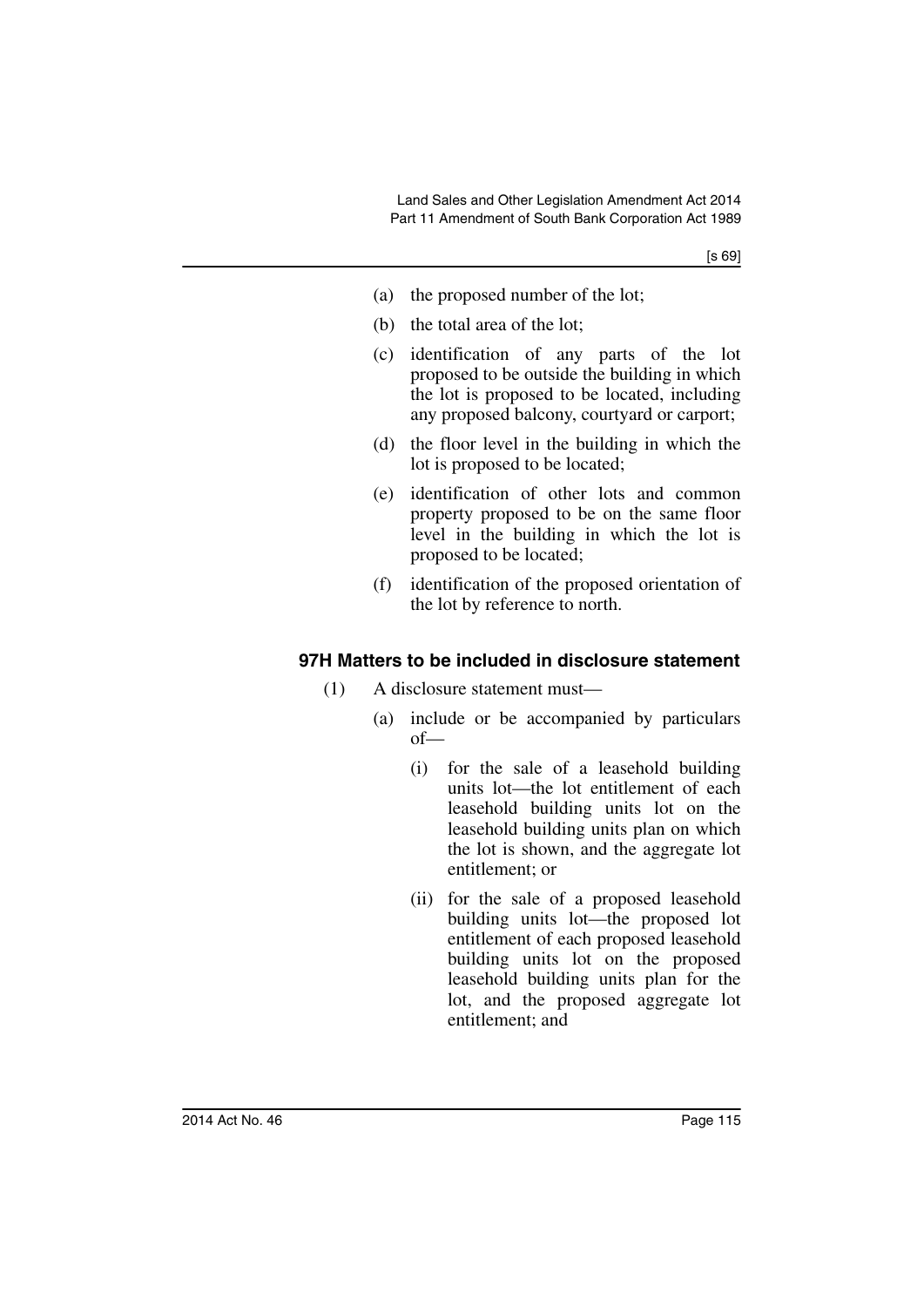(a) the proposed number of the lot;

(b) the total area of the lot;

(c) identification of any parts of the lot proposed to be outside the building in which the lot is proposed to be located, including any proposed balcony, courtyard or carport;

(d) the floor level in the building in which the lot is proposed to be located;

(e) identification of other lots and common property proposed to be on the same floor level in the building in which the lot is proposed to be located;

(f) identification of the proposed orientation of the lot by reference to north.

### 97H Matters to be included in disclosure statement

(1) A disclosure statement must—

(a) include or be accompanied by particulars of—

(i) for the sale of a leasehold building units lot—the lot entitlement of each leasehold building units lot on the leasehold building units plan on which the lot is shown, and the aggregate lot entitlement; or

(ii) for the sale of a proposed leasehold building units lot—the proposed lot entitlement of each proposed leasehold building units lot on the proposed leasehold building units plan for the lot, and the proposed aggregate lot entitlement; and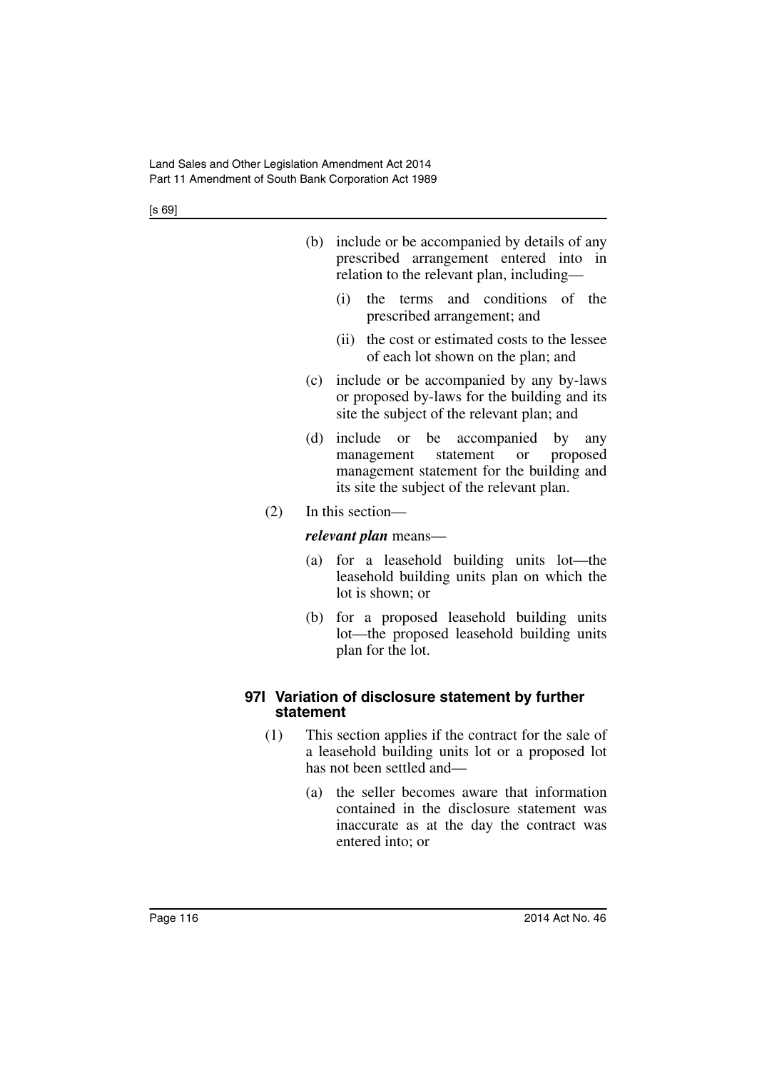(b) include or be accompanied by details of any prescribed arrangement entered into in relation to the relevant plan, including—

(i) the terms and conditions of the prescribed arrangement; and

(ii) the cost or estimated costs to the lessee of each lot shown on the plan; and

(c) include or be accompanied by any by-laws or proposed by-laws for the building and its site the subject of the relevant plan; and

(d) include or be accompanied by any management statement or proposed management statement for the building and its site the subject of the relevant plan.

(2) In this section—

***relevant plan*** means—

(a) for a leasehold building units lot—the leasehold building units plan on which the lot is shown; or

(b) for a proposed leasehold building units lot—the proposed leasehold building units plan for the lot.

### 97I Variation of disclosure statement by further statement

(1) This section applies if the contract for the sale of a leasehold building units lot or a proposed lot has not been settled and—

(a) the seller becomes aware that information contained in the disclosure statement was inaccurate as at the day the contract was entered into; or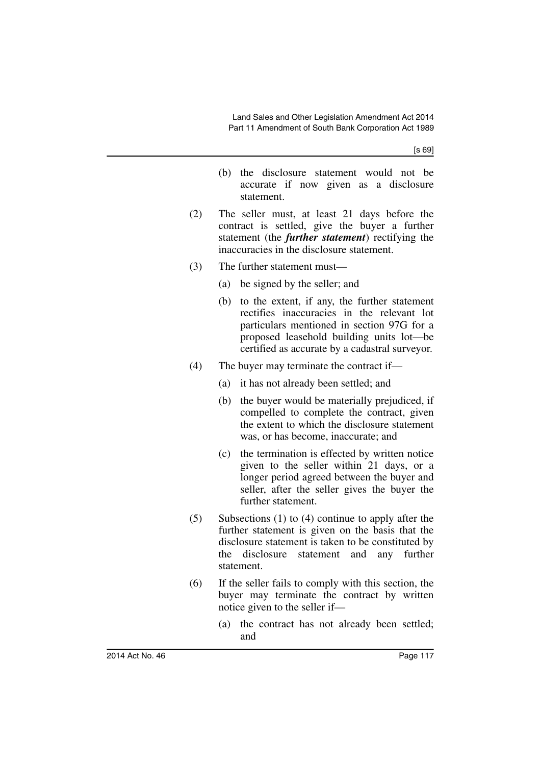(b) the disclosure statement would not be accurate if now given as a disclosure statement.

(2) The seller must, at least 21 days before the contract is settled, give the buyer a further statement (the ***further statement***) rectifying the inaccuracies in the disclosure statement.

(3) The further statement must—

(a) be signed by the seller; and

(b) to the extent, if any, the further statement rectifies inaccuracies in the relevant lot particulars mentioned in section 97G for a proposed leasehold building units lot—be certified as accurate by a cadastral surveyor.

(4) The buyer may terminate the contract if—

(a) it has not already been settled; and

(b) the buyer would be materially prejudiced, if compelled to complete the contract, given the extent to which the disclosure statement was, or has become, inaccurate; and

(c) the termination is effected by written notice given to the seller within 21 days, or a longer period agreed between the buyer and seller, after the seller gives the buyer the further statement.

(5) Subsections (1) to (4) continue to apply after the further statement is given on the basis that the disclosure statement is taken to be constituted by the disclosure statement and any further statement.

(6) If the seller fails to comply with this section, the buyer may terminate the contract by written notice given to the seller if—

(a) the contract has not already been settled; and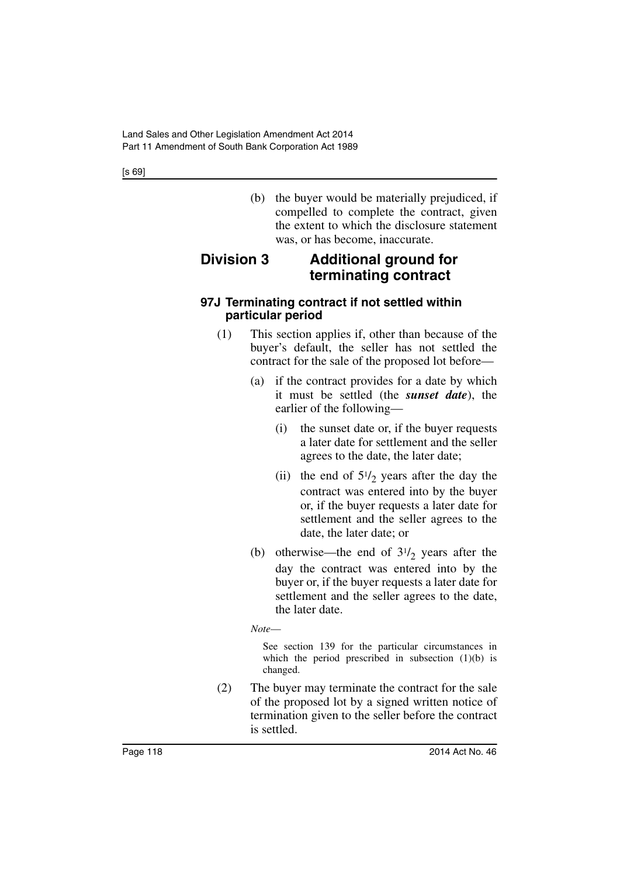(b) the buyer would be materially prejudiced, if compelled to complete the contract, given the extent to which the disclosure statement was, or has become, inaccurate.

## Division 3 Additional ground for terminating contract

### 97J Terminating contract if not settled within particular period

(1) This section applies if, other than because of the buyer's default, the seller has not settled the contract for the sale of the proposed lot before—

(a) if the contract provides for a date by which it must be settled (the ***sunset date***), the earlier of the following—

(i) the sunset date or, if the buyer requests a later date for settlement and the seller agrees to the date, the later date;

(ii) the end of $5^1/_2$ years after the day the contract was entered into by the buyer or, if the buyer requests a later date for settlement and the seller agrees to the date, the later date; or

(b) otherwise—the end of $3^1/_2$ years after the day the contract was entered into by the buyer or, if the buyer requests a later date for settlement and the seller agrees to the date, the later date.

*Note*—

See section 139 for the particular circumstances in which the period prescribed in subsection (1)(b) is changed.

(2) The buyer may terminate the contract for the sale of the proposed lot by a signed written notice of termination given to the seller before the contract is settled.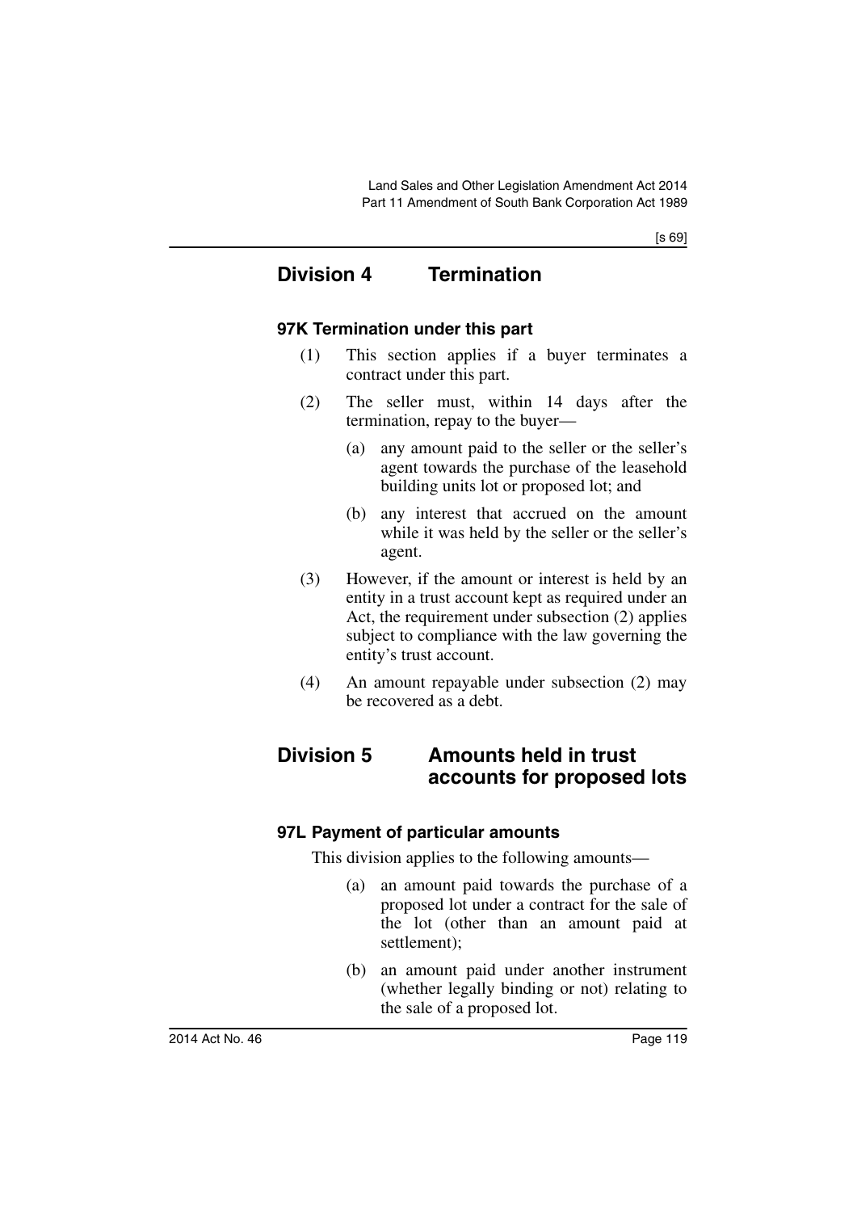## Division 4 Termination

### 97K Termination under this part

(1) This section applies if a buyer terminates a contract under this part.

(2) The seller must, within 14 days after the termination, repay to the buyer—

(a) any amount paid to the seller or the seller's agent towards the purchase of the leasehold building units lot or proposed lot; and

(b) any interest that accrued on the amount while it was held by the seller or the seller's agent.

(3) However, if the amount or interest is held by an entity in a trust account kept as required under an Act, the requirement under subsection (2) applies subject to compliance with the law governing the entity's trust account.

(4) An amount repayable under subsection (2) may be recovered as a debt.

## Division 5 Amounts held in trust accounts for proposed lots

### 97L Payment of particular amounts

This division applies to the following amounts—

(a) an amount paid towards the purchase of a proposed lot under a contract for the sale of the lot (other than an amount paid at settlement);

(b) an amount paid under another instrument (whether legally binding or not) relating to the sale of a proposed lot.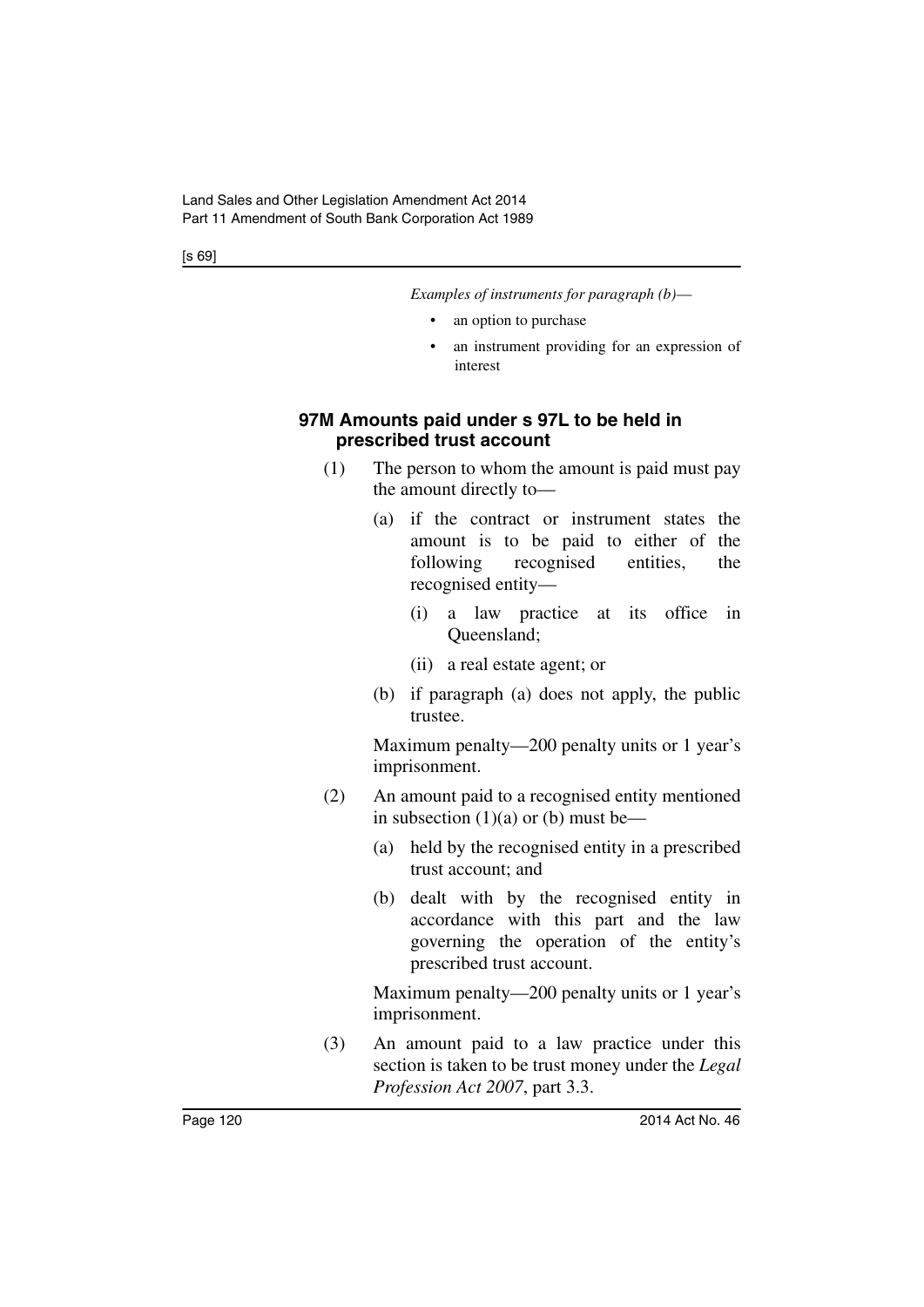*Examples of instruments for paragraph (b)—*

- an option to purchase
- an instrument providing for an expression of interest

### 97M Amounts paid under s 97L to be held in prescribed trust account

(1) The person to whom the amount is paid must pay the amount directly to—

(a) if the contract or instrument states the amount is to be paid to either of the following recognised entities, the recognised entity—

(i) a law practice at its office in Queensland;

(ii) a real estate agent; or

(b) if paragraph (a) does not apply, the public trustee.

Maximum penalty—200 penalty units or 1 year's imprisonment.

(2) An amount paid to a recognised entity mentioned in subsection (1)(a) or (b) must be—

(a) held by the recognised entity in a prescribed trust account; and

(b) dealt with by the recognised entity in accordance with this part and the law governing the operation of the entity's prescribed trust account.

Maximum penalty—200 penalty units or 1 year's imprisonment.

(3) An amount paid to a law practice under this section is taken to be trust money under the *Legal Profession Act 2007*, part 3.3.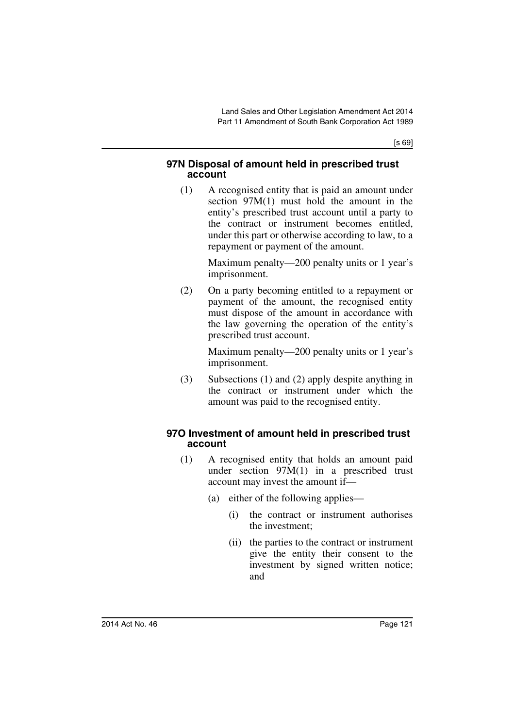#### 97N Disposal of amount held in prescribed trust account

(1) A recognised entity that is paid an amount under section 97M(1) must hold the amount in the entity's prescribed trust account until a party to the contract or instrument becomes entitled, under this part or otherwise according to law, to a repayment or payment of the amount.

Maximum penalty—200 penalty units or 1 year's imprisonment.

(2) On a party becoming entitled to a repayment or payment of the amount, the recognised entity must dispose of the amount in accordance with the law governing the operation of the entity's prescribed trust account.

Maximum penalty—200 penalty units or 1 year's imprisonment.

(3) Subsections (1) and (2) apply despite anything in the contract or instrument under which the amount was paid to the recognised entity.

#### 97O Investment of amount held in prescribed trust account

(1) A recognised entity that holds an amount paid under section 97M(1) in a prescribed trust account may invest the amount if—

(a) either of the following applies—

(i) the contract or instrument authorises the investment;

(ii) the parties to the contract or instrument give the entity their consent to the investment by signed written notice; and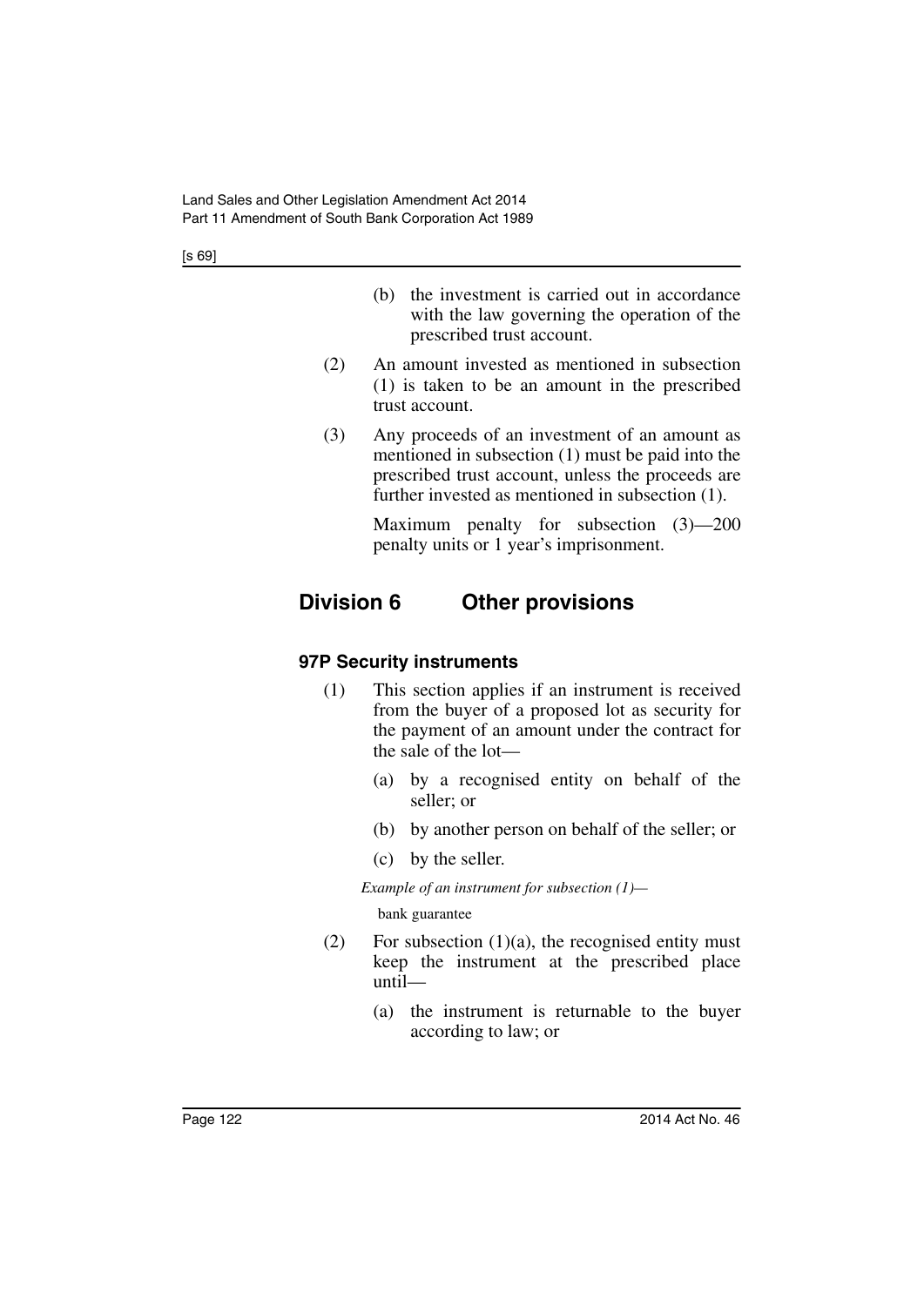(b) the investment is carried out in accordance with the law governing the operation of the prescribed trust account.

(2) An amount invested as mentioned in subsection (1) is taken to be an amount in the prescribed trust account.

(3) Any proceeds of an investment of an amount as mentioned in subsection (1) must be paid into the prescribed trust account, unless the proceeds are further invested as mentioned in subsection (1).

Maximum penalty for subsection (3)—200 penalty units or 1 year's imprisonment.

## Division 6 Other provisions

### 97P Security instruments

(1) This section applies if an instrument is received from the buyer of a proposed lot as security for the payment of an amount under the contract for the sale of the lot—

(a) by a recognised entity on behalf of the seller; or

(b) by another person on behalf of the seller; or

(c) by the seller.

*Example of an instrument for subsection (1)—*

bank guarantee

(2) For subsection (1)(a), the recognised entity must keep the instrument at the prescribed place until—

(a) the instrument is returnable to the buyer according to law; or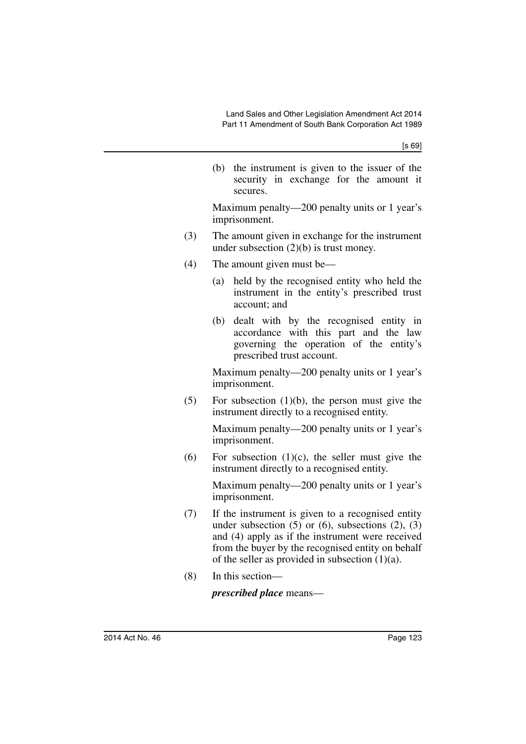(b) the instrument is given to the issuer of the security in exchange for the amount it secures.

Maximum penalty—200 penalty units or 1 year's imprisonment.

(3) The amount given in exchange for the instrument under subsection (2)(b) is trust money.

(4) The amount given must be—

(a) held by the recognised entity who held the instrument in the entity's prescribed trust account; and

(b) dealt with by the recognised entity in accordance with this part and the law governing the operation of the entity's prescribed trust account.

Maximum penalty—200 penalty units or 1 year's imprisonment.

(5) For subsection (1)(b), the person must give the instrument directly to a recognised entity.

Maximum penalty—200 penalty units or 1 year's imprisonment.

(6) For subsection (1)(c), the seller must give the instrument directly to a recognised entity.

Maximum penalty—200 penalty units or 1 year's imprisonment.

(7) If the instrument is given to a recognised entity under subsection (5) or (6), subsections (2), (3) and (4) apply as if the instrument were received from the buyer by the recognised entity on behalf of the seller as provided in subsection (1)(a).

(8) In this section—

***prescribed place*** means—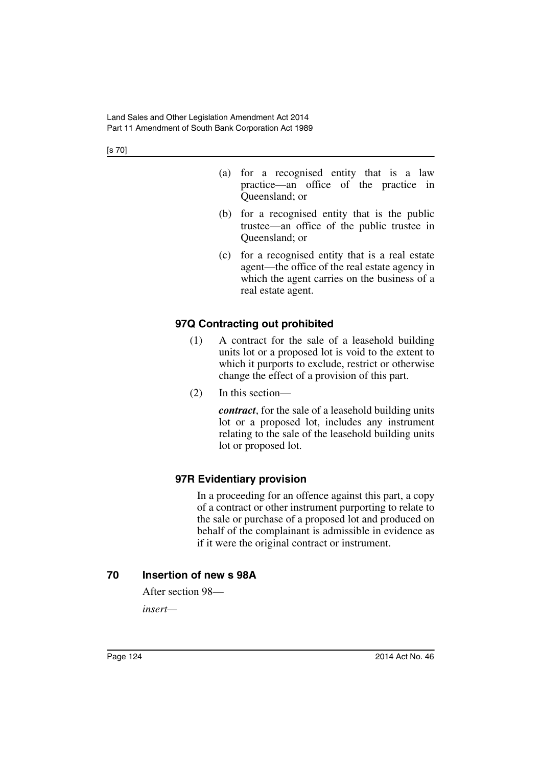(a) for a recognised entity that is a law practice—an office of the practice in Queensland; or

(b) for a recognised entity that is the public trustee—an office of the public trustee in Queensland; or

(c) for a recognised entity that is a real estate agent—the office of the real estate agency in which the agent carries on the business of a real estate agent.

### 97Q Contracting out prohibited

(1) A contract for the sale of a leasehold building units lot or a proposed lot is void to the extent to which it purports to exclude, restrict or otherwise change the effect of a provision of this part.

(2) In this section—

***contract***, for the sale of a leasehold building units lot or a proposed lot, includes any instrument relating to the sale of the leasehold building units lot or proposed lot.

### 97R Evidentiary provision

In a proceeding for an offence against this part, a copy of a contract or other instrument purporting to relate to the sale or purchase of a proposed lot and produced on behalf of the complainant is admissible in evidence as if it were the original contract or instrument.

## 70 Insertion of new s 98A

After section 98—

*insert*—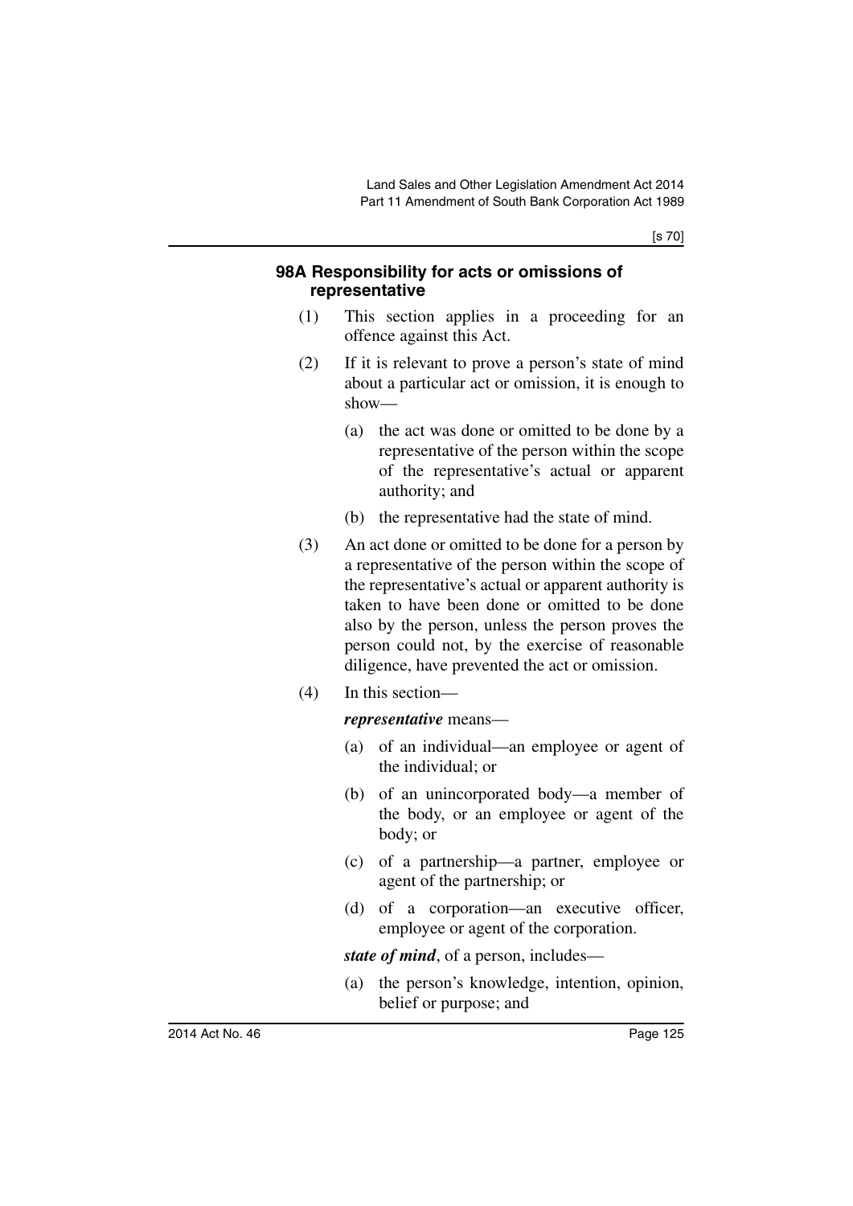### 98A Responsibility for acts or omissions of representative

(1) This section applies in a proceeding for an offence against this Act.

(2) If it is relevant to prove a person's state of mind about a particular act or omission, it is enough to show—

(a) the act was done or omitted to be done by a representative of the person within the scope of the representative's actual or apparent authority; and

(b) the representative had the state of mind.

(3) An act done or omitted to be done for a person by a representative of the person within the scope of the representative's actual or apparent authority is taken to have been done or omitted to be done also by the person, unless the person proves the person could not, by the exercise of reasonable diligence, have prevented the act or omission.

(4) In this section—

***representative*** means—

(a) of an individual—an employee or agent of the individual; or

(b) of an unincorporated body—a member of the body, or an employee or agent of the body; or

(c) of a partnership—a partner, employee or agent of the partnership; or

(d) of a corporation—an executive officer, employee or agent of the corporation.

***state of mind***, of a person, includes—

(a) the person's knowledge, intention, opinion, belief or purpose; and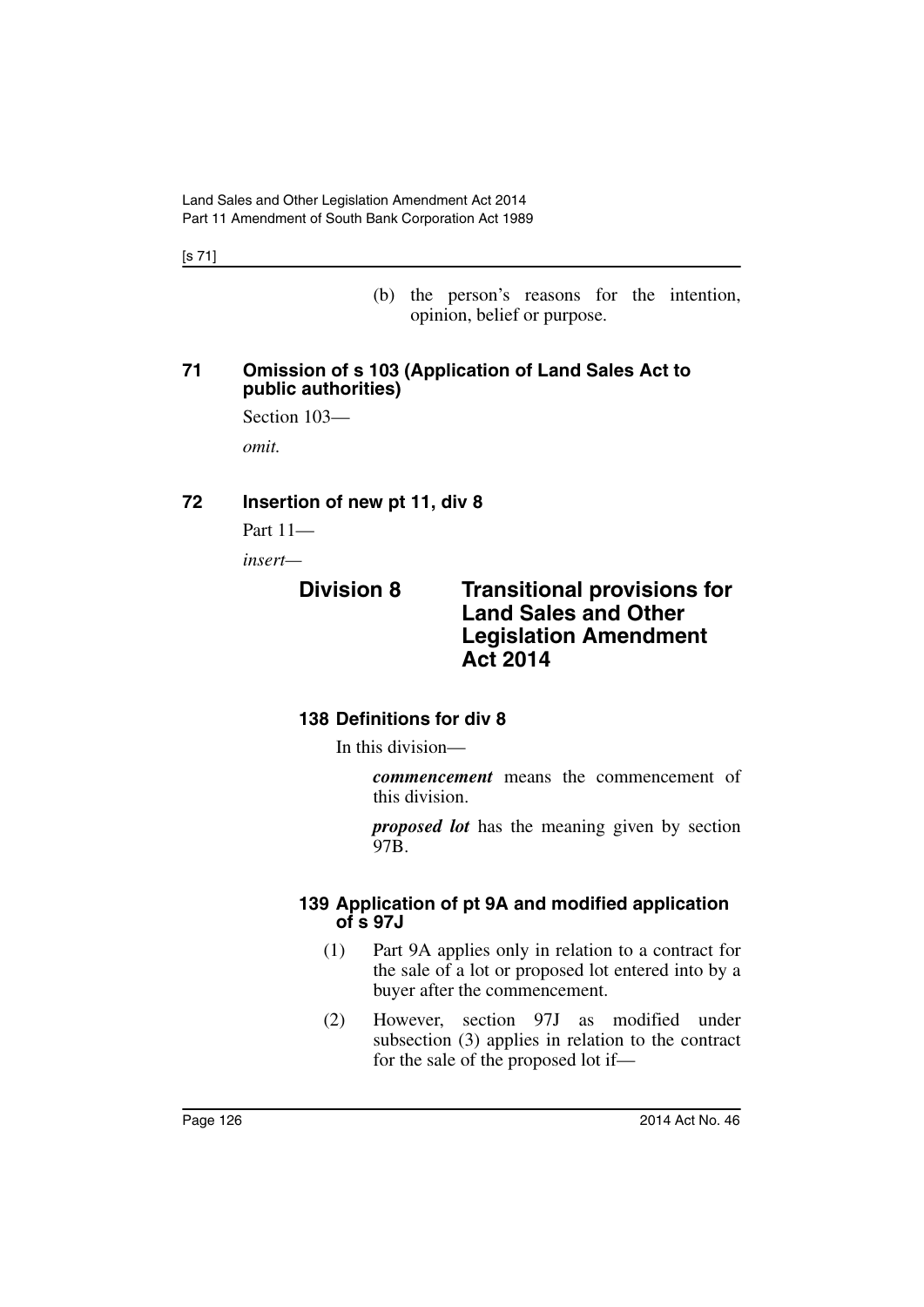(b) the person's reasons for the intention, opinion, belief or purpose.

## 71 Omission of s 103 (Application of Land Sales Act to public authorities)

Section 103—

*omit.*

## 72 Insertion of new pt 11, div 8

Part 11—

*insert—*

### Division 8 Transitional provisions for Land Sales and Other Legislation Amendment Act 2014

#### 138 Definitions for div 8

In this division—

***commencement*** means the commencement of this division.

***proposed lot*** has the meaning given by section 97B.

#### 139 Application of pt 9A and modified application of s 97J

(1) Part 9A applies only in relation to a contract for the sale of a lot or proposed lot entered into by a buyer after the commencement.

(2) However, section 97J as modified under subsection (3) applies in relation to the contract for the sale of the proposed lot if—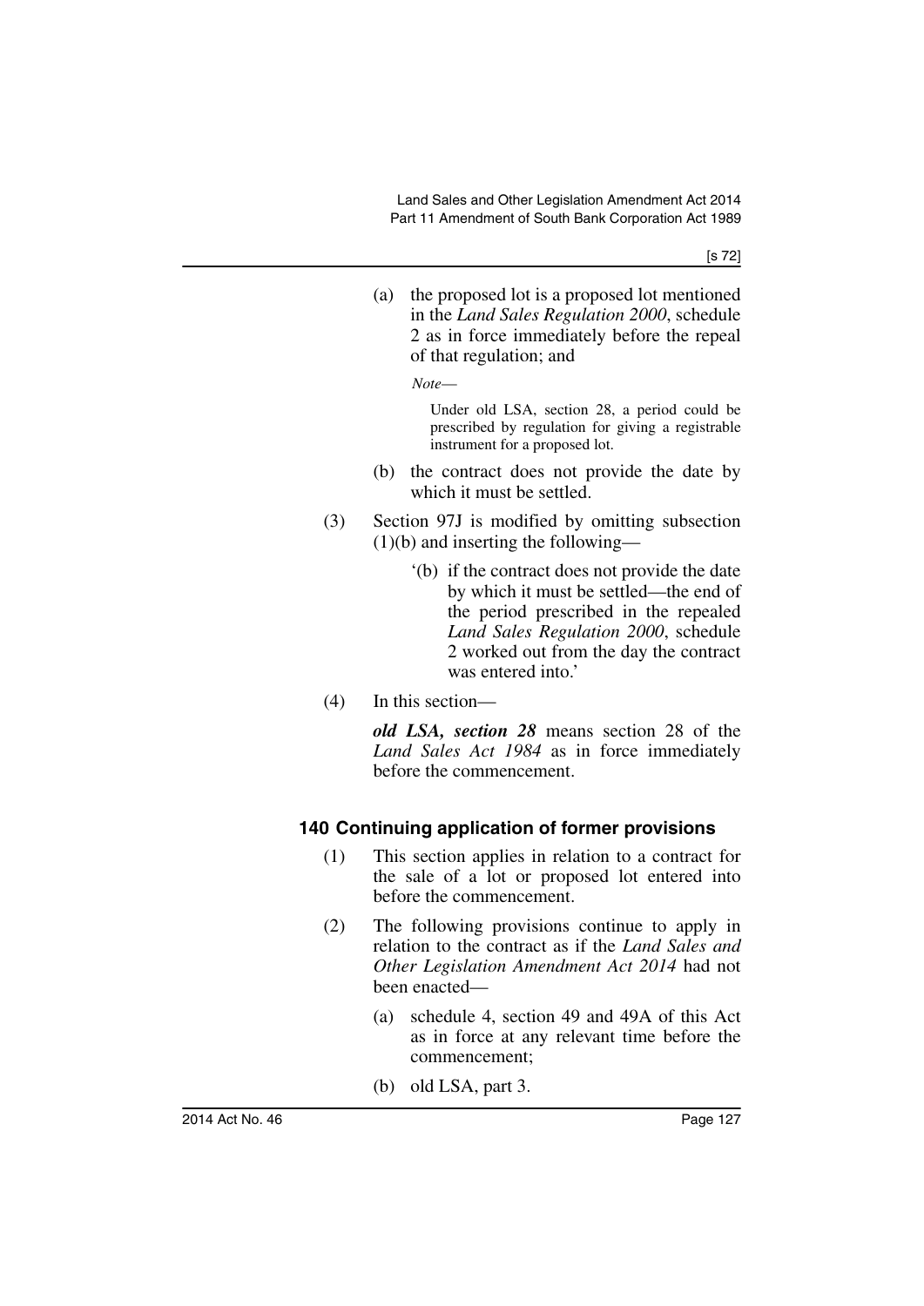(a) the proposed lot is a proposed lot mentioned in the *Land Sales Regulation 2000*, schedule 2 as in force immediately before the repeal of that regulation; and

*Note*—

Under old LSA, section 28, a period could be prescribed by regulation for giving a registrable instrument for a proposed lot.

(b) the contract does not provide the date by which it must be settled.

(3) Section 97J is modified by omitting subsection (1)(b) and inserting the following—

'(b) if the contract does not provide the date by which it must be settled—the end of the period prescribed in the repealed *Land Sales Regulation 2000*, schedule 2 worked out from the day the contract was entered into.'

(4) In this section—

***old LSA, section 28*** means section 28 of the *Land Sales Act 1984* as in force immediately before the commencement.

### 140 Continuing application of former provisions

(1) This section applies in relation to a contract for the sale of a lot or proposed lot entered into before the commencement.

(2) The following provisions continue to apply in relation to the contract as if the *Land Sales and Other Legislation Amendment Act 2014* had not been enacted—

(a) schedule 4, section 49 and 49A of this Act as in force at any relevant time before the commencement;

(b) old LSA, part 3.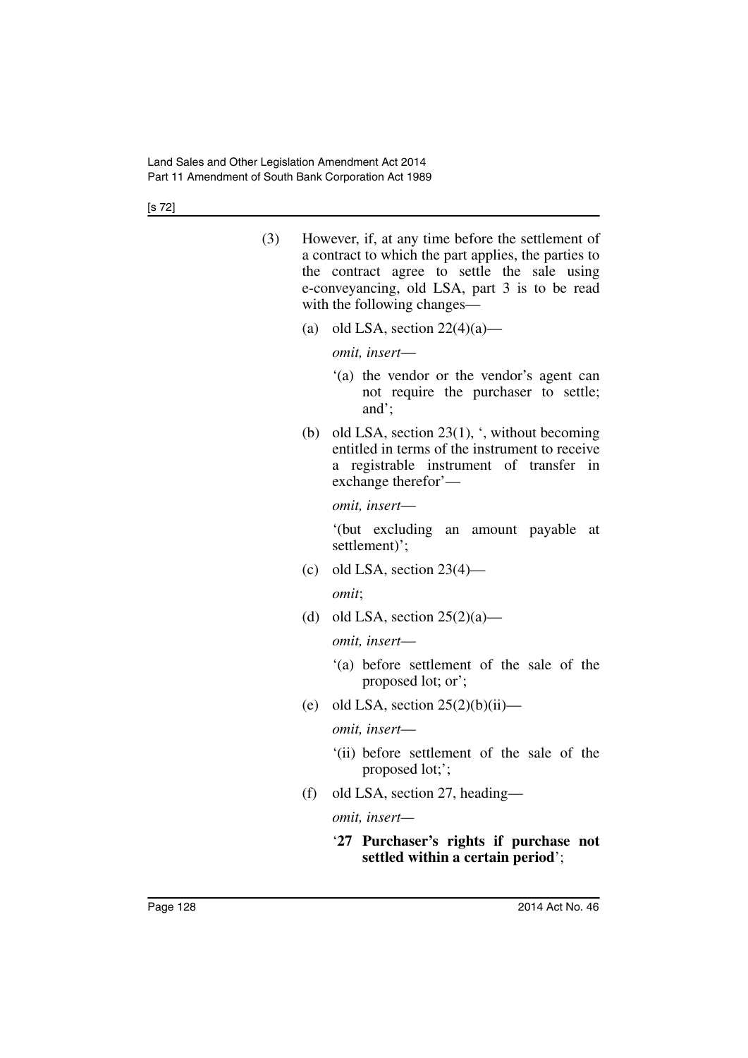(3) However, if, at any time before the settlement of a contract to which the part applies, the parties to the contract agree to settle the sale using e-conveyancing, old LSA, part 3 is to be read with the following changes—

(a) old LSA, section 22(4)(a)—

*omit, insert*—

'(a) the vendor or the vendor's agent can not require the purchaser to settle; and';

(b) old LSA, section 23(1), ', without becoming entitled in terms of the instrument to receive a registrable instrument of transfer in exchange therefor'—

*omit, insert*—

'(but excluding an amount payable at settlement)';

(c) old LSA, section 23(4)—

*omit*;

(d) old LSA, section 25(2)(a)—

*omit, insert*—

'(a) before settlement of the sale of the proposed lot; or';

(e) old LSA, section 25(2)(b)(ii)—

*omit, insert*—

'(ii) before settlement of the sale of the proposed lot;';

(f) old LSA, section 27, heading—

*omit, insert*—

'**27 Purchaser's rights if purchase not settled within a certain period**';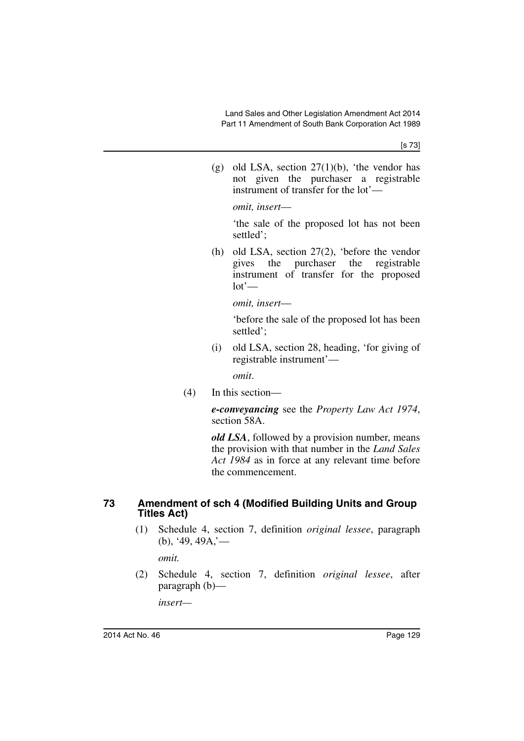(g) old LSA, section 27(1)(b), 'the vendor has not given the purchaser a registrable instrument of transfer for the lot'—

*omit, insert*—

'the sale of the proposed lot has not been settled';

(h) old LSA, section 27(2), 'before the vendor gives the purchaser the registrable instrument of transfer for the proposed lot'—

*omit, insert*—

'before the sale of the proposed lot has been settled';

(i) old LSA, section 28, heading, 'for giving of registrable instrument'—

*omit*.

(4) In this section—

***e-conveyancing*** see the *Property Law Act 1974*, section 58A.

***old LSA***, followed by a provision number, means the provision with that number in the *Land Sales Act 1984* as in force at any relevant time before the commencement.

### 73 Amendment of sch 4 (Modified Building Units and Group Titles Act)

(1) Schedule 4, section 7, definition *original lessee*, paragraph (b), '49, 49A,'—

*omit.*

(2) Schedule 4, section 7, definition *original lessee*, after paragraph (b)—

*insert*—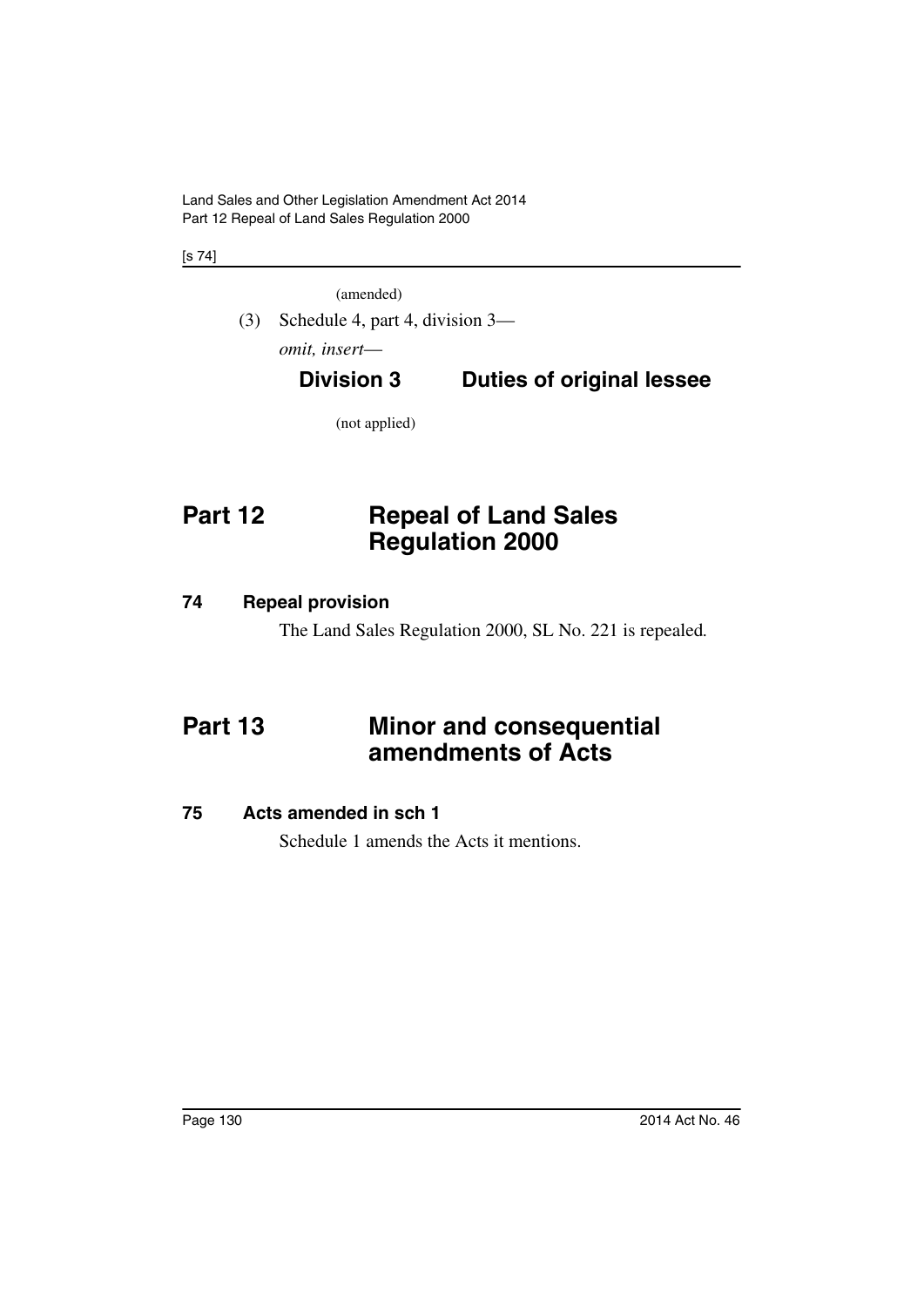(amended)

(3) Schedule 4, part 4, division 3—

*omit, insert*—

### Division 3 Duties of original lessee

(not applied)

## Part 12 Repeal of Land Sales Regulation 2000

### 74 Repeal provision

The Land Sales Regulation 2000, SL No. 221 is repealed.

## Part 13 Minor and consequential amendments of Acts

### 75 Acts amended in sch 1

Schedule 1 amends the Acts it mentions.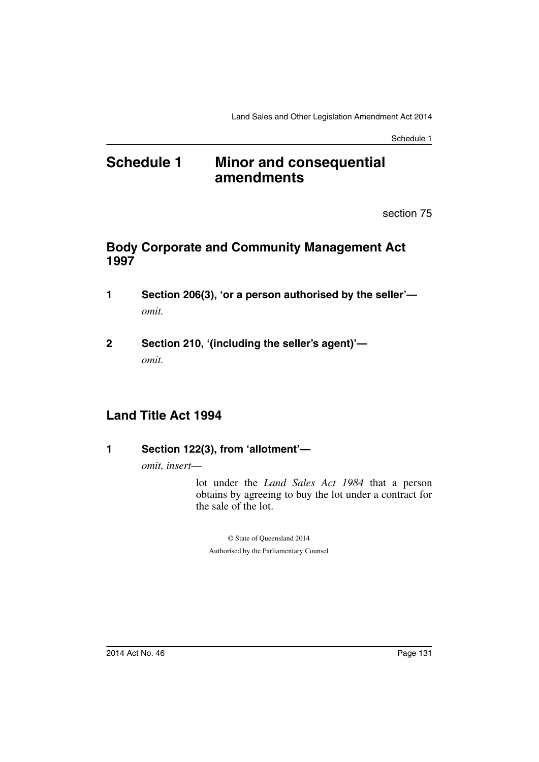# Schedule 1 Minor and consequential amendments

section 75

## Body Corporate and Community Management Act 1997

### 1 Section 206(3), 'or a person authorised by the seller'—

*omit.*

### 2 Section 210, '(including the seller's agent)'—

*omit.*

## Land Title Act 1994

### 1 Section 122(3), from 'allotment'—

*omit, insert*—

> lot under the *Land Sales Act 1984* that a person obtains by agreeing to buy the lot under a contract for the sale of the lot.

© State of Queensland 2014

Authorised by the Parliamentary Counsel